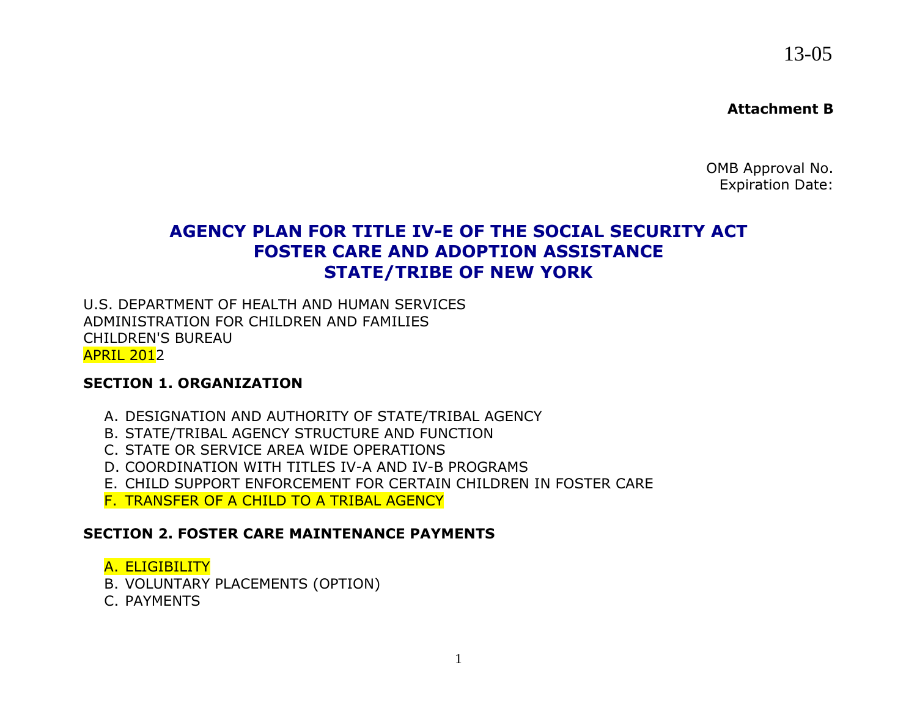13-05

**Attachment B**

OMB Approval No.
Expiration Date:

# AGENCY PLAN FOR TITLE IV-E OF THE SOCIAL SECURITY ACT FOSTER CARE AND ADOPTION ASSISTANCE STATE/TRIBE OF NEW YORK

U.S. DEPARTMENT OF HEALTH AND HUMAN SERVICES
ADMINISTRATION FOR CHILDREN AND FAMILIES
CHILDREN'S BUREAU
APRIL 2012

## SECTION 1. ORGANIZATION

A. DESIGNATION AND AUTHORITY OF STATE/TRIBAL AGENCY
B. STATE/TRIBAL AGENCY STRUCTURE AND FUNCTION
C. STATE OR SERVICE AREA WIDE OPERATIONS
D. COORDINATION WITH TITLES IV-A AND IV-B PROGRAMS
E. CHILD SUPPORT ENFORCEMENT FOR CERTAIN CHILDREN IN FOSTER CARE
F. TRANSFER OF A CHILD TO A TRIBAL AGENCY

## SECTION 2. FOSTER CARE MAINTENANCE PAYMENTS

A. ELIGIBILITY
B. VOLUNTARY PLACEMENTS (OPTION)
C. PAYMENTS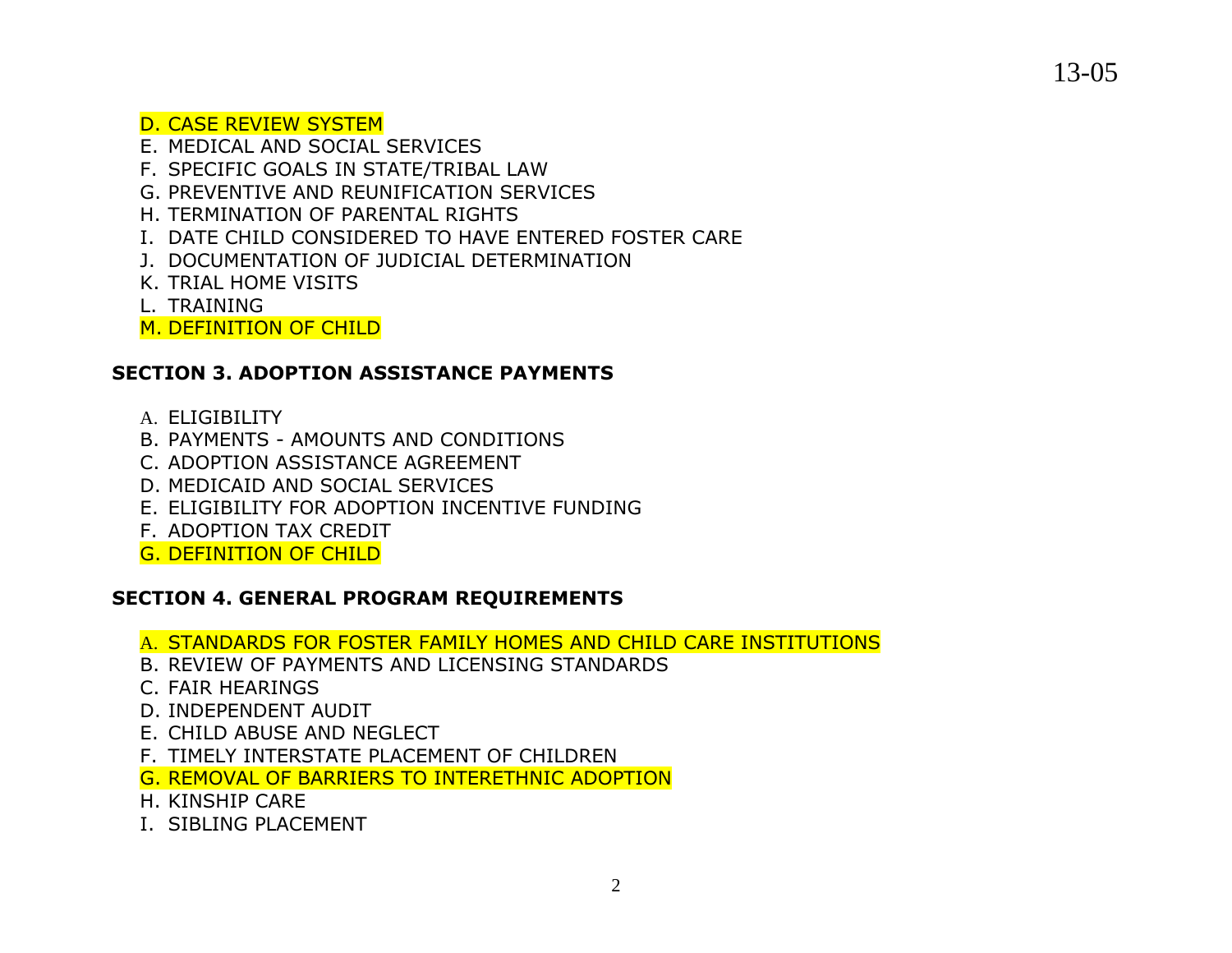D. CASE REVIEW SYSTEM
E. MEDICAL AND SOCIAL SERVICES
F. SPECIFIC GOALS IN STATE/TRIBAL LAW
G. PREVENTIVE AND REUNIFICATION SERVICES
H. TERMINATION OF PARENTAL RIGHTS
I. DATE CHILD CONSIDERED TO HAVE ENTERED FOSTER CARE
J. DOCUMENTATION OF JUDICIAL DETERMINATION
K. TRIAL HOME VISITS
L. TRAINING
M. DEFINITION OF CHILD

**SECTION 3. ADOPTION ASSISTANCE PAYMENTS**

A. ELIGIBILITY
B. PAYMENTS - AMOUNTS AND CONDITIONS
C. ADOPTION ASSISTANCE AGREEMENT
D. MEDICAID AND SOCIAL SERVICES
E. ELIGIBILITY FOR ADOPTION INCENTIVE FUNDING
F. ADOPTION TAX CREDIT
G. DEFINITION OF CHILD

**SECTION 4. GENERAL PROGRAM REQUIREMENTS**

A. STANDARDS FOR FOSTER FAMILY HOMES AND CHILD CARE INSTITUTIONS
B. REVIEW OF PAYMENTS AND LICENSING STANDARDS
C. FAIR HEARINGS
D. INDEPENDENT AUDIT
E. CHILD ABUSE AND NEGLECT
F. TIMELY INTERSTATE PLACEMENT OF CHILDREN
G. REMOVAL OF BARRIERS TO INTERETHNIC ADOPTION
H. KINSHIP CARE
I. SIBLING PLACEMENT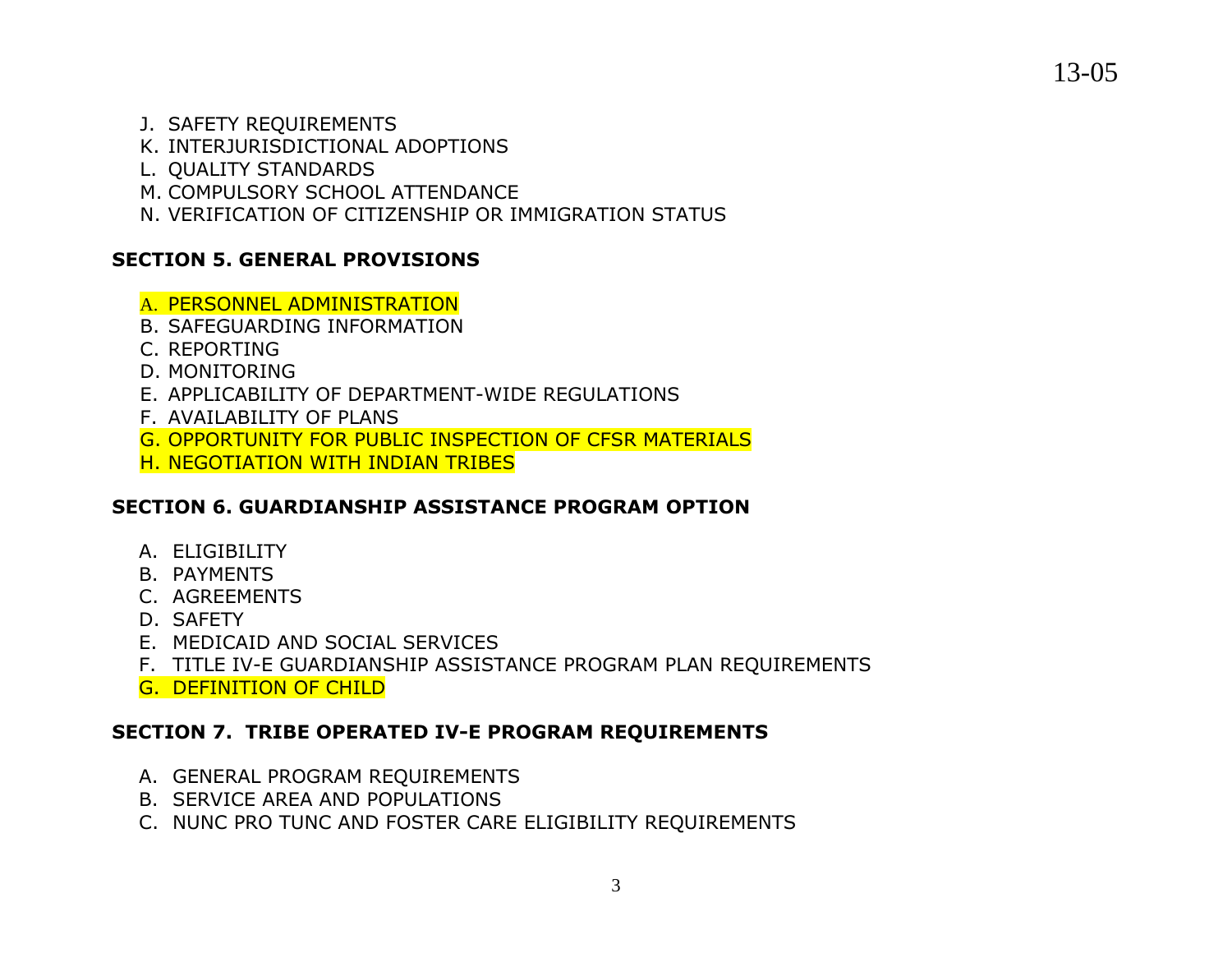J. SAFETY REQUIREMENTS
K. INTERJURISDICTIONAL ADOPTIONS
L. QUALITY STANDARDS
M. COMPULSORY SCHOOL ATTENDANCE
N. VERIFICATION OF CITIZENSHIP OR IMMIGRATION STATUS

**SECTION 5. GENERAL PROVISIONS**

A. PERSONNEL ADMINISTRATION
B. SAFEGUARDING INFORMATION
C. REPORTING
D. MONITORING
E. APPLICABILITY OF DEPARTMENT-WIDE REGULATIONS
F. AVAILABILITY OF PLANS
G. OPPORTUNITY FOR PUBLIC INSPECTION OF CFSR MATERIALS
H. NEGOTIATION WITH INDIAN TRIBES

**SECTION 6. GUARDIANSHIP ASSISTANCE PROGRAM OPTION**

A. ELIGIBILITY
B. PAYMENTS
C. AGREEMENTS
D. SAFETY
E. MEDICAID AND SOCIAL SERVICES
F. TITLE IV-E GUARDIANSHIP ASSISTANCE PROGRAM PLAN REQUIREMENTS
G. DEFINITION OF CHILD

**SECTION 7. TRIBE OPERATED IV-E PROGRAM REQUIREMENTS**

A. GENERAL PROGRAM REQUIREMENTS
B. SERVICE AREA AND POPULATIONS
C. NUNC PRO TUNC AND FOSTER CARE ELIGIBILITY REQUIREMENTS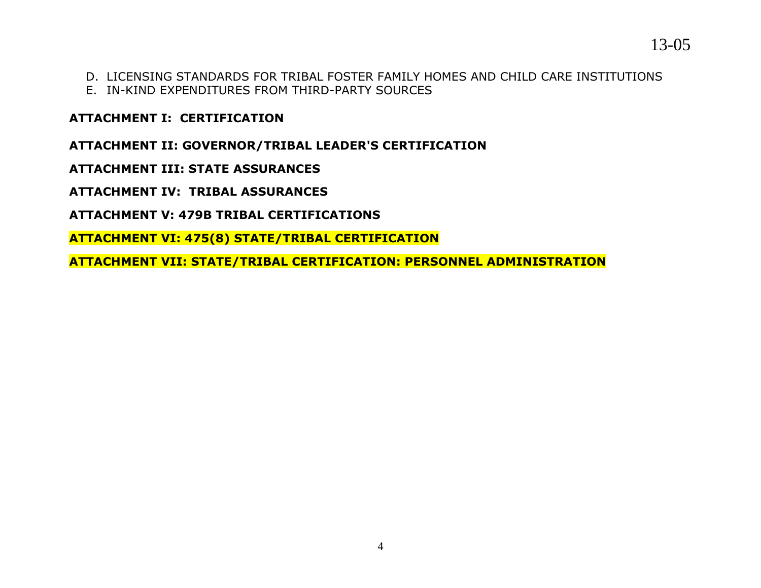D. LICENSING STANDARDS FOR TRIBAL FOSTER FAMILY HOMES AND CHILD CARE INSTITUTIONS
E. IN-KIND EXPENDITURES FROM THIRD-PARTY SOURCES

**ATTACHMENT I: CERTIFICATION**

**ATTACHMENT II: GOVERNOR/TRIBAL LEADER'S CERTIFICATION**

**ATTACHMENT III: STATE ASSURANCES**

**ATTACHMENT IV: TRIBAL ASSURANCES**

**ATTACHMENT V: 479B TRIBAL CERTIFICATIONS**

**ATTACHMENT VI: 475(8) STATE/TRIBAL CERTIFICATION**

**ATTACHMENT VII: STATE/TRIBAL CERTIFICATION: PERSONNEL ADMINISTRATION**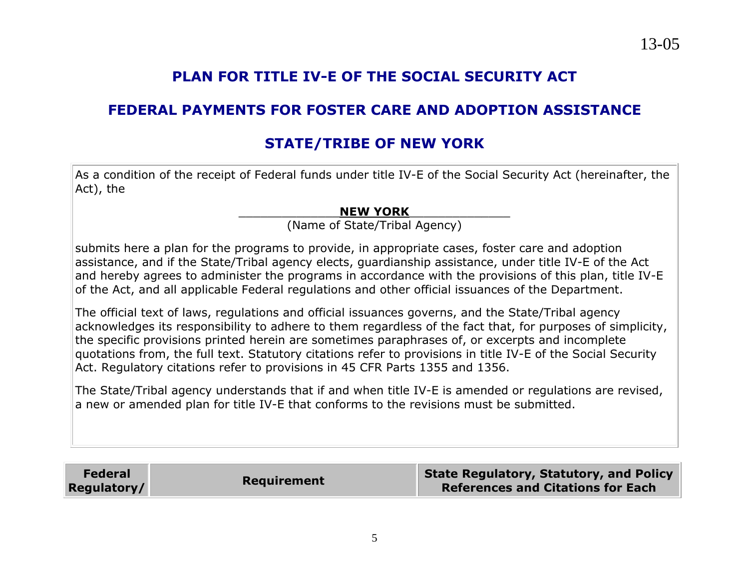## PLAN FOR TITLE IV-E OF THE SOCIAL SECURITY ACT

## FEDERAL PAYMENTS FOR FOSTER CARE AND ADOPTION ASSISTANCE

## STATE/TRIBE OF NEW YORK

As a condition of the receipt of Federal funds under title IV-E of the Social Security Act (hereinafter, the Act), the

**NEW YORK**
(Name of State/Tribal Agency)

submits here a plan for the programs to provide, in appropriate cases, foster care and adoption assistance, and if the State/Tribal agency elects, guardianship assistance, under title IV-E of the Act and hereby agrees to administer the programs in accordance with the provisions of this plan, title IV-E of the Act, and all applicable Federal regulations and other official issuances of the Department.

The official text of laws, regulations and official issuances governs, and the State/Tribal agency acknowledges its responsibility to adhere to them regardless of the fact that, for purposes of simplicity, the specific provisions printed herein are sometimes paraphrases of, or excerpts and incomplete quotations from, the full text. Statutory citations refer to provisions in title IV-E of the Social Security Act. Regulatory citations refer to provisions in 45 CFR Parts 1355 and 1356.

The State/Tribal agency understands that if and when title IV-E is amended or regulations are revised, a new or amended plan for title IV-E that conforms to the revisions must be submitted.

| Federal Regulatory/ | Requirement | State Regulatory, Statutory, and Policy References and Citations for Each |
|---|---|---|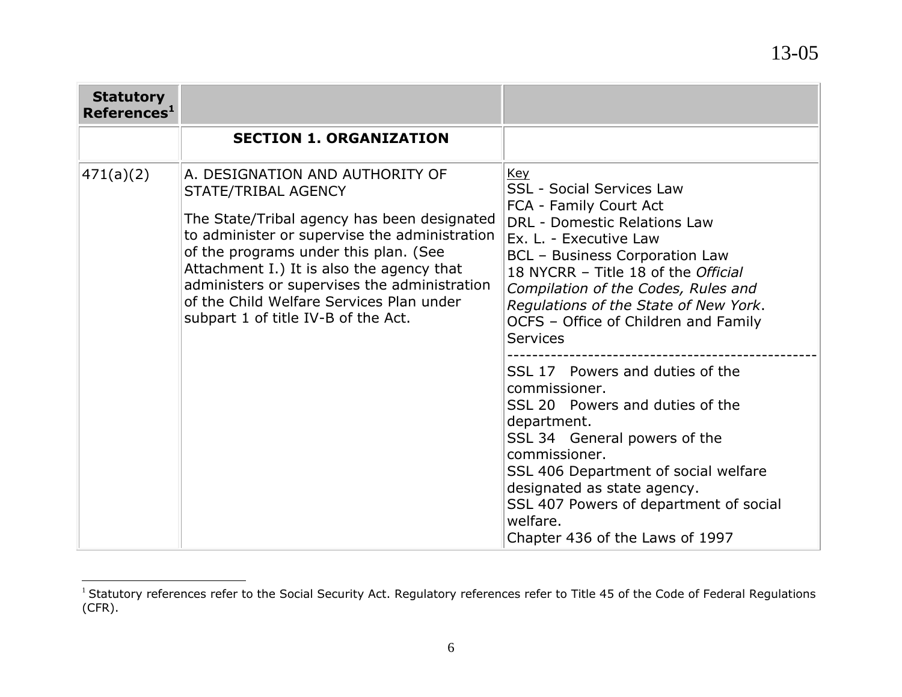| Statistical References[1] | | |
|---|---|---|
| | **SECTION 1. ORGANIZATION** | |
| 471(a)(2) | A. DESIGNATION AND AUTHORITY OF STATE/TRIBAL AGENCY<br><br>The State/Tribal agency has been designated to administer or supervise the administration of the programs under this plan. (See Attachment I.) It is also the agency that administers or supervises the administration of the Child Welfare Services Plan under subpart 1 of title IV-B of the Act. | Key<br>SSL - Social Services Law<br>FCA - Family Court Act<br>DRL - Domestic Relations Law<br>Ex. L. - Executive Law<br>BCL – Business Corporation Law<br>18 NYCRR – Title 18 of the *Official Compilation of the Codes, Rules and Regulations of the State of New York*.<br>OCFS – Office of Children and Family Services<br>--------------------------------------------------<br>SSL 17 Powers and duties of the commissioner.<br>SSL 20 Powers and duties of the department.<br>SSL 34 General powers of the commissioner.<br>SSL 406 Department of social welfare designated as state agency.<br>SSL 407 Powers of department of social welfare.<br>Chapter 436 of the Laws of 1997 |

[1] Statutory references refer to the Social Security Act. Regulatory references refer to Title 45 of the Code of Federal Regulations (CFR).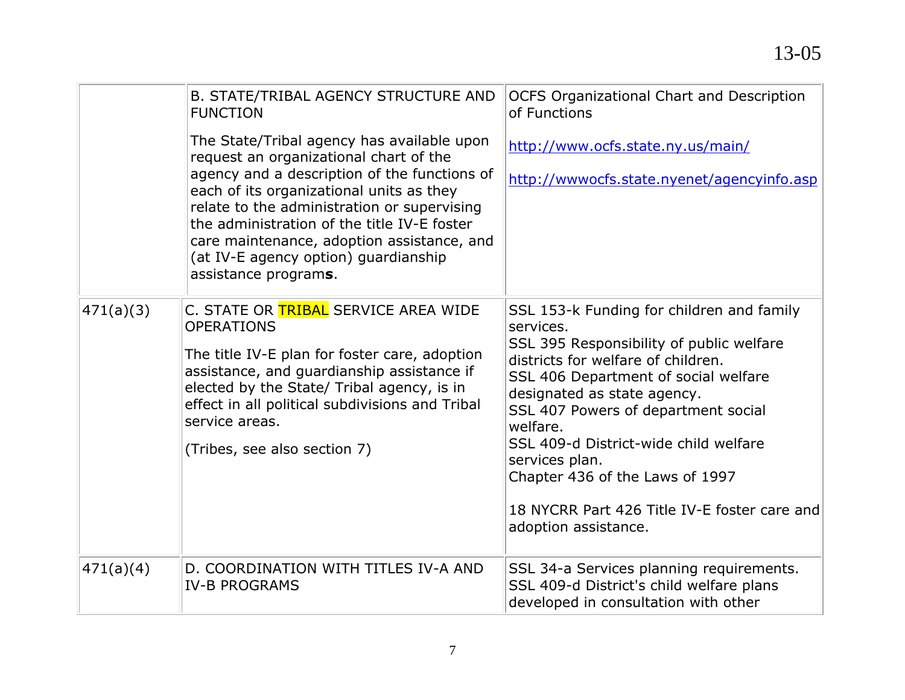| | | |
|---|---|---|
| | B. STATE/TRIBAL AGENCY STRUCTURE AND FUNCTION<br><br>The State/Tribal agency has available upon request an organizational chart of the agency and a description of the functions of each of its organizational units as they relate to the administration or supervising the administration of the title IV-E foster care maintenance, adoption assistance, and (at IV-E agency option) guardianship assistance program**s**. | OCFS Organizational Chart and Description of Functions<br><br>http://www.ocfs.state.ny.us/main/<br><br>http://wwwocfs.state.nyenet/agencyinfo.asp |
| 471(a)(3) | C. STATE OR TRIBAL SERVICE AREA WIDE OPERATIONS<br><br>The title IV-E plan for foster care, adoption assistance, and guardianship assistance if elected by the State/ Tribal agency, is in effect in all political subdivisions and Tribal service areas.<br><br>(Tribes, see also section 7) | SSL 153-k Funding for children and family services.<br>SSL 395 Responsibility of public welfare districts for welfare of children.<br>SSL 406 Department of social welfare designated as state agency.<br>SSL 407 Powers of department social welfare.<br>SSL 409-d District-wide child welfare services plan.<br>Chapter 436 of the Laws of 1997<br><br>18 NYCRR Part 426 Title IV-E foster care and adoption assistance. |
| 471(a)(4) | D. COORDINATION WITH TITLES IV-A AND IV-B PROGRAMS | SSL 34-a Services planning requirements.<br>SSL 409-d District's child welfare plans developed in consultation with other |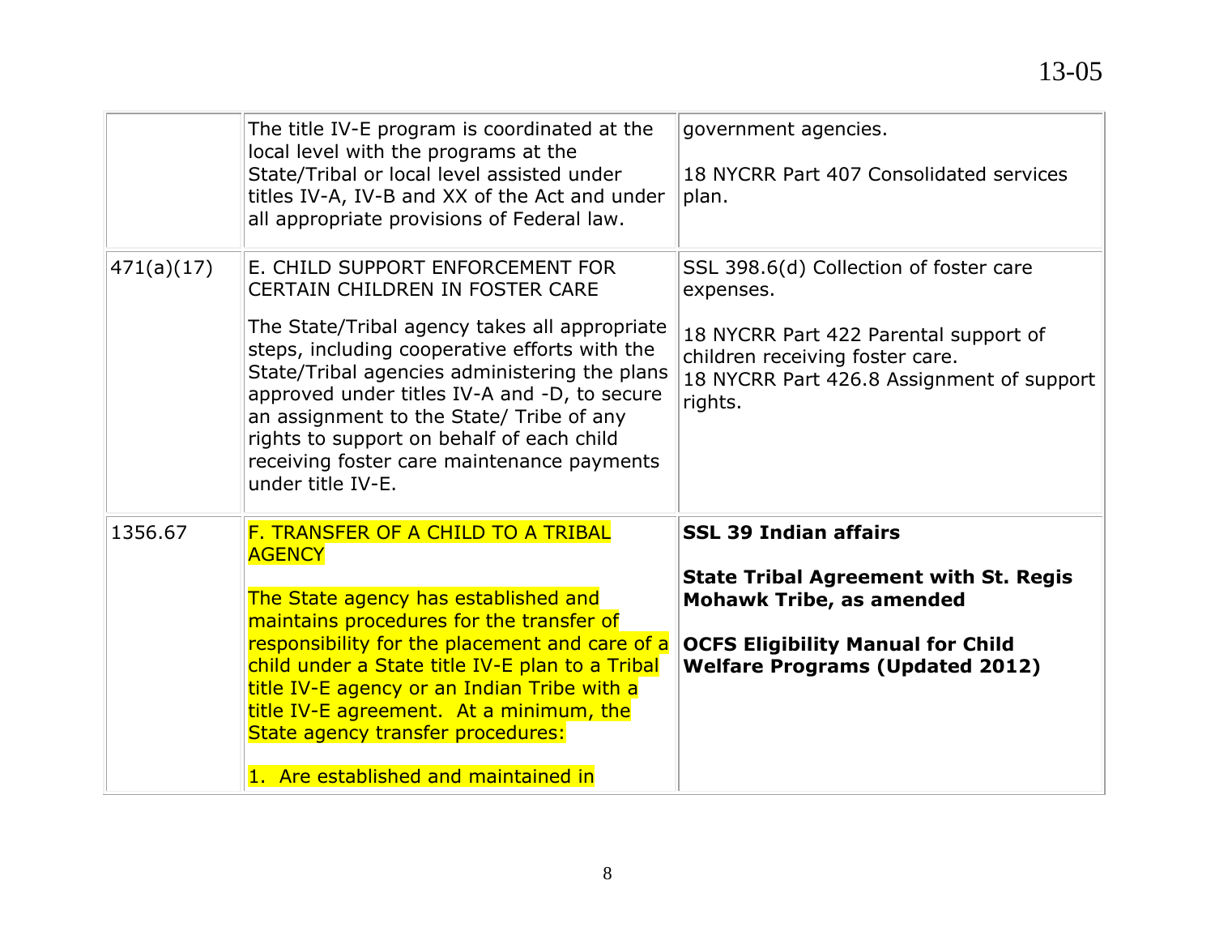|  |  |  |
|---|---|---|
|  | The title IV-E program is coordinated at the local level with the programs at the State/Tribal or local level assisted under titles IV-A, IV-B and XX of the Act and under all appropriate provisions of Federal law. | government agencies.<br><br>18 NYCRR Part 407 Consolidated services plan. |
| 471(a)(17) | E. CHILD SUPPORT ENFORCEMENT FOR CERTAIN CHILDREN IN FOSTER CARE<br><br>The State/Tribal agency takes all appropriate steps, including cooperative efforts with the State/Tribal agencies administering the plans approved under titles IV-A and -D, to secure an assignment to the State/ Tribe of any rights to support on behalf of each child receiving foster care maintenance payments under title IV-E. | SSL 398.6(d) Collection of foster care expenses.<br><br>18 NYCRR Part 422 Parental support of children receiving foster care.<br>18 NYCRR Part 426.8 Assignment of support rights. |
| 1356.67 | F. TRANSFER OF A CHILD TO A TRIBAL AGENCY<br><br>The State agency has established and maintains procedures for the transfer of responsibility for the placement and care of a child under a State title IV-E plan to a Tribal title IV-E agency or an Indian Tribe with a title IV-E agreement. At a minimum, the State agency transfer procedures:<br><br>1. Are established and maintained in | **SSL 39 Indian affairs**<br><br>**State Tribal Agreement with St. Regis Mohawk Tribe, as amended**<br><br>**OCFS Eligibility Manual for Child Welfare Programs (Updated 2012)** |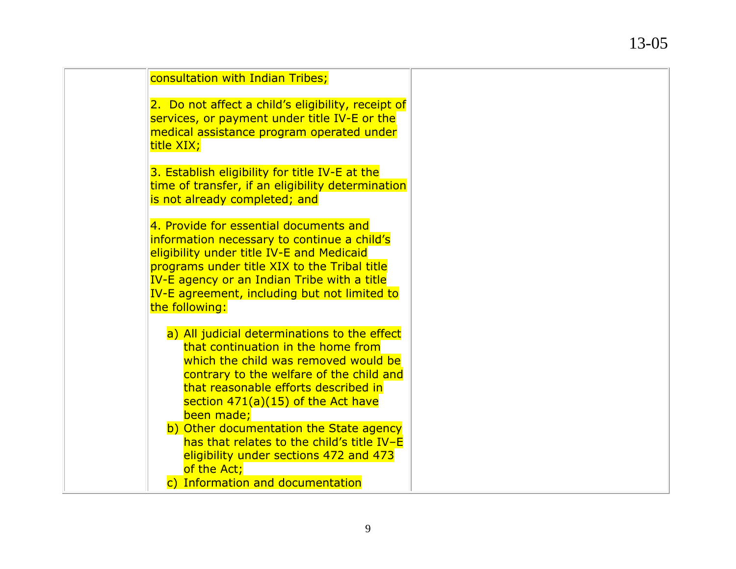| | | |
|---|---|---|
| | consultation with Indian Tribes;<br><br>2. Do not affect a child's eligibility, receipt of services, or payment under title IV-E or the medical assistance program operated under title XIX;<br><br>3. Establish eligibility for title IV-E at the time of transfer, if an eligibility determination is not already completed; and<br><br>4. Provide for essential documents and information necessary to continue a child's eligibility under title IV-E and Medicaid programs under title XIX to the Tribal title IV-E agency or an Indian Tribe with a title IV-E agreement, including but not limited to the following:<br><br>a) All judicial determinations to the effect that continuation in the home from which the child was removed would be contrary to the welfare of the child and that reasonable efforts described in section 471(a)(15) of the Act have been made;<br>b) Other documentation the State agency has that relates to the child's title IV–E eligibility under sections 472 and 473 of the Act;<br>c) Information and documentation | |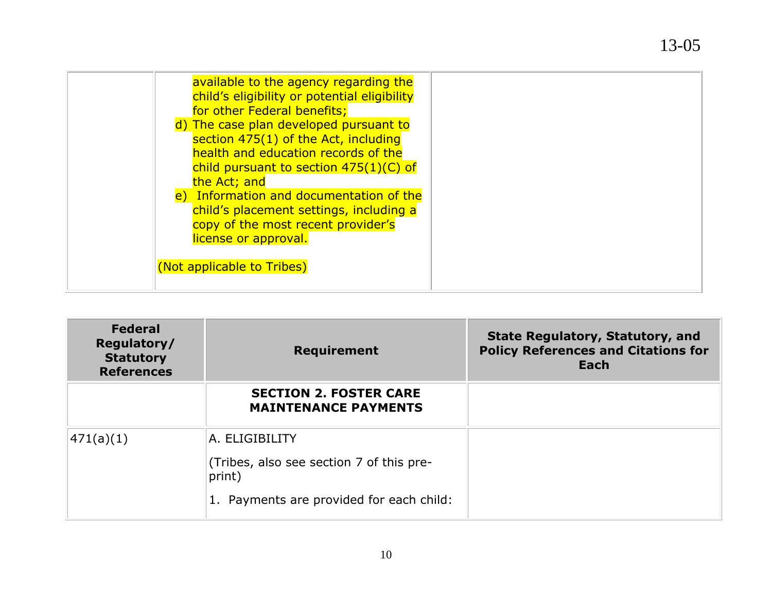| | | |
|---|---|---|
| | available to the agency regarding the child's eligibility or potential eligibility for other Federal benefits;<br>d) The case plan developed pursuant to section 475(1) of the Act, including health and education records of the child pursuant to section 475(1)(C) of the Act; and<br>e) Information and documentation of the child's placement settings, including a copy of the most recent provider's license or approval.<br><br>(Not applicable to Tribes) | |

| Federal Regulatory/ Statutory References | Requirement | State Regulatory, Statutory, and Policy References and Citations for Each |
|---|---|---|
| | **SECTION 2. FOSTER CARE MAINTENANCE PAYMENTS** | |
| 471(a)(1) | A. ELIGIBILITY<br><br>(Tribes, also see section 7 of this pre-print)<br><br>1. Payments are provided for each child: | |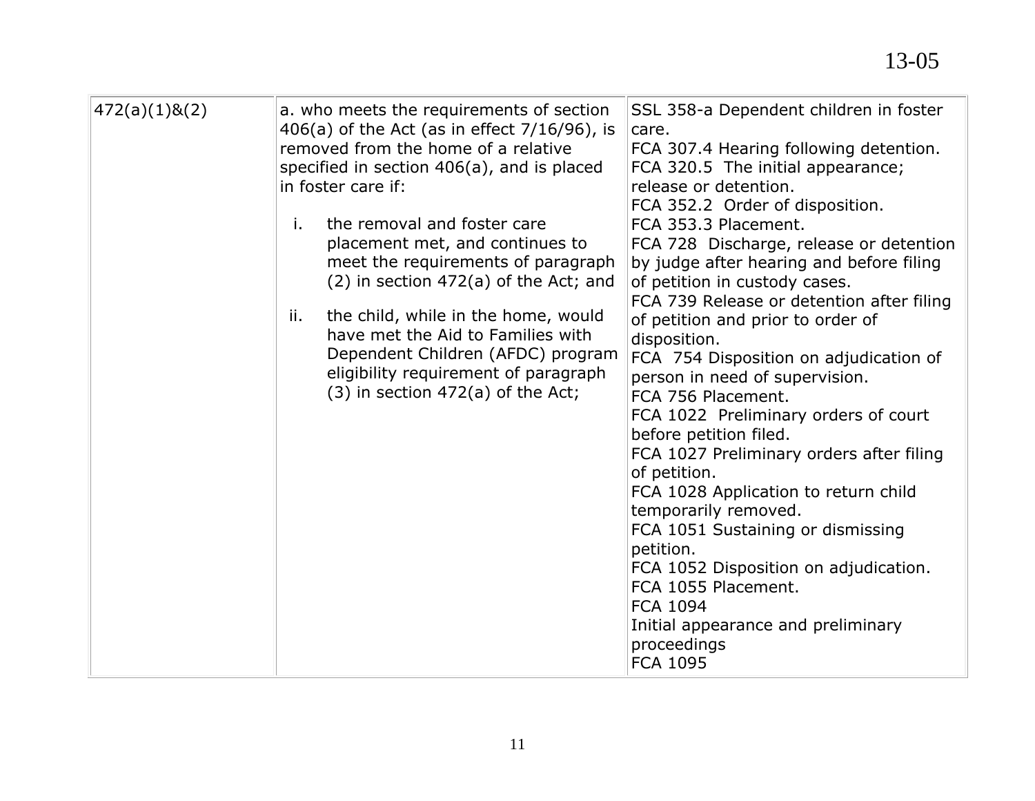| | | |
|---|---|---|
| 472(a)(1)&(2) | a. who meets the requirements of section 406(a) of the Act (as in effect 7/16/96), is removed from the home of a relative specified in section 406(a), and is placed in foster care if:<br><br>i. the removal and foster care placement met, and continues to meet the requirements of paragraph (2) in section 472(a) of the Act; and<br><br>ii. the child, while in the home, would have met the Aid to Families with Dependent Children (AFDC) program eligibility requirement of paragraph (3) in section 472(a) of the Act; | SSL 358-a Dependent children in foster care.<br>FCA 307.4 Hearing following detention.<br>FCA 320.5 The initial appearance; release or detention.<br>FCA 352.2 Order of disposition.<br>FCA 353.3 Placement.<br>FCA 728 Discharge, release or detention by judge after hearing and before filing of petition in custody cases.<br>FCA 739 Release or detention after filing of petition and prior to order of disposition.<br>FCA 754 Disposition on adjudication of person in need of supervision.<br>FCA 756 Placement.<br>FCA 1022 Preliminary orders of court before petition filed.<br>FCA 1027 Preliminary orders after filing of petition.<br>FCA 1028 Application to return child temporarily removed.<br>FCA 1051 Sustaining or dismissing petition.<br>FCA 1052 Disposition on adjudication.<br>FCA 1055 Placement.<br>FCA 1094<br>Initial appearance and preliminary proceedings<br>FCA 1095 |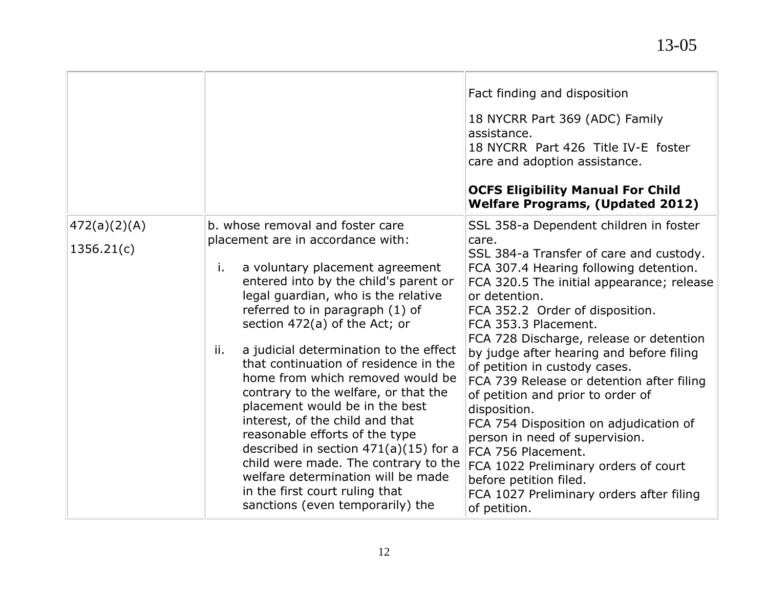| | | |
|---|---|---|
| | | Fact finding and disposition<br><br>18 NYCRR Part 369 (ADC) Family assistance.<br>18 NYCRR Part 426 Title IV-E foster care and adoption assistance.<br><br>**OCFS Eligibility Manual For Child Welfare Programs, (Updated 2012)** |
| 472(a)(2)(A)<br><br>1356.21(c) | b. whose removal and foster care placement are in accordance with:<br><br>i. a voluntary placement agreement entered into by the child's parent or legal guardian, who is the relative referred to in paragraph (1) of section 472(a) of the Act; or<br><br>ii. a judicial determination to the effect that continuation of residence in the home from which removed would be contrary to the welfare, or that the placement would be in the best interest, of the child and that reasonable efforts of the type described in section 471(a)(15) for a child were made. The contrary to the welfare determination will be made in the first court ruling that sanctions (even temporarily) the | SSL 358-a Dependent children in foster care.<br>SSL 384-a Transfer of care and custody.<br>FCA 307.4 Hearing following detention.<br>FCA 320.5 The initial appearance; release or detention.<br>FCA 352.2 Order of disposition.<br>FCA 353.3 Placement.<br>FCA 728 Discharge, release or detention by judge after hearing and before filing of petition in custody cases.<br>FCA 739 Release or detention after filing of petition and prior to order of disposition.<br>FCA 754 Disposition on adjudication of person in need of supervision.<br>FCA 756 Placement.<br>FCA 1022 Preliminary orders of court before petition filed.<br>FCA 1027 Preliminary orders after filing of petition. |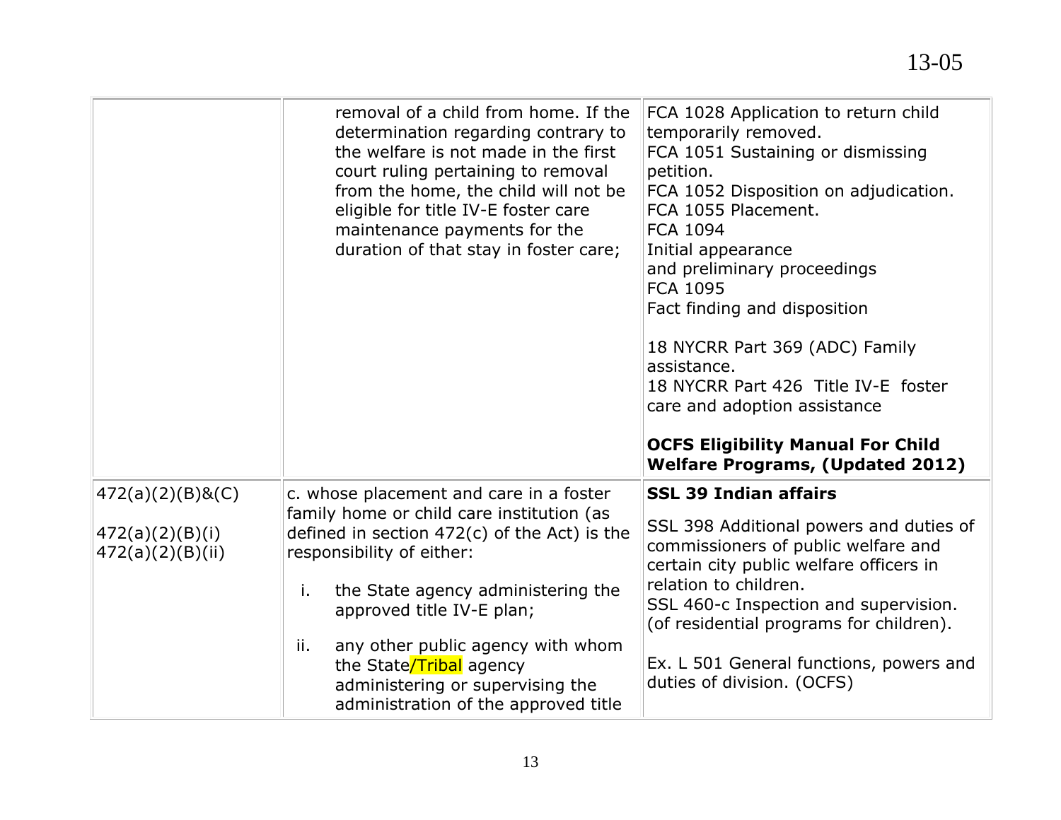| | | |
|---|---|---|
| | removal of a child from home. If the determination regarding contrary to the welfare is not made in the first court ruling pertaining to removal from the home, the child will not be eligible for title IV-E foster care maintenance payments for the duration of that stay in foster care; | FCA 1028 Application to return child temporarily removed.<br>FCA 1051 Sustaining or dismissing petition.<br>FCA 1052 Disposition on adjudication.<br>FCA 1055 Placement.<br>FCA 1094<br>Initial appearance and preliminary proceedings<br>FCA 1095<br>Fact finding and disposition<br><br>18 NYCRR Part 369 (ADC) Family assistance.<br>18 NYCRR Part 426 Title IV-E foster care and adoption assistance<br><br>**OCFS Eligibility Manual For Child Welfare Programs, (Updated 2012)** |
| 472(a)(2)(B)&(C)<br><br>472(a)(2)(B)(i)<br>472(a)(2)(B)(ii) | c. whose placement and care in a foster family home or child care institution (as defined in section 472(c) of the Act) is the responsibility of either:<br><br>i. the State agency administering the approved title IV-E plan;<br><br>ii. any other public agency with whom the State/Tribal agency administering or supervising the administration of the approved title | **SSL 39 Indian affairs**<br><br>SSL 398 Additional powers and duties of commissioners of public welfare and certain city public welfare officers in relation to children.<br>SSL 460-c Inspection and supervision. (of residential programs for children).<br><br>Ex. L 501 General functions, powers and duties of division. (OCFS) |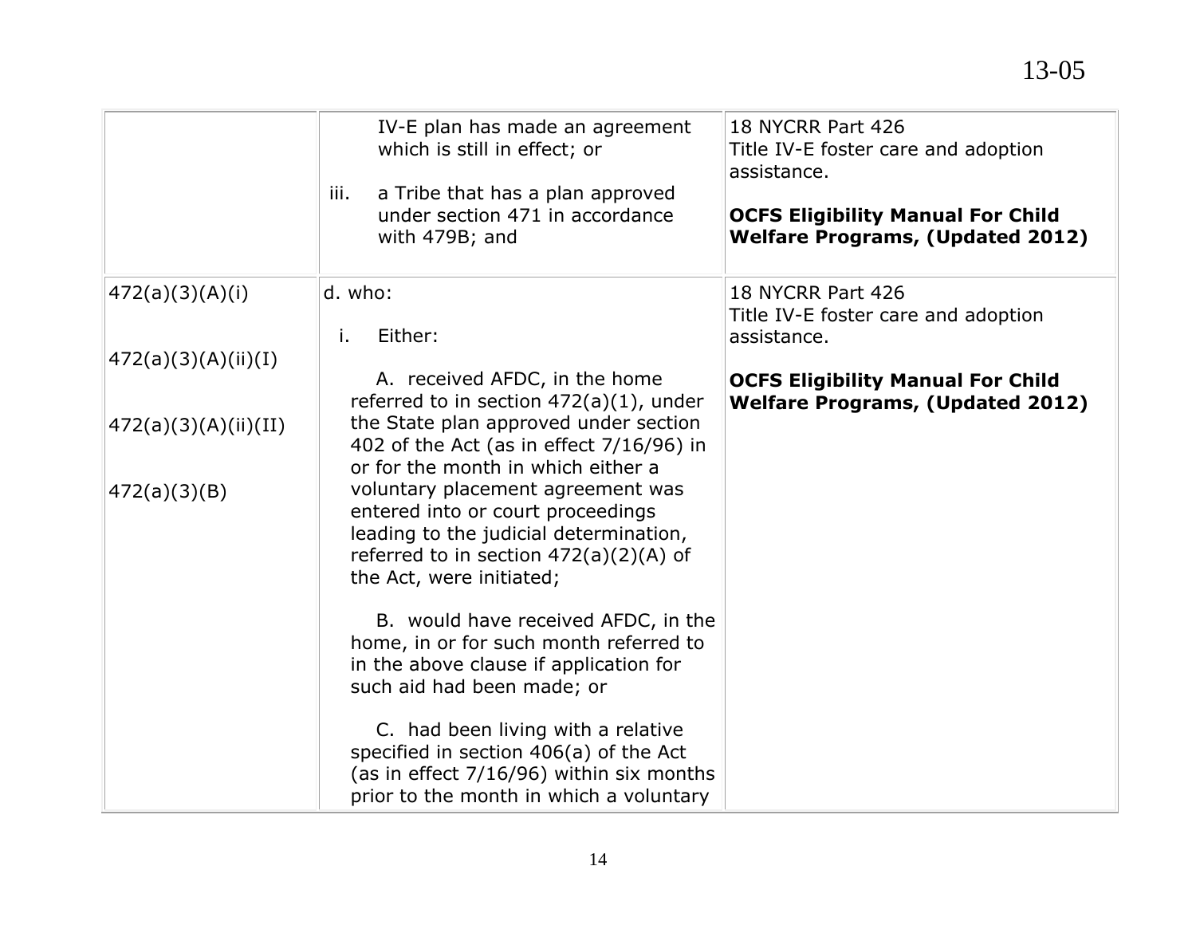| | | |
|---|---|---|
| | IV-E plan has made an agreement which is still in effect; or<br><br>iii. a Tribe that has a plan approved under section 471 in accordance with 479B; and | 18 NYCRR Part 426<br>Title IV-E foster care and adoption assistance.<br><br>**OCFS Eligibility Manual For Child Welfare Programs, (Updated 2012)** |
| 472(a)(3)(A)(i)<br><br>472(a)(3)(A)(ii)(I)<br><br>472(a)(3)(A)(ii)(II)<br><br>472(a)(3)(B) | d. who:<br><br>i. Either:<br><br>A. received AFDC, in the home referred to in section 472(a)(1), under the State plan approved under section 402 of the Act (as in effect 7/16/96) in or for the month in which either a voluntary placement agreement was entered into or court proceedings leading to the judicial determination, referred to in section 472(a)(2)(A) of the Act, were initiated;<br><br>B. would have received AFDC, in the home, in or for such month referred to in the above clause if application for such aid had been made; or<br><br>C. had been living with a relative specified in section 406(a) of the Act (as in effect 7/16/96) within six months prior to the month in which a voluntary | 18 NYCRR Part 426<br>Title IV-E foster care and adoption assistance.<br><br>**OCFS Eligibility Manual For Child Welfare Programs, (Updated 2012)** |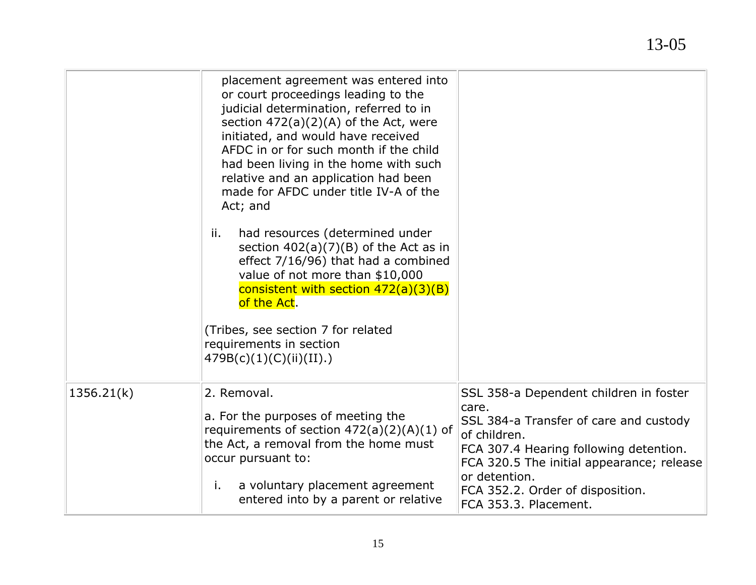| | | |
|---|---|---|
| | placement agreement was entered into or court proceedings leading to the judicial determination, referred to in section 472(a)(2)(A) of the Act, were initiated, and would have received AFDC in or for such month if the child had been living in the home with such relative and an application had been made for AFDC under title IV-A of the Act; and<br><br>ii. had resources (determined under section 402(a)(7)(B) of the Act as in effect 7/16/96) that had a combined value of not more than $10,000 consistent with section 472(a)(3)(B) of the Act.<br><br>(Tribes, see section 7 for related requirements in section 479B(c)(1)(C)(ii)(II).) | |
| 1356.21(k) | 2. Removal.<br><br>a. For the purposes of meeting the requirements of section 472(a)(2)(A)(1) of the Act, a removal from the home must occur pursuant to:<br><br>i. a voluntary placement agreement entered into by a parent or relative | SSL 358-a Dependent children in foster care.<br>SSL 384-a Transfer of care and custody of children.<br>FCA 307.4 Hearing following detention.<br>FCA 320.5 The initial appearance; release or detention.<br>FCA 352.2. Order of disposition.<br>FCA 353.3. Placement. |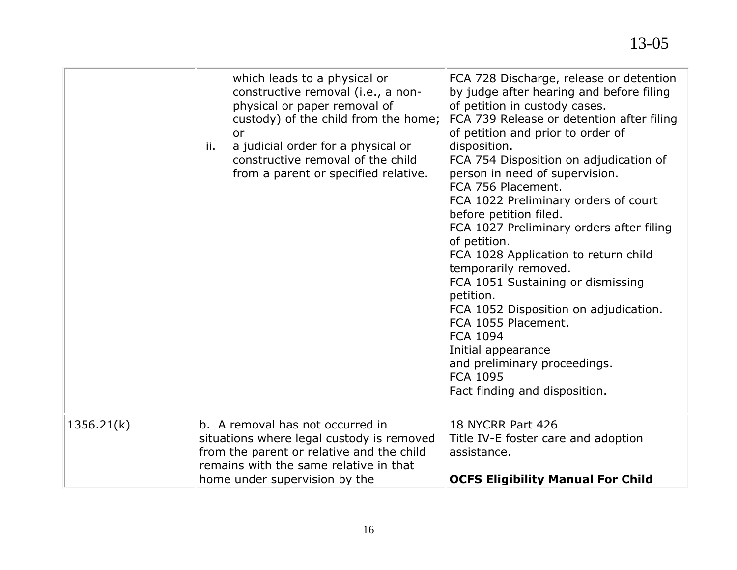| | | |
|---|---|---|
| | which leads to a physical or constructive removal (i.e., a non-physical or paper removal of custody) of the child from the home; or<br>ii. a judicial order for a physical or constructive removal of the child from a parent or specified relative. | FCA 728 Discharge, release or detention by judge after hearing and before filing of petition in custody cases.<br>FCA 739 Release or detention after filing of petition and prior to order of disposition.<br>FCA 754 Disposition on adjudication of person in need of supervision.<br>FCA 756 Placement.<br>FCA 1022 Preliminary orders of court before petition filed.<br>FCA 1027 Preliminary orders after filing of petition.<br>FCA 1028 Application to return child temporarily removed.<br>FCA 1051 Sustaining or dismissing petition.<br>FCA 1052 Disposition on adjudication.<br>FCA 1055 Placement.<br>FCA 1094<br>Initial appearance<br>and preliminary proceedings.<br>FCA 1095<br>Fact finding and disposition. |
| 1356.21(k) | b. A removal has not occurred in situations where legal custody is removed from the parent or relative and the child remains with the same relative in that home under supervision by the | 18 NYCRR Part 426<br>Title IV-E foster care and adoption assistance.<br><br>**OCFS Eligibility Manual For Child** |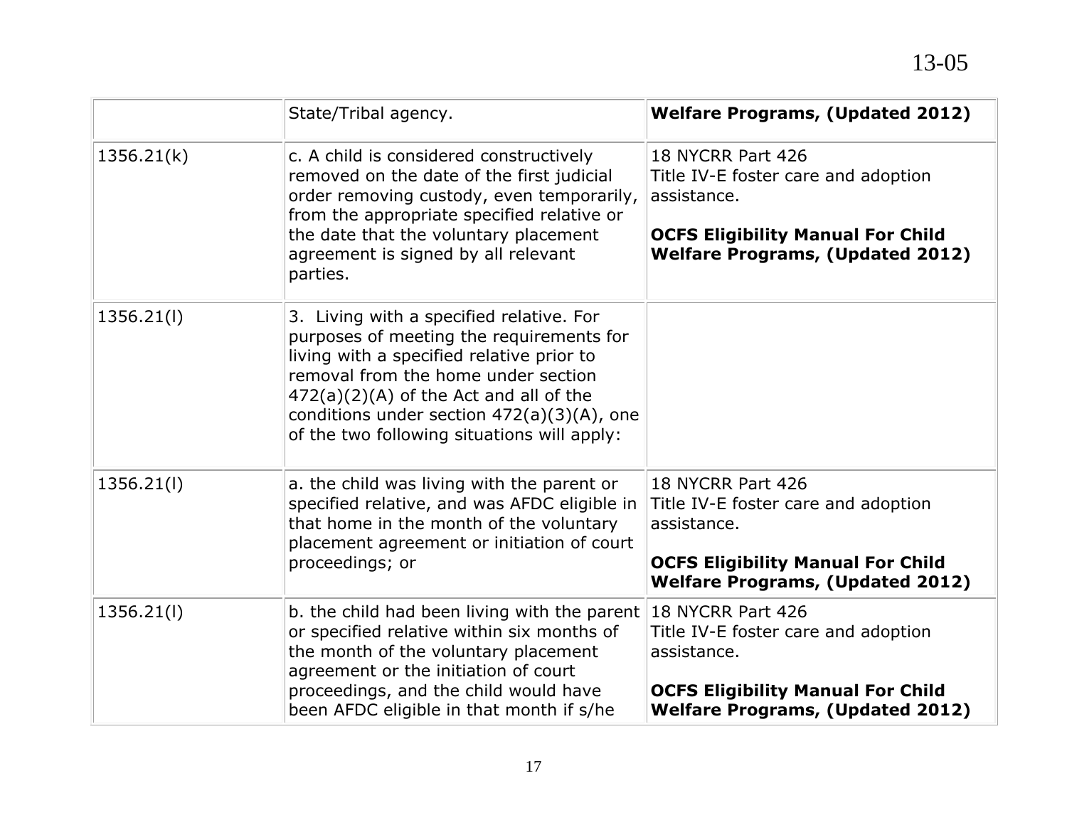| | | |
|---|---|---|
| | State/Tribal agency. | **Welfare Programs, (Updated 2012)** |
| 1356.21(k) | c. A child is considered constructively removed on the date of the first judicial order removing custody, even temporarily, from the appropriate specified relative or the date that the voluntary placement agreement is signed by all relevant parties. | 18 NYCRR Part 426<br>Title IV-E foster care and adoption assistance.<br><br>**OCFS Eligibility Manual For Child Welfare Programs, (Updated 2012)** |
| 1356.21(l) | 3. Living with a specified relative. For purposes of meeting the requirements for living with a specified relative prior to removal from the home under section 472(a)(2)(A) of the Act and all of the conditions under section 472(a)(3)(A), one of the two following situations will apply: | |
| 1356.21(l) | a. the child was living with the parent or specified relative, and was AFDC eligible in that home in the month of the voluntary placement agreement or initiation of court proceedings; or | 18 NYCRR Part 426<br>Title IV-E foster care and adoption assistance.<br><br>**OCFS Eligibility Manual For Child Welfare Programs, (Updated 2012)** |
| 1356.21(l) | b. the child had been living with the parent or specified relative within six months of the month of the voluntary placement agreement or the initiation of court proceedings, and the child would have been AFDC eligible in that month if s/he | 18 NYCRR Part 426<br>Title IV-E foster care and adoption assistance.<br><br>**OCFS Eligibility Manual For Child Welfare Programs, (Updated 2012)** |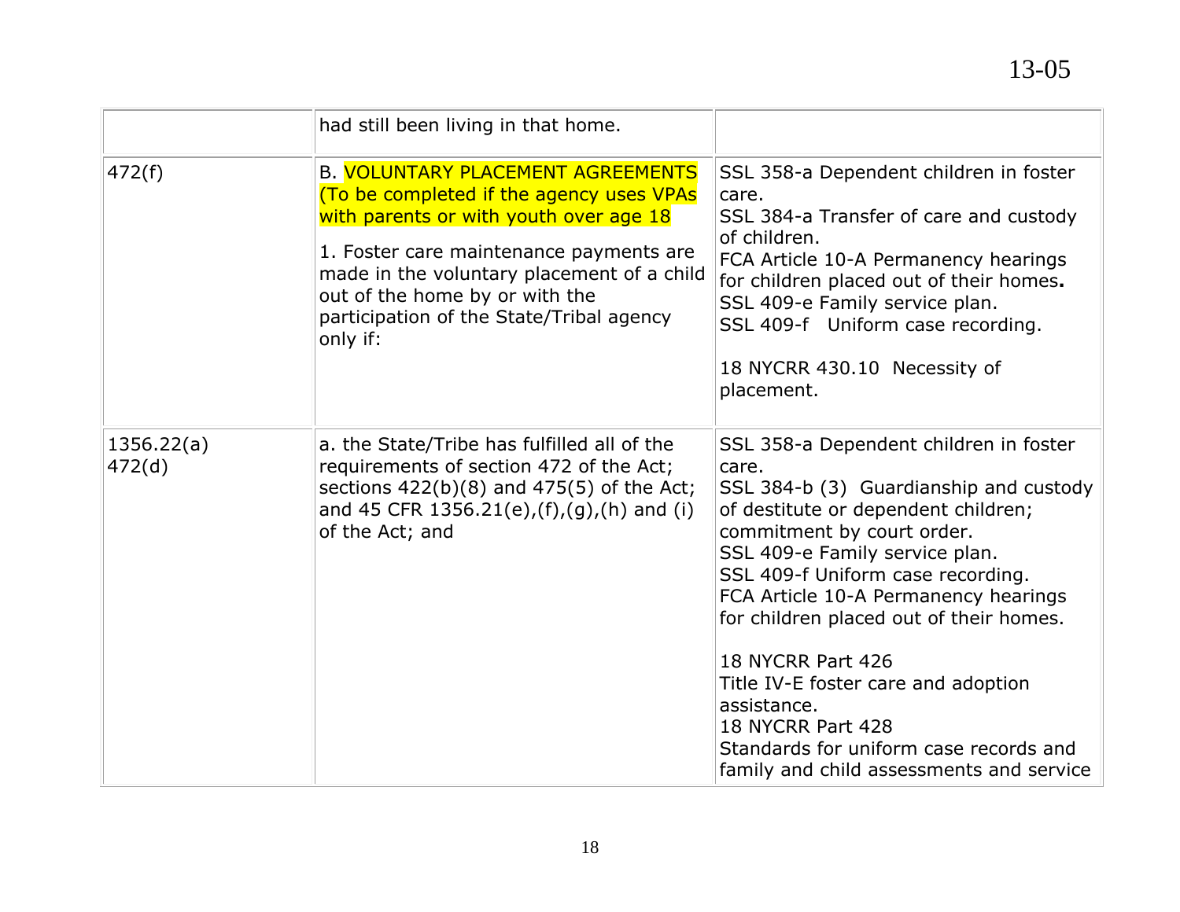| | | |
|---|---|---|
| | had still been living in that home. | |
| 472(f) | B. VOLUNTARY PLACEMENT AGREEMENTS (To be completed if the agency uses VPAs with parents or with youth over age 18<br><br>1. Foster care maintenance payments are made in the voluntary placement of a child out of the home by or with the participation of the State/Tribal agency only if: | SSL 358-a Dependent children in foster care.<br>SSL 384-a Transfer of care and custody of children.<br>FCA Article 10-A Permanency hearings for children placed out of their homes.<br>SSL 409-e Family service plan.<br>SSL 409-f Uniform case recording.<br><br>18 NYCRR 430.10 Necessity of placement. |
| 1356.22(a)<br>472(d) | a. the State/Tribe has fulfilled all of the requirements of section 472 of the Act; sections 422(b)(8) and 475(5) of the Act; and 45 CFR 1356.21(e),(f),(g),(h) and (i) of the Act; and | SSL 358-a Dependent children in foster care.<br>SSL 384-b (3) Guardianship and custody of destitute or dependent children; commitment by court order.<br>SSL 409-e Family service plan.<br>SSL 409-f Uniform case recording.<br>FCA Article 10-A Permanency hearings for children placed out of their homes.<br><br>18 NYCRR Part 426<br>Title IV-E foster care and adoption assistance.<br>18 NYCRR Part 428<br>Standards for uniform case records and family and child assessments and service |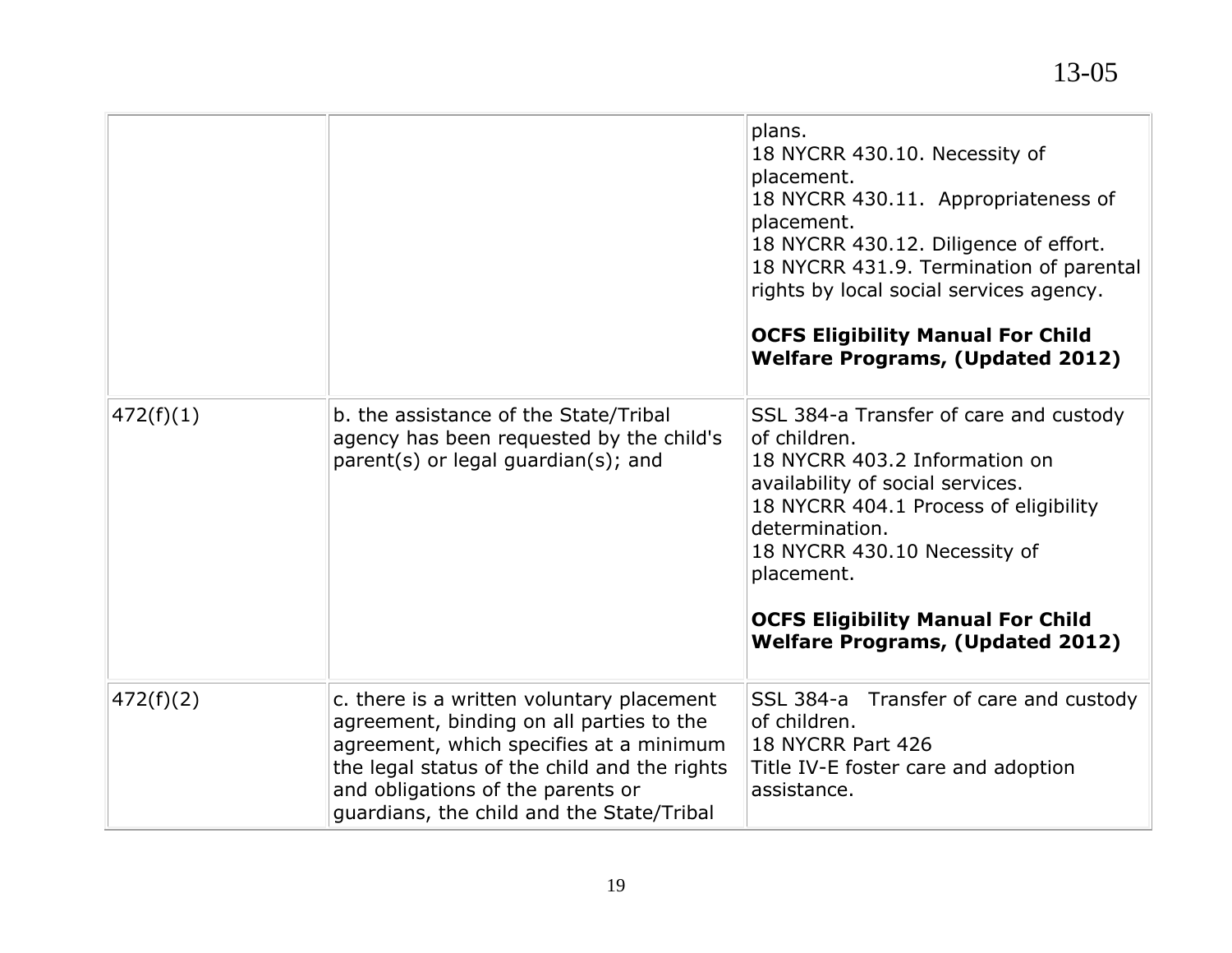| | | |
|---|---|---|
| | | plans.<br>18 NYCRR 430.10. Necessity of placement.<br>18 NYCRR 430.11. Appropriateness of placement.<br>18 NYCRR 430.12. Diligence of effort.<br>18 NYCRR 431.9. Termination of parental rights by local social services agency.<br><br>**OCFS Eligibility Manual For Child Welfare Programs, (Updated 2012)** |
| 472(f)(1) | b. the assistance of the State/Tribal agency has been requested by the child's parent(s) or legal guardian(s); and | SSL 384-a Transfer of care and custody of children.<br>18 NYCRR 403.2 Information on availability of social services.<br>18 NYCRR 404.1 Process of eligibility determination.<br>18 NYCRR 430.10 Necessity of placement.<br><br>**OCFS Eligibility Manual For Child Welfare Programs, (Updated 2012)** |
| 472(f)(2) | c. there is a written voluntary placement agreement, binding on all parties to the agreement, which specifies at a minimum the legal status of the child and the rights and obligations of the parents or guardians, the child and the State/Tribal | SSL 384-a Transfer of care and custody of children.<br>18 NYCRR Part 426<br>Title IV-E foster care and adoption assistance. |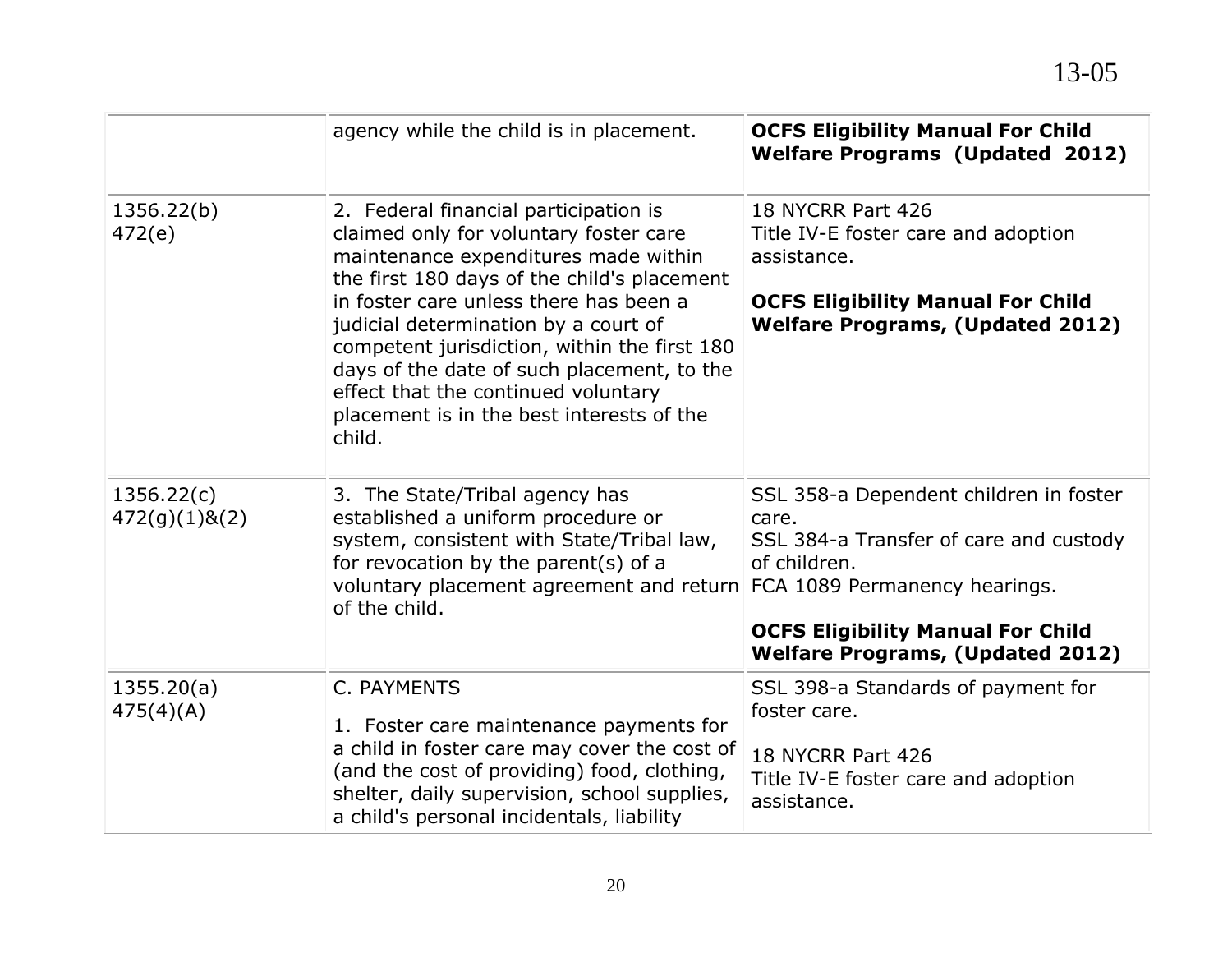| | | |
|---|---|---|
| | agency while the child is in placement. | **OCFS Eligibility Manual For Child Welfare Programs (Updated 2012)** |
| 1356.22(b)<br>472(e) | 2. Federal financial participation is claimed only for voluntary foster care maintenance expenditures made within the first 180 days of the child's placement in foster care unless there has been a judicial determination by a court of competent jurisdiction, within the first 180 days of the date of such placement, to the effect that the continued voluntary placement is in the best interests of the child. | 18 NYCRR Part 426<br>Title IV-E foster care and adoption assistance.<br><br>**OCFS Eligibility Manual For Child Welfare Programs, (Updated 2012)** |
| 1356.22(c)<br>472(g)(1)&(2) | 3. The State/Tribal agency has established a uniform procedure or system, consistent with State/Tribal law, for revocation by the parent(s) of a voluntary placement agreement and return of the child. | SSL 358-a Dependent children in foster care.<br>SSL 384-a Transfer of care and custody of children.<br>FCA 1089 Permanency hearings.<br><br>**OCFS Eligibility Manual For Child Welfare Programs, (Updated 2012)** |
| 1355.20(a)<br>475(4)(A) | C. PAYMENTS<br><br>1. Foster care maintenance payments for a child in foster care may cover the cost of (and the cost of providing) food, clothing, shelter, daily supervision, school supplies, a child's personal incidentals, liability | SSL 398-a Standards of payment for foster care.<br><br>18 NYCRR Part 426<br>Title IV-E foster care and adoption assistance. |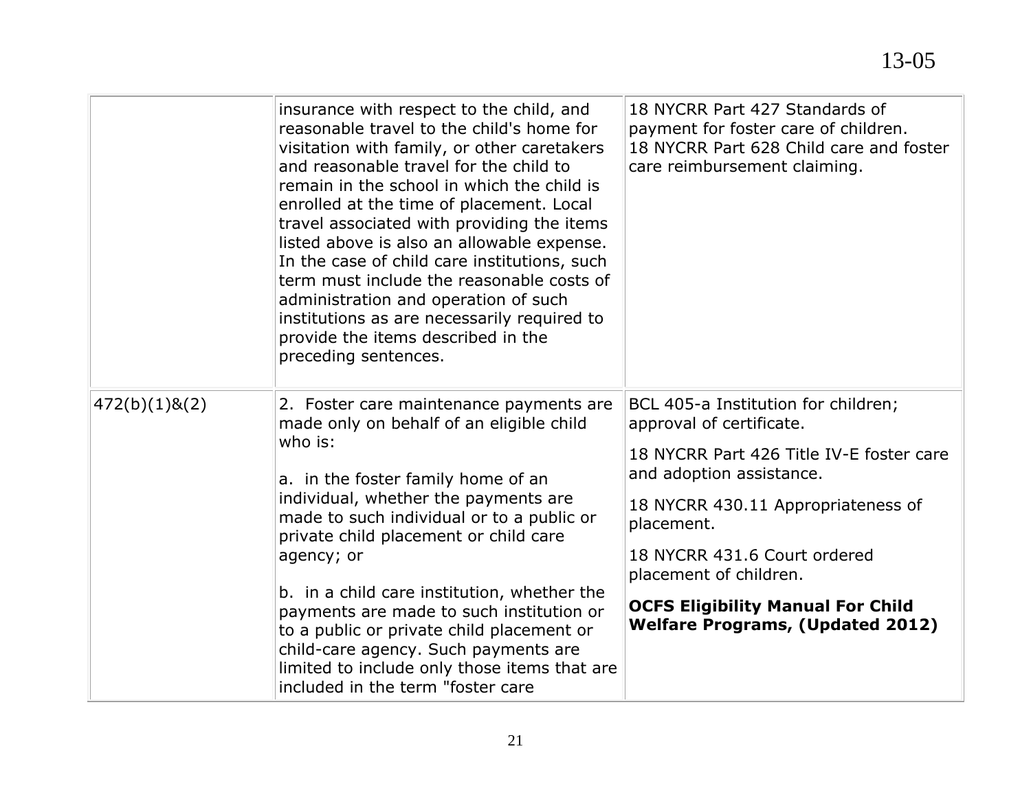| | | |
|---|---|---|
| | insurance with respect to the child, and reasonable travel to the child's home for visitation with family, or other caretakers and reasonable travel for the child to remain in the school in which the child is enrolled at the time of placement. Local travel associated with providing the items listed above is also an allowable expense. In the case of child care institutions, such term must include the reasonable costs of administration and operation of such institutions as are necessarily required to provide the items described in the preceding sentences. | 18 NYCRR Part 427 Standards of payment for foster care of children.<br>18 NYCRR Part 628 Child care and foster care reimbursement claiming. |
| 472(b)(1)&(2) | 2. Foster care maintenance payments are made only on behalf of an eligible child who is:<br><br>a. in the foster family home of an individual, whether the payments are made to such individual or to a public or private child placement or child care agency; or<br><br>b. in a child care institution, whether the payments are made to such institution or to a public or private child placement or child-care agency. Such payments are limited to include only those items that are included in the term "foster care | BCL 405-a Institution for children; approval of certificate.<br><br>18 NYCRR Part 426 Title IV-E foster care and adoption assistance.<br><br>18 NYCRR 430.11 Appropriateness of placement.<br><br>18 NYCRR 431.6 Court ordered placement of children.<br><br>**OCFS Eligibility Manual For Child Welfare Programs, (Updated 2012)** |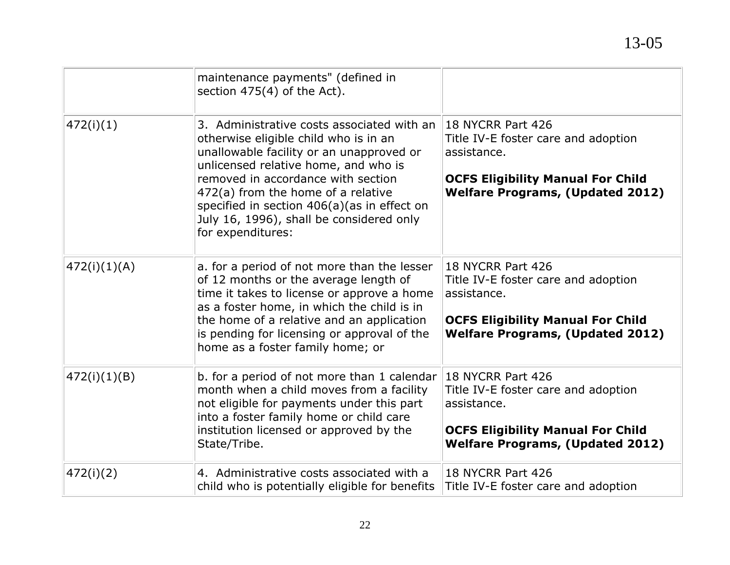| | | |
|---|---|---|
| | maintenance payments" (defined in section 475(4) of the Act). | |
| 472(i)(1) | 3. Administrative costs associated with an otherwise eligible child who is in an unallowable facility or an unapproved or unlicensed relative home, and who is removed in accordance with section 472(a) from the home of a relative specified in section 406(a)(as in effect on July 16, 1996), shall be considered only for expenditures: | 18 NYCRR Part 426 Title IV-E foster care and adoption assistance.<br><br>**OCFS Eligibility Manual For Child Welfare Programs, (Updated 2012)** |
| 472(i)(1)(A) | a. for a period of not more than the lesser of 12 months or the average length of time it takes to license or approve a home as a foster home, in which the child is in the home of a relative and an application is pending for licensing or approval of the home as a foster family home; or | 18 NYCRR Part 426 Title IV-E foster care and adoption assistance.<br><br>**OCFS Eligibility Manual For Child Welfare Programs, (Updated 2012)** |
| 472(i)(1)(B) | b. for a period of not more than 1 calendar month when a child moves from a facility not eligible for payments under this part into a foster family home or child care institution licensed or approved by the State/Tribe. | 18 NYCRR Part 426 Title IV-E foster care and adoption assistance.<br><br>**OCFS Eligibility Manual For Child Welfare Programs, (Updated 2012)** |
| 472(i)(2) | 4. Administrative costs associated with a child who is potentially eligible for benefits | 18 NYCRR Part 426 Title IV-E foster care and adoption |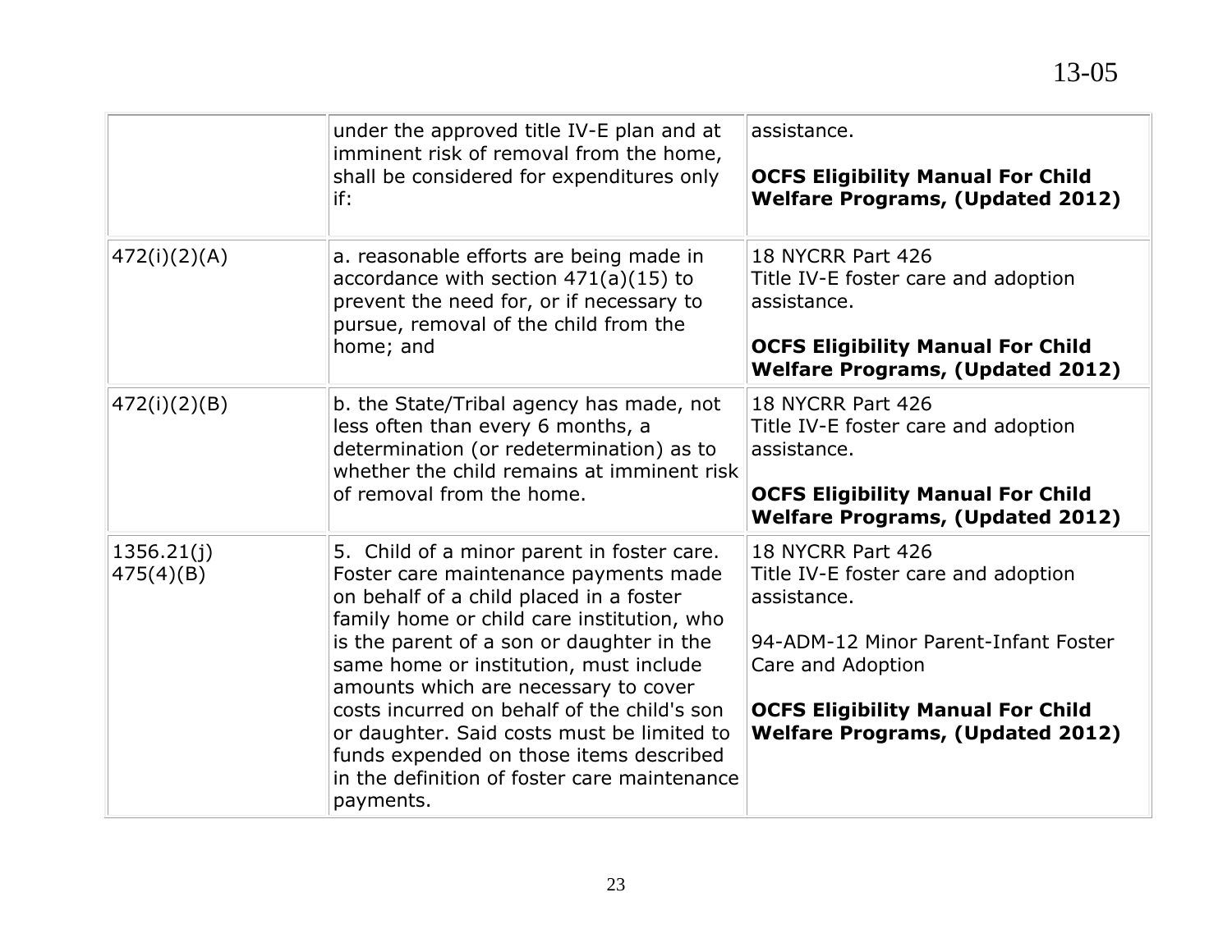| | | |
|---|---|---|
| | under the approved title IV-E plan and at imminent risk of removal from the home, shall be considered for expenditures only if: | assistance.<br><br>**OCFS Eligibility Manual For Child Welfare Programs, (Updated 2012)** |
| 472(i)(2)(A) | a. reasonable efforts are being made in accordance with section 471(a)(15) to prevent the need for, or if necessary to pursue, removal of the child from the home; and | 18 NYCRR Part 426<br>Title IV-E foster care and adoption assistance.<br><br>**OCFS Eligibility Manual For Child Welfare Programs, (Updated 2012)** |
| 472(i)(2)(B) | b. the State/Tribal agency has made, not less often than every 6 months, a determination (or redetermination) as to whether the child remains at imminent risk of removal from the home. | 18 NYCRR Part 426<br>Title IV-E foster care and adoption assistance.<br><br>**OCFS Eligibility Manual For Child Welfare Programs, (Updated 2012)** |
| 1356.21(j)<br>475(4)(B) | 5. Child of a minor parent in foster care. Foster care maintenance payments made on behalf of a child placed in a foster family home or child care institution, who is the parent of a son or daughter in the same home or institution, must include amounts which are necessary to cover costs incurred on behalf of the child's son or daughter. Said costs must be limited to funds expended on those items described in the definition of foster care maintenance payments. | 18 NYCRR Part 426<br>Title IV-E foster care and adoption assistance.<br><br>94-ADM-12 Minor Parent-Infant Foster Care and Adoption<br><br>**OCFS Eligibility Manual For Child Welfare Programs, (Updated 2012)** |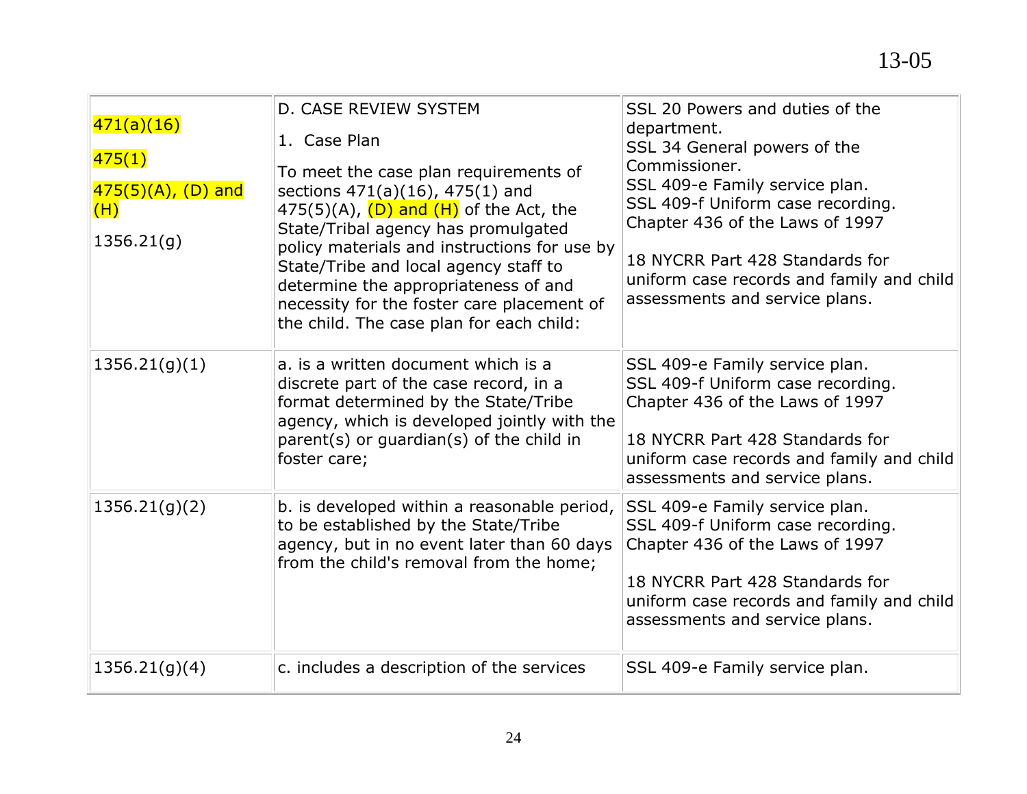| | | |
|---|---|---|
| 471(a)(16)<br><br>475(1)<br><br>475(5)(A), (D) and (H)<br><br>1356.21(g) | D. CASE REVIEW SYSTEM<br><br>1. Case Plan<br><br>To meet the case plan requirements of sections 471(a)(16), 475(1) and 475(5)(A), (D) and (H) of the Act, the State/Tribal agency has promulgated policy materials and instructions for use by State/Tribe and local agency staff to determine the appropriateness of and necessity for the foster care placement of the child. The case plan for each child: | SSL 20 Powers and duties of the department.<br>SSL 34 General powers of the Commissioner.<br>SSL 409-e Family service plan.<br>SSL 409-f Uniform case recording.<br>Chapter 436 of the Laws of 1997<br><br>18 NYCRR Part 428 Standards for uniform case records and family and child assessments and service plans. |
| 1356.21(g)(1) | a. is a written document which is a discrete part of the case record, in a format determined by the State/Tribe agency, which is developed jointly with the parent(s) or guardian(s) of the child in foster care; | SSL 409-e Family service plan.<br>SSL 409-f Uniform case recording.<br>Chapter 436 of the Laws of 1997<br><br>18 NYCRR Part 428 Standards for uniform case records and family and child assessments and service plans. |
| 1356.21(g)(2) | b. is developed within a reasonable period, to be established by the State/Tribe agency, but in no event later than 60 days from the child's removal from the home; | SSL 409-e Family service plan.<br>SSL 409-f Uniform case recording.<br>Chapter 436 of the Laws of 1997<br><br>18 NYCRR Part 428 Standards for uniform case records and family and child assessments and service plans. |
| 1356.21(g)(4) | c. includes a description of the services | SSL 409-e Family service plan. |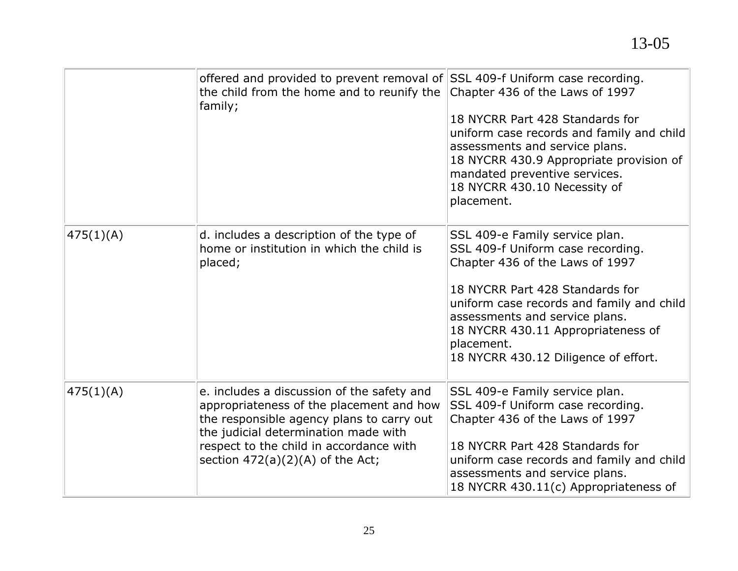| | | |
|---|---|---|
| | offered and provided to prevent removal of the child from the home and to reunify the family; | SSL 409-f Uniform case recording.<br>Chapter 436 of the Laws of 1997<br><br>18 NYCRR Part 428 Standards for uniform case records and family and child assessments and service plans.<br>18 NYCRR 430.9 Appropriate provision of mandated preventive services.<br>18 NYCRR 430.10 Necessity of placement. |
| 475(1)(A) | d. includes a description of the type of home or institution in which the child is placed; | SSL 409-e Family service plan.<br>SSL 409-f Uniform case recording.<br>Chapter 436 of the Laws of 1997<br><br>18 NYCRR Part 428 Standards for uniform case records and family and child assessments and service plans.<br>18 NYCRR 430.11 Appropriateness of placement.<br>18 NYCRR 430.12 Diligence of effort. |
| 475(1)(A) | e. includes a discussion of the safety and appropriateness of the placement and how the responsible agency plans to carry out the judicial determination made with respect to the child in accordance with section 472(a)(2)(A) of the Act; | SSL 409-e Family service plan.<br>SSL 409-f Uniform case recording.<br>Chapter 436 of the Laws of 1997<br><br>18 NYCRR Part 428 Standards for uniform case records and family and child assessments and service plans.<br>18 NYCRR 430.11(c) Appropriateness of |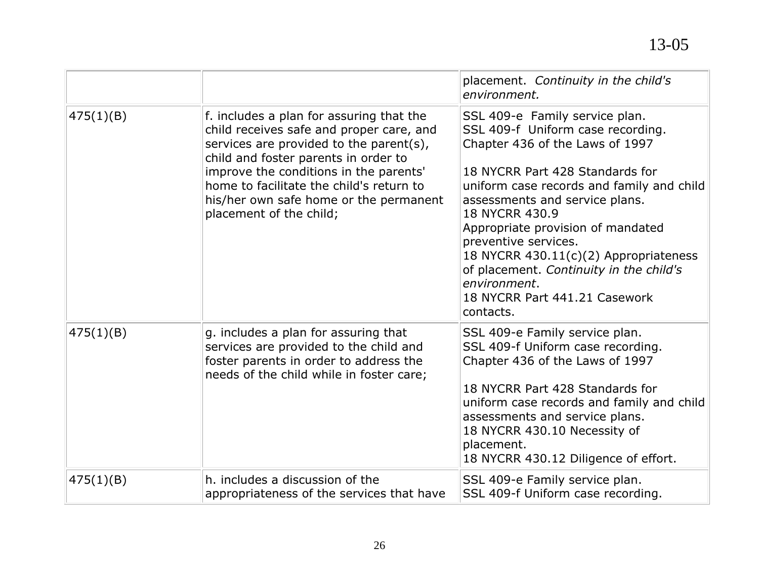| | | |
|---|---|---|
| | | placement. *Continuity in the child's environment.* |
| 475(1)(B) | f. includes a plan for assuring that the child receives safe and proper care, and services are provided to the parent(s), child and foster parents in order to improve the conditions in the parents' home to facilitate the child's return to his/her own safe home or the permanent placement of the child; | SSL 409-e Family service plan.<br>SSL 409-f Uniform case recording.<br>Chapter 436 of the Laws of 1997<br><br>18 NYCRR Part 428 Standards for uniform case records and family and child assessments and service plans.<br>18 NYCRR 430.9<br>Appropriate provision of mandated preventive services.<br>18 NYCRR 430.11(c)(2) Appropriateness of placement. *Continuity in the child's environment*.<br>18 NYCRR Part 441.21 Casework contacts. |
| 475(1)(B) | g. includes a plan for assuring that services are provided to the child and foster parents in order to address the needs of the child while in foster care; | SSL 409-e Family service plan.<br>SSL 409-f Uniform case recording.<br>Chapter 436 of the Laws of 1997<br><br>18 NYCRR Part 428 Standards for uniform case records and family and child assessments and service plans.<br>18 NYCRR 430.10 Necessity of placement.<br>18 NYCRR 430.12 Diligence of effort. |
| 475(1)(B) | h. includes a discussion of the appropriateness of the services that have | SSL 409-e Family service plan.<br>SSL 409-f Uniform case recording. |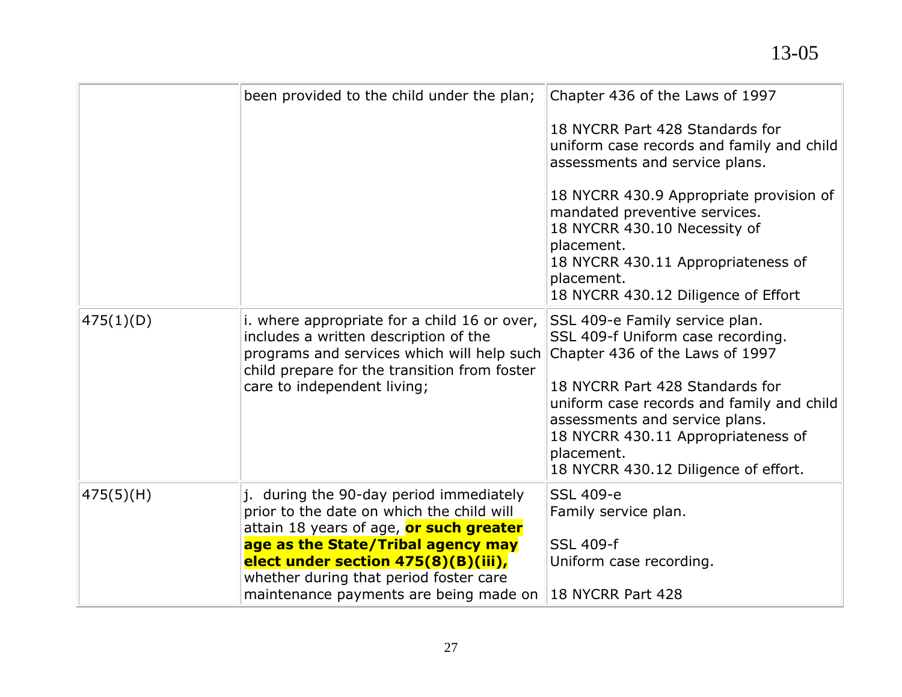| | | |
|---|---|---|
| | been provided to the child under the plan; | Chapter 436 of the Laws of 1997<br><br>18 NYCRR Part 428 Standards for uniform case records and family and child assessments and service plans.<br><br>18 NYCRR 430.9 Appropriate provision of mandated preventive services.<br>18 NYCRR 430.10 Necessity of placement.<br>18 NYCRR 430.11 Appropriateness of placement.<br>18 NYCRR 430.12 Diligence of Effort |
| 475(1)(D) | i. where appropriate for a child 16 or over, includes a written description of the programs and services which will help such child prepare for the transition from foster care to independent living; | SSL 409-e Family service plan.<br>SSL 409-f Uniform case recording.<br>Chapter 436 of the Laws of 1997<br><br>18 NYCRR Part 428 Standards for uniform case records and family and child assessments and service plans.<br>18 NYCRR 430.11 Appropriateness of placement.<br>18 NYCRR 430.12 Diligence of effort. |
| 475(5)(H) | j. during the 90-day period immediately prior to the date on which the child will attain 18 years of age, **or such greater age as the State/Tribal agency may elect under section 475(8)(B)(iii),** whether during that period foster care maintenance payments are being made on | SSL 409-e<br>Family service plan.<br><br>SSL 409-f<br>Uniform case recording.<br><br>18 NYCRR Part 428 |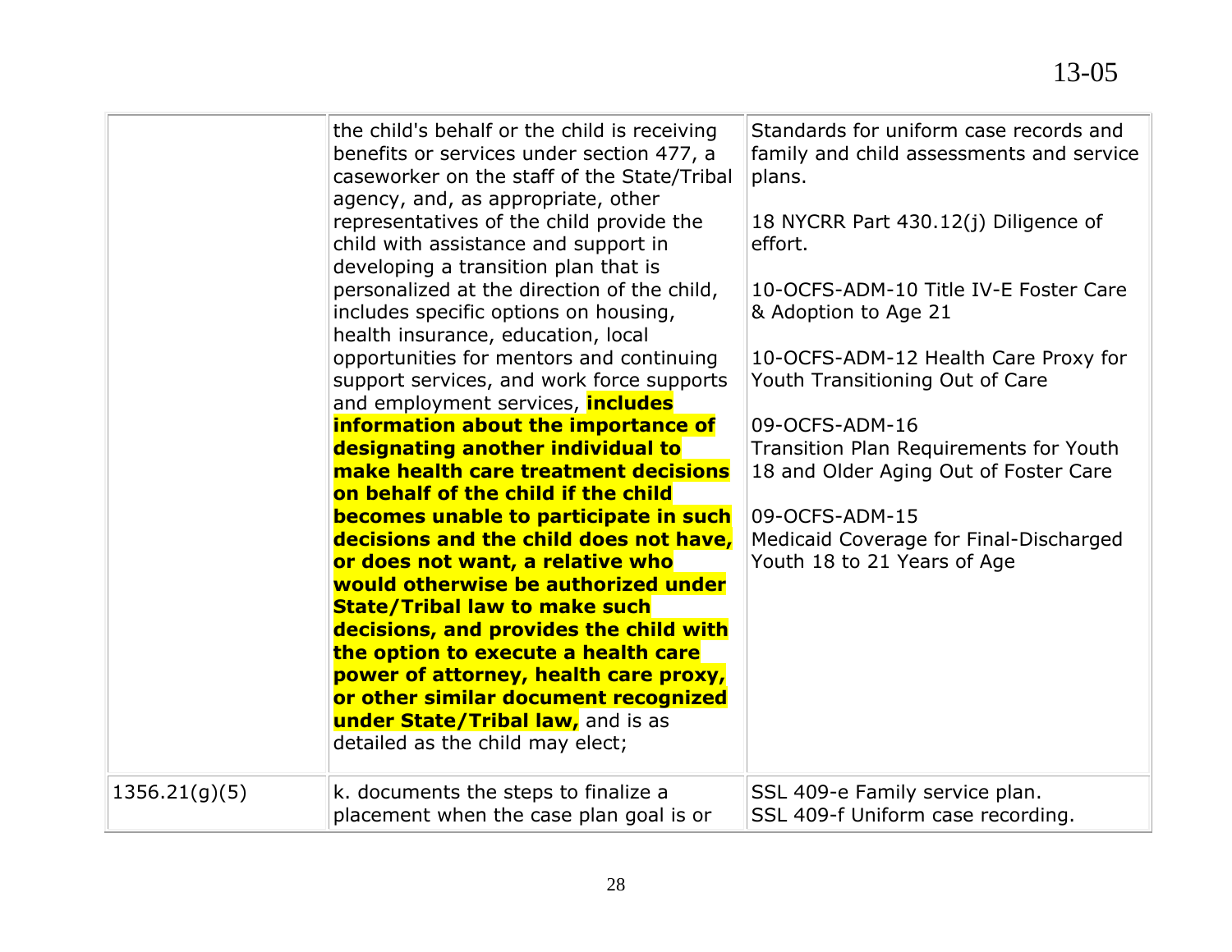| | | |
|---|---|---|
| | the child's behalf or the child is receiving benefits or services under section 477, a caseworker on the staff of the State/Tribal agency, and, as appropriate, other representatives of the child provide the child with assistance and support in developing a transition plan that is personalized at the direction of the child, includes specific options on housing, health insurance, education, local opportunities for mentors and continuing support services, and work force supports and employment services, **includes information about the importance of designating another individual to make health care treatment decisions on behalf of the child if the child becomes unable to participate in such decisions and the child does not have, or does not want, a relative who would otherwise be authorized under State/Tribal law to make such decisions, and provides the child with the option to execute a health care power of attorney, health care proxy, or other similar document recognized under State/Tribal law,** and is as detailed as the child may elect; | Standards for uniform case records and family and child assessments and service plans.<br><br>18 NYCRR Part 430.12(j) Diligence of effort.<br><br>10-OCFS-ADM-10 Title IV-E Foster Care & Adoption to Age 21<br><br>10-OCFS-ADM-12 Health Care Proxy for Youth Transitioning Out of Care<br><br>09-OCFS-ADM-16 Transition Plan Requirements for Youth 18 and Older Aging Out of Foster Care<br><br>09-OCFS-ADM-15 Medicaid Coverage for Final-Discharged Youth 18 to 21 Years of Age |
| 1356.21(g)(5) | k. documents the steps to finalize a placement when the case plan goal is or | SSL 409-e Family service plan.<br>SSL 409-f Uniform case recording. |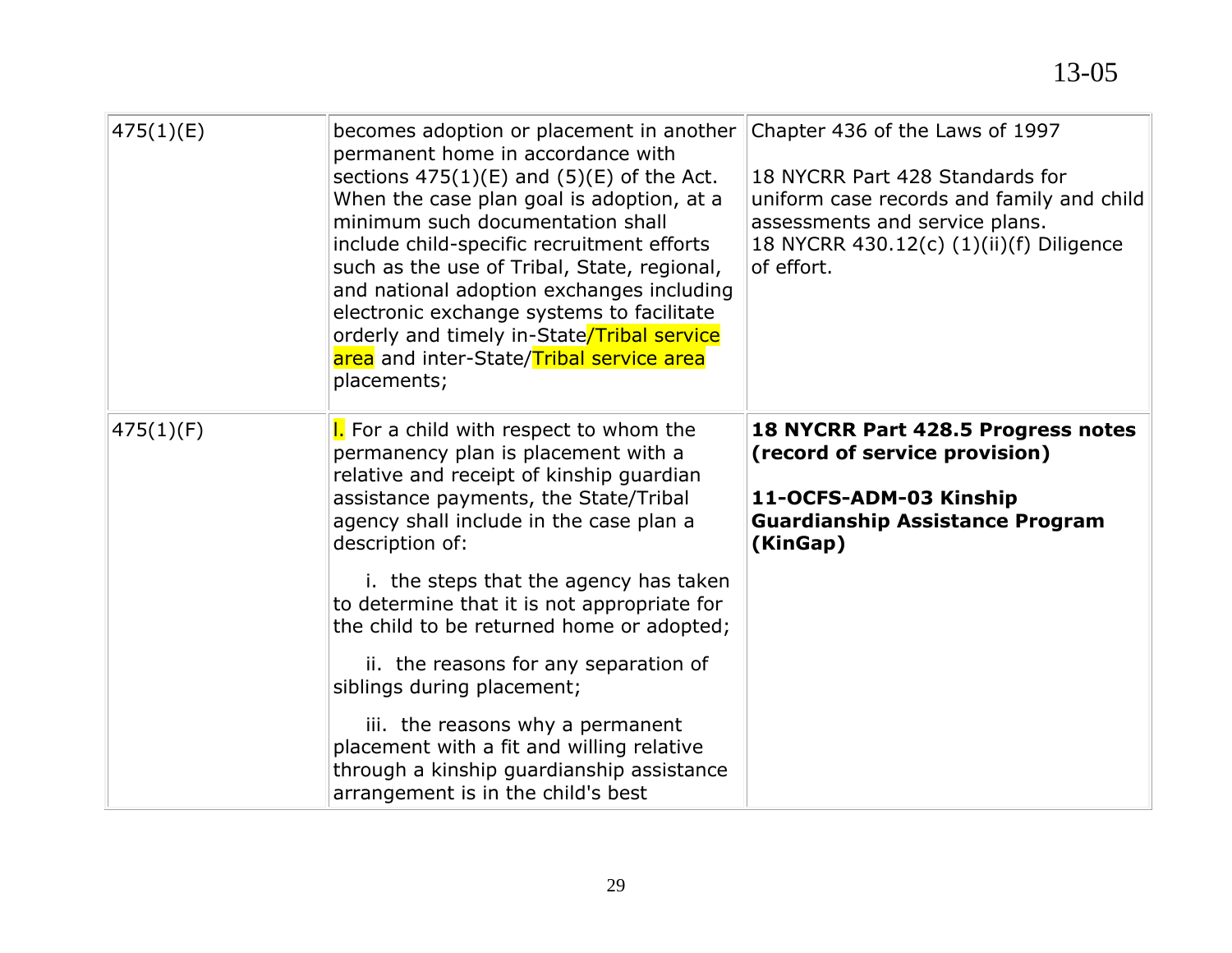| | | |
|---|---|---|
| 475(1)(E) | becomes adoption or placement in another permanent home in accordance with sections 475(1)(E) and (5)(E) of the Act. When the case plan goal is adoption, at a minimum such documentation shall include child-specific recruitment efforts such as the use of Tribal, State, regional, and national adoption exchanges including electronic exchange systems to facilitate orderly and timely in-State/Tribal service area and inter-State/Tribal service area placements; | Chapter 436 of the Laws of 1997<br><br>18 NYCRR Part 428 Standards for uniform case records and family and child assessments and service plans.<br>18 NYCRR 430.12(c) (1)(ii)(f) Diligence of effort. |
| 475(1)(F) | l. For a child with respect to whom the permanency plan is placement with a relative and receipt of kinship guardian assistance payments, the State/Tribal agency shall include in the case plan a description of:<br><br>i. the steps that the agency has taken to determine that it is not appropriate for the child to be returned home or adopted;<br><br>ii. the reasons for any separation of siblings during placement;<br><br>iii. the reasons why a permanent placement with a fit and willing relative through a kinship guardianship assistance arrangement is in the child's best | **18 NYCRR Part 428.5 Progress notes (record of service provision)**<br><br>**11-OCFS-ADM-03 Kinship Guardianship Assistance Program (KinGap)** |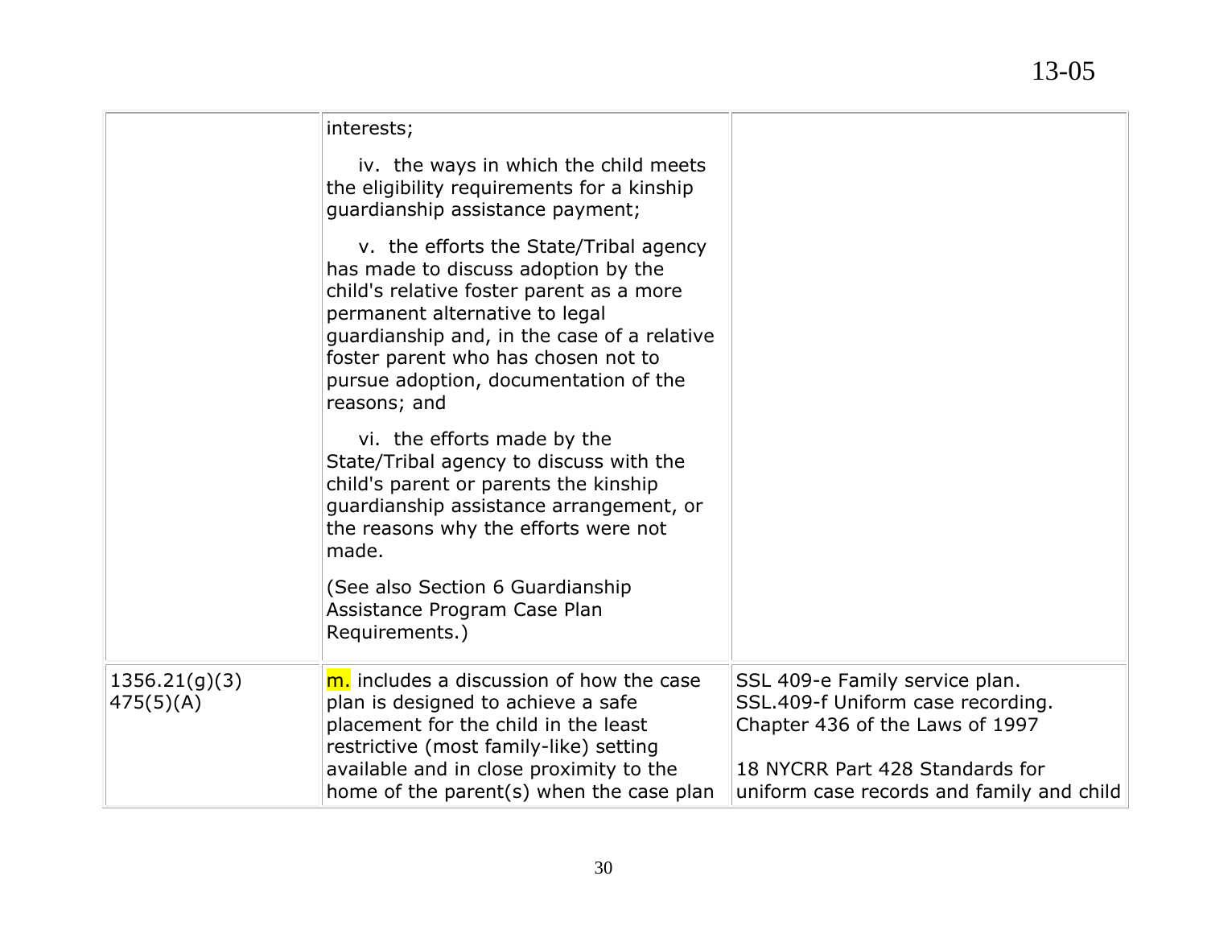| | | |
|---|---|---|
| | interests;<br><br>iv. the ways in which the child meets the eligibility requirements for a kinship guardianship assistance payment;<br><br>v. the efforts the State/Tribal agency has made to discuss adoption by the child's relative foster parent as a more permanent alternative to legal guardianship and, in the case of a relative foster parent who has chosen not to pursue adoption, documentation of the reasons; and<br><br>vi. the efforts made by the State/Tribal agency to discuss with the child's parent or parents the kinship guardianship assistance arrangement, or the reasons why the efforts were not made.<br><br>(See also Section 6 Guardianship Assistance Program Case Plan Requirements.) | |
| 1356.21(g)(3)<br>475(5)(A) | m. includes a discussion of how the case plan is designed to achieve a safe placement for the child in the least restrictive (most family-like) setting available and in close proximity to the home of the parent(s) when the case plan | SSL 409-e Family service plan.<br>SSL.409-f Uniform case recording.<br>Chapter 436 of the Laws of 1997<br><br>18 NYCRR Part 428 Standards for uniform case records and family and child |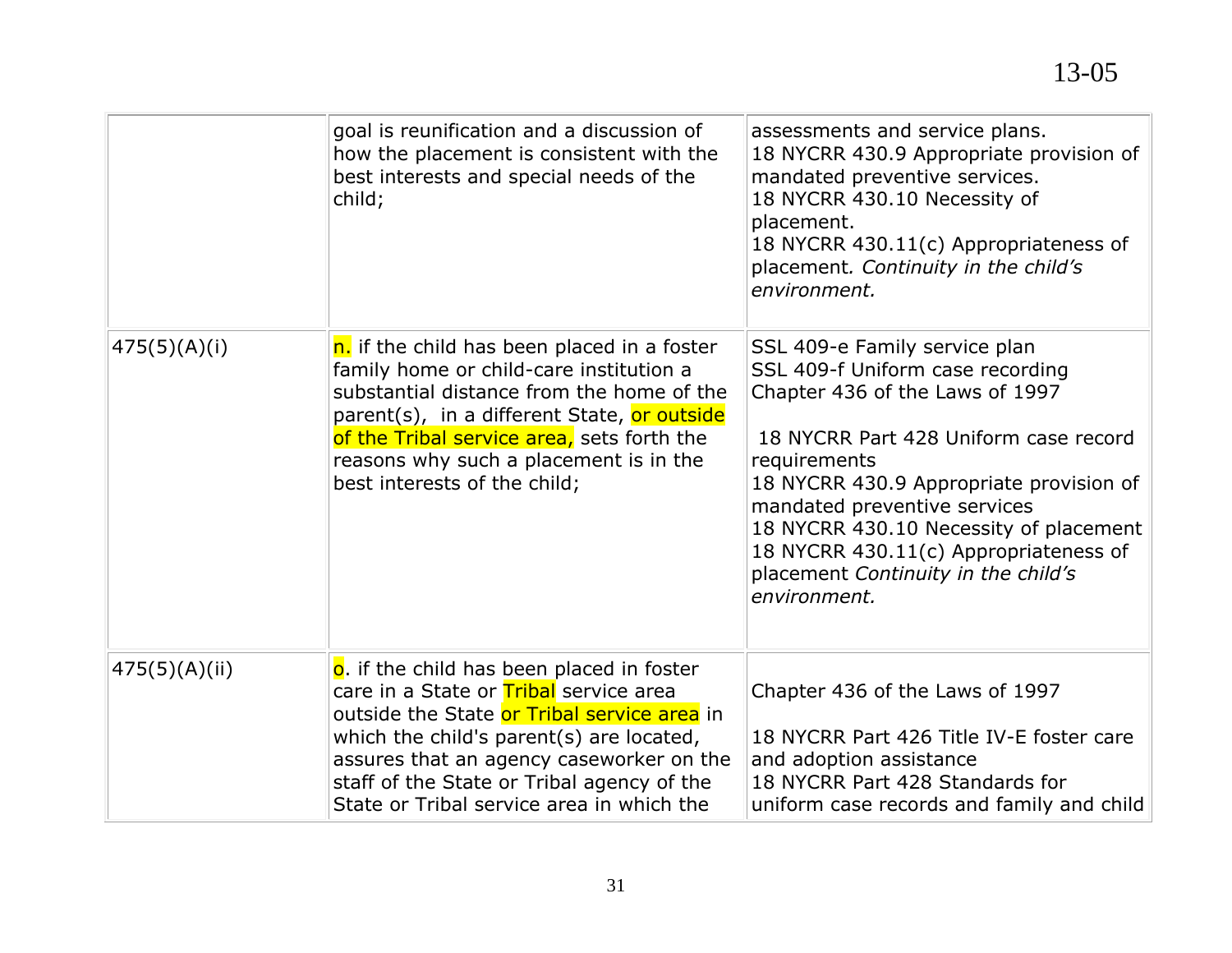| | | |
|---|---|---|
| | goal is reunification and a discussion of how the placement is consistent with the best interests and special needs of the child; | assessments and service plans.<br>18 NYCRR 430.9 Appropriate provision of mandated preventive services.<br>18 NYCRR 430.10 Necessity of placement.<br>18 NYCRR 430.11(c) Appropriateness of placement. *Continuity in the child's environment.* |
| 475(5)(A)(i) | n. if the child has been placed in a foster family home or child-care institution a substantial distance from the home of the parent(s), in a different State, or outside of the Tribal service area, sets forth the reasons why such a placement is in the best interests of the child; | SSL 409-e Family service plan<br>SSL 409-f Uniform case recording<br>Chapter 436 of the Laws of 1997<br><br>18 NYCRR Part 428 Uniform case record requirements<br>18 NYCRR 430.9 Appropriate provision of mandated preventive services<br>18 NYCRR 430.10 Necessity of placement<br>18 NYCRR 430.11(c) Appropriateness of placement *Continuity in the child's environment.* |
| 475(5)(A)(ii) | o. if the child has been placed in foster care in a State or Tribal service area outside the State or Tribal service area in which the child's parent(s) are located, assures that an agency caseworker on the staff of the State or Tribal agency of the State or Tribal service area in which the | Chapter 436 of the Laws of 1997<br><br>18 NYCRR Part 426 Title IV-E foster care and adoption assistance<br>18 NYCRR Part 428 Standards for uniform case records and family and child |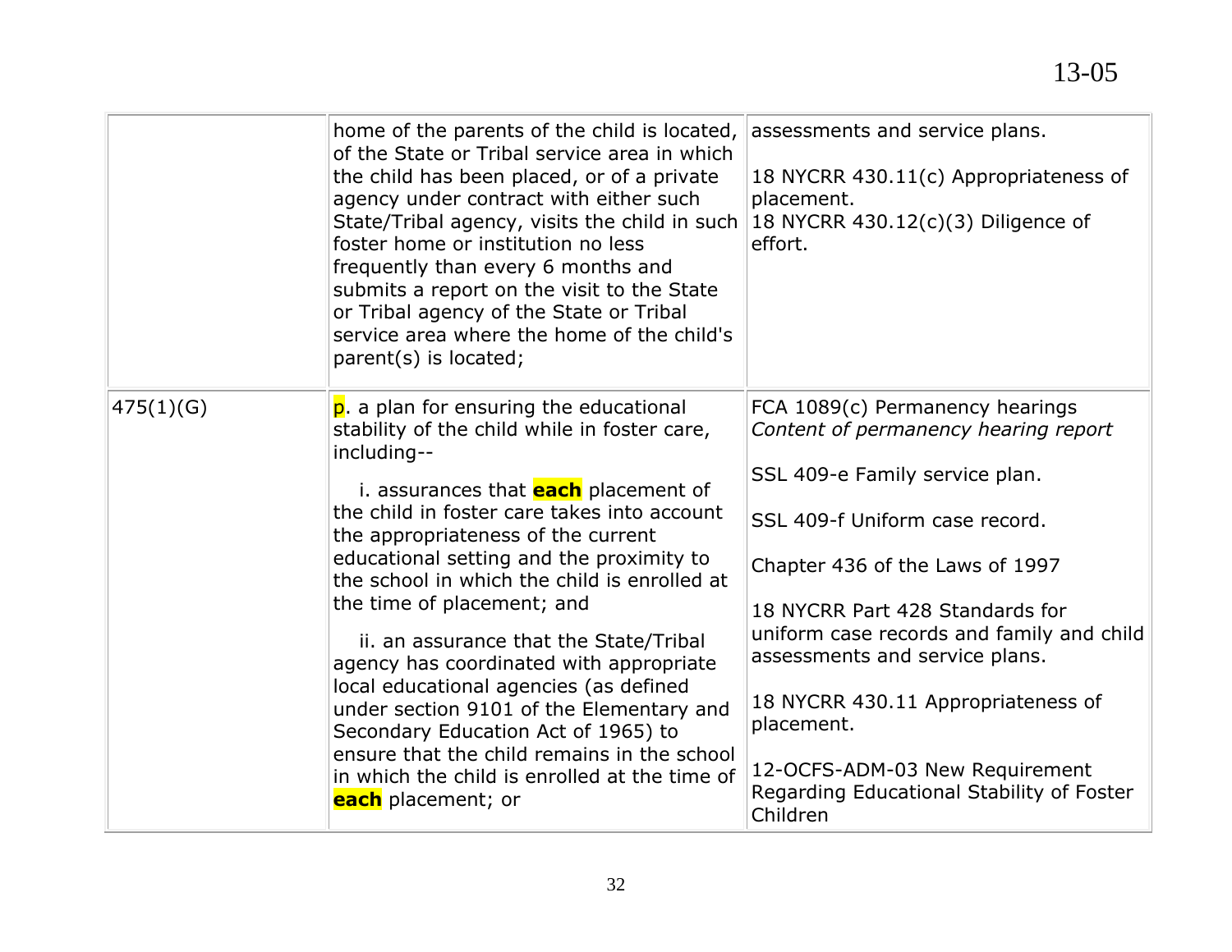| | | |
|---|---|---|
| | home of the parents of the child is located, of the State or Tribal service area in which the child has been placed, or of a private agency under contract with either such State/Tribal agency, visits the child in such foster home or institution no less frequently than every 6 months and submits a report on the visit to the State or Tribal agency of the State or Tribal service area where the home of the child's parent(s) is located; | assessments and service plans.<br><br>18 NYCRR 430.11(c) Appropriateness of placement.<br>18 NYCRR 430.12(c)(3) Diligence of effort. |
| 475(1)(G) | p. a plan for ensuring the educational stability of the child while in foster care, including--<br><br>i. assurances that **each** placement of the child in foster care takes into account the appropriateness of the current educational setting and the proximity to the school in which the child is enrolled at the time of placement; and<br><br>ii. an assurance that the State/Tribal agency has coordinated with appropriate local educational agencies (as defined under section 9101 of the Elementary and Secondary Education Act of 1965) to ensure that the child remains in the school in which the child is enrolled at the time of **each** placement; or | FCA 1089(c) Permanency hearings *Content of permanency hearing report*<br><br>SSL 409-e Family service plan.<br><br>SSL 409-f Uniform case record.<br><br>Chapter 436 of the Laws of 1997<br><br>18 NYCRR Part 428 Standards for uniform case records and family and child assessments and service plans.<br><br>18 NYCRR 430.11 Appropriateness of placement.<br><br>12-OCFS-ADM-03 New Requirement Regarding Educational Stability of Foster Children |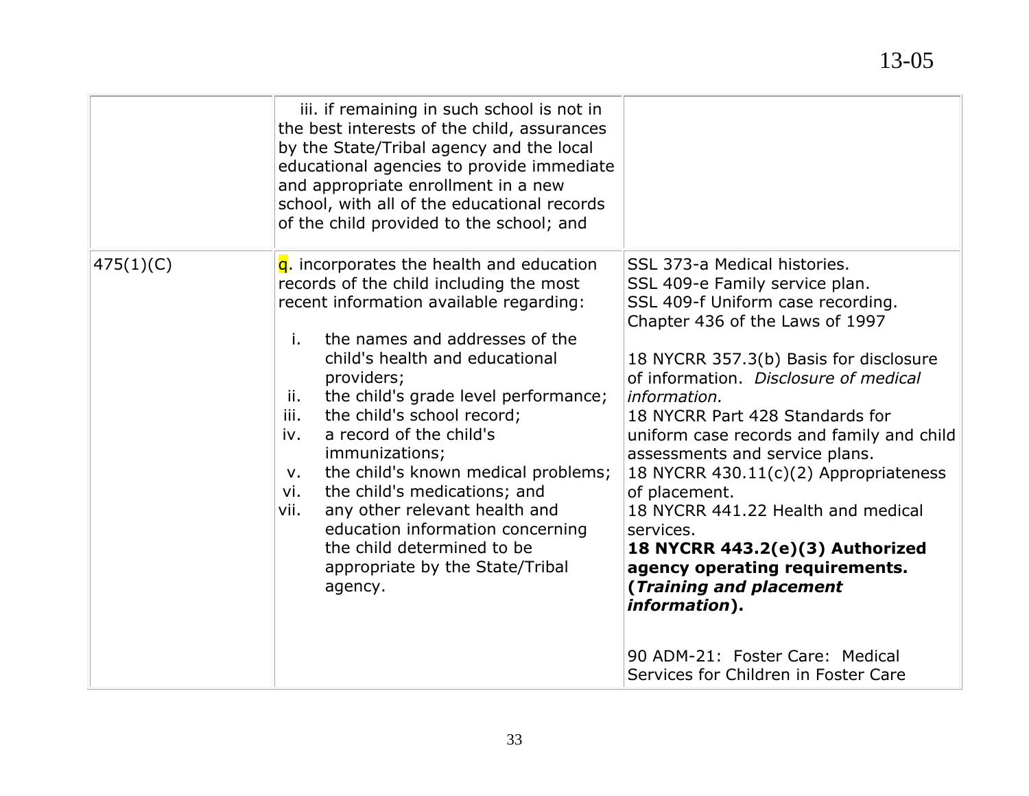| | | |
|---|---|---|
| | iii. if remaining in such school is not in the best interests of the child, assurances by the State/Tribal agency and the local educational agencies to provide immediate and appropriate enrollment in a new school, with all of the educational records of the child provided to the school; and | |
| 475(1)(C) | q. incorporates the health and education records of the child including the most recent information available regarding:<br><br>i. the names and addresses of the child's health and educational providers;<br>ii. the child's grade level performance;<br>iii. the child's school record;<br>iv. a record of the child's immunizations;<br>v. the child's known medical problems;<br>vi. the child's medications; and<br>vii. any other relevant health and education information concerning the child determined to be appropriate by the State/Tribal agency. | SSL 373-a Medical histories.<br>SSL 409-e Family service plan.<br>SSL 409-f Uniform case recording.<br>Chapter 436 of the Laws of 1997<br><br>18 NYCRR 357.3(b) Basis for disclosure of information. *Disclosure of medical information.*<br>18 NYCRR Part 428 Standards for uniform case records and family and child assessments and service plans.<br>18 NYCRR 430.11(c)(2) Appropriateness of placement.<br>18 NYCRR 441.22 Health and medical services.<br>**18 NYCRR 443.2(e)(3) Authorized agency operating requirements. (*Training and placement information*).**<br><br>90 ADM-21: Foster Care: Medical Services for Children in Foster Care |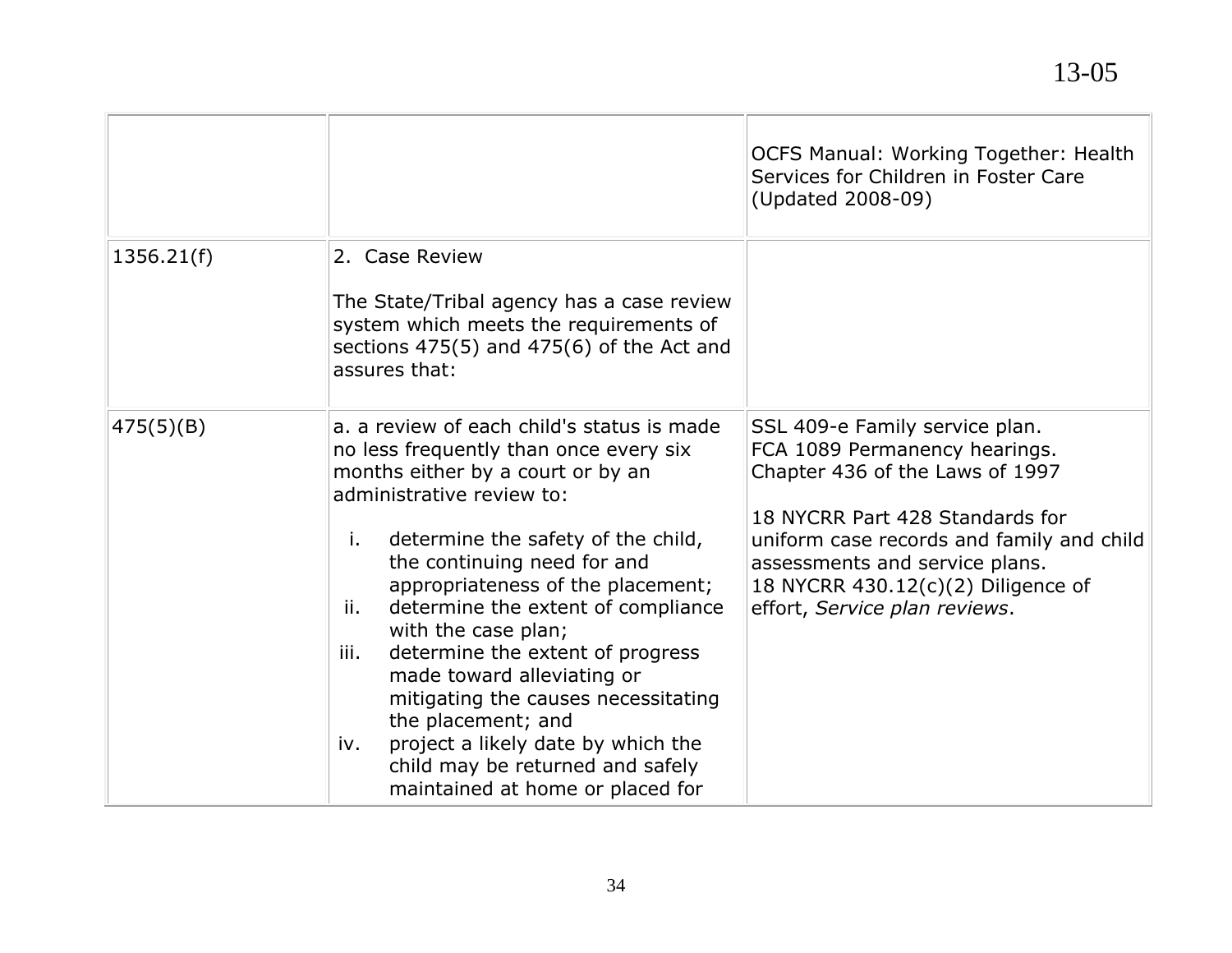| | | |
|---|---|---|
| | | OCFS Manual: Working Together: Health Services for Children in Foster Care (Updated 2008-09) |
| 1356.21(f) | 2. Case Review<br><br>The State/Tribal agency has a case review system which meets the requirements of sections 475(5) and 475(6) of the Act and assures that: | |
| 475(5)(B) | a. a review of each child's status is made no less frequently than once every six months either by a court or by an administrative review to:<br><br>i. determine the safety of the child, the continuing need for and appropriateness of the placement;<br>ii. determine the extent of compliance with the case plan;<br>iii. determine the extent of progress made toward alleviating or mitigating the causes necessitating the placement; and<br>iv. project a likely date by which the child may be returned and safely maintained at home or placed for | SSL 409-e Family service plan.<br>FCA 1089 Permanency hearings.<br>Chapter 436 of the Laws of 1997<br><br>18 NYCRR Part 428 Standards for uniform case records and family and child assessments and service plans.<br>18 NYCRR 430.12(c)(2) Diligence of effort, *Service plan reviews*. |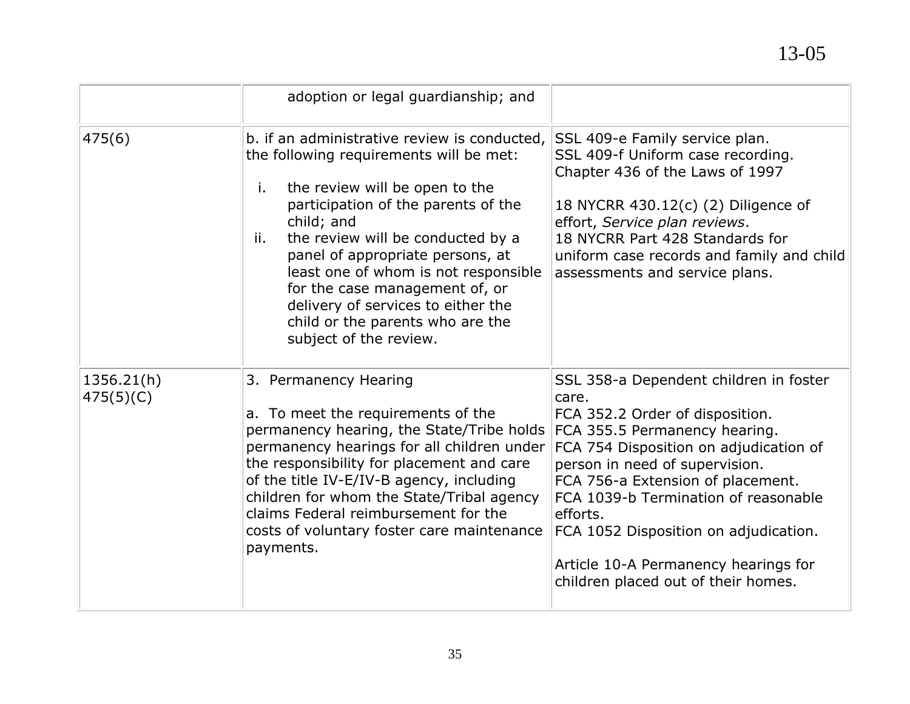|  |  |  |
|---|---|---|
|  | adoption or legal guardianship; and |  |
| 475(6) | b. if an administrative review is conducted, the following requirements will be met:<br><br>i. the review will be open to the participation of the parents of the child; and<br>ii. the review will be conducted by a panel of appropriate persons, at least one of whom is not responsible for the case management of, or delivery of services to either the child or the parents who are the subject of the review. | SSL 409-e Family service plan.<br>SSL 409-f Uniform case recording.<br>Chapter 436 of the Laws of 1997<br><br>18 NYCRR 430.12(c) (2) Diligence of effort, *Service plan reviews*.<br>18 NYCRR Part 428 Standards for uniform case records and family and child assessments and service plans. |
| 1356.21(h)<br>475(5)(C) | 3. Permanency Hearing<br><br>a. To meet the requirements of the permanency hearing, the State/Tribe holds permanency hearings for all children under the responsibility for placement and care of the title IV-E/IV-B agency, including children for whom the State/Tribal agency claims Federal reimbursement for the costs of voluntary foster care maintenance payments. | SSL 358-a Dependent children in foster care.<br>FCA 352.2 Order of disposition.<br>FCA 355.5 Permanency hearing.<br>FCA 754 Disposition on adjudication of person in need of supervision.<br>FCA 756-a Extension of placement.<br>FCA 1039-b Termination of reasonable efforts.<br>FCA 1052 Disposition on adjudication.<br><br>Article 10-A Permanency hearings for children placed out of their homes. |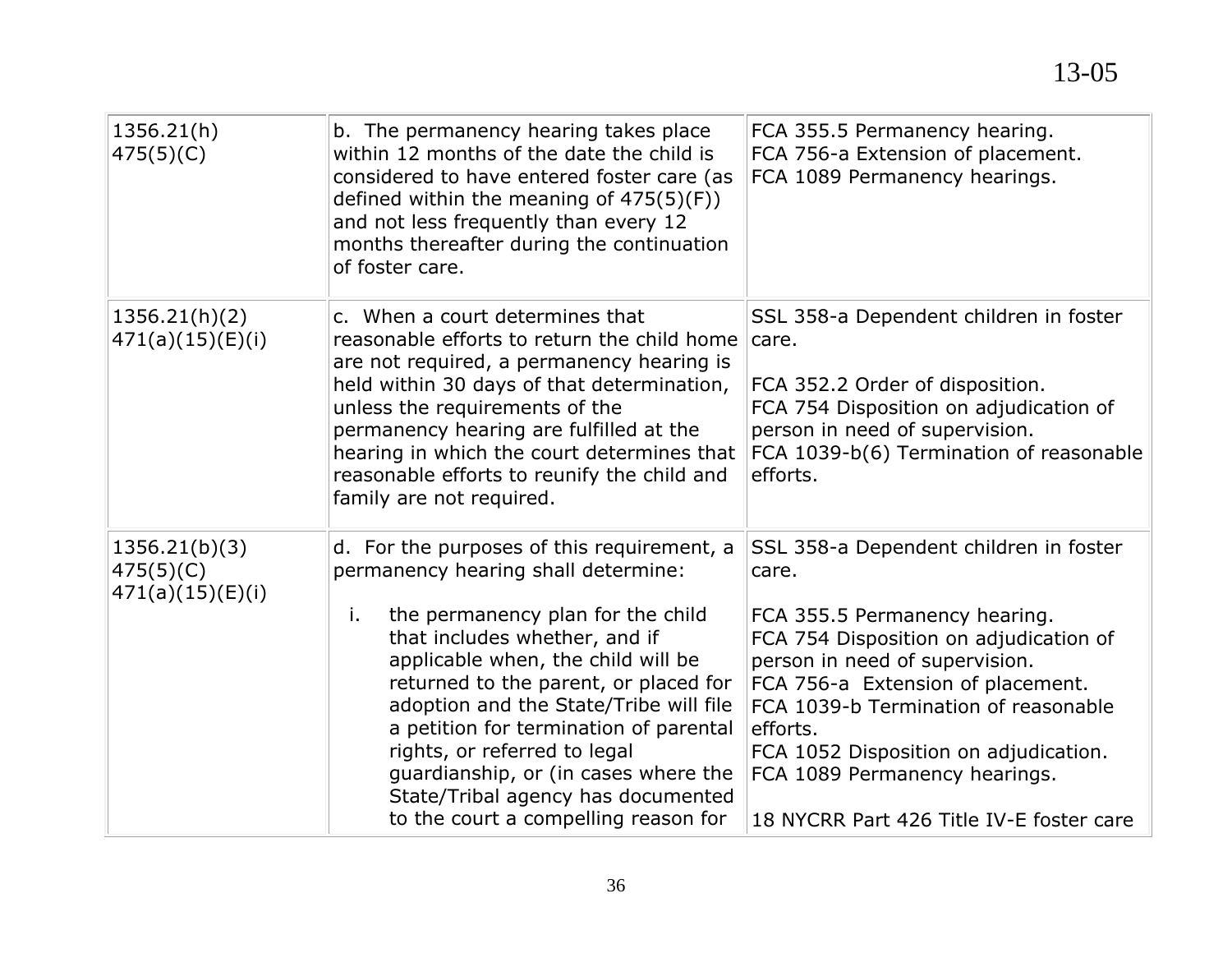| | | |
|---|---|---|
| 1356.21(h)<br>475(5)(C) | b. The permanency hearing takes place within 12 months of the date the child is considered to have entered foster care (as defined within the meaning of 475(5)(F)) and not less frequently than every 12 months thereafter during the continuation of foster care. | FCA 355.5 Permanency hearing.<br>FCA 756-a Extension of placement.<br>FCA 1089 Permanency hearings. |
| 1356.21(h)(2)<br>471(a)(15)(E)(i) | c. When a court determines that reasonable efforts to return the child home are not required, a permanency hearing is held within 30 days of that determination, unless the requirements of the permanency hearing are fulfilled at the hearing in which the court determines that reasonable efforts to reunify the child and family are not required. | SSL 358-a Dependent children in foster care.<br><br>FCA 352.2 Order of disposition.<br>FCA 754 Disposition on adjudication of person in need of supervision.<br>FCA 1039-b(6) Termination of reasonable efforts. |
| 1356.21(b)(3)<br>475(5)(C)<br>471(a)(15)(E)(i) | d. For the purposes of this requirement, a permanency hearing shall determine:<br><br>i. the permanency plan for the child that includes whether, and if applicable when, the child will be returned to the parent, or placed for adoption and the State/Tribe will file a petition for termination of parental rights, or referred to legal guardianship, or (in cases where the State/Tribal agency has documented to the court a compelling reason for | SSL 358-a Dependent children in foster care.<br><br>FCA 355.5 Permanency hearing.<br>FCA 754 Disposition on adjudication of person in need of supervision.<br>FCA 756-a Extension of placement.<br>FCA 1039-b Termination of reasonable efforts.<br>FCA 1052 Disposition on adjudication.<br>FCA 1089 Permanency hearings.<br><br>18 NYCRR Part 426 Title IV-E foster care |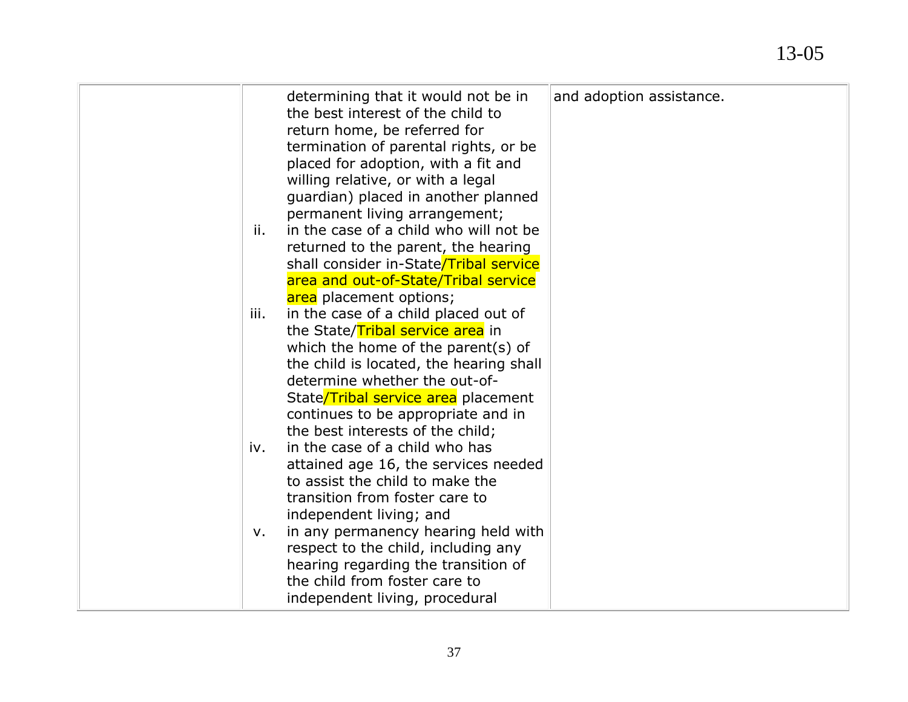| | | |
|---|---|---|
| | determining that it would not be in the best interest of the child to return home, be referred for termination of parental rights, or be placed for adoption, with a fit and willing relative, or with a legal guardian) placed in another planned permanent living arrangement;<br>ii. in the case of a child who will not be returned to the parent, the hearing shall consider in-State/Tribal service area and out-of-State/Tribal service area placement options;<br>iii. in the case of a child placed out of the State/Tribal service area in which the home of the parent(s) of the child is located, the hearing shall determine whether the out-of-State/Tribal service area placement continues to be appropriate and in the best interests of the child;<br>iv. in the case of a child who has attained age 16, the services needed to assist the child to make the transition from foster care to independent living; and<br>v. in any permanency hearing held with respect to the child, including any hearing regarding the transition of the child from foster care to independent living, procedural | and adoption assistance. |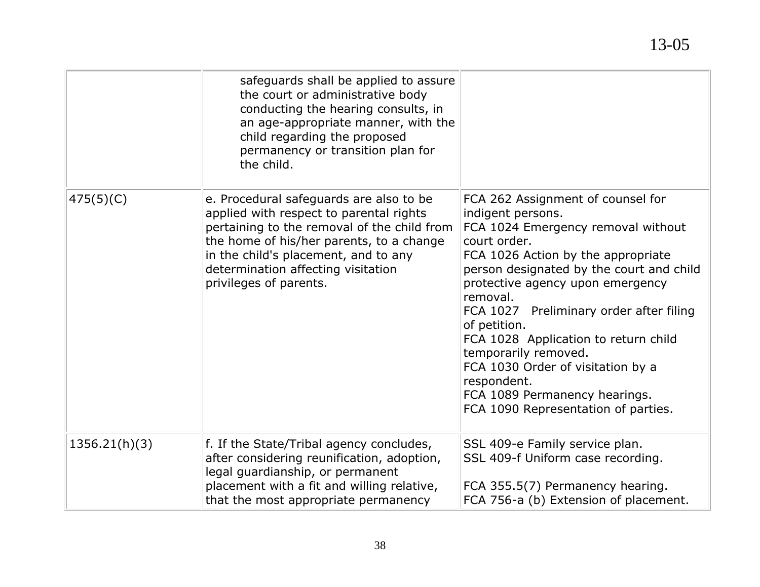| | | |
|---|---|---|
| | safeguards shall be applied to assure the court or administrative body conducting the hearing consults, in an age-appropriate manner, with the child regarding the proposed permanency or transition plan for the child. | |
| 475(5)(C) | e. Procedural safeguards are also to be applied with respect to parental rights pertaining to the removal of the child from the home of his/her parents, to a change in the child's placement, and to any determination affecting visitation privileges of parents. | FCA 262 Assignment of counsel for indigent persons.<br>FCA 1024 Emergency removal without court order.<br>FCA 1026 Action by the appropriate person designated by the court and child protective agency upon emergency removal.<br>FCA 1027 Preliminary order after filing of petition.<br>FCA 1028 Application to return child temporarily removed.<br>FCA 1030 Order of visitation by a respondent.<br>FCA 1089 Permanency hearings.<br>FCA 1090 Representation of parties. |
| 1356.21(h)(3) | f. If the State/Tribal agency concludes, after considering reunification, adoption, legal guardianship, or permanent placement with a fit and willing relative, that the most appropriate permanency | SSL 409-e Family service plan.<br>SSL 409-f Uniform case recording.<br><br>FCA 355.5(7) Permanency hearing.<br>FCA 756-a (b) Extension of placement. |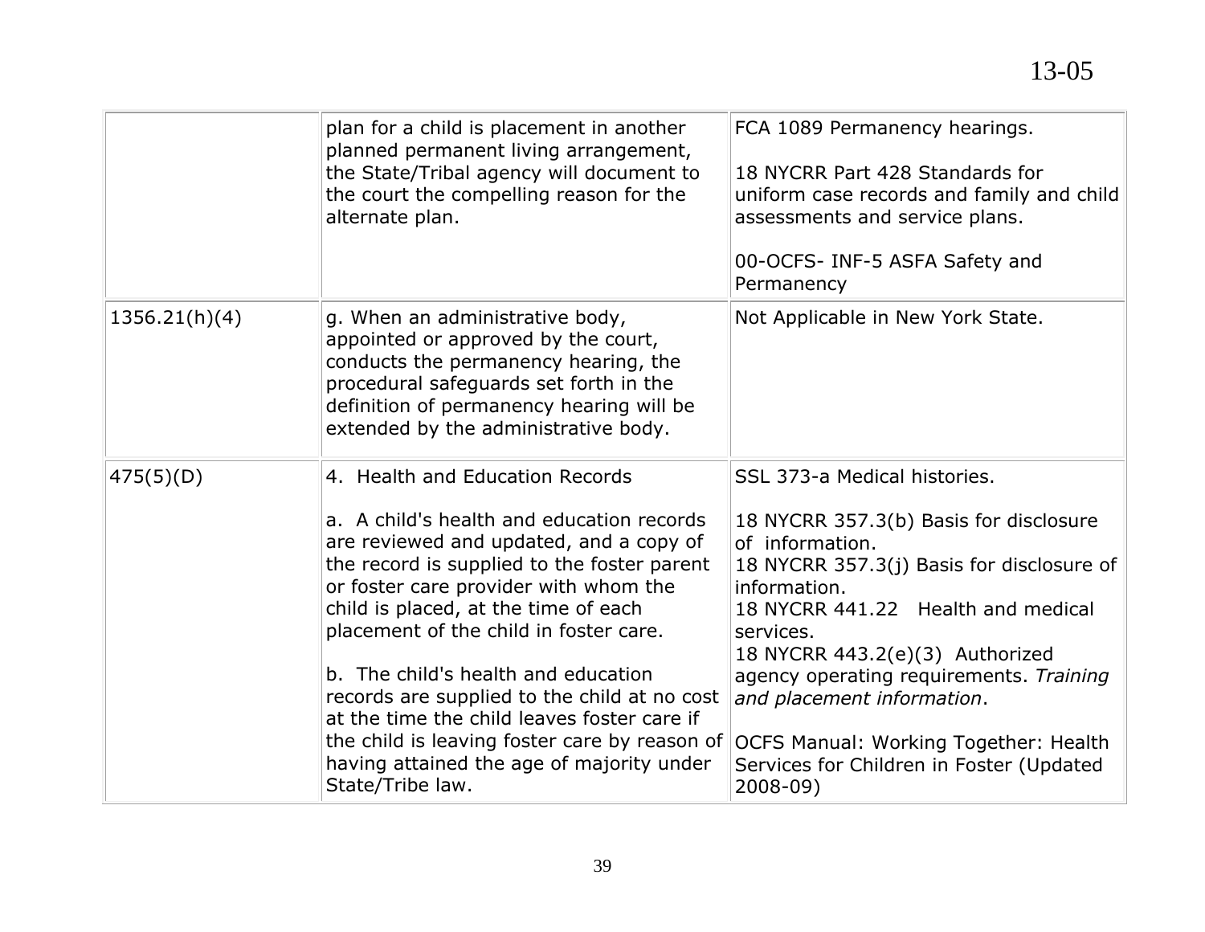| | | |
|---|---|---|
| | plan for a child is placement in another planned permanent living arrangement, the State/Tribal agency will document to the court the compelling reason for the alternate plan. | FCA 1089 Permanency hearings.<br><br>18 NYCRR Part 428 Standards for uniform case records and family and child assessments and service plans.<br><br>00-OCFS- INF-5 ASFA Safety and Permanency |
| 1356.21(h)(4) | g. When an administrative body, appointed or approved by the court, conducts the permanency hearing, the procedural safeguards set forth in the definition of permanency hearing will be extended by the administrative body. | Not Applicable in New York State. |
| 475(5)(D) | 4. Health and Education Records<br><br>a. A child's health and education records are reviewed and updated, and a copy of the record is supplied to the foster parent or foster care provider with whom the child is placed, at the time of each placement of the child in foster care.<br><br>b. The child's health and education records are supplied to the child at no cost at the time the child leaves foster care if the child is leaving foster care by reason of having attained the age of majority under State/Tribe law. | SSL 373-a Medical histories.<br><br>18 NYCRR 357.3(b) Basis for disclosure of information.<br>18 NYCRR 357.3(j) Basis for disclosure of information.<br>18 NYCRR 441.22 Health and medical services.<br>18 NYCRR 443.2(e)(3) Authorized agency operating requirements. *Training and placement information*.<br><br>OCFS Manual: Working Together: Health Services for Children in Foster (Updated 2008-09) |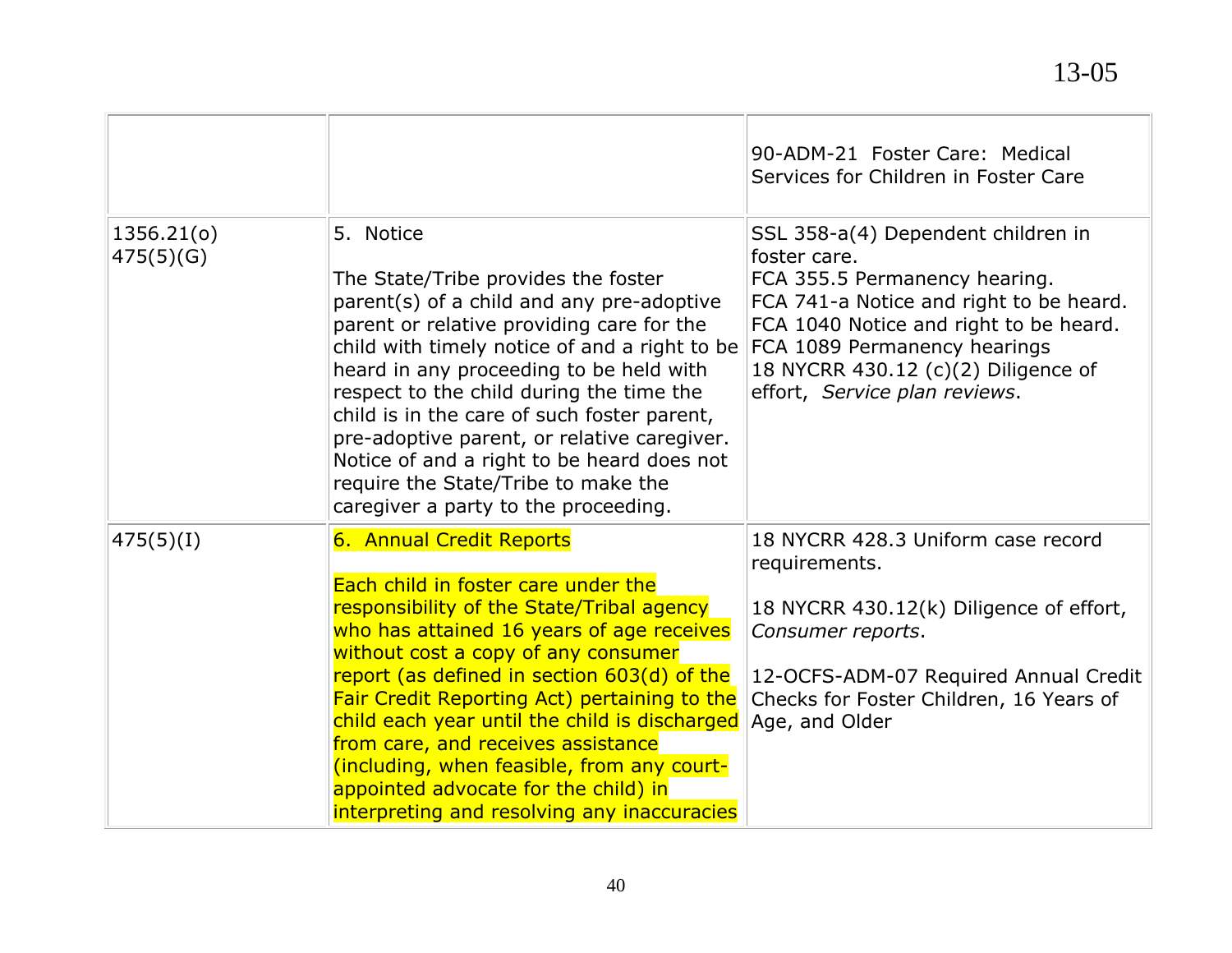| | | |
|---|---|---|
| | | 90-ADM-21 Foster Care: Medical Services for Children in Foster Care |
| 1356.21(o)<br>475(5)(G) | 5. Notice<br><br>The State/Tribe provides the foster parent(s) of a child and any pre-adoptive parent or relative providing care for the child with timely notice of and a right to be heard in any proceeding to be held with respect to the child during the time the child is in the care of such foster parent, pre-adoptive parent, or relative caregiver. Notice of and a right to be heard does not require the State/Tribe to make the caregiver a party to the proceeding. | SSL 358-a(4) Dependent children in foster care.<br>FCA 355.5 Permanency hearing.<br>FCA 741-a Notice and right to be heard.<br>FCA 1040 Notice and right to be heard.<br>FCA 1089 Permanency hearings<br>18 NYCRR 430.12 (c)(2) Diligence of effort, *Service plan reviews*. |
| 475(5)(I) | 6. Annual Credit Reports<br><br>Each child in foster care under the responsibility of the State/Tribal agency who has attained 16 years of age receives without cost a copy of any consumer report (as defined in section 603(d) of the Fair Credit Reporting Act) pertaining to the child each year until the child is discharged from care, and receives assistance (including, when feasible, from any court-appointed advocate for the child) in interpreting and resolving any inaccuracies | 18 NYCRR 428.3 Uniform case record requirements.<br><br>18 NYCRR 430.12(k) Diligence of effort, *Consumer reports*.<br><br>12-OCFS-ADM-07 Required Annual Credit Checks for Foster Children, 16 Years of Age, and Older |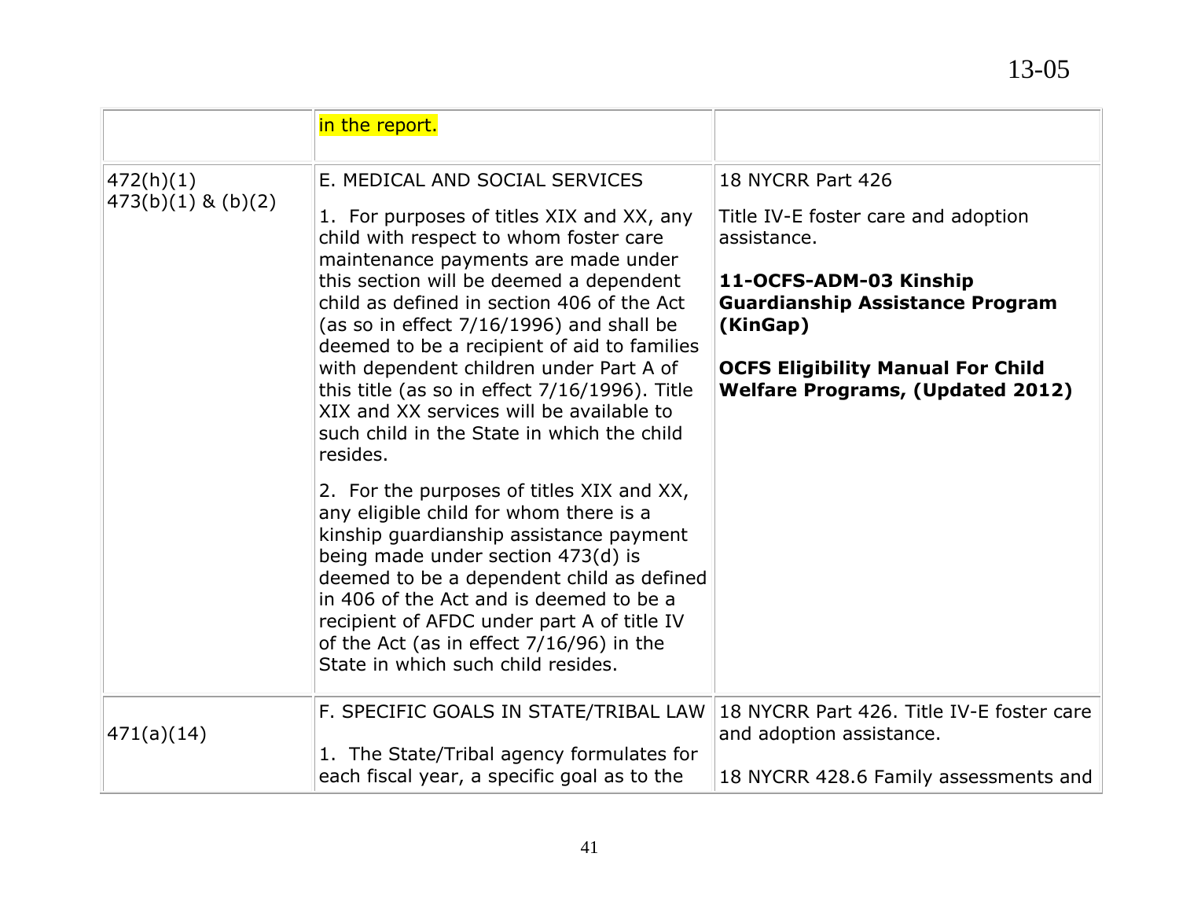| | | |
|---|---|---|
| | in the report. | |
| 472(h)(1)<br>473(b)(1) & (b)(2) | E. MEDICAL AND SOCIAL SERVICES<br><br>1. For purposes of titles XIX and XX, any child with respect to whom foster care maintenance payments are made under this section will be deemed a dependent child as defined in section 406 of the Act (as so in effect 7/16/1996) and shall be deemed to be a recipient of aid to families with dependent children under Part A of this title (as so in effect 7/16/1996). Title XIX and XX services will be available to such child in the State in which the child resides.<br><br>2. For the purposes of titles XIX and XX, any eligible child for whom there is a kinship guardianship assistance payment being made under section 473(d) is deemed to be a dependent child as defined in 406 of the Act and is deemed to be a recipient of AFDC under part A of title IV of the Act (as in effect 7/16/96) in the State in which such child resides. | 18 NYCRR Part 426<br><br>Title IV-E foster care and adoption assistance.<br><br>**11-OCFS-ADM-03 Kinship Guardianship Assistance Program (KinGap)**<br><br>**OCFS Eligibility Manual For Child Welfare Programs, (Updated 2012)** |
| 471(a)(14) | F. SPECIFIC GOALS IN STATE/TRIBAL LAW<br><br>1. The State/Tribal agency formulates for each fiscal year, a specific goal as to the | 18 NYCRR Part 426. Title IV-E foster care and adoption assistance.<br><br>18 NYCRR 428.6 Family assessments and |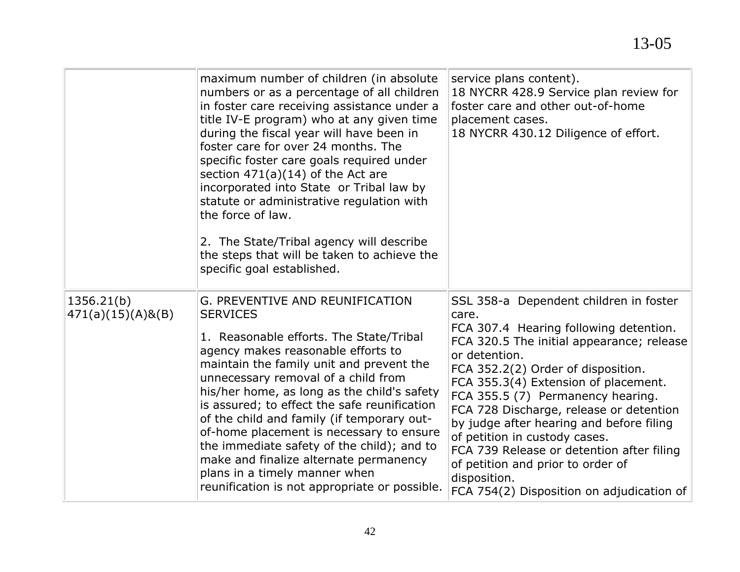|  |  |  |
|---|---|---|
|  | maximum number of children (in absolute numbers or as a percentage of all children in foster care receiving assistance under a title IV-E program) who at any given time during the fiscal year will have been in foster care for over 24 months. The specific foster care goals required under section 471(a)(14) of the Act are incorporated into State or Tribal law by statute or administrative regulation with the force of law.<br><br>2. The State/Tribal agency will describe the steps that will be taken to achieve the specific goal established. | service plans content).<br>18 NYCRR 428.9 Service plan review for foster care and other out-of-home placement cases.<br>18 NYCRR 430.12 Diligence of effort. |
| 1356.21(b)<br>471(a)(15)(A)&(B) | G. PREVENTIVE AND REUNIFICATION SERVICES<br><br>1. Reasonable efforts. The State/Tribal agency makes reasonable efforts to maintain the family unit and prevent the unnecessary removal of a child from his/her home, as long as the child's safety is assured; to effect the safe reunification of the child and family (if temporary out-of-home placement is necessary to ensure the immediate safety of the child); and to make and finalize alternate permanency plans in a timely manner when reunification is not appropriate or possible. | SSL 358-a Dependent children in foster care.<br>FCA 307.4 Hearing following detention.<br>FCA 320.5 The initial appearance; release or detention.<br>FCA 352.2(2) Order of disposition.<br>FCA 355.3(4) Extension of placement.<br>FCA 355.5 (7) Permanency hearing.<br>FCA 728 Discharge, release or detention by judge after hearing and before filing of petition in custody cases.<br>FCA 739 Release or detention after filing of petition and prior to order of disposition.<br>FCA 754(2) Disposition on adjudication of |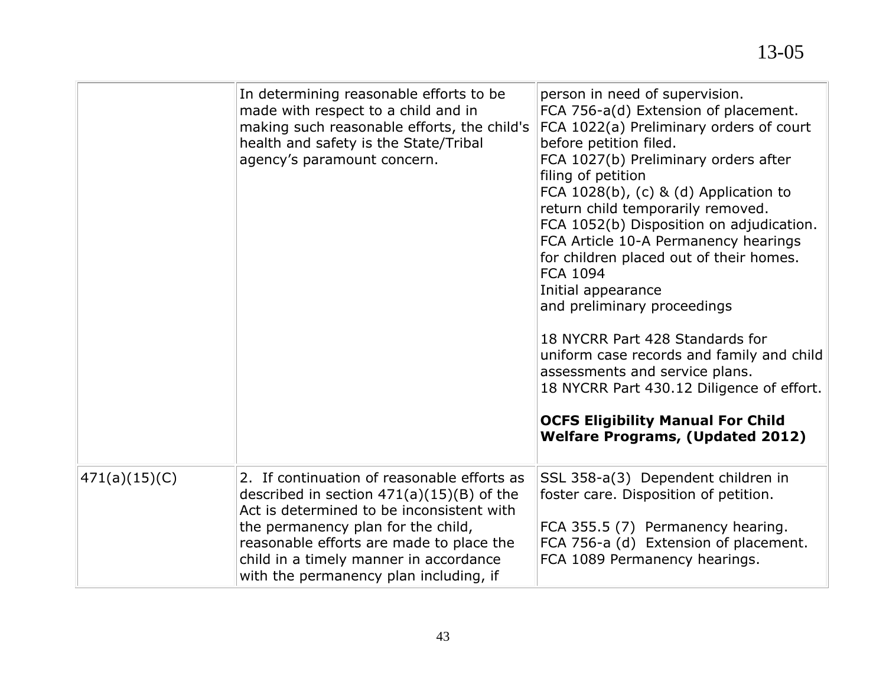| | | |
|---|---|---|
| | In determining reasonable efforts to be made with respect to a child and in making such reasonable efforts, the child's health and safety is the State/Tribal agency's paramount concern. | person in need of supervision.<br>FCA 756-a(d) Extension of placement.<br>FCA 1022(a) Preliminary orders of court before petition filed.<br>FCA 1027(b) Preliminary orders after filing of petition<br>FCA 1028(b), (c) & (d) Application to return child temporarily removed.<br>FCA 1052(b) Disposition on adjudication.<br>FCA Article 10-A Permanency hearings for children placed out of their homes.<br>FCA 1094<br>Initial appearance<br>and preliminary proceedings<br><br>18 NYCRR Part 428 Standards for uniform case records and family and child assessments and service plans.<br>18 NYCRR Part 430.12 Diligence of effort.<br><br>**OCFS Eligibility Manual For Child Welfare Programs, (Updated 2012)** |
| 471(a)(15)(C) | 2. If continuation of reasonable efforts as described in section 471(a)(15)(B) of the Act is determined to be inconsistent with the permanency plan for the child, reasonable efforts are made to place the child in a timely manner in accordance with the permanency plan including, if | SSL 358-a(3) Dependent children in foster care. Disposition of petition.<br><br>FCA 355.5 (7) Permanency hearing.<br>FCA 756-a (d) Extension of placement.<br>FCA 1089 Permanency hearings. |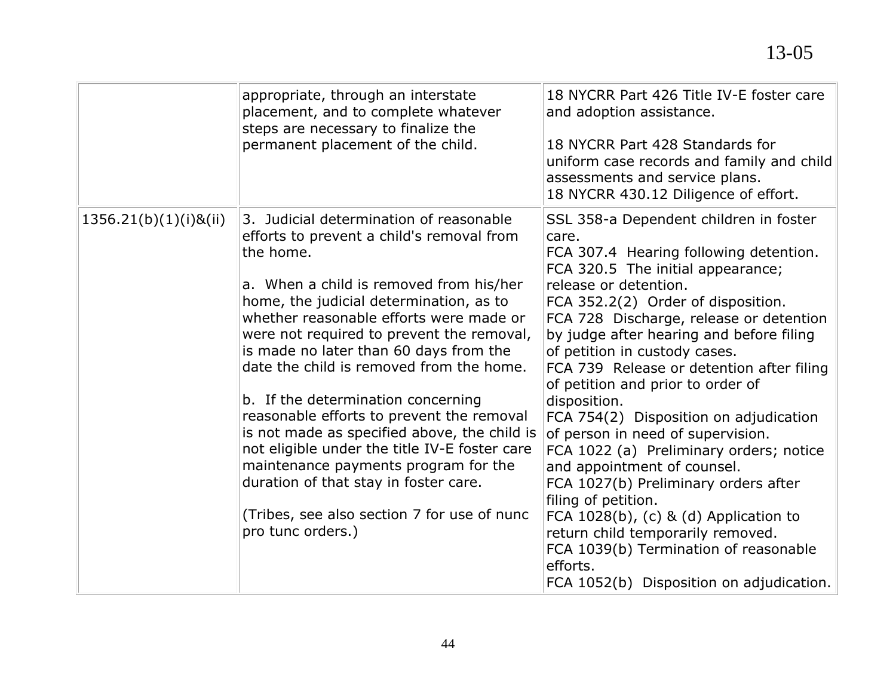| | | |
|---|---|---|
| | appropriate, through an interstate placement, and to complete whatever steps are necessary to finalize the permanent placement of the child. | 18 NYCRR Part 426 Title IV-E foster care and adoption assistance.<br><br>18 NYCRR Part 428 Standards for uniform case records and family and child assessments and service plans.<br>18 NYCRR 430.12 Diligence of effort. |
| 1356.21(b)(1)(i)&(ii) | 3. Judicial determination of reasonable efforts to prevent a child's removal from the home.<br><br>a. When a child is removed from his/her home, the judicial determination, as to whether reasonable efforts were made or were not required to prevent the removal, is made no later than 60 days from the date the child is removed from the home.<br><br>b. If the determination concerning reasonable efforts to prevent the removal is not made as specified above, the child is not eligible under the title IV-E foster care maintenance payments program for the duration of that stay in foster care.<br><br>(Tribes, see also section 7 for use of nunc pro tunc orders.) | SSL 358-a Dependent children in foster care.<br>FCA 307.4 Hearing following detention.<br>FCA 320.5 The initial appearance; release or detention.<br>FCA 352.2(2) Order of disposition.<br>FCA 728 Discharge, release or detention by judge after hearing and before filing of petition in custody cases.<br>FCA 739 Release or detention after filing of petition and prior to order of disposition.<br>FCA 754(2) Disposition on adjudication of person in need of supervision.<br>FCA 1022 (a) Preliminary orders; notice and appointment of counsel.<br>FCA 1027(b) Preliminary orders after filing of petition.<br>FCA 1028(b), (c) & (d) Application to return child temporarily removed.<br>FCA 1039(b) Termination of reasonable efforts.<br>FCA 1052(b) Disposition on adjudication. |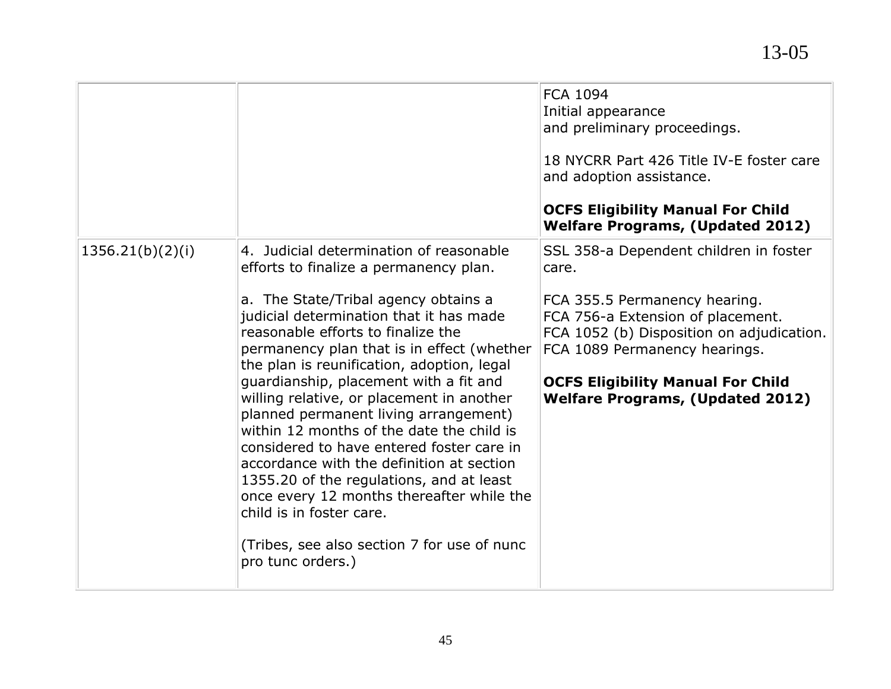| | | |
|---|---|---|
| | | FCA 1094<br>Initial appearance<br>and preliminary proceedings.<br><br>18 NYCRR Part 426 Title IV-E foster care and adoption assistance.<br><br>**OCFS Eligibility Manual For Child Welfare Programs, (Updated 2012)** |
| 1356.21(b)(2)(i) | 4. Judicial determination of reasonable efforts to finalize a permanency plan.<br><br>a. The State/Tribal agency obtains a judicial determination that it has made reasonable efforts to finalize the permanency plan that is in effect (whether the plan is reunification, adoption, legal guardianship, placement with a fit and willing relative, or placement in another planned permanent living arrangement) within 12 months of the date the child is considered to have entered foster care in accordance with the definition at section 1355.20 of the regulations, and at least once every 12 months thereafter while the child is in foster care.<br><br>(Tribes, see also section 7 for use of nunc pro tunc orders.) | SSL 358-a Dependent children in foster care.<br><br>FCA 355.5 Permanency hearing.<br>FCA 756-a Extension of placement.<br>FCA 1052 (b) Disposition on adjudication.<br>FCA 1089 Permanency hearings.<br><br>**OCFS Eligibility Manual For Child Welfare Programs, (Updated 2012)** |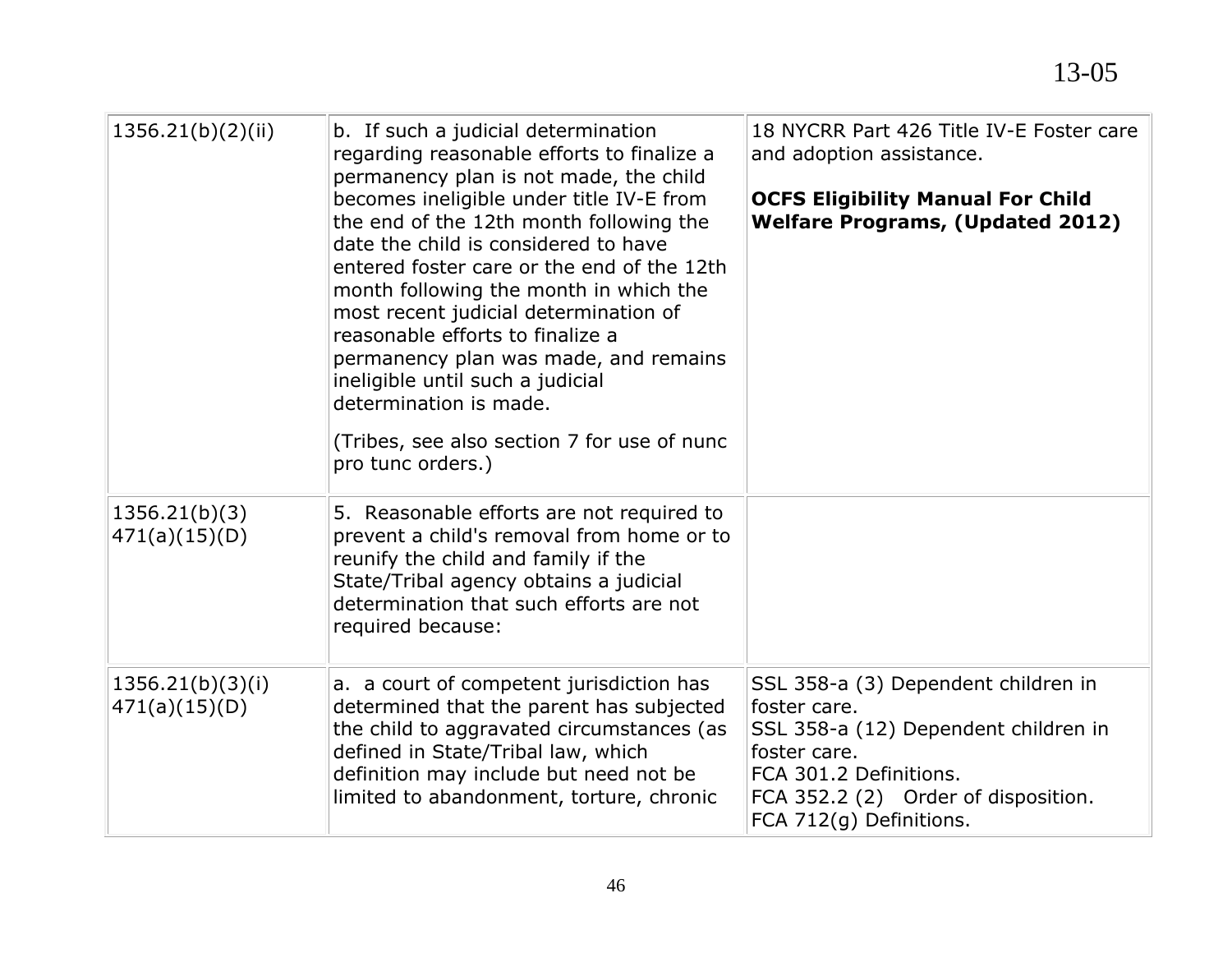| | | |
|---|---|---|
| 1356.21(b)(2)(ii) | b. If such a judicial determination regarding reasonable efforts to finalize a permanency plan is not made, the child becomes ineligible under title IV-E from the end of the 12th month following the date the child is considered to have entered foster care or the end of the 12th month following the month in which the most recent judicial determination of reasonable efforts to finalize a permanency plan was made, and remains ineligible until such a judicial determination is made.<br><br>(Tribes, see also section 7 for use of nunc pro tunc orders.) | 18 NYCRR Part 426 Title IV-E Foster care and adoption assistance.<br><br>**OCFS Eligibility Manual For Child Welfare Programs, (Updated 2012)** |
| 1356.21(b)(3)<br>471(a)(15)(D) | 5. Reasonable efforts are not required to prevent a child's removal from home or to reunify the child and family if the State/Tribal agency obtains a judicial determination that such efforts are not required because: | |
| 1356.21(b)(3)(i)<br>471(a)(15)(D) | a. a court of competent jurisdiction has determined that the parent has subjected the child to aggravated circumstances (as defined in State/Tribal law, which definition may include but need not be limited to abandonment, torture, chronic | SSL 358-a (3) Dependent children in foster care.<br>SSL 358-a (12) Dependent children in foster care.<br>FCA 301.2 Definitions.<br>FCA 352.2 (2) Order of disposition.<br>FCA 712(g) Definitions. |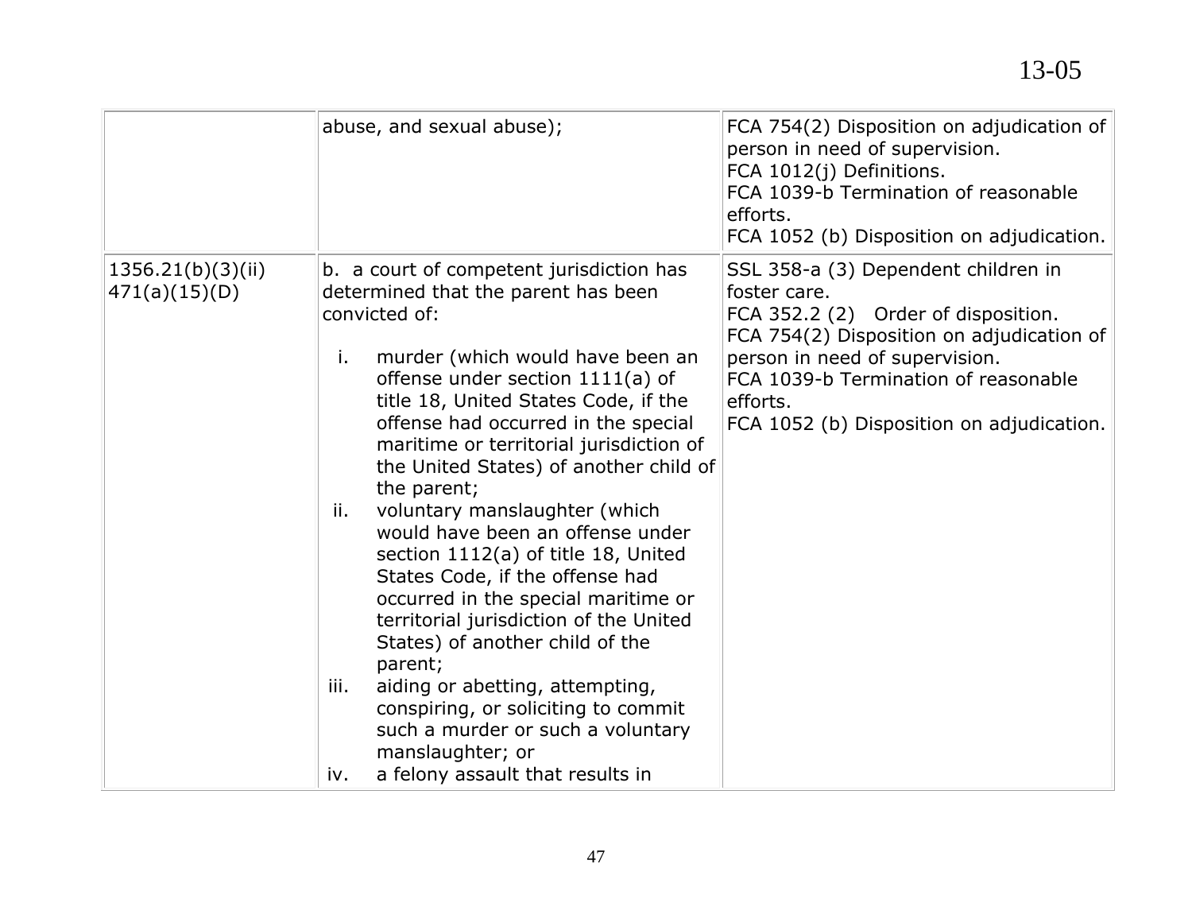| | | |
|---|---|---|
| | abuse, and sexual abuse); | FCA 754(2) Disposition on adjudication of person in need of supervision.<br>FCA 1012(j) Definitions.<br>FCA 1039-b Termination of reasonable efforts.<br>FCA 1052 (b) Disposition on adjudication. |
| 1356.21(b)(3)(ii)<br>471(a)(15)(D) | b. a court of competent jurisdiction has determined that the parent has been convicted of:<br><br>i. murder (which would have been an offense under section 1111(a) of title 18, United States Code, if the offense had occurred in the special maritime or territorial jurisdiction of the United States) of another child of the parent;<br>ii. voluntary manslaughter (which would have been an offense under section 1112(a) of title 18, United States Code, if the offense had occurred in the special maritime or territorial jurisdiction of the United States) of another child of the parent;<br>iii. aiding or abetting, attempting, conspiring, or soliciting to commit such a murder or such a voluntary manslaughter; or<br>iv. a felony assault that results in | SSL 358-a (3) Dependent children in foster care.<br>FCA 352.2 (2) Order of disposition.<br>FCA 754(2) Disposition on adjudication of person in need of supervision.<br>FCA 1039-b Termination of reasonable efforts.<br>FCA 1052 (b) Disposition on adjudication. |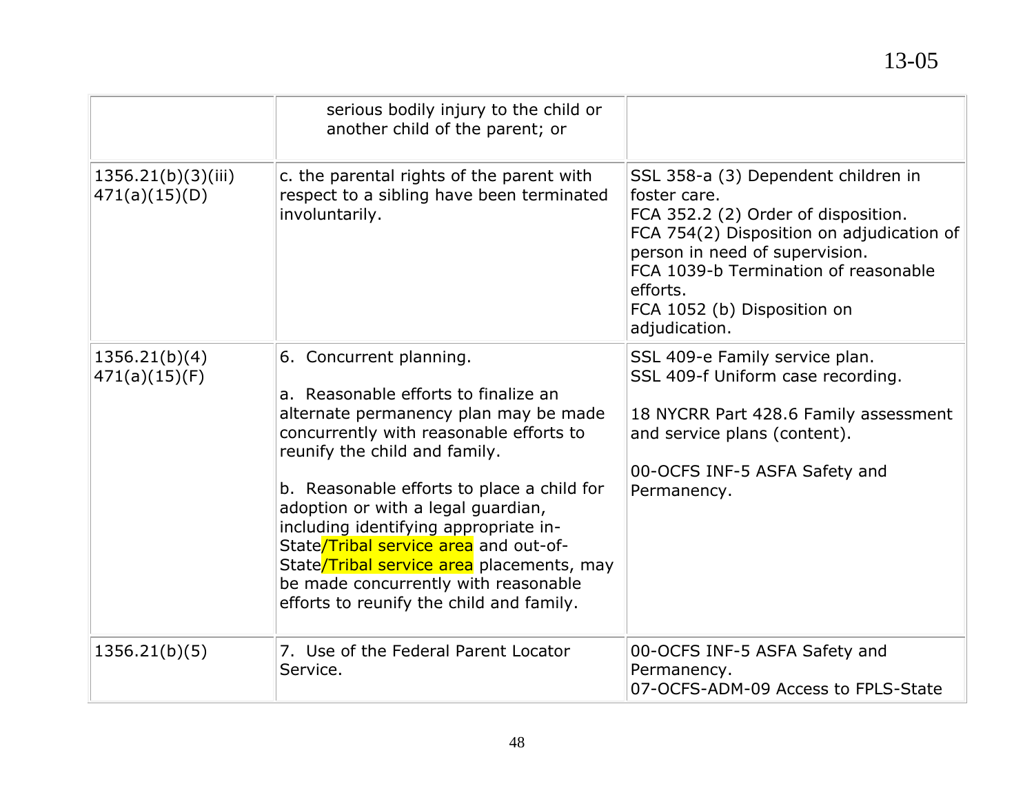| | | |
|---|---|---|
| | serious bodily injury to the child or another child of the parent; or | |
| 1356.21(b)(3)(iii)<br>471(a)(15)(D) | c. the parental rights of the parent with respect to a sibling have been terminated involuntarily. | SSL 358-a (3) Dependent children in foster care.<br>FCA 352.2 (2) Order of disposition.<br>FCA 754(2) Disposition on adjudication of person in need of supervision.<br>FCA 1039-b Termination of reasonable efforts.<br>FCA 1052 (b) Disposition on adjudication. |
| 1356.21(b)(4)<br>471(a)(15)(F) | 6. Concurrent planning.<br><br>a. Reasonable efforts to finalize an alternate permanency plan may be made concurrently with reasonable efforts to reunify the child and family.<br><br>b. Reasonable efforts to place a child for adoption or with a legal guardian, including identifying appropriate in-State/Tribal service area and out-of-State/Tribal service area placements, may be made concurrently with reasonable efforts to reunify the child and family. | SSL 409-e Family service plan.<br>SSL 409-f Uniform case recording.<br><br>18 NYCRR Part 428.6 Family assessment and service plans (content).<br><br>00-OCFS INF-5 ASFA Safety and Permanency. |
| 1356.21(b)(5) | 7. Use of the Federal Parent Locator Service. | 00-OCFS INF-5 ASFA Safety and Permanency.<br>07-OCFS-ADM-09 Access to FPLS-State |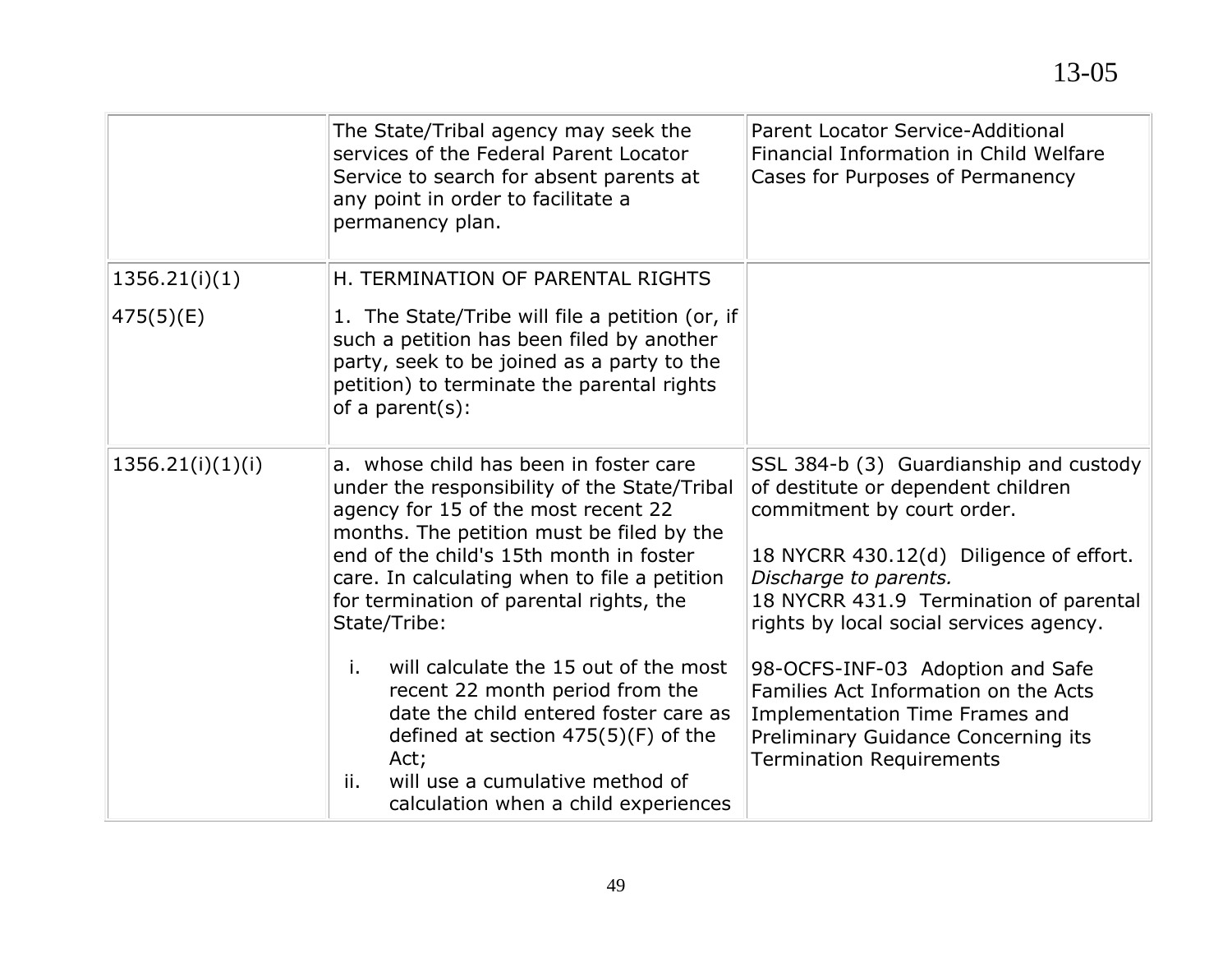| | | |
|---|---|---|
| | The State/Tribal agency may seek the services of the Federal Parent Locator Service to search for absent parents at any point in order to facilitate a permanency plan. | Parent Locator Service-Additional Financial Information in Child Welfare Cases for Purposes of Permanency |
| 1356.21(i)(1)<br><br>475(5)(E) | H. TERMINATION OF PARENTAL RIGHTS<br><br>1. The State/Tribe will file a petition (or, if such a petition has been filed by another party, seek to be joined as a party to the petition) to terminate the parental rights of a parent(s): | |
| 1356.21(i)(1)(i) | a. whose child has been in foster care under the responsibility of the State/Tribal agency for 15 of the most recent 22 months. The petition must be filed by the end of the child's 15th month in foster care. In calculating when to file a petition for termination of parental rights, the State/Tribe:<br><br>i. will calculate the 15 out of the most recent 22 month period from the date the child entered foster care as defined at section 475(5)(F) of the Act;<br>ii. will use a cumulative method of calculation when a child experiences | SSL 384-b (3) Guardianship and custody of destitute or dependent children commitment by court order.<br><br>18 NYCRR 430.12(d) Diligence of effort. *Discharge to parents.*<br>18 NYCRR 431.9 Termination of parental rights by local social services agency.<br><br>98-OCFS-INF-03 Adoption and Safe Families Act Information on the Acts Implementation Time Frames and Preliminary Guidance Concerning its Termination Requirements |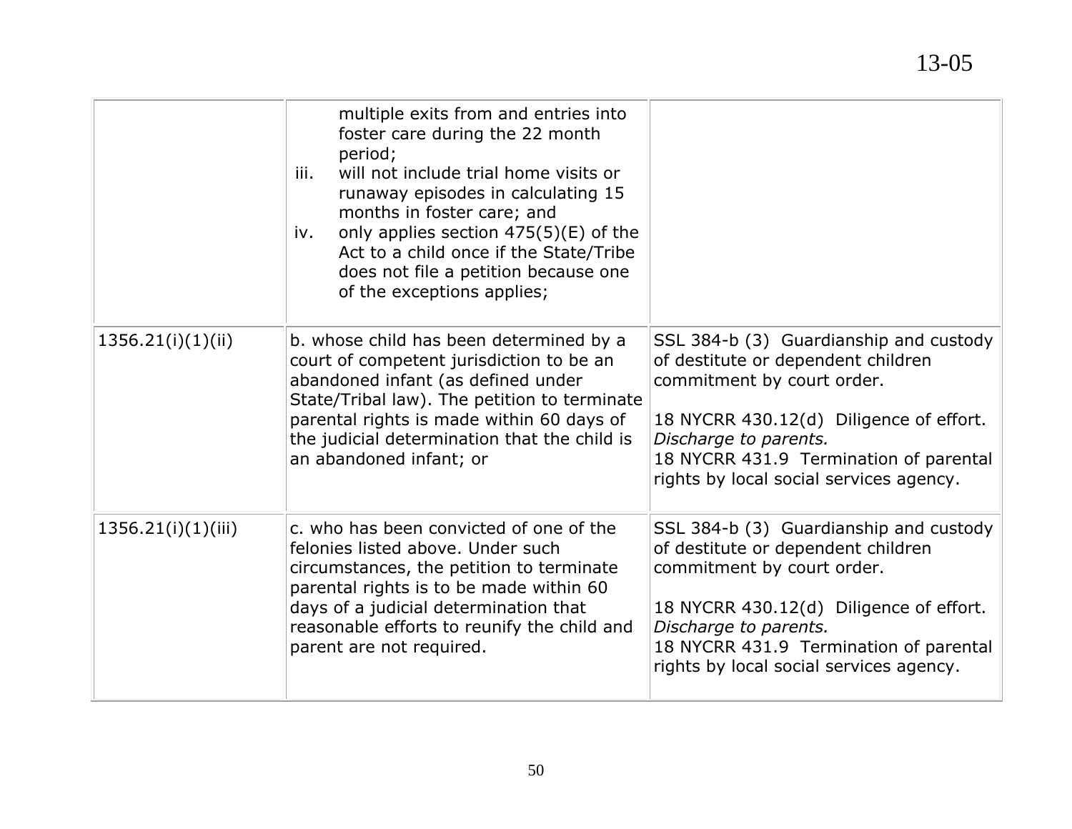| | | |
|---|---|---|
| | multiple exits from and entries into foster care during the 22 month period;<br>iii. will not include trial home visits or runaway episodes in calculating 15 months in foster care; and<br>iv. only applies section 475(5)(E) of the Act to a child once if the State/Tribe does not file a petition because one of the exceptions applies; | |
| 1356.21(i)(1)(ii) | b. whose child has been determined by a court of competent jurisdiction to be an abandoned infant (as defined under State/Tribal law). The petition to terminate parental rights is made within 60 days of the judicial determination that the child is an abandoned infant; or | SSL 384-b (3) Guardianship and custody of destitute or dependent children commitment by court order.<br><br>18 NYCRR 430.12(d) Diligence of effort. *Discharge to parents.*<br>18 NYCRR 431.9 Termination of parental rights by local social services agency. |
| 1356.21(i)(1)(iii) | c. who has been convicted of one of the felonies listed above. Under such circumstances, the petition to terminate parental rights is to be made within 60 days of a judicial determination that reasonable efforts to reunify the child and parent are not required. | SSL 384-b (3) Guardianship and custody of destitute or dependent children commitment by court order.<br><br>18 NYCRR 430.12(d) Diligence of effort. *Discharge to parents.*<br>18 NYCRR 431.9 Termination of parental rights by local social services agency. |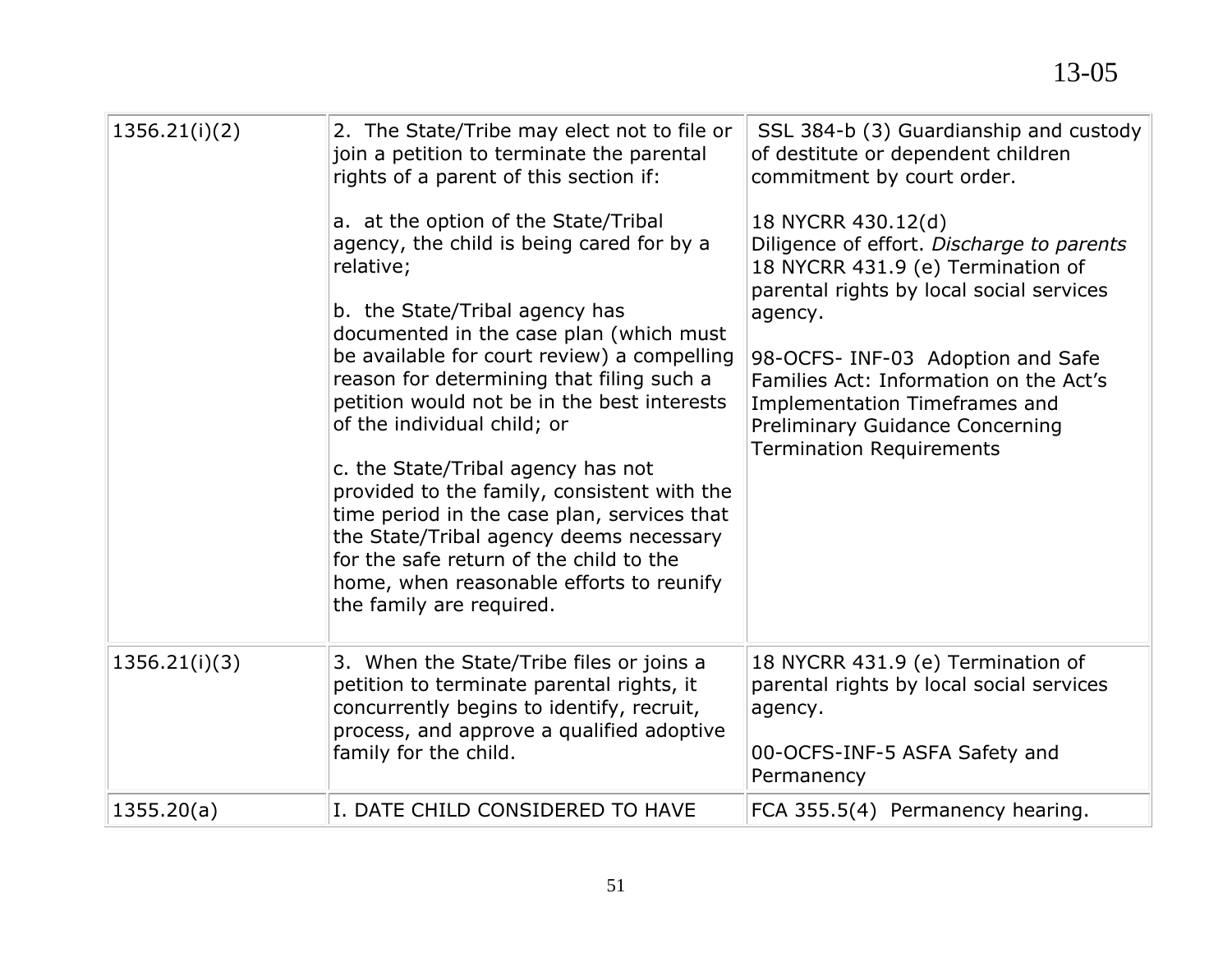| 1356.21(i)(2) | 2. The State/Tribe may elect not to file or join a petition to terminate the parental rights of a parent of this section if:<br><br>a. at the option of the State/Tribal agency, the child is being cared for by a relative;<br><br>b. the State/Tribal agency has documented in the case plan (which must be available for court review) a compelling reason for determining that filing such a petition would not be in the best interests of the individual child; or<br><br>c. the State/Tribal agency has not provided to the family, consistent with the time period in the case plan, services that the State/Tribal agency deems necessary for the safe return of the child to the home, when reasonable efforts to reunify the family are required. | SSL 384-b (3) Guardianship and custody of destitute or dependent children commitment by court order.<br><br>18 NYCRR 430.12(d) Diligence of effort. *Discharge to parents*<br>18 NYCRR 431.9 (e) Termination of parental rights by local social services agency.<br><br>98-OCFS- INF-03 Adoption and Safe Families Act: Information on the Act's Implementation Timeframes and Preliminary Guidance Concerning Termination Requirements |
|---|---|---|
| 1356.21(i)(3) | 3. When the State/Tribe files or joins a petition to terminate parental rights, it concurrently begins to identify, recruit, process, and approve a qualified adoptive family for the child. | 18 NYCRR 431.9 (e) Termination of parental rights by local social services agency.<br><br>00-OCFS-INF-5 ASFA Safety and Permanency |
| 1355.20(a) | I. DATE CHILD CONSIDERED TO HAVE | FCA 355.5(4) Permanency hearing. |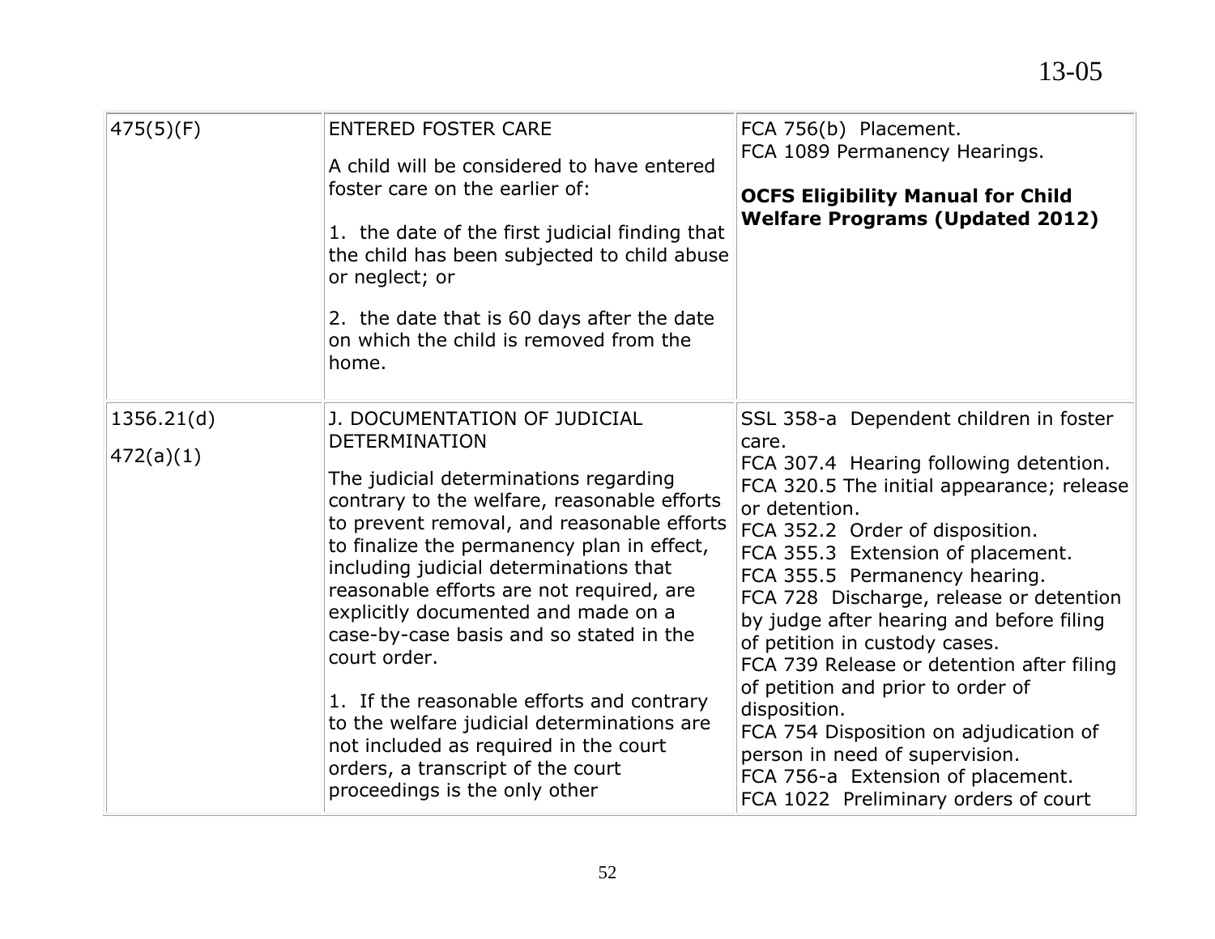| | | |
|---|---|---|
| 475(5)(F) | ENTERED FOSTER CARE<br><br>A child will be considered to have entered foster care on the earlier of:<br><br>1. the date of the first judicial finding that the child has been subjected to child abuse or neglect; or<br><br>2. the date that is 60 days after the date on which the child is removed from the home. | FCA 756(b) Placement.<br>FCA 1089 Permanency Hearings.<br><br>**OCFS Eligibility Manual for Child Welfare Programs (Updated 2012)** |
| 1356.21(d)<br><br>472(a)(1) | J. DOCUMENTATION OF JUDICIAL DETERMINATION<br><br>The judicial determinations regarding contrary to the welfare, reasonable efforts to prevent removal, and reasonable efforts to finalize the permanency plan in effect, including judicial determinations that reasonable efforts are not required, are explicitly documented and made on a case-by-case basis and so stated in the court order.<br><br>1. If the reasonable efforts and contrary to the welfare judicial determinations are not included as required in the court orders, a transcript of the court proceedings is the only other | SSL 358-a Dependent children in foster care.<br>FCA 307.4 Hearing following detention.<br>FCA 320.5 The initial appearance; release or detention.<br>FCA 352.2 Order of disposition.<br>FCA 355.3 Extension of placement.<br>FCA 355.5 Permanency hearing.<br>FCA 728 Discharge, release or detention by judge after hearing and before filing of petition in custody cases.<br>FCA 739 Release or detention after filing of petition and prior to order of disposition.<br>FCA 754 Disposition on adjudication of person in need of supervision.<br>FCA 756-a Extension of placement.<br>FCA 1022 Preliminary orders of court |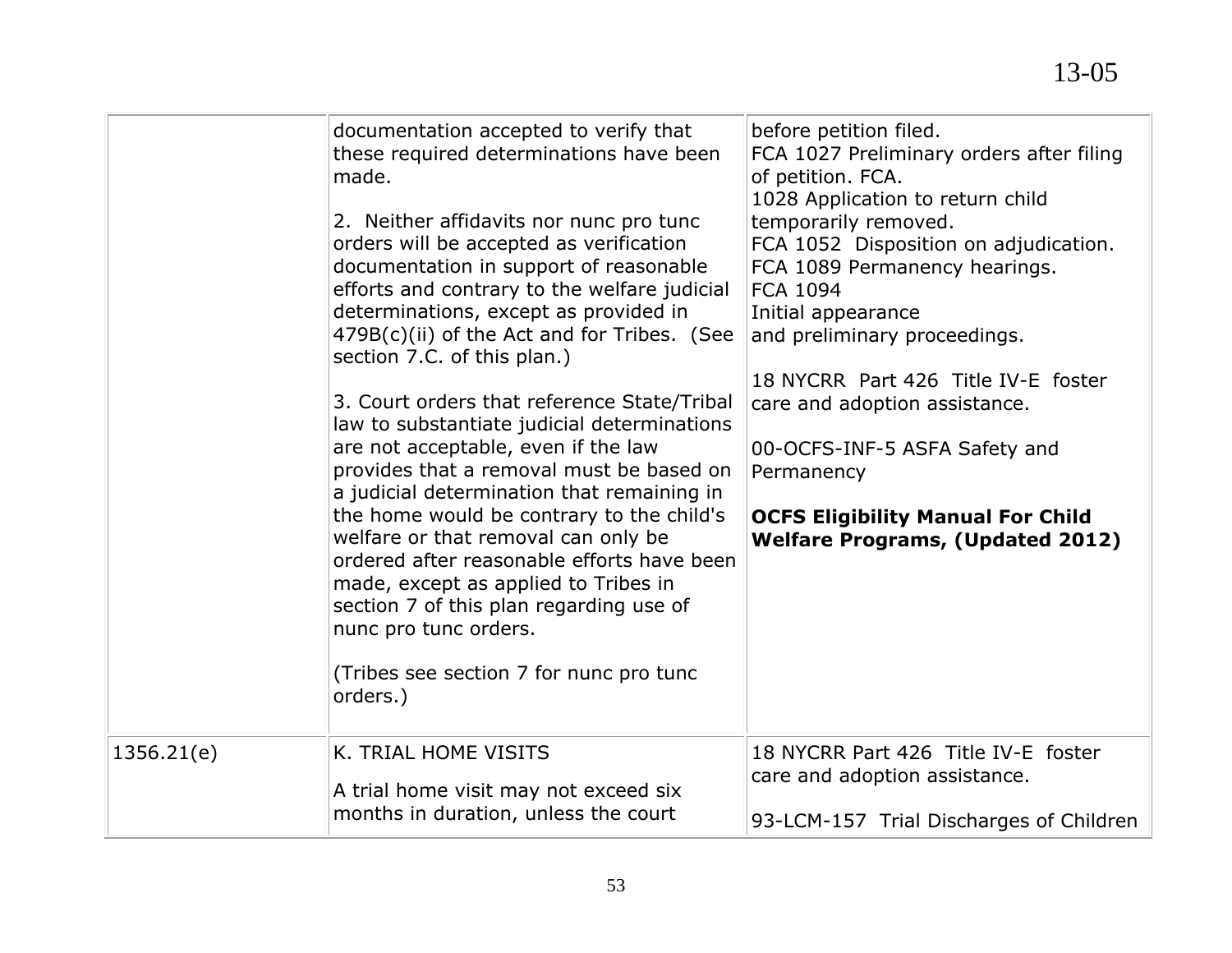| | | |
|---|---|---|
| | documentation accepted to verify that these required determinations have been made.<br><br>2. Neither affidavits nor nunc pro tunc orders will be accepted as verification documentation in support of reasonable efforts and contrary to the welfare judicial determinations, except as provided in 479B(c)(ii) of the Act and for Tribes. (See section 7.C. of this plan.)<br><br>3. Court orders that reference State/Tribal law to substantiate judicial determinations are not acceptable, even if the law provides that a removal must be based on a judicial determination that remaining in the home would be contrary to the child's welfare or that removal can only be ordered after reasonable efforts have been made, except as applied to Tribes in section 7 of this plan regarding use of nunc pro tunc orders.<br><br>(Tribes see section 7 for nunc pro tunc orders.) | before petition filed.<br>FCA 1027 Preliminary orders after filing of petition. FCA.<br>1028 Application to return child temporarily removed.<br>FCA 1052 Disposition on adjudication.<br>FCA 1089 Permanency hearings.<br>FCA 1094<br>Initial appearance<br>and preliminary proceedings.<br><br>18 NYCRR Part 426 Title IV-E foster care and adoption assistance.<br><br>00-OCFS-INF-5 ASFA Safety and Permanency<br><br>**OCFS Eligibility Manual For Child Welfare Programs, (Updated 2012)** |
| 1356.21(e) | K. TRIAL HOME VISITS<br><br>A trial home visit may not exceed six months in duration, unless the court | 18 NYCRR Part 426 Title IV-E foster care and adoption assistance.<br><br>93-LCM-157 Trial Discharges of Children |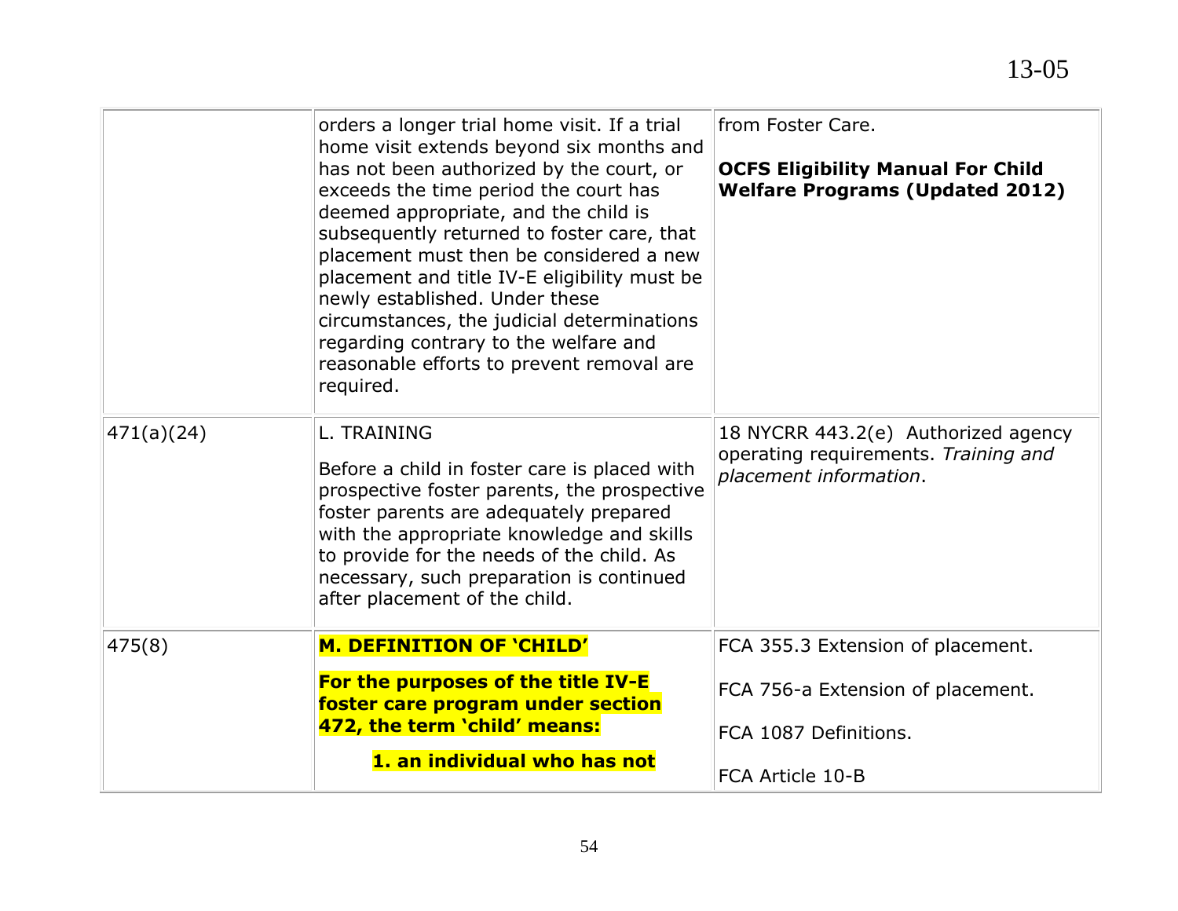| | | |
|---|---|---|
| | orders a longer trial home visit. If a trial home visit extends beyond six months and has not been authorized by the court, or exceeds the time period the court has deemed appropriate, and the child is subsequently returned to foster care, that placement must then be considered a new placement and title IV-E eligibility must be newly established. Under these circumstances, the judicial determinations regarding contrary to the welfare and reasonable efforts to prevent removal are required. | from Foster Care.<br><br>**OCFS Eligibility Manual For Child Welfare Programs (Updated 2012)** |
| 471(a)(24) | L. TRAINING<br><br>Before a child in foster care is placed with prospective foster parents, the prospective foster parents are adequately prepared with the appropriate knowledge and skills to provide for the needs of the child. As necessary, such preparation is continued after placement of the child. | 18 NYCRR 443.2(e) Authorized agency operating requirements. *Training and placement information*. |
| 475(8) | **M. DEFINITION OF 'CHILD'**<br><br>**For the purposes of the title IV-E foster care program under section 472, the term 'child' means:**<br><br>**1. an individual who has not** | FCA 355.3 Extension of placement.<br><br>FCA 756-a Extension of placement.<br><br>FCA 1087 Definitions.<br><br>FCA Article 10-B |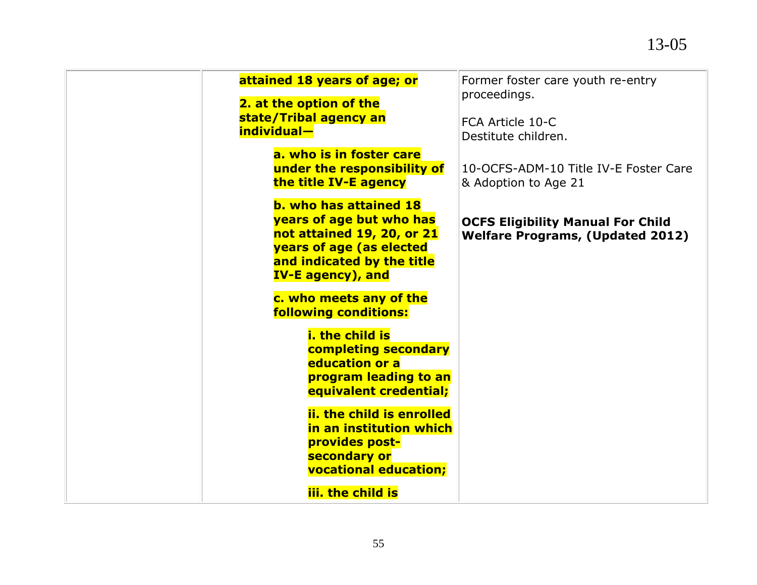| | | |
|---|---|---|
| | **attained 18 years of age; or**<br><br>**2. at the option of the state/Tribal agency an individual—**<br><br>**a. who is in foster care under the responsibility of the title IV-E agency**<br><br>**b. who has attained 18 years of age but who has not attained 19, 20, or 21 years of age (as elected and indicated by the title IV-E agency), and**<br><br>**c. who meets any of the following conditions:**<br><br>**i. the child is completing secondary education or a program leading to an equivalent credential;**<br><br>**ii. the child is enrolled in an institution which provides post-secondary or vocational education;**<br><br>**iii. the child is** | Former foster care youth re-entry proceedings.<br><br>FCA Article 10-C Destitute children.<br><br>10-OCFS-ADM-10 Title IV-E Foster Care & Adoption to Age 21<br><br>**OCFS Eligibility Manual For Child Welfare Programs, (Updated 2012)** |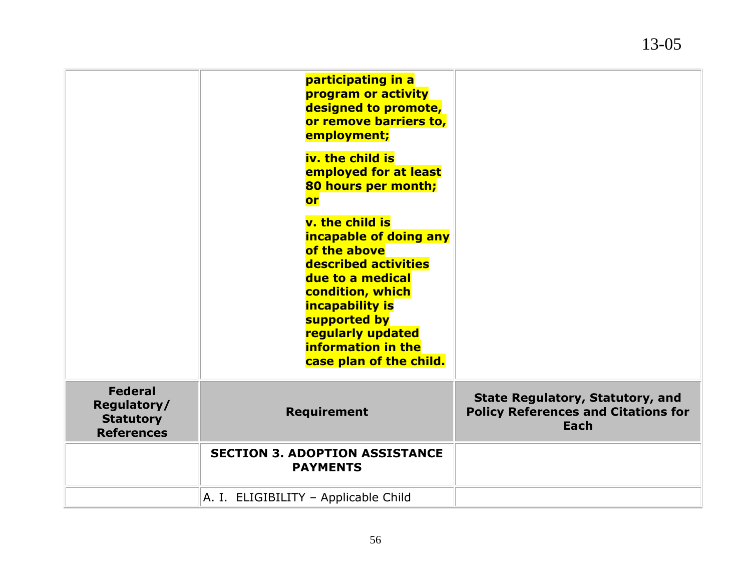| | | |
|---|---|---|
| | **participating in a program or activity designed to promote, or remove barriers to, employment;**<br><br>**iv. the child is employed for at least 80 hours per month; or**<br><br>**v. the child is incapable of doing any of the above described activities due to a medical condition, which incapability is supported by regularly updated information in the case plan of the child.** | |
| **Federal Regulatory/ Statutory References** | **Requirement** | **State Regulatory, Statutory, and Policy References and Citations for Each** |
| | **SECTION 3. ADOPTION ASSISTANCE PAYMENTS** | |
| | A. I. ELIGIBILITY – Applicable Child | |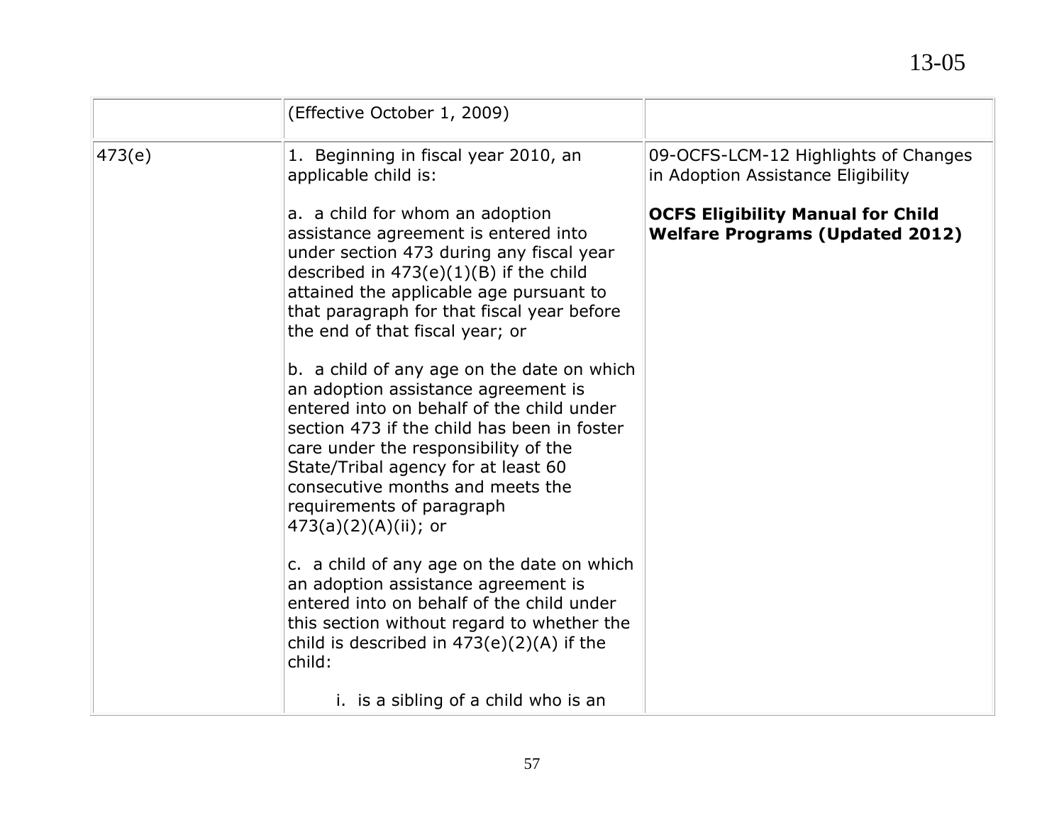| | | |
|---|---|---|
| | (Effective October 1, 2009) | |
| 473(e) | 1. Beginning in fiscal year 2010, an applicable child is:<br><br>a. a child for whom an adoption assistance agreement is entered into under section 473 during any fiscal year described in 473(e)(1)(B) if the child attained the applicable age pursuant to that paragraph for that fiscal year before the end of that fiscal year; or<br><br>b. a child of any age on the date on which an adoption assistance agreement is entered into on behalf of the child under section 473 if the child has been in foster care under the responsibility of the State/Tribal agency for at least 60 consecutive months and meets the requirements of paragraph 473(a)(2)(A)(ii); or<br><br>c. a child of any age on the date on which an adoption assistance agreement is entered into on behalf of the child under this section without regard to whether the child is described in 473(e)(2)(A) if the child:<br><br>i. is a sibling of a child who is an | 09-OCFS-LCM-12 Highlights of Changes in Adoption Assistance Eligibility<br><br>**OCFS Eligibility Manual for Child Welfare Programs (Updated 2012)** |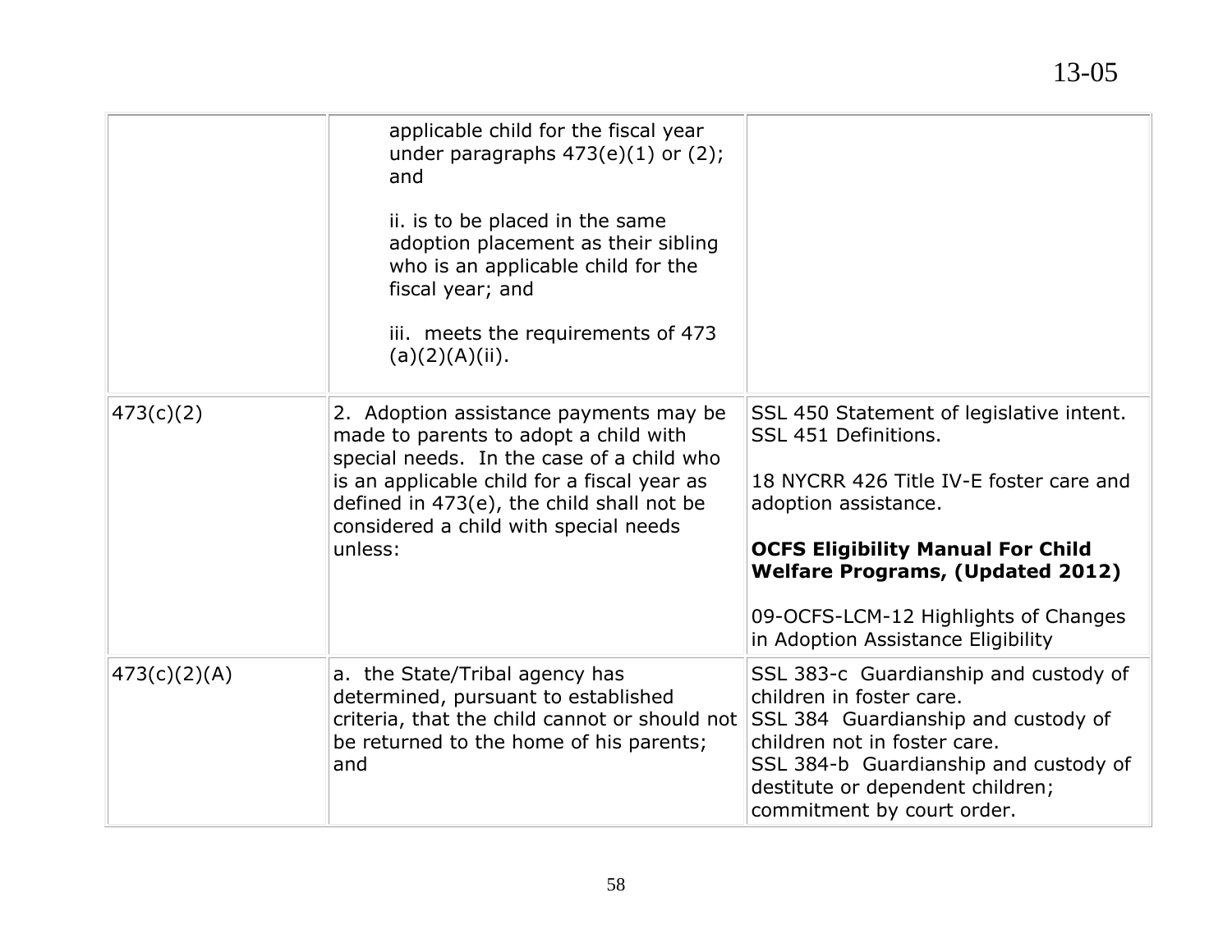| | | |
|---|---|---|
| | applicable child for the fiscal year under paragraphs 473(e)(1) or (2); and<br><br>ii. is to be placed in the same adoption placement as their sibling who is an applicable child for the fiscal year; and<br><br>iii. meets the requirements of 473 (a)(2)(A)(ii). | |
| 473(c)(2) | 2. Adoption assistance payments may be made to parents to adopt a child with special needs. In the case of a child who is an applicable child for a fiscal year as defined in 473(e), the child shall not be considered a child with special needs unless: | SSL 450 Statement of legislative intent.<br>SSL 451 Definitions.<br><br>18 NYCRR 426 Title IV-E foster care and adoption assistance.<br><br>**OCFS Eligibility Manual For Child Welfare Programs, (Updated 2012)**<br><br>09-OCFS-LCM-12 Highlights of Changes in Adoption Assistance Eligibility |
| 473(c)(2)(A) | a. the State/Tribal agency has determined, pursuant to established criteria, that the child cannot or should not be returned to the home of his parents; and | SSL 383-c Guardianship and custody of children in foster care.<br>SSL 384 Guardianship and custody of children not in foster care.<br>SSL 384-b Guardianship and custody of destitute or dependent children; commitment by court order. |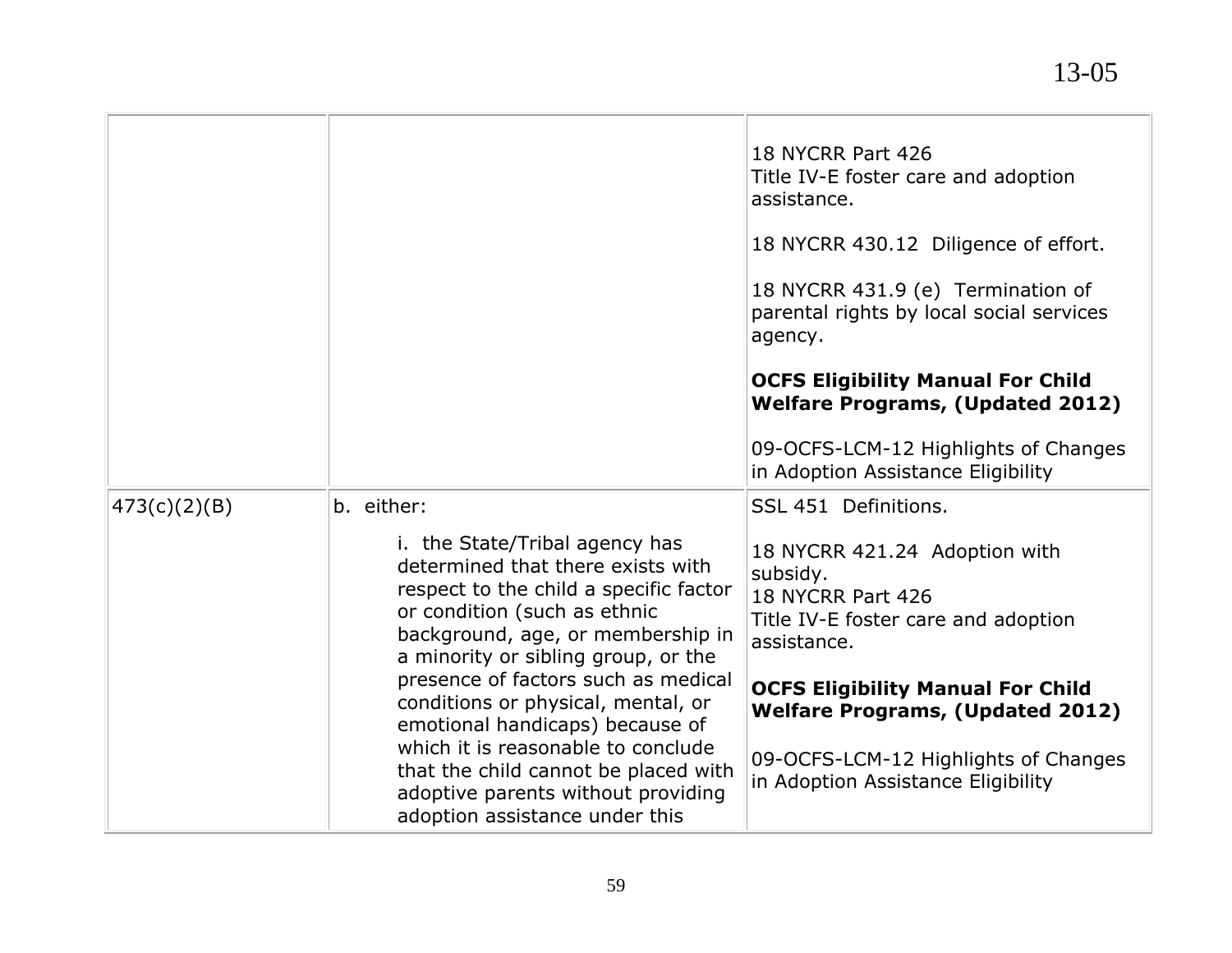| | | |
|---|---|---|
| | | 18 NYCRR Part 426<br>Title IV-E foster care and adoption assistance.<br><br>18 NYCRR 430.12 Diligence of effort.<br><br>18 NYCRR 431.9 (e) Termination of parental rights by local social services agency.<br><br>**OCFS Eligibility Manual For Child Welfare Programs, (Updated 2012)**<br><br>09-OCFS-LCM-12 Highlights of Changes in Adoption Assistance Eligibility |
| 473(c)(2)(B) | b. either:<br><br>i. the State/Tribal agency has determined that there exists with respect to the child a specific factor or condition (such as ethnic background, age, or membership in a minority or sibling group, or the presence of factors such as medical conditions or physical, mental, or emotional handicaps) because of which it is reasonable to conclude that the child cannot be placed with adoptive parents without providing adoption assistance under this | SSL 451 Definitions.<br><br>18 NYCRR 421.24 Adoption with subsidy.<br>18 NYCRR Part 426<br>Title IV-E foster care and adoption assistance.<br><br>**OCFS Eligibility Manual For Child Welfare Programs, (Updated 2012)**<br><br>09-OCFS-LCM-12 Highlights of Changes in Adoption Assistance Eligibility |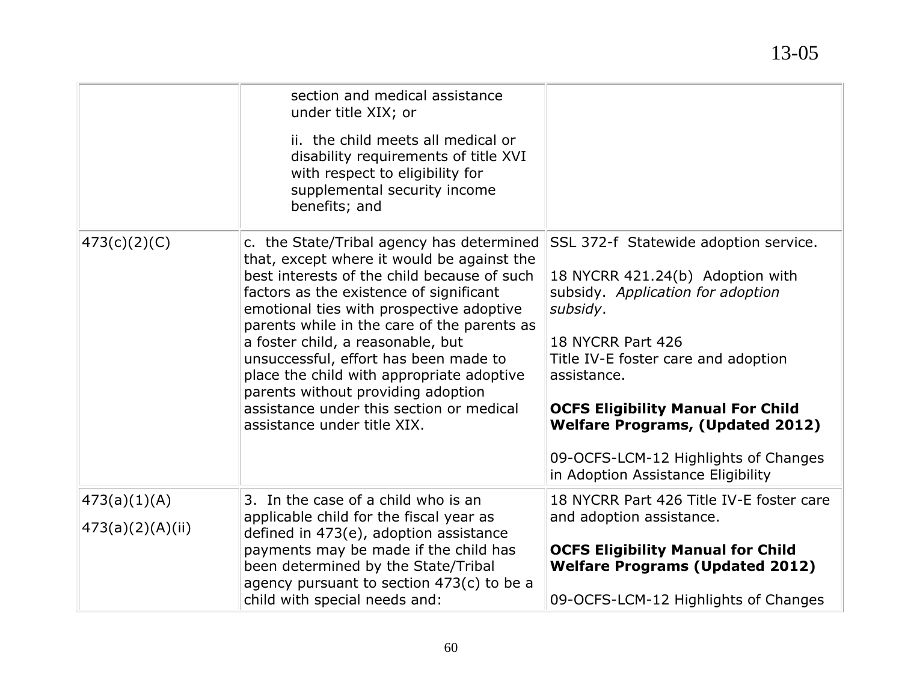| | | |
|---|---|---|
| | section and medical assistance under title XIX; or<br><br>ii. the child meets all medical or disability requirements of title XVI with respect to eligibility for supplemental security income benefits; and | |
| 473(c)(2)(C) | c. the State/Tribal agency has determined that, except where it would be against the best interests of the child because of such factors as the existence of significant emotional ties with prospective adoptive parents while in the care of the parents as a foster child, a reasonable, but unsuccessful, effort has been made to place the child with appropriate adoptive parents without providing adoption assistance under this section or medical assistance under title XIX. | SSL 372-f Statewide adoption service.<br><br>18 NYCRR 421.24(b) Adoption with subsidy. *Application for adoption subsidy*.<br><br>18 NYCRR Part 426<br>Title IV-E foster care and adoption assistance.<br><br>**OCFS Eligibility Manual For Child Welfare Programs, (Updated 2012)**<br><br>09-OCFS-LCM-12 Highlights of Changes in Adoption Assistance Eligibility |
| 473(a)(1)(A)<br><br>473(a)(2)(A)(ii) | 3. In the case of a child who is an applicable child for the fiscal year as defined in 473(e), adoption assistance payments may be made if the child has been determined by the State/Tribal agency pursuant to section 473(c) to be a child with special needs and: | 18 NYCRR Part 426 Title IV-E foster care and adoption assistance.<br><br>**OCFS Eligibility Manual for Child Welfare Programs (Updated 2012)**<br><br>09-OCFS-LCM-12 Highlights of Changes |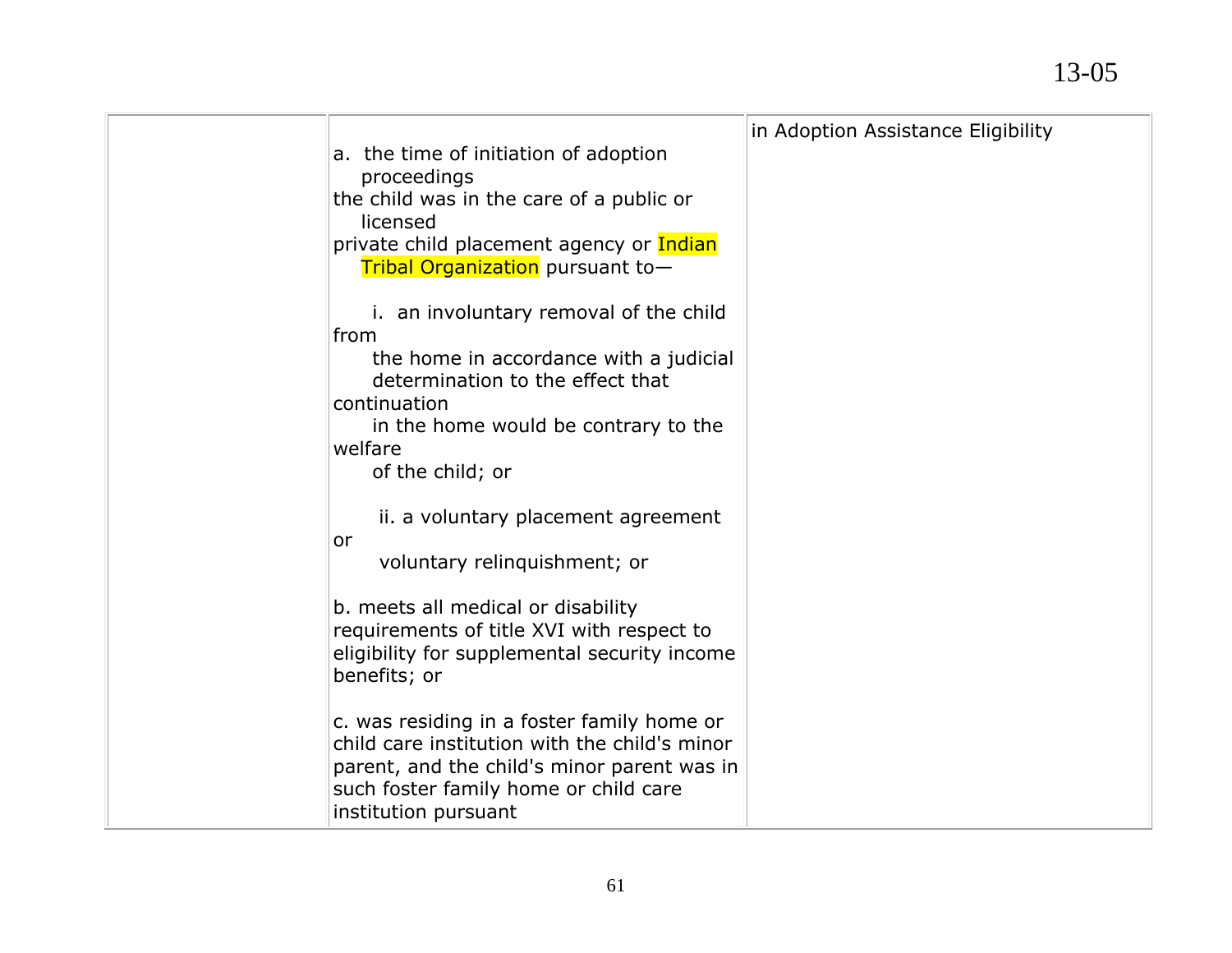| | | |
|---|---|---|
| | a. the time of initiation of adoption proceedings the child was in the care of a public or licensed private child placement agency or Indian Tribal Organization pursuant to—<br><br>i. an involuntary removal of the child from the home in accordance with a judicial determination to the effect that continuation in the home would be contrary to the welfare of the child; or<br><br>ii. a voluntary placement agreement or voluntary relinquishment; or<br><br>b. meets all medical or disability requirements of title XVI with respect to eligibility for supplemental security income benefits; or<br><br>c. was residing in a foster family home or child care institution with the child's minor parent, and the child's minor parent was in such foster family home or child care institution pursuant | in Adoption Assistance Eligibility |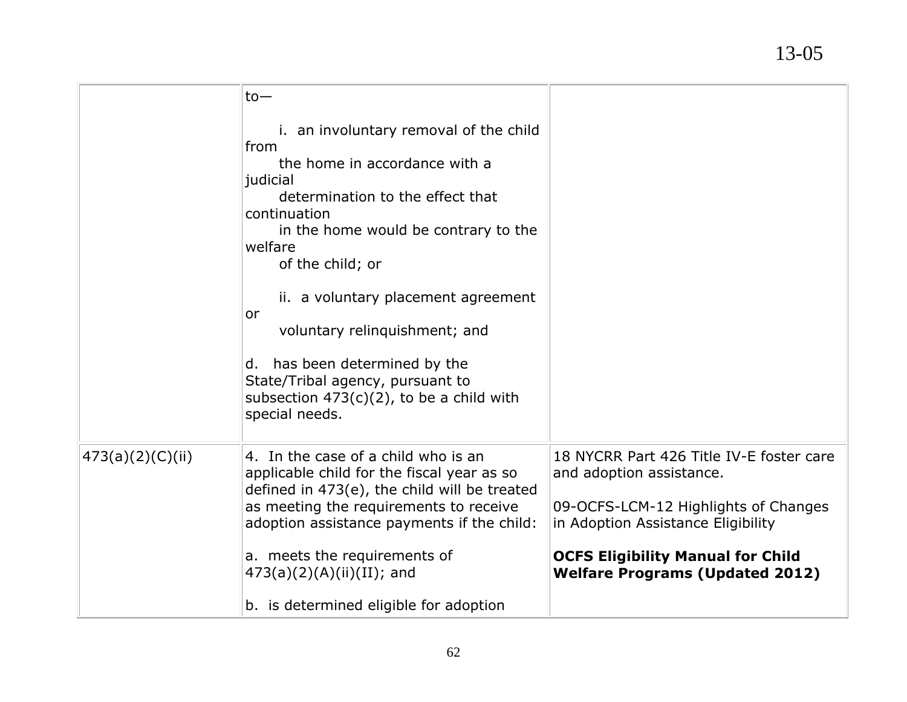| | | |
|---|---|---|
| | to—<br><br>i. an involuntary removal of the child from the home in accordance with a judicial determination to the effect that continuation in the home would be contrary to the welfare of the child; or<br><br>ii. a voluntary placement agreement or voluntary relinquishment; and<br><br>d. has been determined by the State/Tribal agency, pursuant to subsection 473(c)(2), to be a child with special needs. | |
| 473(a)(2)(C)(ii) | 4. In the case of a child who is an applicable child for the fiscal year as so defined in 473(e), the child will be treated as meeting the requirements to receive adoption assistance payments if the child:<br><br>a. meets the requirements of 473(a)(2)(A)(ii)(II); and<br><br>b. is determined eligible for adoption | 18 NYCRR Part 426 Title IV-E foster care and adoption assistance.<br><br>09-OCFS-LCM-12 Highlights of Changes in Adoption Assistance Eligibility<br><br>**OCFS Eligibility Manual for Child Welfare Programs (Updated 2012)** |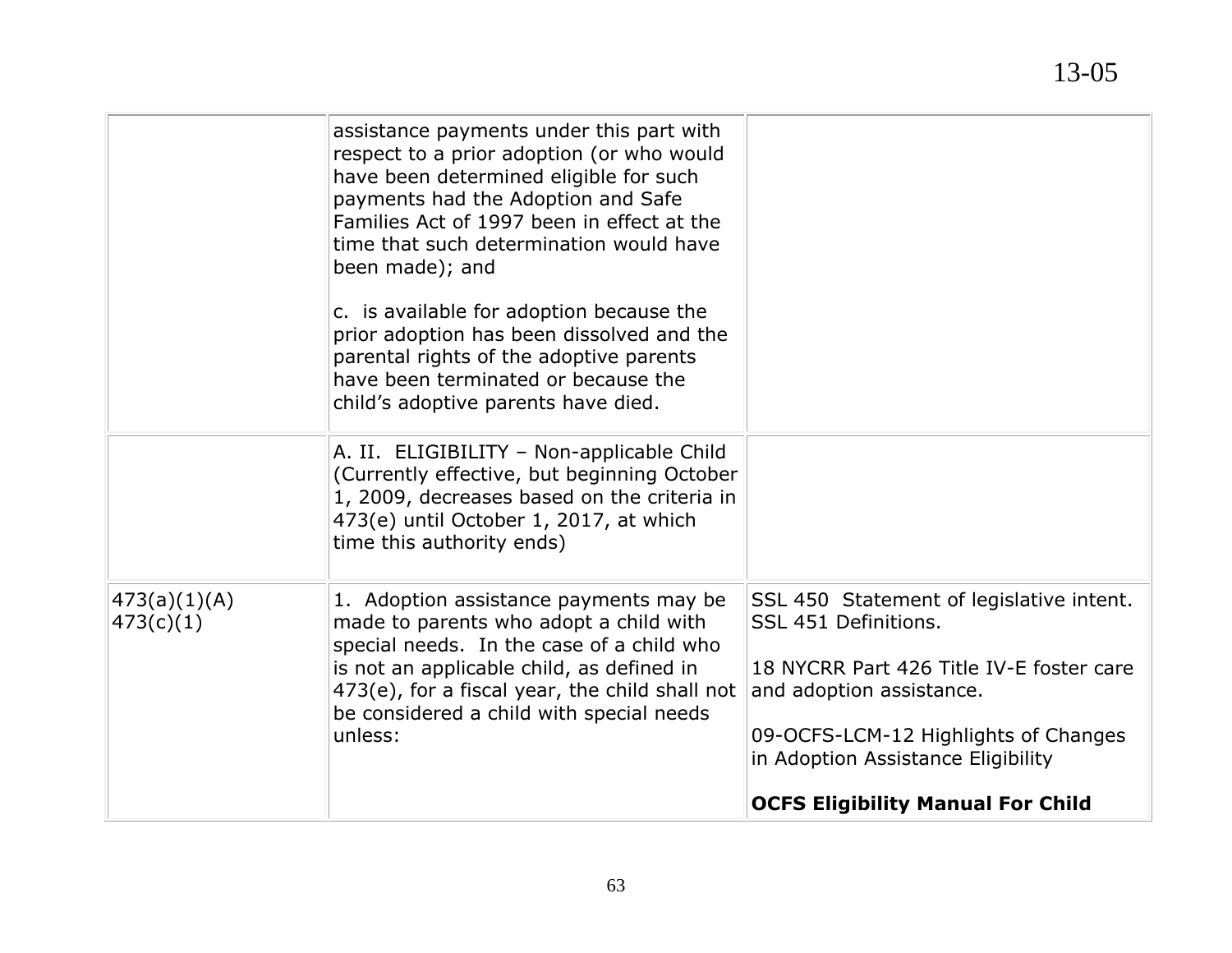| | | |
|---|---|---|
| | assistance payments under this part with respect to a prior adoption (or who would have been determined eligible for such payments had the Adoption and Safe Families Act of 1997 been in effect at the time that such determination would have been made); and<br><br>c. is available for adoption because the prior adoption has been dissolved and the parental rights of the adoptive parents have been terminated or because the child's adoptive parents have died. | |
| | A. II. ELIGIBILITY – Non-applicable Child (Currently effective, but beginning October 1, 2009, decreases based on the criteria in 473(e) until October 1, 2017, at which time this authority ends) | |
| 473(a)(1)(A)<br>473(c)(1) | 1. Adoption assistance payments may be made to parents who adopt a child with special needs. In the case of a child who is not an applicable child, as defined in 473(e), for a fiscal year, the child shall not be considered a child with special needs unless: | SSL 450 Statement of legislative intent.<br>SSL 451 Definitions.<br><br>18 NYCRR Part 426 Title IV-E foster care and adoption assistance.<br><br>09-OCFS-LCM-12 Highlights of Changes in Adoption Assistance Eligibility<br><br>**OCFS Eligibility Manual For Child** |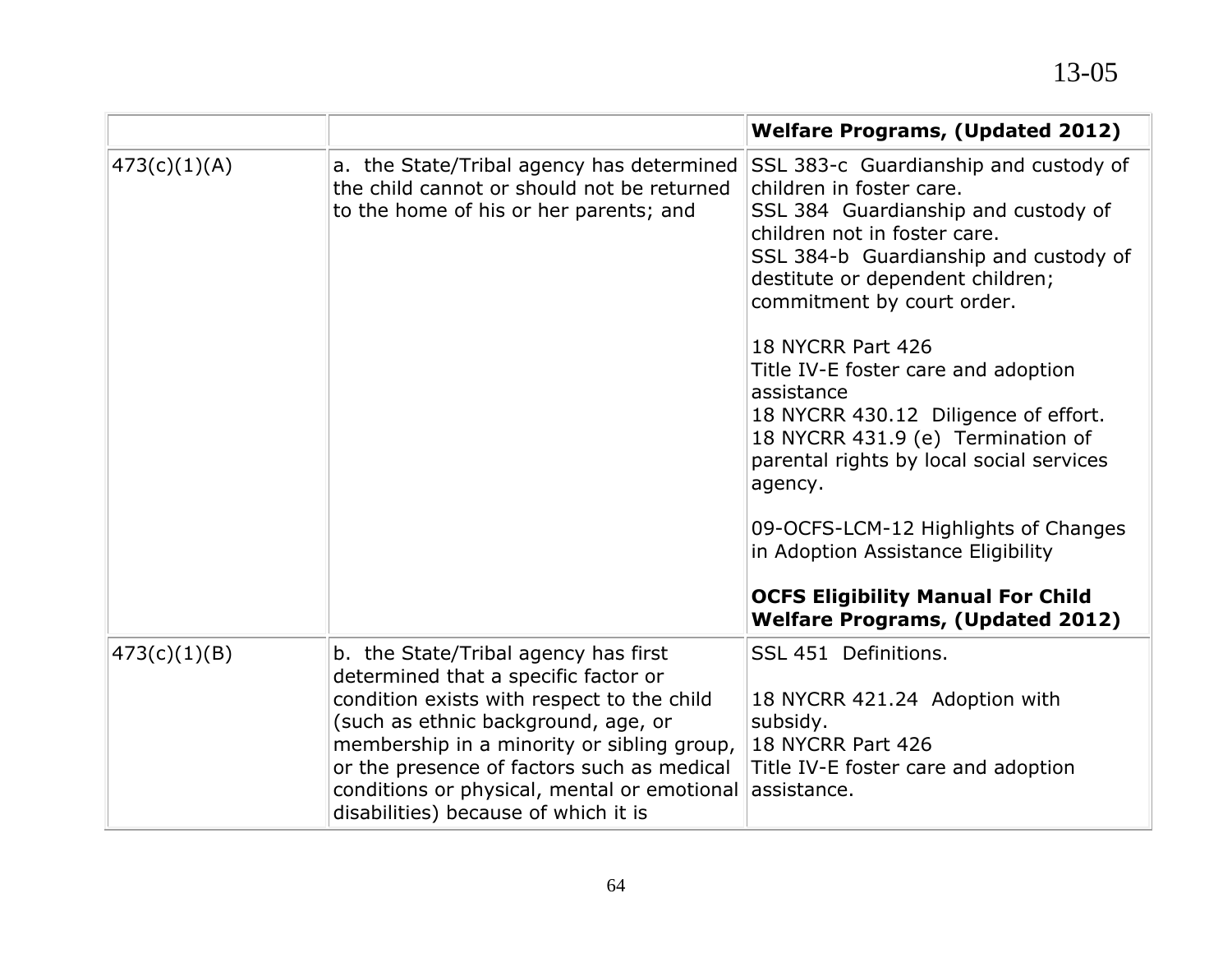| | | Welfare Programs, (Updated 2012) |
|---|---|---|
| 473(c)(1)(A) | a. the State/Tribal agency has determined the child cannot or should not be returned to the home of his or her parents; and | SSL 383-c Guardianship and custody of children in foster care.<br>SSL 384 Guardianship and custody of children not in foster care.<br>SSL 384-b Guardianship and custody of destitute or dependent children; commitment by court order.<br><br>18 NYCRR Part 426<br>Title IV-E foster care and adoption assistance<br>18 NYCRR 430.12 Diligence of effort.<br>18 NYCRR 431.9 (e) Termination of parental rights by local social services agency.<br><br>09-OCFS-LCM-12 Highlights of Changes in Adoption Assistance Eligibility<br><br>**OCFS Eligibility Manual For Child Welfare Programs, (Updated 2012)** |
| 473(c)(1)(B) | b. the State/Tribal agency has first determined that a specific factor or condition exists with respect to the child (such as ethnic background, age, or membership in a minority or sibling group, or the presence of factors such as medical conditions or physical, mental or emotional disabilities) because of which it is | SSL 451 Definitions.<br><br>18 NYCRR 421.24 Adoption with subsidy.<br>18 NYCRR Part 426<br>Title IV-E foster care and adoption assistance. |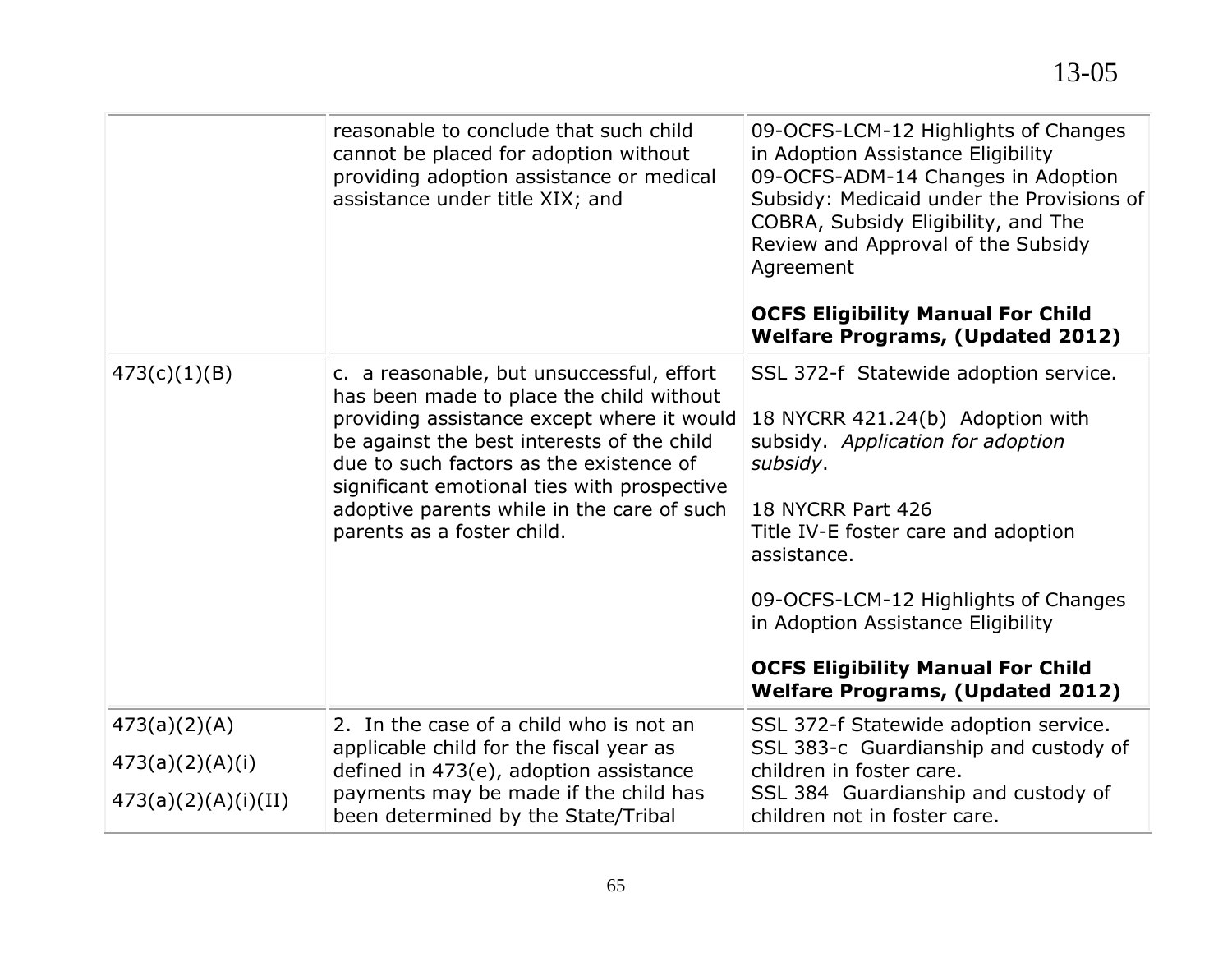| | | |
|---|---|---|
| | reasonable to conclude that such child cannot be placed for adoption without providing adoption assistance or medical assistance under title XIX; and | 09-OCFS-LCM-12 Highlights of Changes in Adoption Assistance Eligibility<br>09-OCFS-ADM-14 Changes in Adoption Subsidy: Medicaid under the Provisions of COBRA, Subsidy Eligibility, and The Review and Approval of the Subsidy Agreement<br><br>**OCFS Eligibility Manual For Child Welfare Programs, (Updated 2012)** |
| 473(c)(1)(B) | c. a reasonable, but unsuccessful, effort has been made to place the child without providing assistance except where it would be against the best interests of the child due to such factors as the existence of significant emotional ties with prospective adoptive parents while in the care of such parents as a foster child. | SSL 372-f Statewide adoption service.<br><br>18 NYCRR 421.24(b) Adoption with subsidy. *Application for adoption subsidy*.<br><br>18 NYCRR Part 426<br>Title IV-E foster care and adoption assistance.<br><br>09-OCFS-LCM-12 Highlights of Changes in Adoption Assistance Eligibility<br><br>**OCFS Eligibility Manual For Child Welfare Programs, (Updated 2012)** |
| 473(a)(2)(A)<br>473(a)(2)(A)(i)<br>473(a)(2)(A)(i)(II) | 2. In the case of a child who is not an applicable child for the fiscal year as defined in 473(e), adoption assistance payments may be made if the child has been determined by the State/Tribal | SSL 372-f Statewide adoption service.<br>SSL 383-c Guardianship and custody of children in foster care.<br>SSL 384 Guardianship and custody of children not in foster care. |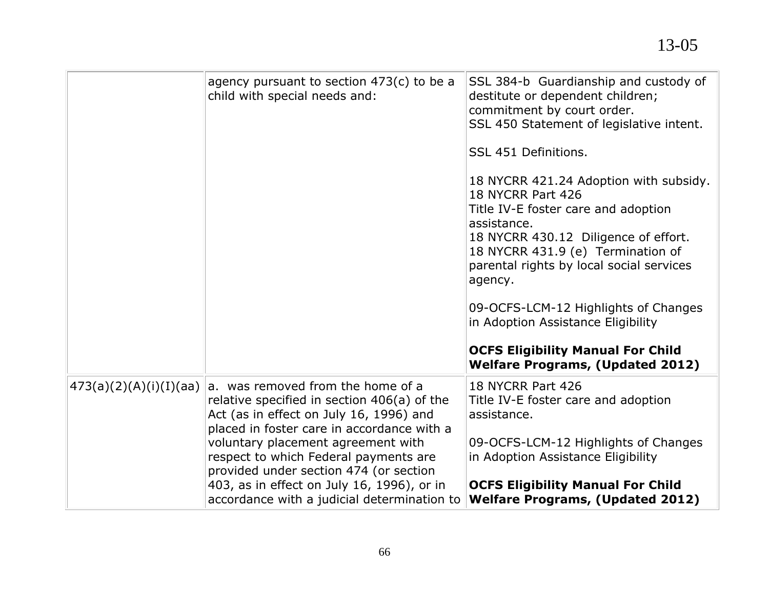| | | |
|---|---|---|
| | agency pursuant to section 473(c) to be a child with special needs and: | SSL 384-b Guardianship and custody of destitute or dependent children; commitment by court order.<br>SSL 450 Statement of legislative intent.<br><br>SSL 451 Definitions.<br><br>18 NYCRR 421.24 Adoption with subsidy.<br>18 NYCRR Part 426<br>Title IV-E foster care and adoption assistance.<br>18 NYCRR 430.12 Diligence of effort.<br>18 NYCRR 431.9 (e) Termination of parental rights by local social services agency.<br><br>09-OCFS-LCM-12 Highlights of Changes in Adoption Assistance Eligibility<br><br>**OCFS Eligibility Manual For Child Welfare Programs, (Updated 2012)** |
| 473(a)(2)(A)(i)(I)(aa) | a. was removed from the home of a relative specified in section 406(a) of the Act (as in effect on July 16, 1996) and placed in foster care in accordance with a voluntary placement agreement with respect to which Federal payments are provided under section 474 (or section 403, as in effect on July 16, 1996), or in accordance with a judicial determination to | 18 NYCRR Part 426<br>Title IV-E foster care and adoption assistance.<br><br>09-OCFS-LCM-12 Highlights of Changes in Adoption Assistance Eligibility<br><br>**OCFS Eligibility Manual For Child Welfare Programs, (Updated 2012)** |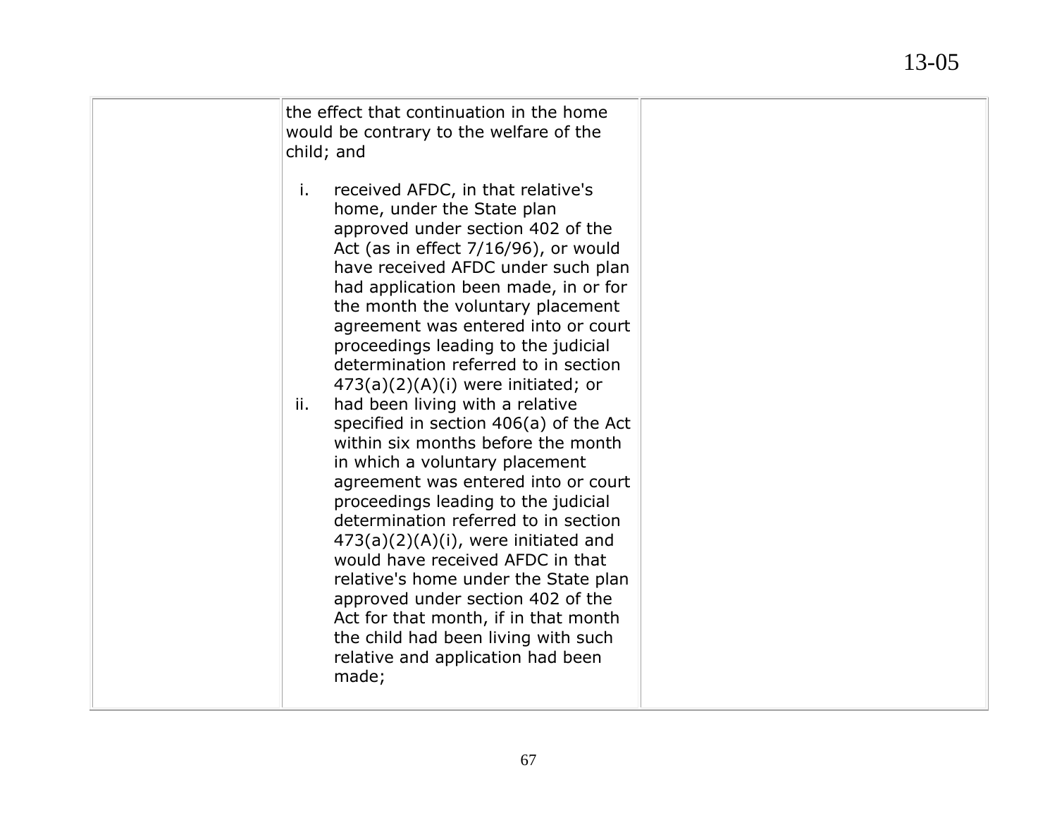| | | |
|---|---|---|
| | the effect that continuation in the home would be contrary to the welfare of the child; and<br><br>i. received AFDC, in that relative's home, under the State plan approved under section 402 of the Act (as in effect 7/16/96), or would have received AFDC under such plan had application been made, in or for the month the voluntary placement agreement was entered into or court proceedings leading to the judicial determination referred to in section 473(a)(2)(A)(i) were initiated; or<br>ii. had been living with a relative specified in section 406(a) of the Act within six months before the month in which a voluntary placement agreement was entered into or court proceedings leading to the judicial determination referred to in section 473(a)(2)(A)(i), were initiated and would have received AFDC in that relative's home under the State plan approved under section 402 of the Act for that month, if in that month the child had been living with such relative and application had been made; | |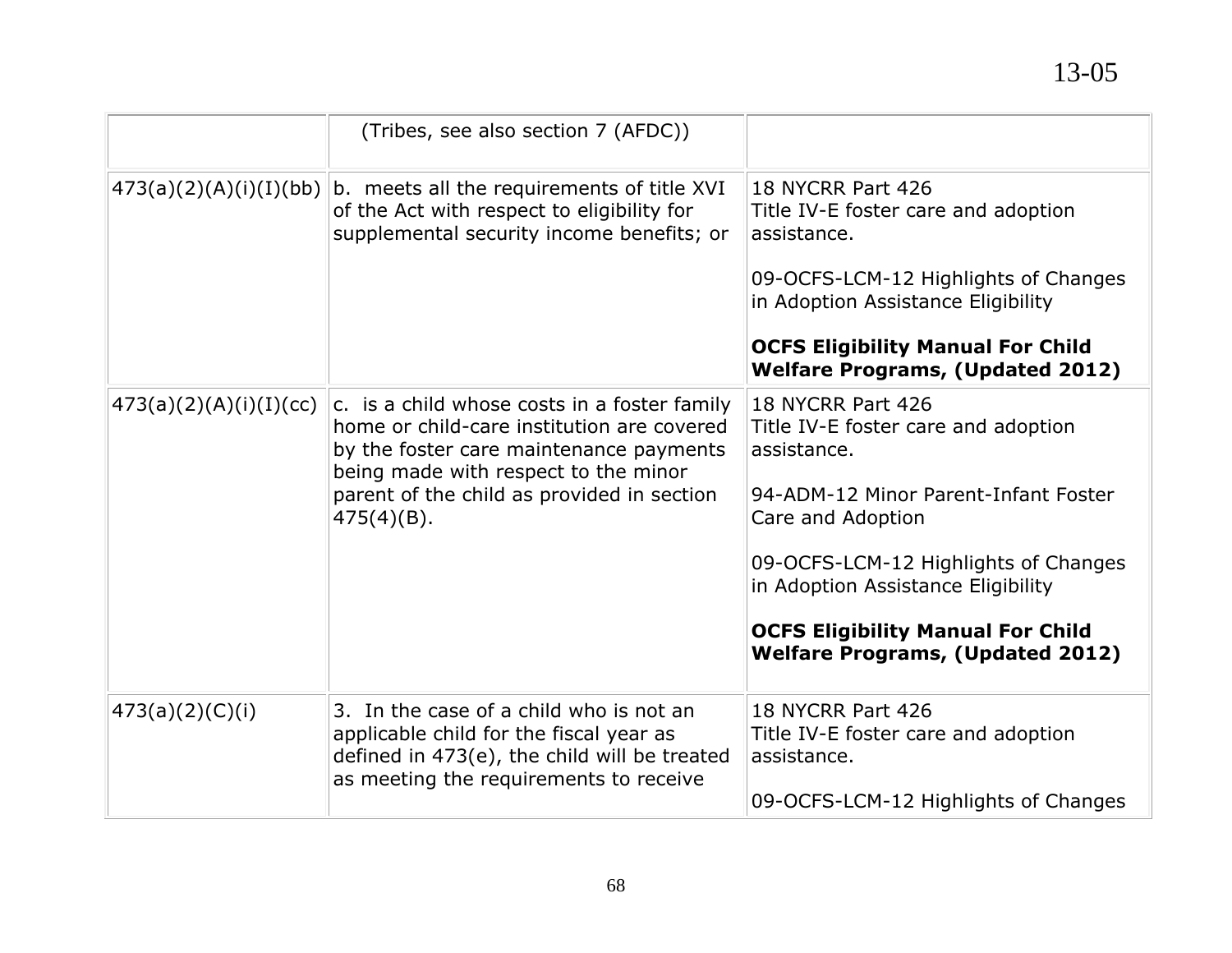| | | |
|---|---|---|
| | (Tribes, see also section 7 (AFDC)) | |
| 473(a)(2)(A)(i)(I)(bb) | b. meets all the requirements of title XVI of the Act with respect to eligibility for supplemental security income benefits; or | 18 NYCRR Part 426<br>Title IV-E foster care and adoption assistance.<br><br>09-OCFS-LCM-12 Highlights of Changes in Adoption Assistance Eligibility<br><br>**OCFS Eligibility Manual For Child Welfare Programs, (Updated 2012)** |
| 473(a)(2)(A)(i)(I)(cc) | c. is a child whose costs in a foster family home or child-care institution are covered by the foster care maintenance payments being made with respect to the minor parent of the child as provided in section 475(4)(B). | 18 NYCRR Part 426<br>Title IV-E foster care and adoption assistance.<br><br>94-ADM-12 Minor Parent-Infant Foster Care and Adoption<br><br>09-OCFS-LCM-12 Highlights of Changes in Adoption Assistance Eligibility<br><br>**OCFS Eligibility Manual For Child Welfare Programs, (Updated 2012)** |
| 473(a)(2)(C)(i) | 3. In the case of a child who is not an applicable child for the fiscal year as defined in 473(e), the child will be treated as meeting the requirements to receive | 18 NYCRR Part 426<br>Title IV-E foster care and adoption assistance.<br><br>09-OCFS-LCM-12 Highlights of Changes |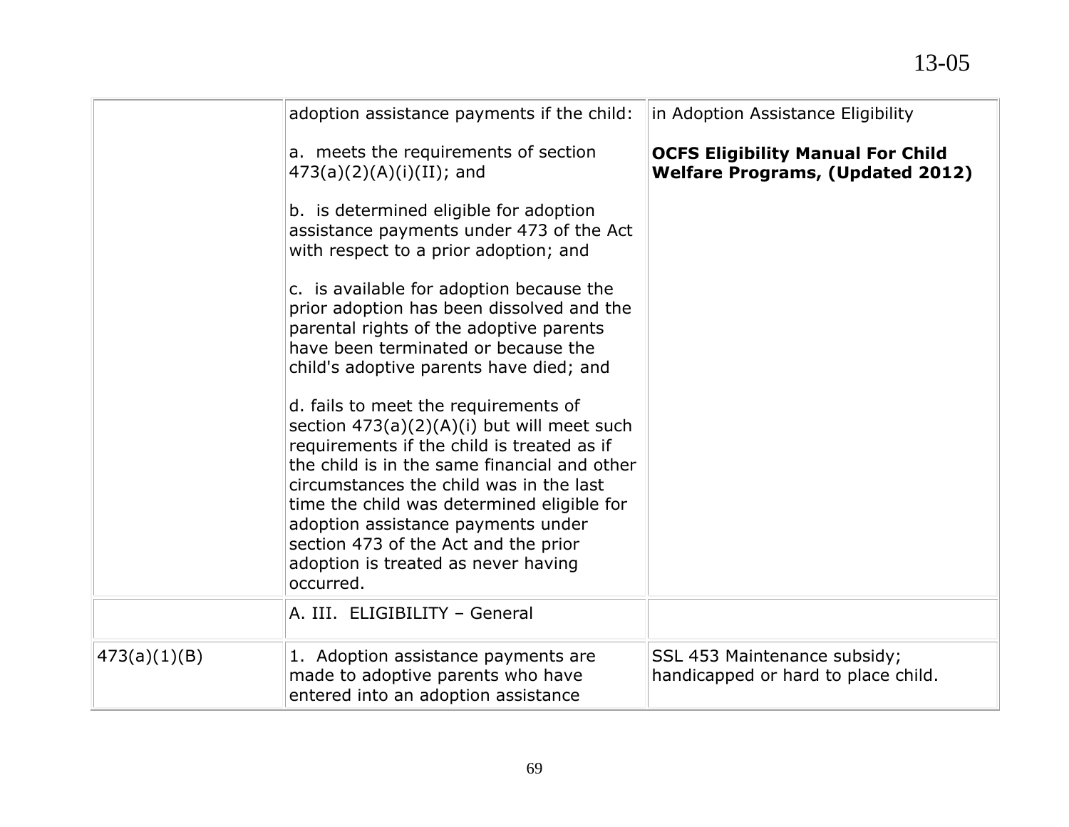| | | |
|---|---|---|
| | adoption assistance payments if the child:<br><br>a. meets the requirements of section 473(a)(2)(A)(i)(II); and<br><br>b. is determined eligible for adoption assistance payments under 473 of the Act with respect to a prior adoption; and<br><br>c. is available for adoption because the prior adoption has been dissolved and the parental rights of the adoptive parents have been terminated or because the child's adoptive parents have died; and<br><br>d. fails to meet the requirements of section 473(a)(2)(A)(i) but will meet such requirements if the child is treated as if the child is in the same financial and other circumstances the child was in the last time the child was determined eligible for adoption assistance payments under section 473 of the Act and the prior adoption is treated as never having occurred. | in Adoption Assistance Eligibility<br><br>**OCFS Eligibility Manual For Child Welfare Programs, (Updated 2012)** |
| | A. III. ELIGIBILITY – General | |
| 473(a)(1)(B) | 1. Adoption assistance payments are made to adoptive parents who have entered into an adoption assistance | SSL 453 Maintenance subsidy; handicapped or hard to place child. |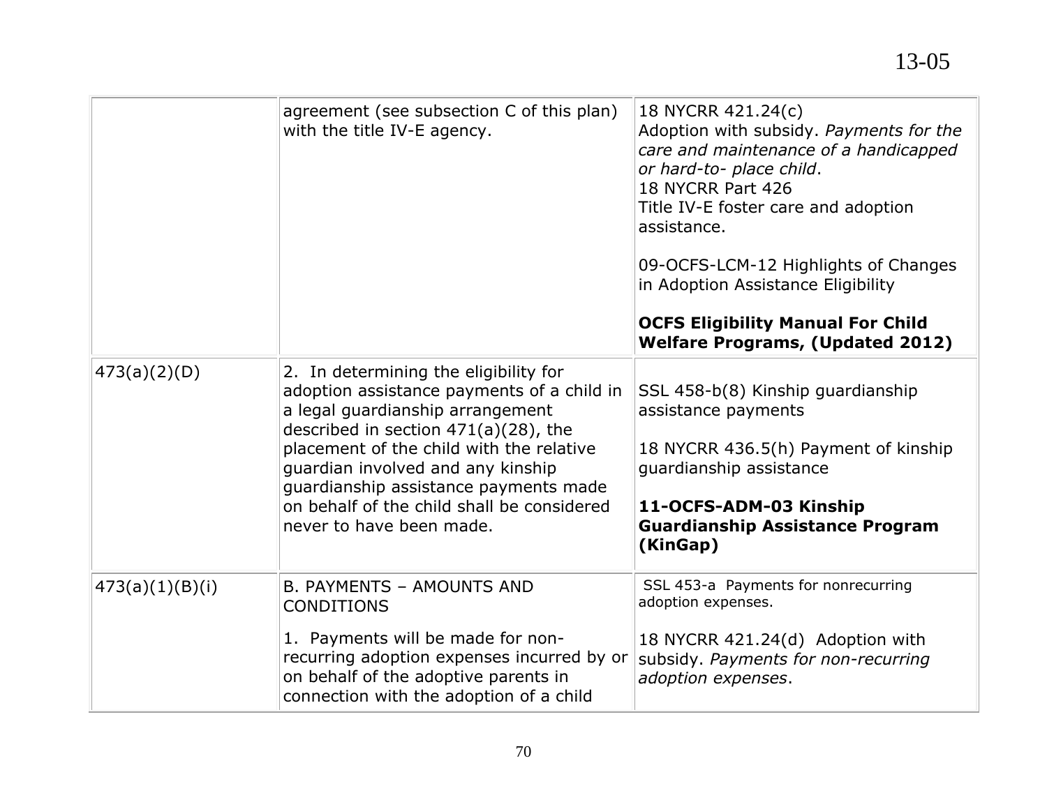| | | |
|---|---|---|
| | agreement (see subsection C of this plan) with the title IV-E agency. | 18 NYCRR 421.24(c)<br>Adoption with subsidy. *Payments for the care and maintenance of a handicapped or hard-to- place child*.<br>18 NYCRR Part 426<br>Title IV-E foster care and adoption assistance.<br><br>09-OCFS-LCM-12 Highlights of Changes in Adoption Assistance Eligibility<br><br>**OCFS Eligibility Manual For Child Welfare Programs, (Updated 2012)** |
| 473(a)(2)(D) | 2. In determining the eligibility for adoption assistance payments of a child in a legal guardianship arrangement described in section 471(a)(28), the placement of the child with the relative guardian involved and any kinship guardianship assistance payments made on behalf of the child shall be considered never to have been made. | SSL 458-b(8) Kinship guardianship assistance payments<br><br>18 NYCRR 436.5(h) Payment of kinship guardianship assistance<br><br>**11-OCFS-ADM-03 Kinship Guardianship Assistance Program (KinGap)** |
| 473(a)(1)(B)(i) | B. PAYMENTS – AMOUNTS AND CONDITIONS<br><br>1. Payments will be made for non-recurring adoption expenses incurred by or on behalf of the adoptive parents in connection with the adoption of a child | SSL 453-a Payments for nonrecurring adoption expenses.<br><br>18 NYCRR 421.24(d) Adoption with subsidy. *Payments for non-recurring adoption expenses*. |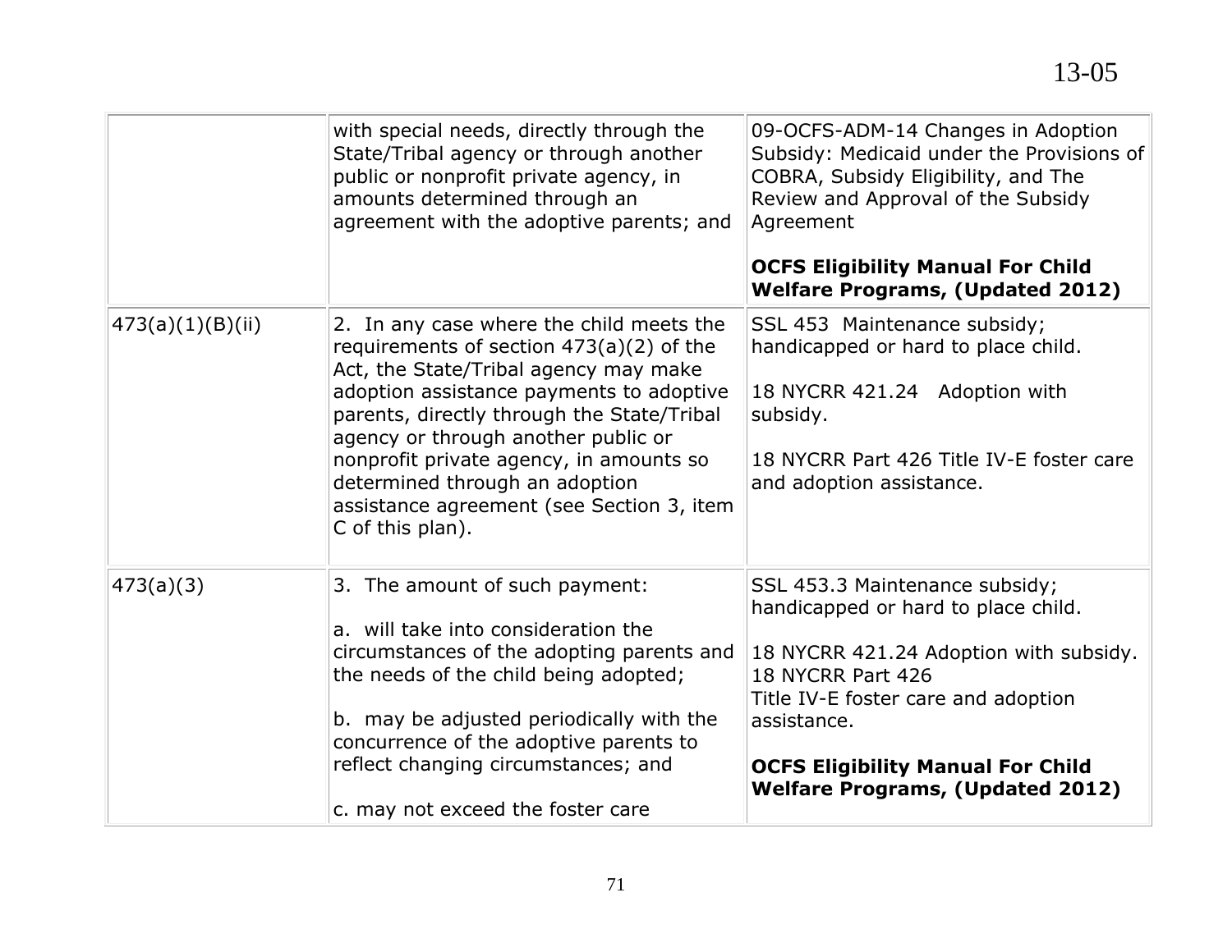| | | |
|---|---|---|
| | with special needs, directly through the State/Tribal agency or through another public or nonprofit private agency, in amounts determined through an agreement with the adoptive parents; and | 09-OCFS-ADM-14 Changes in Adoption Subsidy: Medicaid under the Provisions of COBRA, Subsidy Eligibility, and The Review and Approval of the Subsidy Agreement<br><br>**OCFS Eligibility Manual For Child Welfare Programs, (Updated 2012)** |
| 473(a)(1)(B)(ii) | 2. In any case where the child meets the requirements of section 473(a)(2) of the Act, the State/Tribal agency may make adoption assistance payments to adoptive parents, directly through the State/Tribal agency or through another public or nonprofit private agency, in amounts so determined through an adoption assistance agreement (see Section 3, item C of this plan). | SSL 453 Maintenance subsidy; handicapped or hard to place child.<br><br>18 NYCRR 421.24 Adoption with subsidy.<br><br>18 NYCRR Part 426 Title IV-E foster care and adoption assistance. |
| 473(a)(3) | 3. The amount of such payment:<br><br>a. will take into consideration the circumstances of the adopting parents and the needs of the child being adopted;<br><br>b. may be adjusted periodically with the concurrence of the adoptive parents to reflect changing circumstances; and<br><br>c. may not exceed the foster care | SSL 453.3 Maintenance subsidy; handicapped or hard to place child.<br><br>18 NYCRR 421.24 Adoption with subsidy.<br>18 NYCRR Part 426<br>Title IV-E foster care and adoption assistance.<br><br>**OCFS Eligibility Manual For Child Welfare Programs, (Updated 2012)** |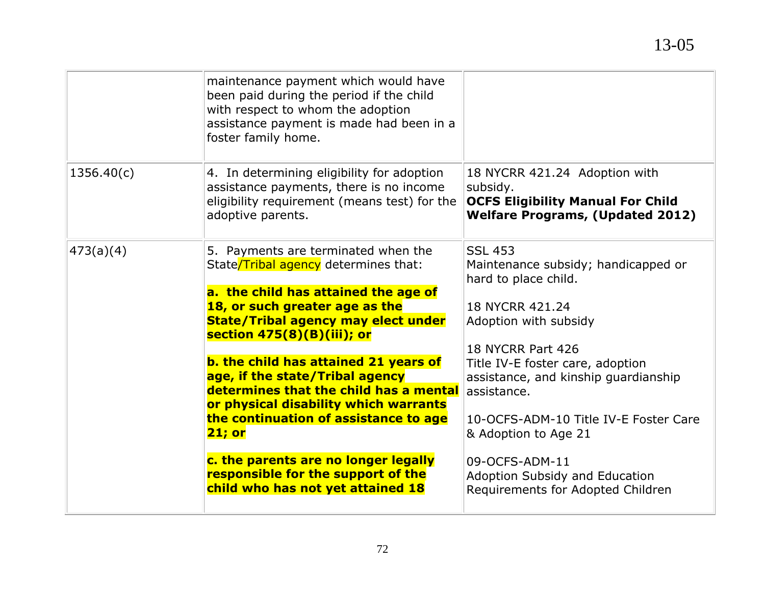| | | |
|---|---|---|
| | maintenance payment which would have been paid during the period if the child with respect to whom the adoption assistance payment is made had been in a foster family home. | |
| 1356.40(c) | 4. In determining eligibility for adoption assistance payments, there is no income eligibility requirement (means test) for the adoptive parents. | 18 NYCRR 421.24 Adoption with subsidy.<br>**OCFS Eligibility Manual For Child Welfare Programs, (Updated 2012)** |
| 473(a)(4) | 5. Payments are terminated when the State/Tribal agency determines that:<br><br>**a. the child has attained the age of 18, or such greater age as the State/Tribal agency may elect under section 475(8)(B)(iii); or**<br><br>**b. the child has attained 21 years of age, if the state/Tribal agency determines that the child has a mental or physical disability which warrants the continuation of assistance to age 21; or**<br><br>**c. the parents are no longer legally responsible for the support of the child who has not yet attained 18** | SSL 453<br>Maintenance subsidy; handicapped or hard to place child.<br><br>18 NYCRR 421.24<br>Adoption with subsidy<br><br>18 NYCRR Part 426<br>Title IV-E foster care, adoption assistance, and kinship guardianship assistance.<br><br>10-OCFS-ADM-10 Title IV-E Foster Care & Adoption to Age 21<br><br>09-OCFS-ADM-11<br>Adoption Subsidy and Education Requirements for Adopted Children |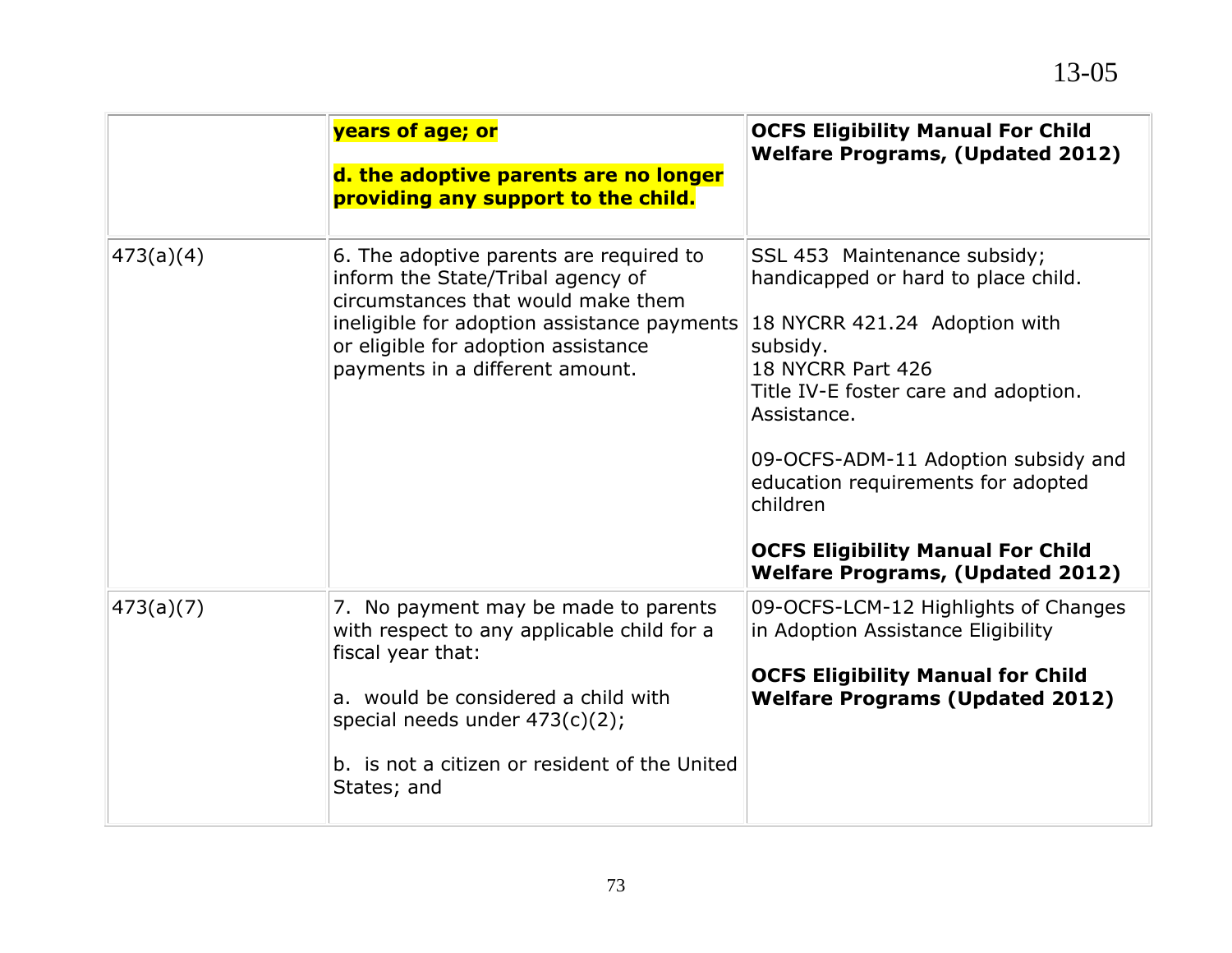| | | |
|---|---|---|
| | **years of age; or**<br><br>**d. the adoptive parents are no longer providing any support to the child.** | **OCFS Eligibility Manual For Child Welfare Programs, (Updated 2012)** |
| 473(a)(4) | 6. The adoptive parents are required to inform the State/Tribal agency of circumstances that would make them ineligible for adoption assistance payments or eligible for adoption assistance payments in a different amount. | SSL 453 Maintenance subsidy; handicapped or hard to place child.<br><br>18 NYCRR 421.24 Adoption with subsidy.<br>18 NYCRR Part 426<br>Title IV-E foster care and adoption. Assistance.<br><br>09-OCFS-ADM-11 Adoption subsidy and education requirements for adopted children<br><br>**OCFS Eligibility Manual For Child Welfare Programs, (Updated 2012)** |
| 473(a)(7) | 7. No payment may be made to parents with respect to any applicable child for a fiscal year that:<br><br>a. would be considered a child with special needs under 473(c)(2);<br><br>b. is not a citizen or resident of the United States; and | 09-OCFS-LCM-12 Highlights of Changes in Adoption Assistance Eligibility<br><br>**OCFS Eligibility Manual for Child Welfare Programs (Updated 2012)** |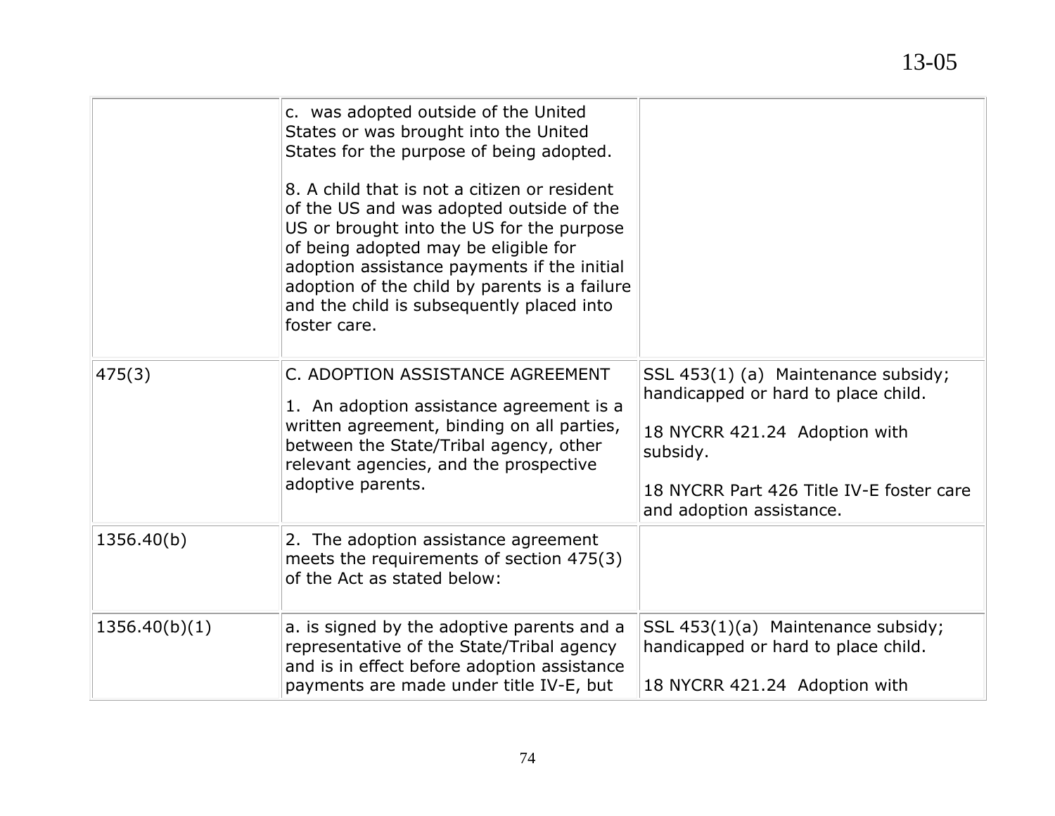| | | |
|---|---|---|
| | c. was adopted outside of the United States or was brought into the United States for the purpose of being adopted.<br><br>8. A child that is not a citizen or resident of the US and was adopted outside of the US or brought into the US for the purpose of being adopted may be eligible for adoption assistance payments if the initial adoption of the child by parents is a failure and the child is subsequently placed into foster care. | |
| 475(3) | C. ADOPTION ASSISTANCE AGREEMENT<br><br>1. An adoption assistance agreement is a written agreement, binding on all parties, between the State/Tribal agency, other relevant agencies, and the prospective adoptive parents. | SSL 453(1) (a) Maintenance subsidy; handicapped or hard to place child.<br><br>18 NYCRR 421.24 Adoption with subsidy.<br><br>18 NYCRR Part 426 Title IV-E foster care and adoption assistance. |
| 1356.40(b) | 2. The adoption assistance agreement meets the requirements of section 475(3) of the Act as stated below: | |
| 1356.40(b)(1) | a. is signed by the adoptive parents and a representative of the State/Tribal agency and is in effect before adoption assistance payments are made under title IV-E, but | SSL 453(1)(a) Maintenance subsidy; handicapped or hard to place child.<br><br>18 NYCRR 421.24 Adoption with |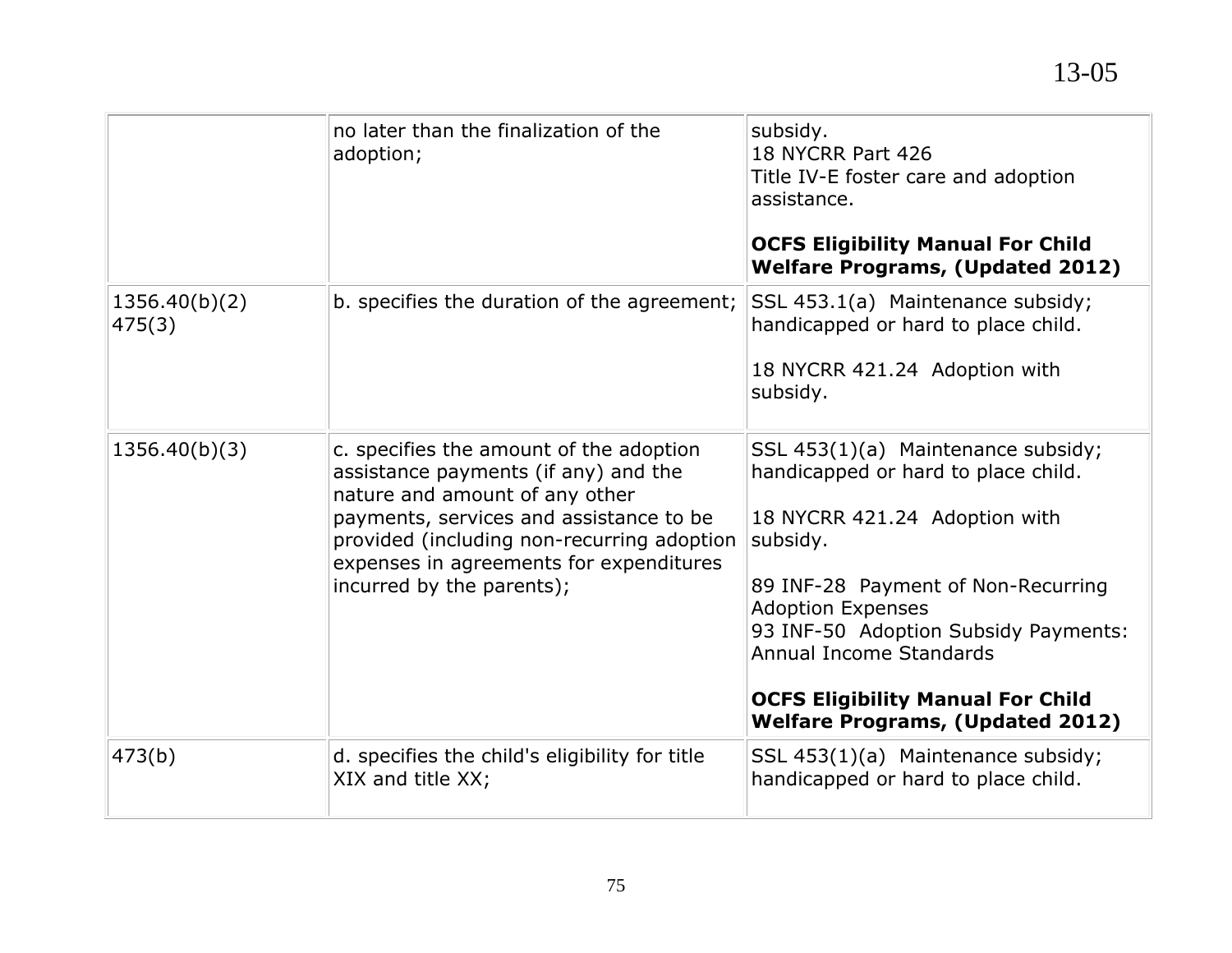| | | |
|---|---|---|
| | no later than the finalization of the adoption; | subsidy.<br>18 NYCRR Part 426<br>Title IV-E foster care and adoption assistance.<br><br>**OCFS Eligibility Manual For Child Welfare Programs, (Updated 2012)** |
| 1356.40(b)(2)<br>475(3) | b. specifies the duration of the agreement; | SSL 453.1(a) Maintenance subsidy; handicapped or hard to place child.<br><br>18 NYCRR 421.24 Adoption with subsidy. |
| 1356.40(b)(3) | c. specifies the amount of the adoption assistance payments (if any) and the nature and amount of any other payments, services and assistance to be provided (including non-recurring adoption expenses in agreements for expenditures incurred by the parents); | SSL 453(1)(a) Maintenance subsidy; handicapped or hard to place child.<br><br>18 NYCRR 421.24 Adoption with subsidy.<br><br>89 INF-28 Payment of Non-Recurring Adoption Expenses<br>93 INF-50 Adoption Subsidy Payments: Annual Income Standards<br><br>**OCFS Eligibility Manual For Child Welfare Programs, (Updated 2012)** |
| 473(b) | d. specifies the child's eligibility for title XIX and title XX; | SSL 453(1)(a) Maintenance subsidy; handicapped or hard to place child. |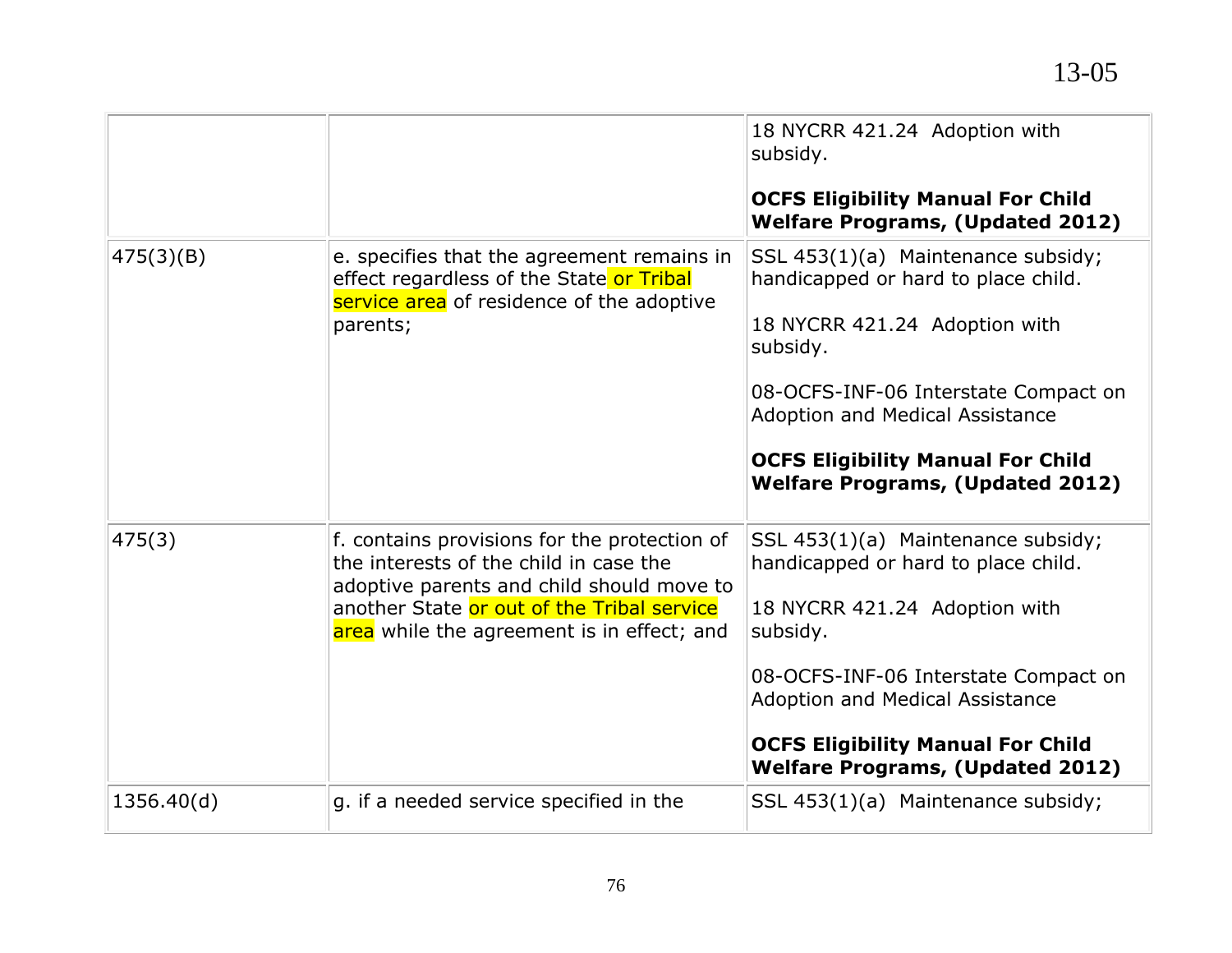| | | |
|---|---|---|
| | | 18 NYCRR 421.24 Adoption with subsidy.<br><br>**OCFS Eligibility Manual For Child Welfare Programs, (Updated 2012)** |
| 475(3)(B) | e. specifies that the agreement remains in effect regardless of the State or Tribal service area of residence of the adoptive parents; | SSL 453(1)(a) Maintenance subsidy; handicapped or hard to place child.<br><br>18 NYCRR 421.24 Adoption with subsidy.<br><br>08-OCFS-INF-06 Interstate Compact on Adoption and Medical Assistance<br><br>**OCFS Eligibility Manual For Child Welfare Programs, (Updated 2012)** |
| 475(3) | f. contains provisions for the protection of the interests of the child in case the adoptive parents and child should move to another State or out of the Tribal service area while the agreement is in effect; and | SSL 453(1)(a) Maintenance subsidy; handicapped or hard to place child.<br><br>18 NYCRR 421.24 Adoption with subsidy.<br><br>08-OCFS-INF-06 Interstate Compact on Adoption and Medical Assistance<br><br>**OCFS Eligibility Manual For Child Welfare Programs, (Updated 2012)** |
| 1356.40(d) | g. if a needed service specified in the | SSL 453(1)(a) Maintenance subsidy; |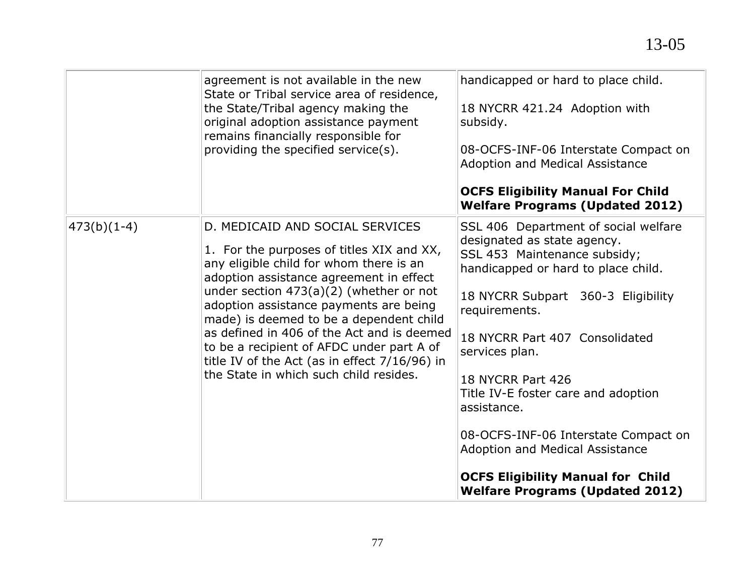| | | |
|---|---|---|
| | agreement is not available in the new State or Tribal service area of residence, the State/Tribal agency making the original adoption assistance payment remains financially responsible for providing the specified service(s). | handicapped or hard to place child.<br><br>18 NYCRR 421.24 Adoption with subsidy.<br><br>08-OCFS-INF-06 Interstate Compact on Adoption and Medical Assistance<br><br>**OCFS Eligibility Manual For Child Welfare Programs (Updated 2012)** |
| 473(b)(1-4) | D. MEDICAID AND SOCIAL SERVICES<br><br>1. For the purposes of titles XIX and XX, any eligible child for whom there is an adoption assistance agreement in effect under section 473(a)(2) (whether or not adoption assistance payments are being made) is deemed to be a dependent child as defined in 406 of the Act and is deemed to be a recipient of AFDC under part A of title IV of the Act (as in effect 7/16/96) in the State in which such child resides. | SSL 406 Department of social welfare designated as state agency.<br>SSL 453 Maintenance subsidy; handicapped or hard to place child.<br><br>18 NYCRR Subpart 360-3 Eligibility requirements.<br><br>18 NYCRR Part 407 Consolidated services plan.<br><br>18 NYCRR Part 426<br>Title IV-E foster care and adoption assistance.<br><br>08-OCFS-INF-06 Interstate Compact on Adoption and Medical Assistance<br><br>**OCFS Eligibility Manual for Child Welfare Programs (Updated 2012)** |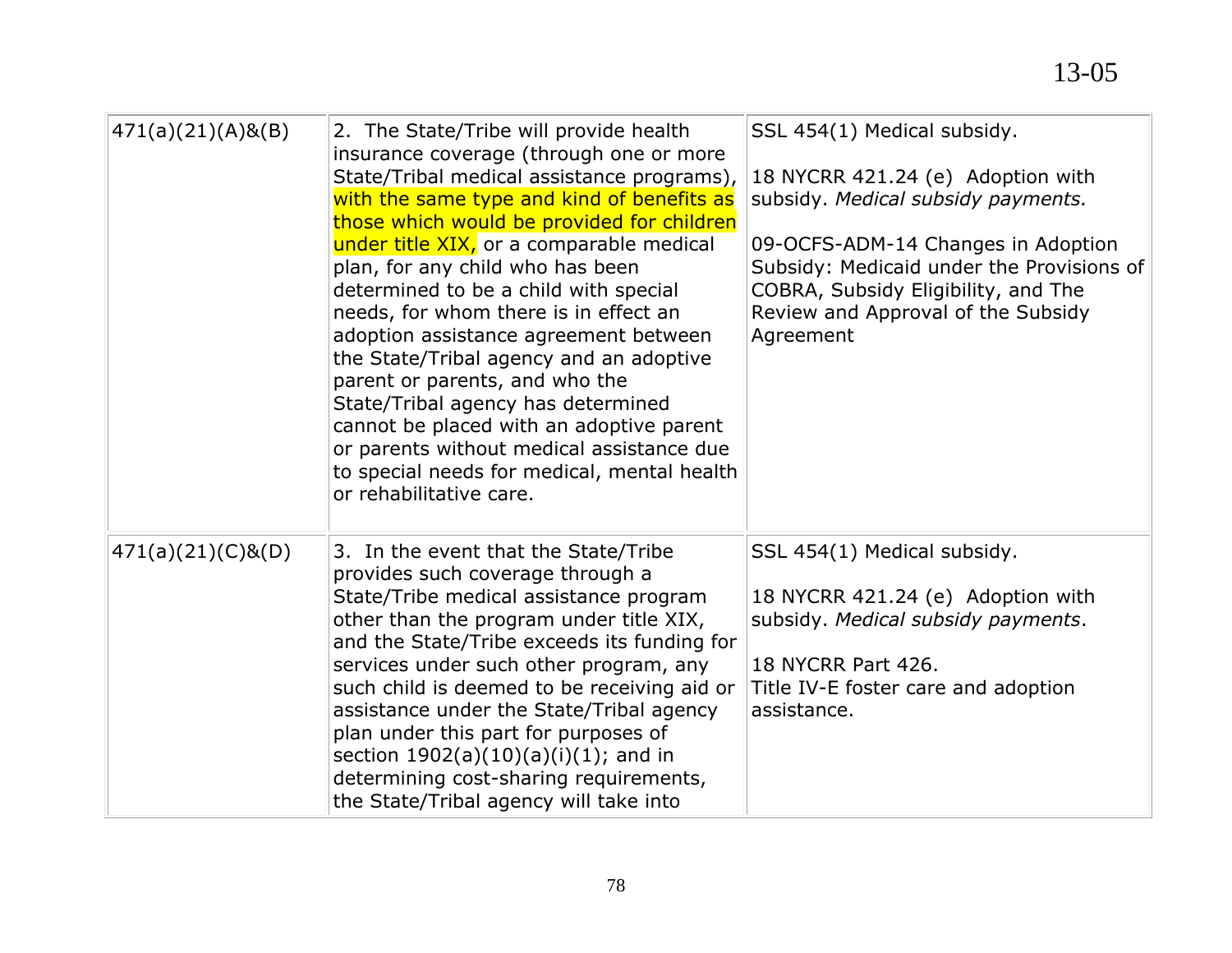| | | |
|---|---|---|
| 471(a)(21)(A)&(B) | 2. The State/Tribe will provide health insurance coverage (through one or more State/Tribal medical assistance programs), with the same type and kind of benefits as those which would be provided for children under title XIX, or a comparable medical plan, for any child who has been determined to be a child with special needs, for whom there is in effect an adoption assistance agreement between the State/Tribal agency and an adoptive parent or parents, and who the State/Tribal agency has determined cannot be placed with an adoptive parent or parents without medical assistance due to special needs for medical, mental health or rehabilitative care. | SSL 454(1) Medical subsidy.<br><br>18 NYCRR 421.24 (e) Adoption with subsidy. *Medical subsidy payments.*<br><br>09-OCFS-ADM-14 Changes in Adoption Subsidy: Medicaid under the Provisions of COBRA, Subsidy Eligibility, and The Review and Approval of the Subsidy Agreement |
| 471(a)(21)(C)&(D) | 3. In the event that the State/Tribe provides such coverage through a State/Tribe medical assistance program other than the program under title XIX, and the State/Tribe exceeds its funding for services under such other program, any such child is deemed to be receiving aid or assistance under the State/Tribal agency plan under this part for purposes of section 1902(a)(10)(a)(i)(1); and in determining cost-sharing requirements, the State/Tribal agency will take into | SSL 454(1) Medical subsidy.<br><br>18 NYCRR 421.24 (e) Adoption with subsidy. *Medical subsidy payments*.<br><br>18 NYCRR Part 426.<br>Title IV-E foster care and adoption assistance. |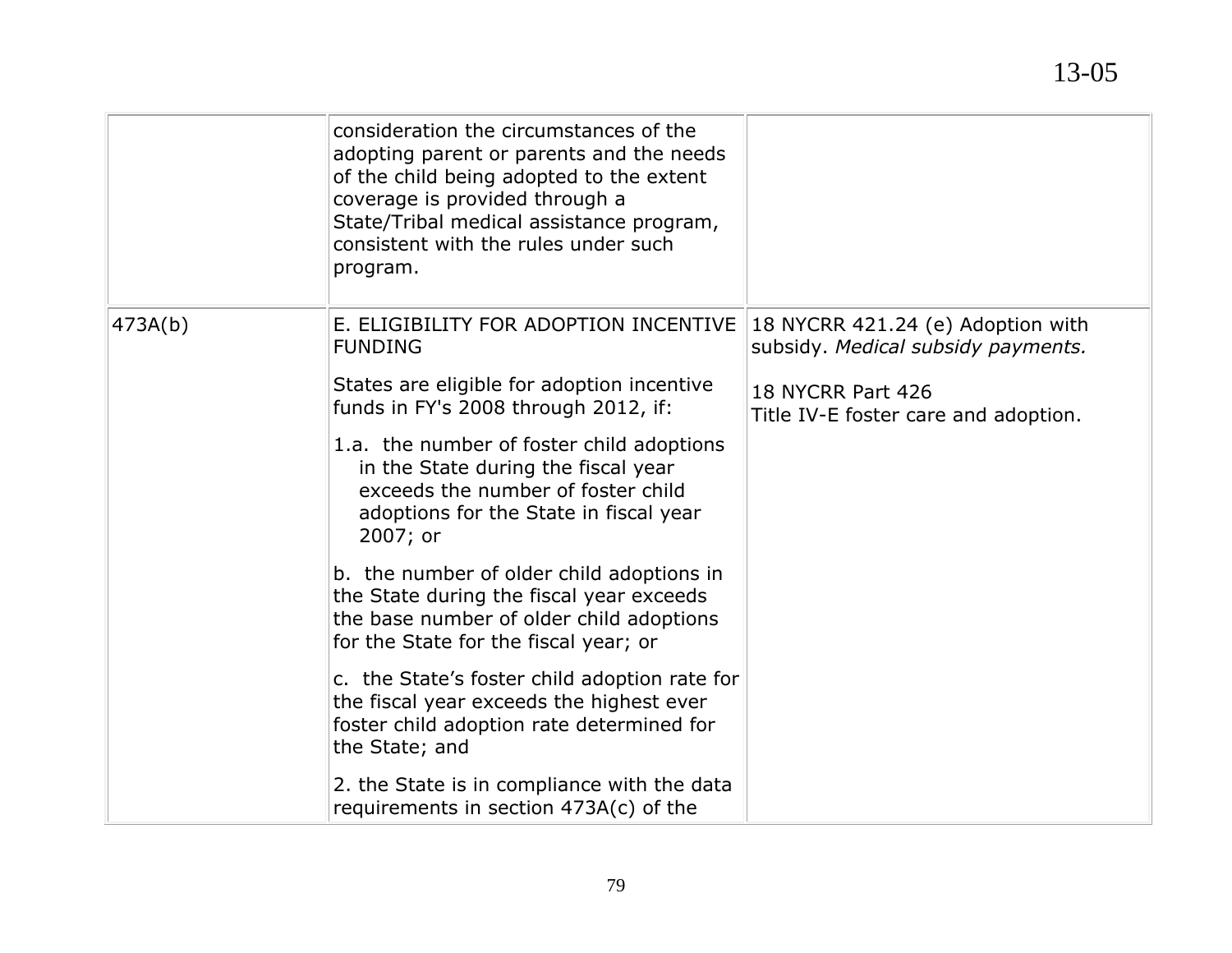| | | |
|---|---|---|
| | consideration the circumstances of the adopting parent or parents and the needs of the child being adopted to the extent coverage is provided through a State/Tribal medical assistance program, consistent with the rules under such program. | |
| 473A(b) | E. ELIGIBILITY FOR ADOPTION INCENTIVE FUNDING<br><br>States are eligible for adoption incentive funds in FY's 2008 through 2012, if:<br><br>1.a. the number of foster child adoptions in the State during the fiscal year exceeds the number of foster child adoptions for the State in fiscal year 2007; or<br><br>b. the number of older child adoptions in the State during the fiscal year exceeds the base number of older child adoptions for the State for the fiscal year; or<br><br>c. the State's foster child adoption rate for the fiscal year exceeds the highest ever foster child adoption rate determined for the State; and<br><br>2. the State is in compliance with the data requirements in section 473A(c) of the | 18 NYCRR 421.24 (e) Adoption with subsidy. *Medical subsidy payments.*<br><br>18 NYCRR Part 426<br>Title IV-E foster care and adoption. |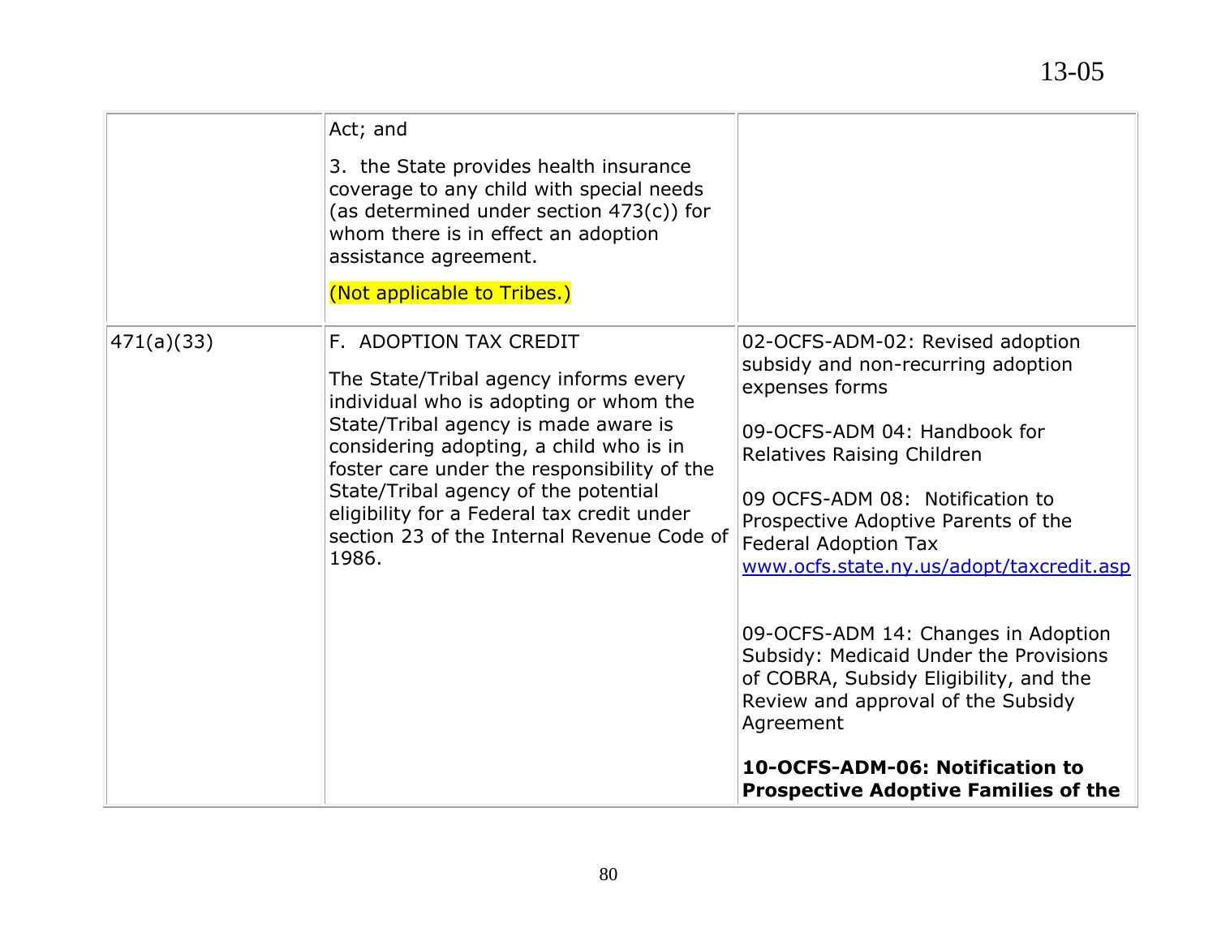| | | |
|---|---|---|
| | Act; and<br><br>3. the State provides health insurance coverage to any child with special needs (as determined under section 473(c)) for whom there is in effect an adoption assistance agreement.<br><br>(Not applicable to Tribes.) | |
| 471(a)(33) | F. ADOPTION TAX CREDIT<br><br>The State/Tribal agency informs every individual who is adopting or whom the State/Tribal agency is made aware is considering adopting, a child who is in foster care under the responsibility of the State/Tribal agency of the potential eligibility for a Federal tax credit under section 23 of the Internal Revenue Code of 1986. | 02-OCFS-ADM-02: Revised adoption subsidy and non-recurring adoption expenses forms<br><br>09-OCFS-ADM 04: Handbook for Relatives Raising Children<br><br>09 OCFS-ADM 08: Notification to Prospective Adoptive Parents of the Federal Adoption Tax www.ocfs.state.ny.us/adopt/taxcredit.asp<br><br>09-OCFS-ADM 14: Changes in Adoption Subsidy: Medicaid Under the Provisions of COBRA, Subsidy Eligibility, and the Review and approval of the Subsidy Agreement<br><br>**10-OCFS-ADM-06: Notification to Prospective Adoptive Families of the** |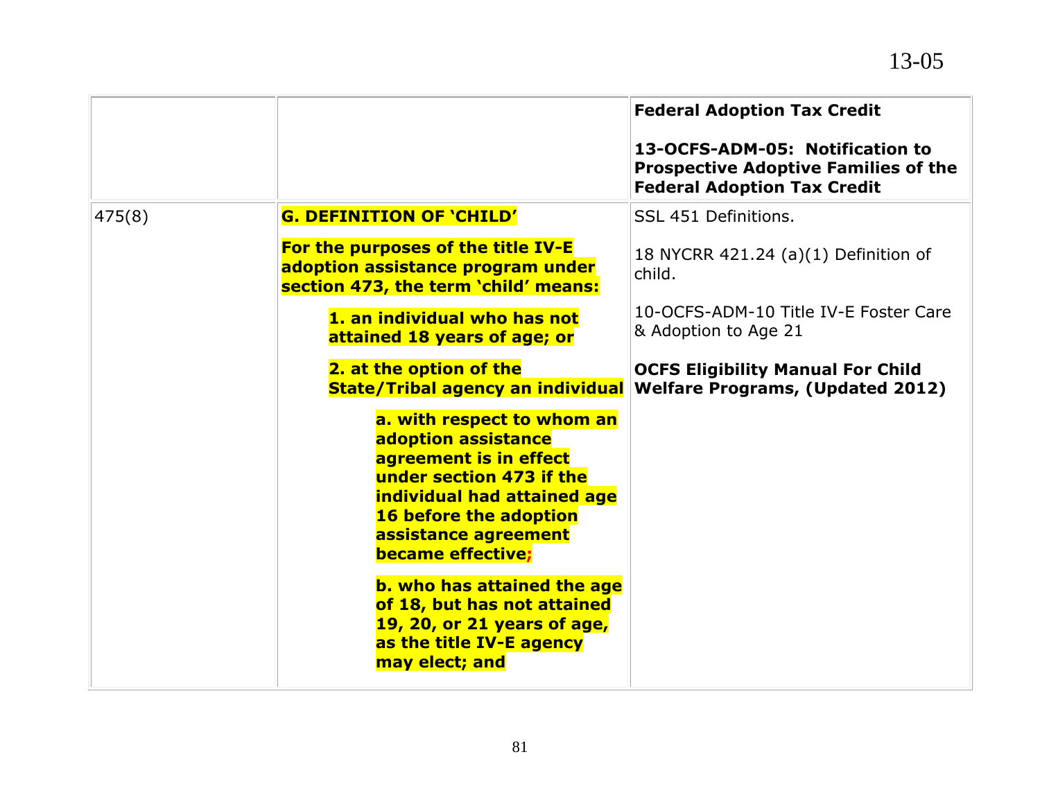| | | |
|---|---|---|
| | | **Federal Adoption Tax Credit**<br><br>**13-OCFS-ADM-05: Notification to Prospective Adoptive Families of the Federal Adoption Tax Credit** |
| 475(8) | **G. DEFINITION OF 'CHILD'**<br><br>**For the purposes of the title IV-E adoption assistance program under section 473, the term 'child' means:**<br><br>**1. an individual who has not attained 18 years of age; or**<br><br>**2. at the option of the State/Tribal agency an individual**<br><br>**a. with respect to whom an adoption assistance agreement is in effect under section 473 if the individual had attained age 16 before the adoption assistance agreement became effective;**<br><br>**b. who has attained the age of 18, but has not attained 19, 20, or 21 years of age, as the title IV-E agency may elect; and** | SSL 451 Definitions.<br><br>18 NYCRR 421.24 (a)(1) Definition of child.<br><br>10-OCFS-ADM-10 Title IV-E Foster Care & Adoption to Age 21<br><br>**OCFS Eligibility Manual For Child Welfare Programs, (Updated 2012)** |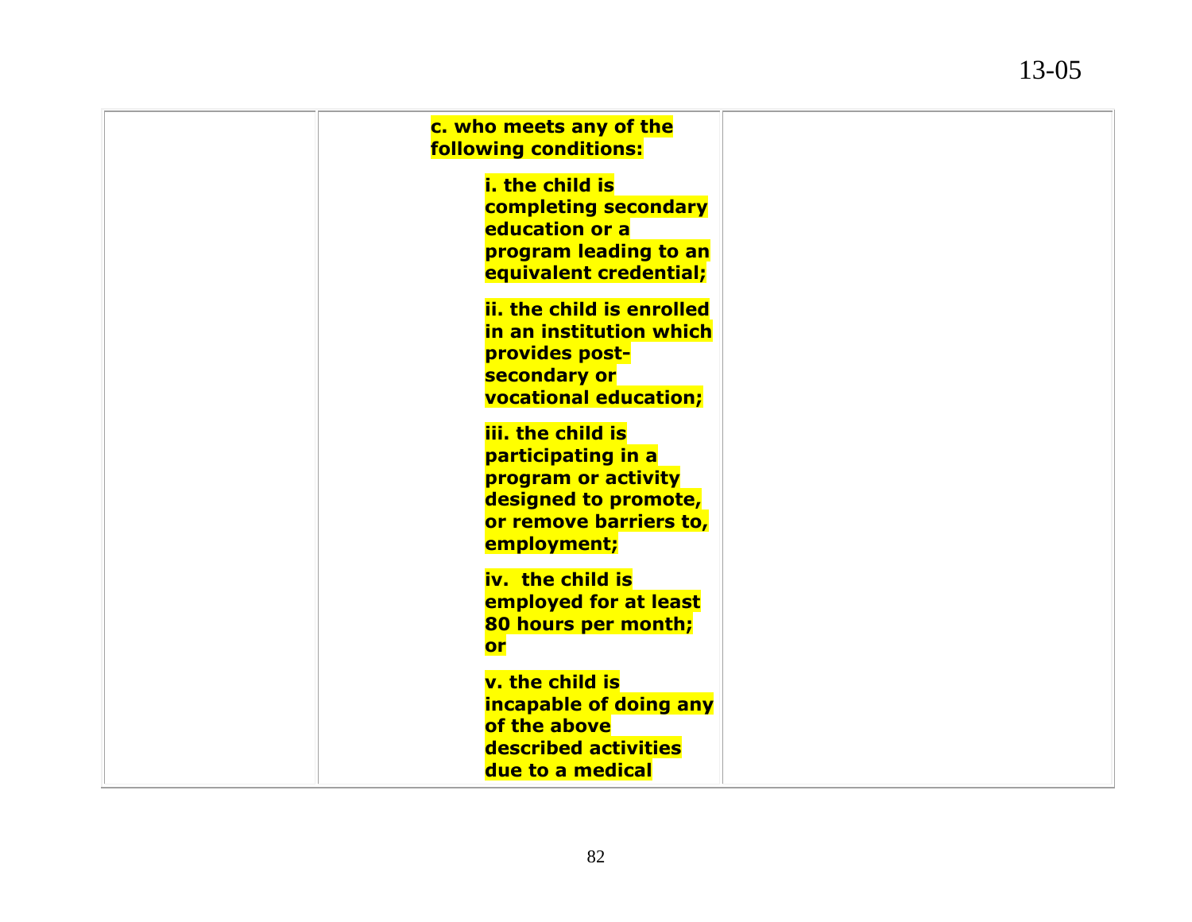| | | |
|---|---|---|
| | **c. who meets any of the following conditions:**<br><br>**i. the child is completing secondary education or a program leading to an equivalent credential;**<br><br>**ii. the child is enrolled in an institution which provides post-secondary or vocational education;**<br><br>**iii. the child is participating in a program or activity designed to promote, or remove barriers to, employment;**<br><br>**iv. the child is employed for at least 80 hours per month; or**<br><br>**v. the child is incapable of doing any of the above described activities due to a medical** | |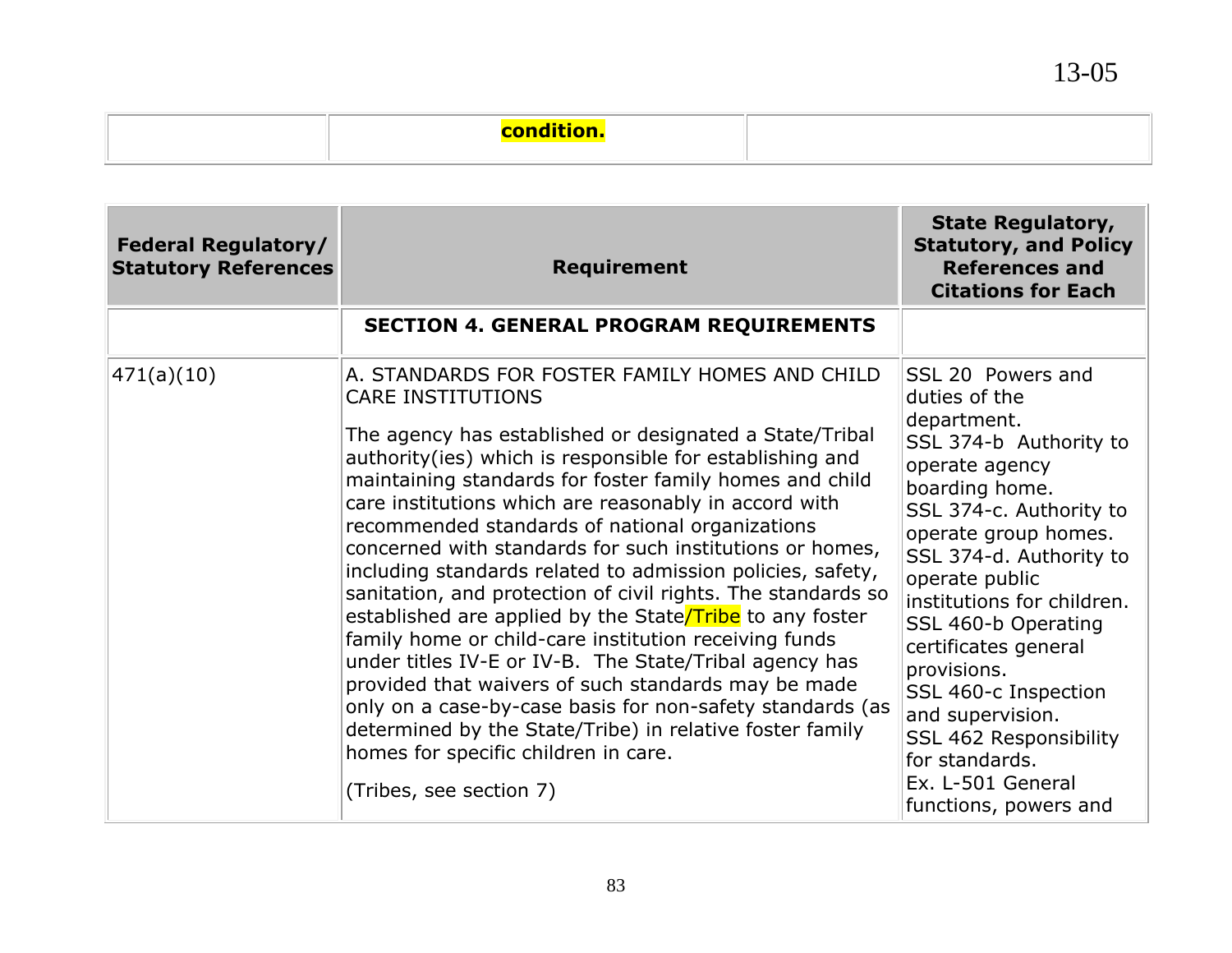| | condition. | |
|---|---|---|

| Federal Regulatory/ Statutory References | Requirement | State Regulatory, Statutory, and Policy References and Citations for Each |
|---|---|---|
| | **SECTION 4. GENERAL PROGRAM REQUIREMENTS** | |
| 471(a)(10) | A. STANDARDS FOR FOSTER FAMILY HOMES AND CHILD CARE INSTITUTIONS<br><br>The agency has established or designated a State/Tribal authority(ies) which is responsible for establishing and maintaining standards for foster family homes and child care institutions which are reasonably in accord with recommended standards of national organizations concerned with standards for such institutions or homes, including standards related to admission policies, safety, sanitation, and protection of civil rights. The standards so established are applied by the State/Tribe to any foster family home or child-care institution receiving funds under titles IV-E or IV-B. The State/Tribal agency has provided that waivers of such standards may be made only on a case-by-case basis for non-safety standards (as determined by the State/Tribe) in relative foster family homes for specific children in care.<br><br>(Tribes, see section 7) | SSL 20 Powers and duties of the department.<br>SSL 374-b Authority to operate agency boarding home.<br>SSL 374-c. Authority to operate group homes.<br>SSL 374-d. Authority to operate public institutions for children.<br>SSL 460-b Operating certificates general provisions.<br>SSL 460-c Inspection and supervision.<br>SSL 462 Responsibility for standards.<br>Ex. L-501 General functions, powers and |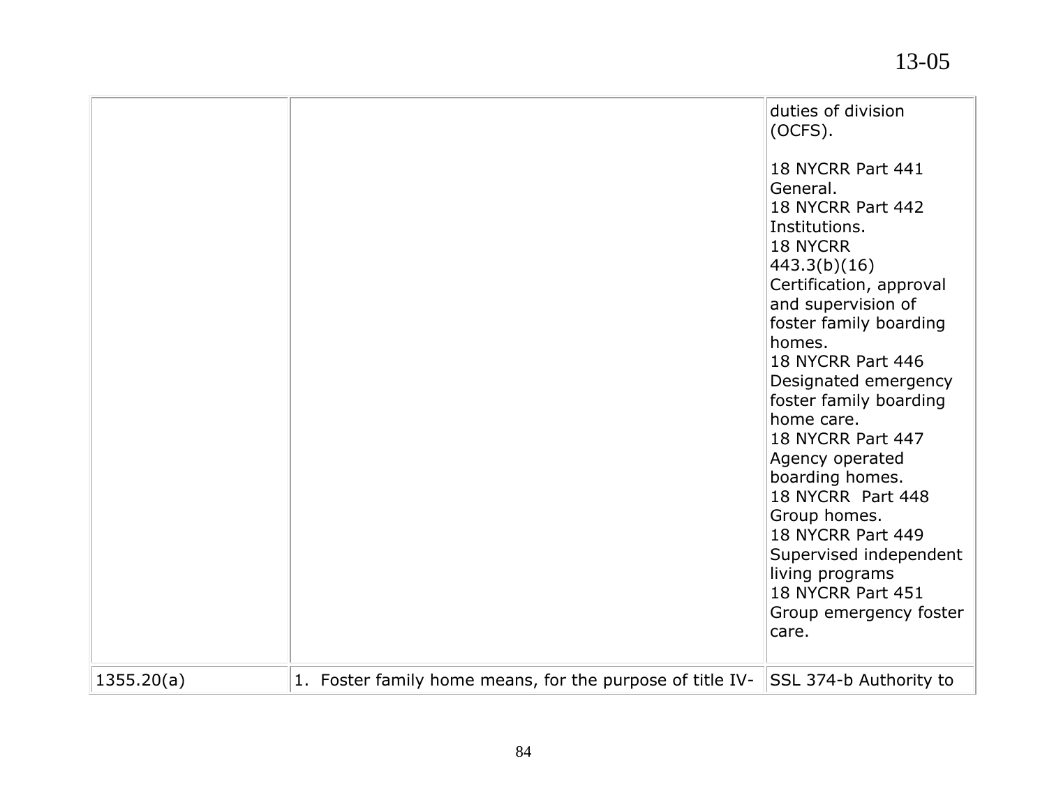| | | duties of division (OCFS).<br><br>18 NYCRR Part 441 General.<br>18 NYCRR Part 442 Institutions.<br>18 NYCRR 443.3(b)(16) Certification, approval and supervision of foster family boarding homes.<br>18 NYCRR Part 446 Designated emergency foster family boarding home care.<br>18 NYCRR Part 447 Agency operated boarding homes.<br>18 NYCRR Part 448 Group homes.<br>18 NYCRR Part 449 Supervised independent living programs<br>18 NYCRR Part 451 Group emergency foster care. |
|---|---|---|
| 1355.20(a) | 1. Foster family home means, for the purpose of title IV- | SSL 374-b Authority to |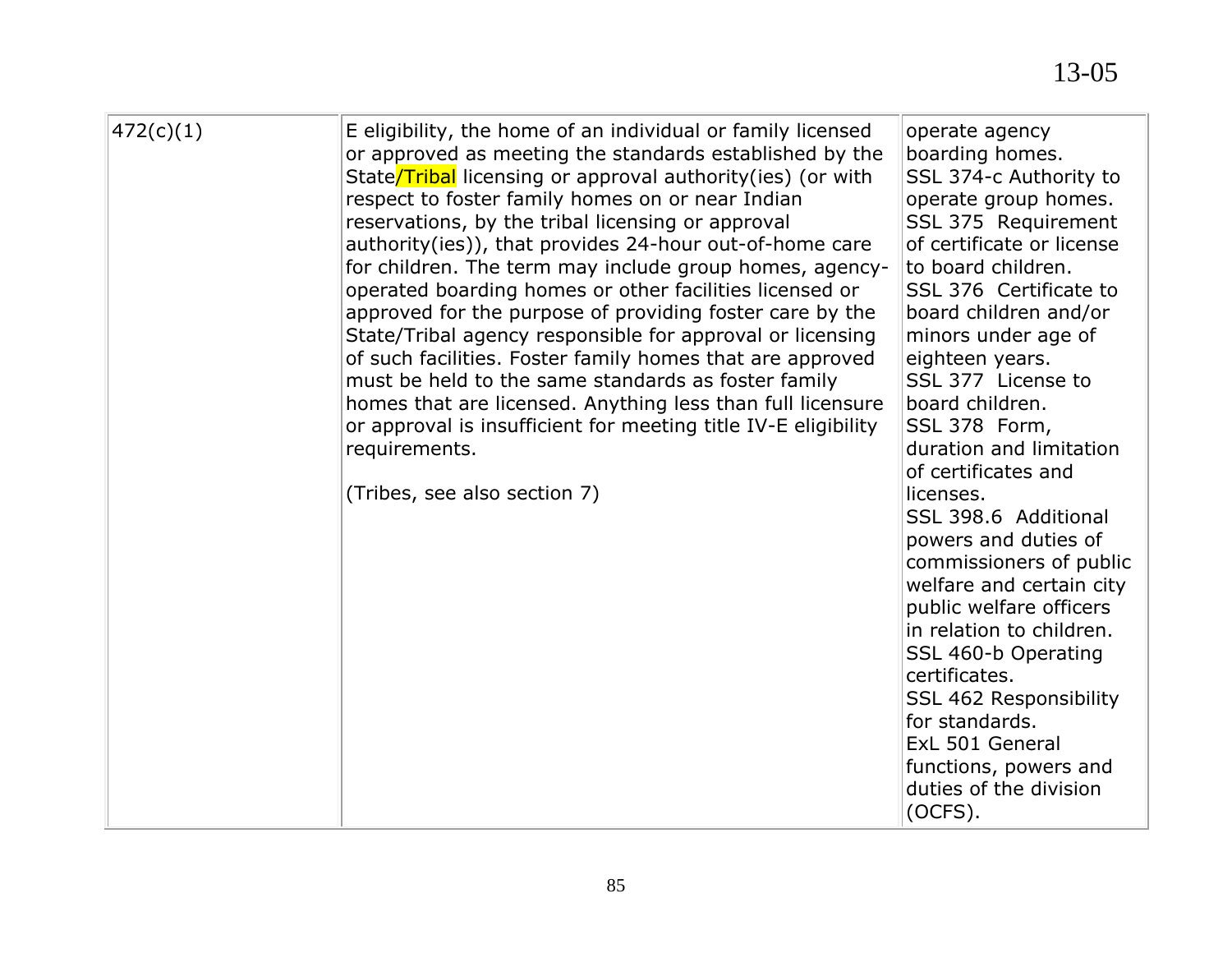| 472(c)(1) | E eligibility, the home of an individual or family licensed or approved as meeting the standards established by the State/Tribal licensing or approval authority(ies) (or with respect to foster family homes on or near Indian reservations, by the tribal licensing or approval authority(ies)), that provides 24-hour out-of-home care for children. The term may include group homes, agency-operated boarding homes or other facilities licensed or approved for the purpose of providing foster care by the State/Tribal agency responsible for approval or licensing of such facilities. Foster family homes that are approved must be held to the same standards as foster family homes that are licensed. Anything less than full licensure or approval is insufficient for meeting title IV-E eligibility requirements.<br><br>(Tribes, see also section 7) | operate agency boarding homes.<br>SSL 374-c Authority to operate group homes.<br>SSL 375 Requirement of certificate or license to board children.<br>SSL 376 Certificate to board children and/or minors under age of eighteen years.<br>SSL 377 License to board children.<br>SSL 378 Form, duration and limitation of certificates and licenses.<br>SSL 398.6 Additional powers and duties of commissioners of public welfare and certain city public welfare officers in relation to children.<br>SSL 460-b Operating certificates.<br>SSL 462 Responsibility for standards.<br>ExL 501 General functions, powers and duties of the division (OCFS). |
|---|---|---|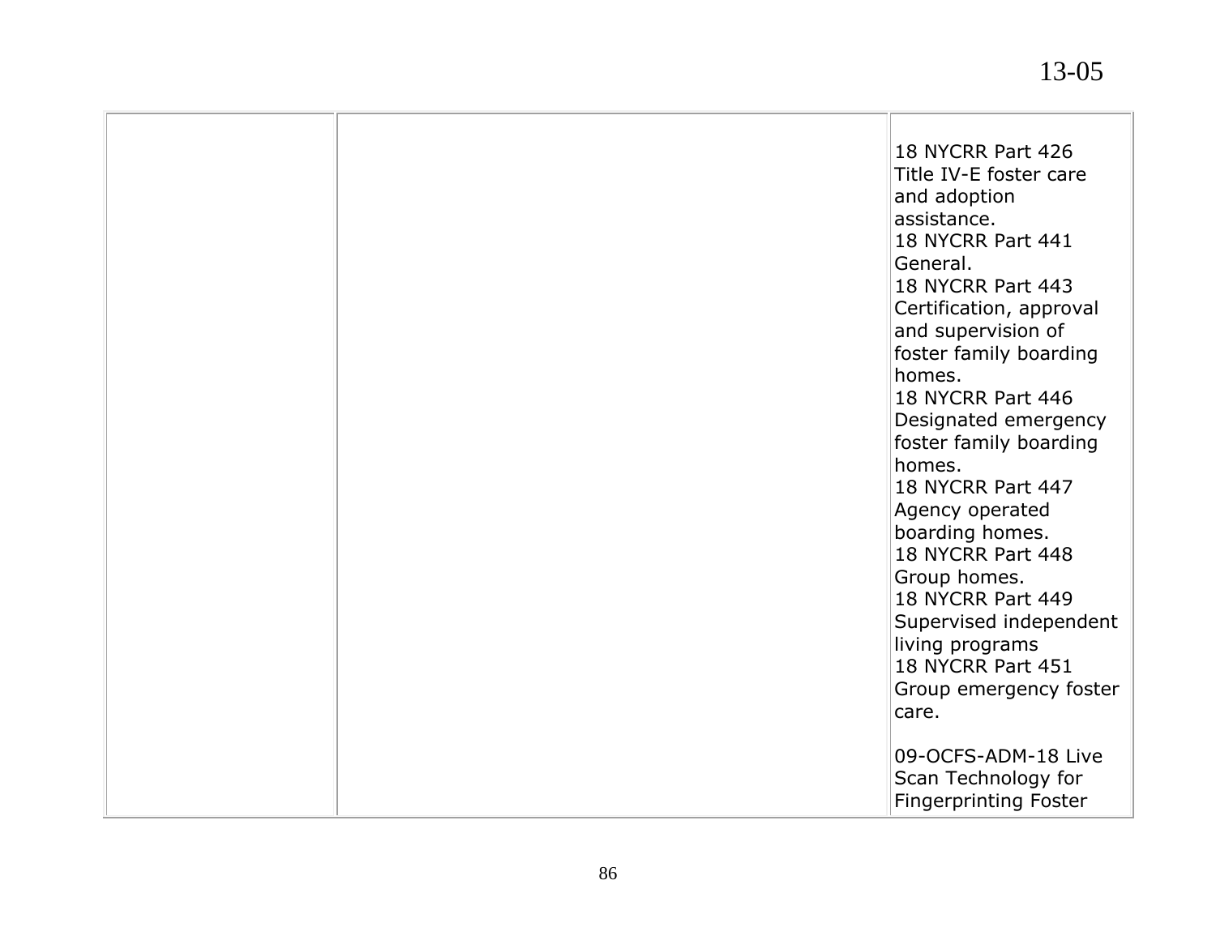| | | |
|---|---|---|
| | | 18 NYCRR Part 426 Title IV-E foster care and adoption assistance.<br>18 NYCRR Part 441 General.<br>18 NYCRR Part 443 Certification, approval and supervision of foster family boarding homes.<br>18 NYCRR Part 446 Designated emergency foster family boarding homes.<br>18 NYCRR Part 447 Agency operated boarding homes.<br>18 NYCRR Part 448 Group homes.<br>18 NYCRR Part 449 Supervised independent living programs<br>18 NYCRR Part 451 Group emergency foster care.<br><br>09-OCFS-ADM-18 Live Scan Technology for Fingerprinting Foster |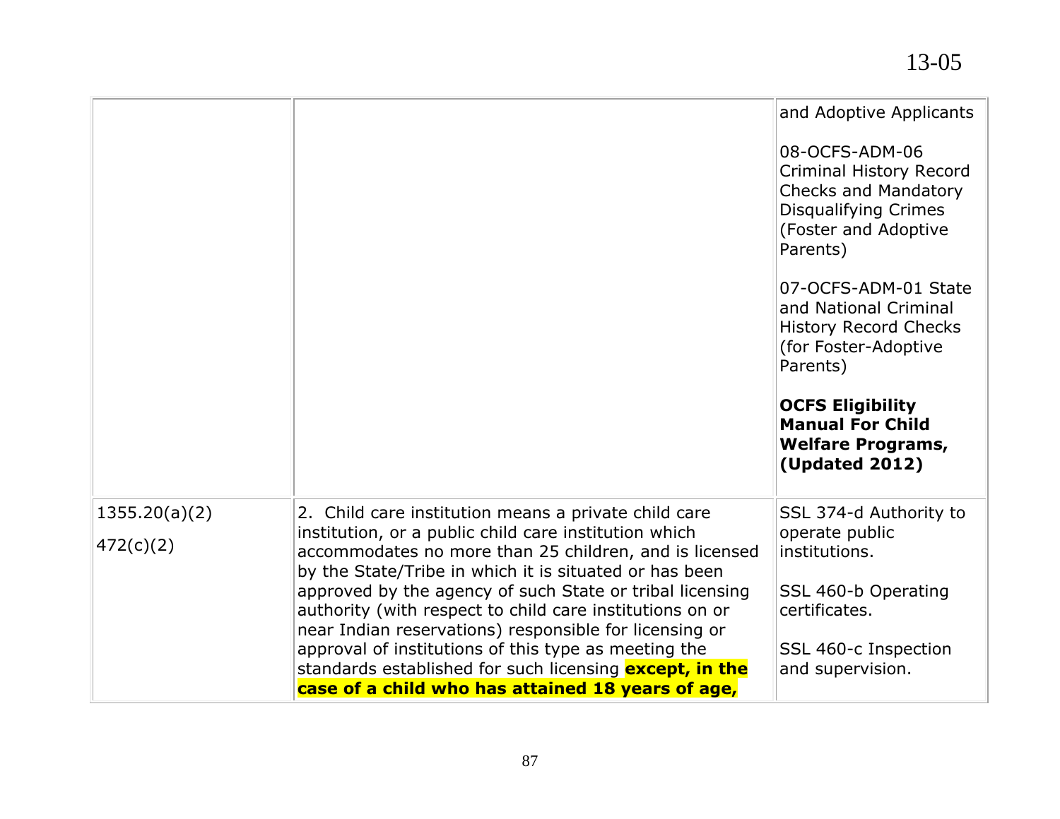| | | |
|---|---|---|
| | | and Adoptive Applicants<br><br>08-OCFS-ADM-06 Criminal History Record Checks and Mandatory Disqualifying Crimes (Foster and Adoptive Parents)<br><br>07-OCFS-ADM-01 State and National Criminal History Record Checks (for Foster-Adoptive Parents)<br><br>**OCFS Eligibility Manual For Child Welfare Programs, (Updated 2012)** |
| 1355.20(a)(2)<br><br>472(c)(2) | 2. Child care institution means a private child care institution, or a public child care institution which accommodates no more than 25 children, and is licensed by the State/Tribe in which it is situated or has been approved by the agency of such State or tribal licensing authority (with respect to child care institutions on or near Indian reservations) responsible for licensing or approval of institutions of this type as meeting the standards established for such licensing **except, in the case of a child who has attained 18 years of age,** | SSL 374-d Authority to operate public institutions.<br><br>SSL 460-b Operating certificates.<br><br>SSL 460-c Inspection and supervision. |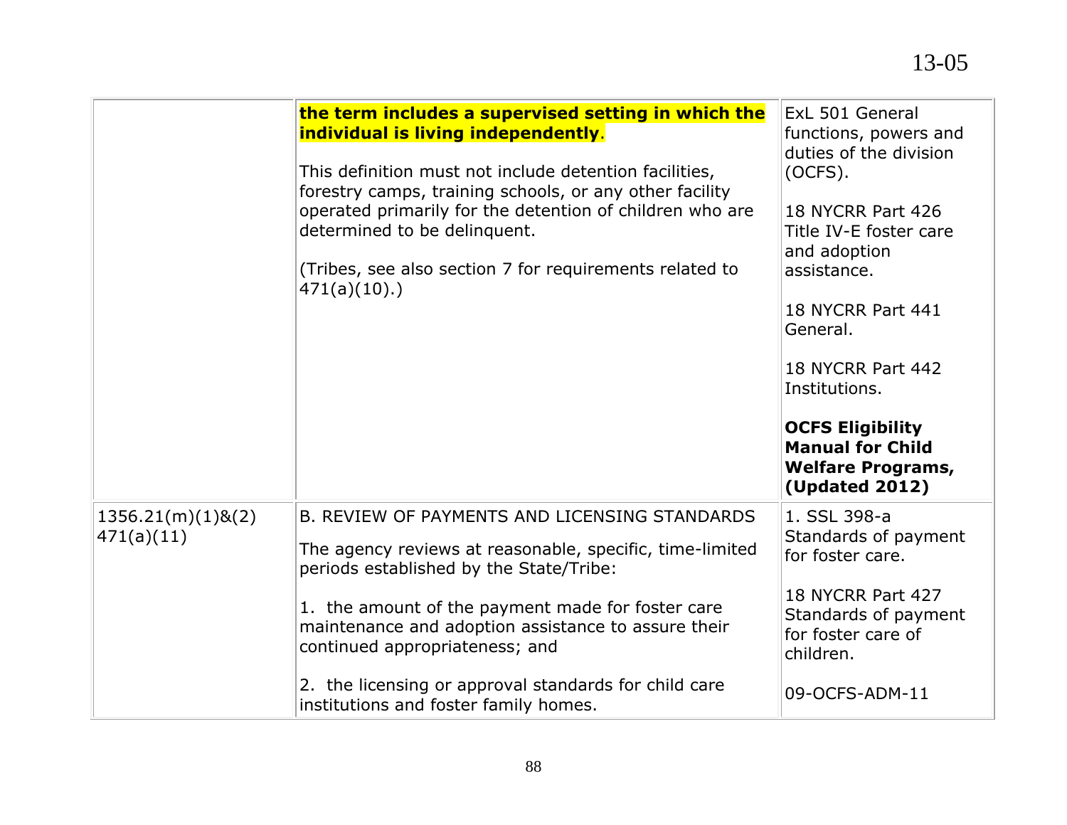| | | |
|---|---|---|
| | **the term includes a supervised setting in which the individual is living independently**.<br><br>This definition must not include detention facilities, forestry camps, training schools, or any other facility operated primarily for the detention of children who are determined to be delinquent.<br><br>(Tribes, see also section 7 for requirements related to 471(a)(10).) | ExL 501 General functions, powers and duties of the division (OCFS).<br><br>18 NYCRR Part 426 Title IV-E foster care and adoption assistance.<br><br>18 NYCRR Part 441 General.<br><br>18 NYCRR Part 442 Institutions.<br><br>**OCFS Eligibility Manual for Child Welfare Programs, (Updated 2012)** |
| 1356.21(m)(1)&(2)<br>471(a)(11) | B. REVIEW OF PAYMENTS AND LICENSING STANDARDS<br><br>The agency reviews at reasonable, specific, time-limited periods established by the State/Tribe:<br><br>1. the amount of the payment made for foster care maintenance and adoption assistance to assure their continued appropriateness; and<br><br>2. the licensing or approval standards for child care institutions and foster family homes. | 1. SSL 398-a Standards of payment for foster care.<br><br>18 NYCRR Part 427 Standards of payment for foster care of children.<br><br>09-OCFS-ADM-11 |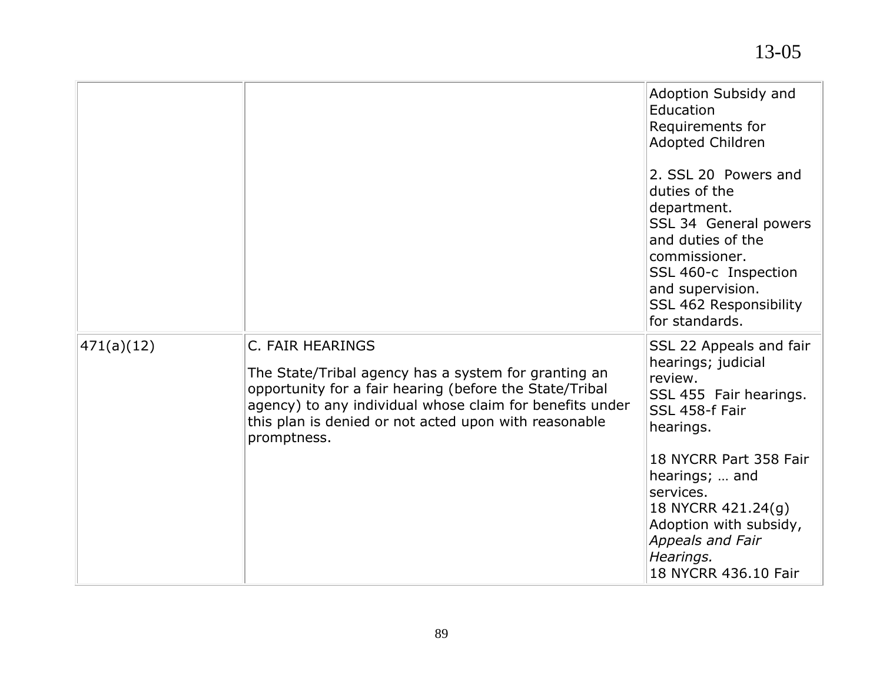| | | |
|---|---|---|
| | | Adoption Subsidy and Education Requirements for Adopted Children<br><br>2. SSL 20 Powers and duties of the department.<br>SSL 34 General powers and duties of the commissioner.<br>SSL 460-c Inspection and supervision.<br>SSL 462 Responsibility for standards. |
| 471(a)(12) | C. FAIR HEARINGS<br><br>The State/Tribal agency has a system for granting an opportunity for a fair hearing (before the State/Tribal agency) to any individual whose claim for benefits under this plan is denied or not acted upon with reasonable promptness. | SSL 22 Appeals and fair hearings; judicial review.<br>SSL 455 Fair hearings.<br>SSL 458-f Fair hearings.<br><br>18 NYCRR Part 358 Fair hearings; … and services.<br>18 NYCRR 421.24(g) Adoption with subsidy, *Appeals and Fair Hearings.*<br>18 NYCRR 436.10 Fair |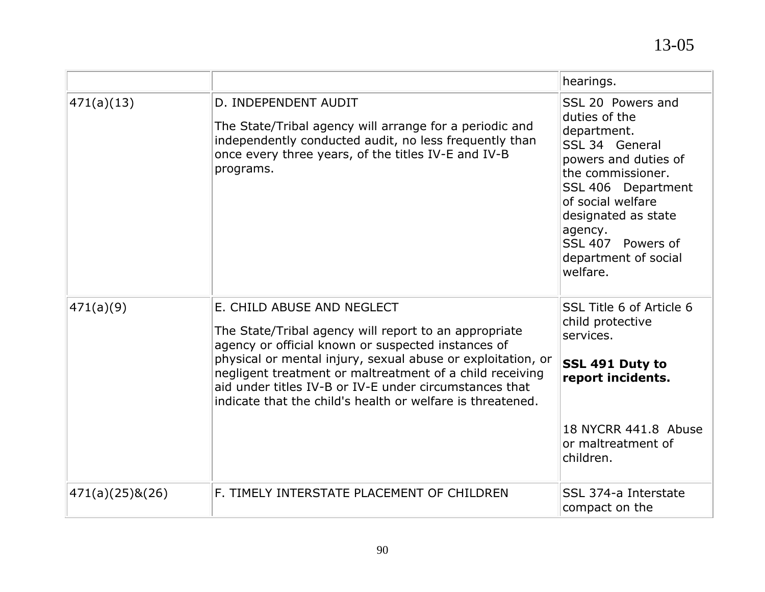| | | |
|---|---|---|
| | | hearings. |
| 471(a)(13) | D. INDEPENDENT AUDIT<br><br>The State/Tribal agency will arrange for a periodic and independently conducted audit, no less frequently than once every three years, of the titles IV-E and IV-B programs. | SSL 20 Powers and duties of the department.<br>SSL 34 General powers and duties of the commissioner.<br>SSL 406 Department of social welfare designated as state agency.<br>SSL 407 Powers of department of social welfare. |
| 471(a)(9) | E. CHILD ABUSE AND NEGLECT<br><br>The State/Tribal agency will report to an appropriate agency or official known or suspected instances of physical or mental injury, sexual abuse or exploitation, or negligent treatment or maltreatment of a child receiving aid under titles IV-B or IV-E under circumstances that indicate that the child's health or welfare is threatened. | SSL Title 6 of Article 6 child protective services.<br><br>**SSL 491 Duty to report incidents.**<br><br>18 NYCRR 441.8 Abuse or maltreatment of children. |
| 471(a)(25)&(26) | F. TIMELY INTERSTATE PLACEMENT OF CHILDREN | SSL 374-a Interstate compact on the |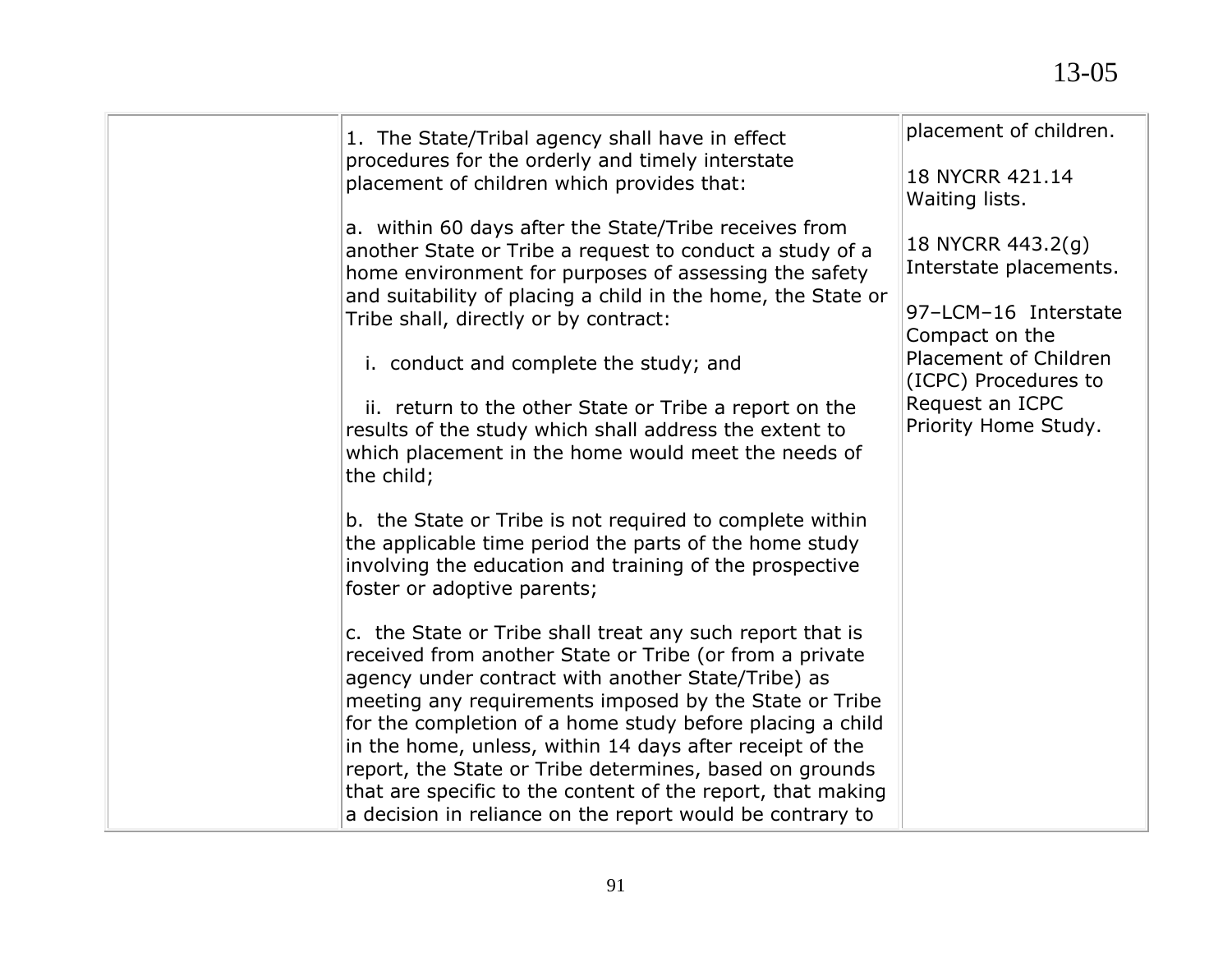| | | |
|---|---|---|
| | 1. The State/Tribal agency shall have in effect procedures for the orderly and timely interstate placement of children which provides that:<br><br>a. within 60 days after the State/Tribe receives from another State or Tribe a request to conduct a study of a home environment for purposes of assessing the safety and suitability of placing a child in the home, the State or Tribe shall, directly or by contract:<br><br>i. conduct and complete the study; and<br><br>ii. return to the other State or Tribe a report on the results of the study which shall address the extent to which placement in the home would meet the needs of the child;<br><br>b. the State or Tribe is not required to complete within the applicable time period the parts of the home study involving the education and training of the prospective foster or adoptive parents;<br><br>c. the State or Tribe shall treat any such report that is received from another State or Tribe (or from a private agency under contract with another State/Tribe) as meeting any requirements imposed by the State or Tribe for the completion of a home study before placing a child in the home, unless, within 14 days after receipt of the report, the State or Tribe determines, based on grounds that are specific to the content of the report, that making a decision in reliance on the report would be contrary to | placement of children.<br><br>18 NYCRR 421.14 Waiting lists.<br><br>18 NYCRR 443.2(g) Interstate placements.<br><br>97–LCM–16 Interstate Compact on the Placement of Children (ICPC) Procedures to Request an ICPC Priority Home Study. |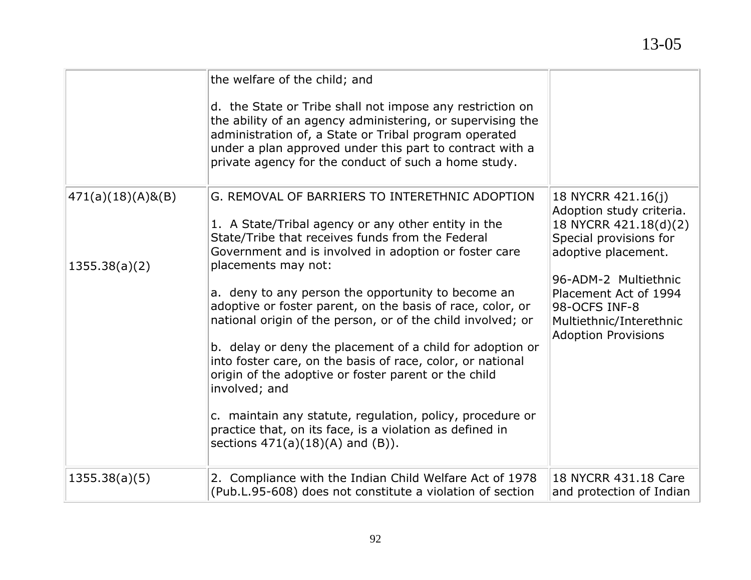| | | |
|---|---|---|
| | the welfare of the child; and<br><br>d. the State or Tribe shall not impose any restriction on the ability of an agency administering, or supervising the administration of, a State or Tribal program operated under a plan approved under this part to contract with a private agency for the conduct of such a home study. | |
| 471(a)(18)(A)&(B)<br><br>1355.38(a)(2) | G. REMOVAL OF BARRIERS TO INTERETHNIC ADOPTION<br><br>1. A State/Tribal agency or any other entity in the State/Tribe that receives funds from the Federal Government and is involved in adoption or foster care placements may not:<br><br>a. deny to any person the opportunity to become an adoptive or foster parent, on the basis of race, color, or national origin of the person, or of the child involved; or<br><br>b. delay or deny the placement of a child for adoption or into foster care, on the basis of race, color, or national origin of the adoptive or foster parent or the child involved; and<br><br>c. maintain any statute, regulation, policy, procedure or practice that, on its face, is a violation as defined in sections 471(a)(18)(A) and (B)). | 18 NYCRR 421.16(j) Adoption study criteria.<br>18 NYCRR 421.18(d)(2) Special provisions for adoptive placement.<br><br>96-ADM-2 Multiethnic Placement Act of 1994<br>98-OCFS INF-8 Multiethnic/Interethnic Adoption Provisions |
| 1355.38(a)(5) | 2. Compliance with the Indian Child Welfare Act of 1978 (Pub.L.95-608) does not constitute a violation of section | 18 NYCRR 431.18 Care and protection of Indian |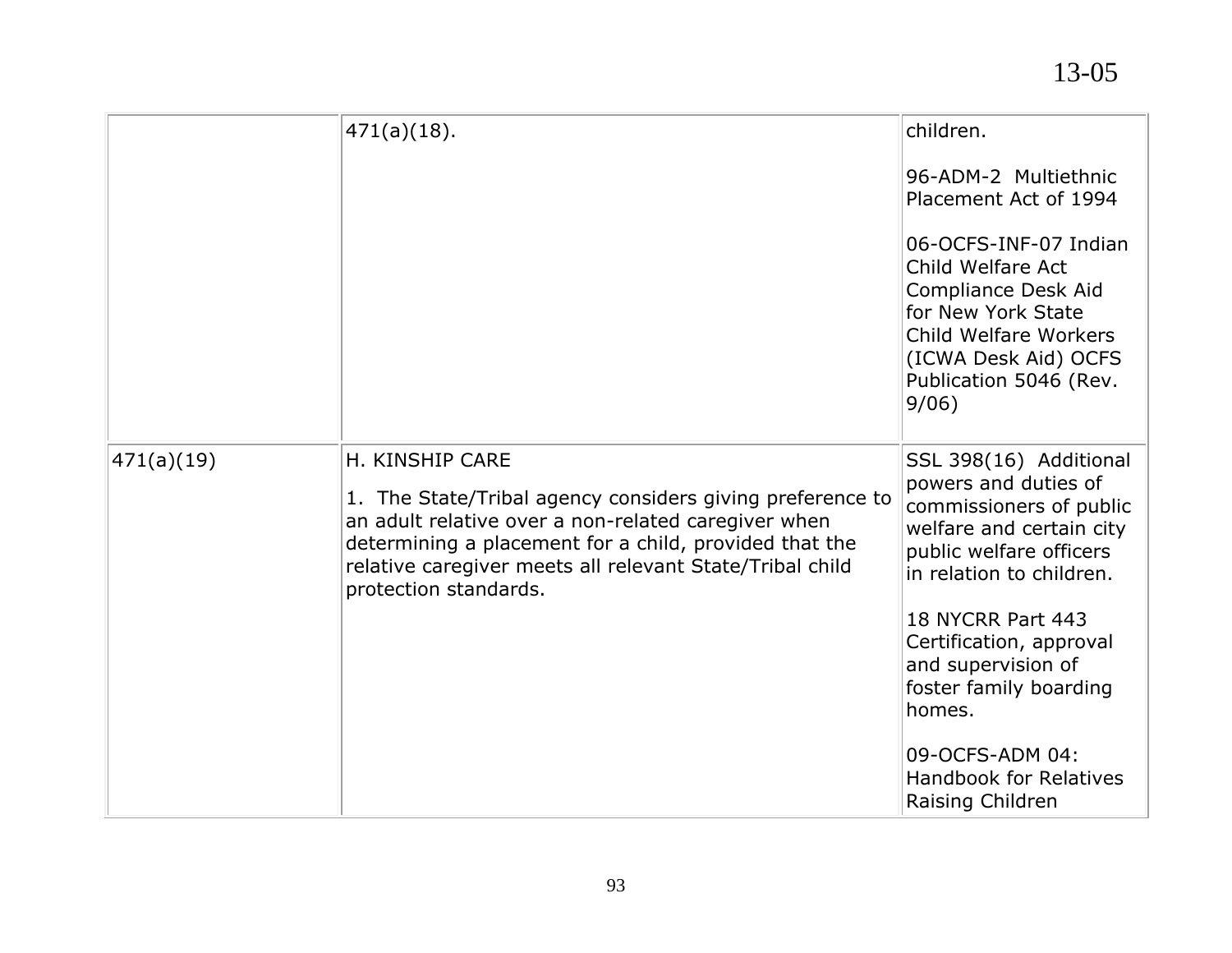| | | |
|---|---|---|
| | 471(a)(18). | children.<br><br>96-ADM-2 Multiethnic Placement Act of 1994<br><br>06-OCFS-INF-07 Indian Child Welfare Act Compliance Desk Aid for New York State Child Welfare Workers (ICWA Desk Aid) OCFS Publication 5046 (Rev. 9/06) |
| 471(a)(19) | H. KINSHIP CARE<br><br>1. The State/Tribal agency considers giving preference to an adult relative over a non-related caregiver when determining a placement for a child, provided that the relative caregiver meets all relevant State/Tribal child protection standards. | SSL 398(16) Additional powers and duties of commissioners of public welfare and certain city public welfare officers in relation to children.<br><br>18 NYCRR Part 443 Certification, approval and supervision of foster family boarding homes.<br><br>09-OCFS-ADM 04: Handbook for Relatives Raising Children |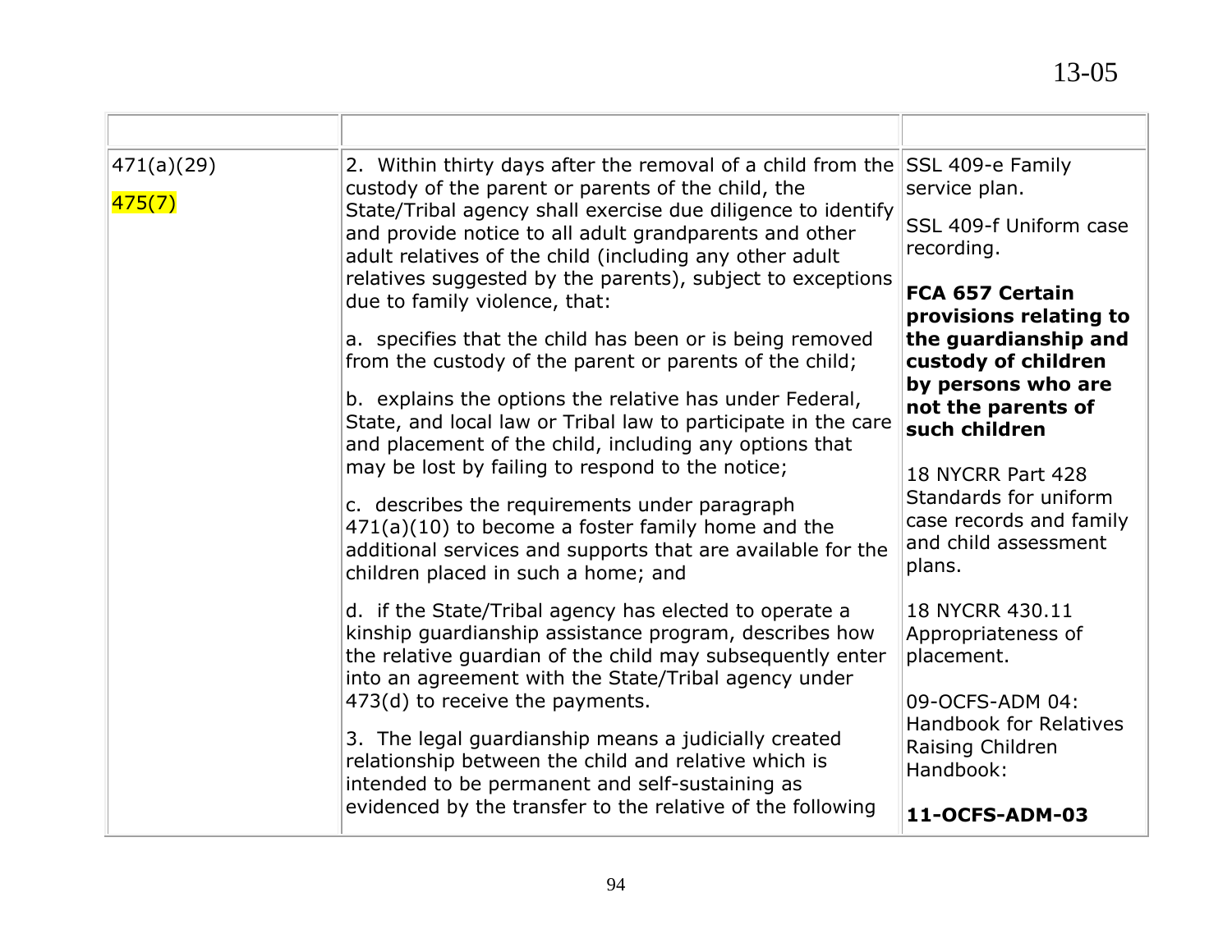| | | |
|---|---|---|
| 471(a)(29)<br><br>475(7) | 2. Within thirty days after the removal of a child from the custody of the parent or parents of the child, the State/Tribal agency shall exercise due diligence to identify and provide notice to all adult grandparents and other adult relatives of the child (including any other adult relatives suggested by the parents), subject to exceptions due to family violence, that:<br><br>a. specifies that the child has been or is being removed from the custody of the parent or parents of the child;<br><br>b. explains the options the relative has under Federal, State, and local law or Tribal law to participate in the care and placement of the child, including any options that may be lost by failing to respond to the notice;<br><br>c. describes the requirements under paragraph 471(a)(10) to become a foster family home and the additional services and supports that are available for the children placed in such a home; and<br><br>d. if the State/Tribal agency has elected to operate a kinship guardianship assistance program, describes how the relative guardian of the child may subsequently enter into an agreement with the State/Tribal agency under 473(d) to receive the payments.<br><br>3. The legal guardianship means a judicially created relationship between the child and relative which is intended to be permanent and self-sustaining as evidenced by the transfer to the relative of the following | SSL 409-e Family service plan.<br><br>SSL 409-f Uniform case recording.<br><br>**FCA 657 Certain provisions relating to the guardianship and custody of children by persons who are not the parents of such children**<br><br>18 NYCRR Part 428 Standards for uniform case records and family and child assessment plans.<br><br>18 NYCRR 430.11 Appropriateness of placement.<br><br>09-OCFS-ADM 04: Handbook for Relatives Raising Children Handbook:<br><br>**11-OCFS-ADM-03** |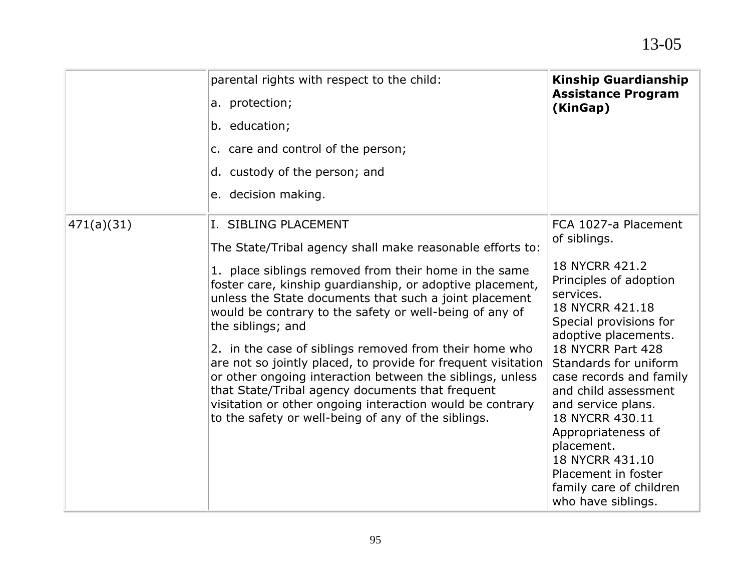| | | |
|---|---|---|
| | parental rights with respect to the child:<br>a. protection;<br>b. education;<br>c. care and control of the person;<br>d. custody of the person; and<br>e. decision making. | **Kinship Guardianship Assistance Program (KinGap)** |
| 471(a)(31) | I. SIBLING PLACEMENT<br>The State/Tribal agency shall make reasonable efforts to:<br>1. place siblings removed from their home in the same foster care, kinship guardianship, or adoptive placement, unless the State documents that such a joint placement would be contrary to the safety or well-being of any of the siblings; and<br>2. in the case of siblings removed from their home who are not so jointly placed, to provide for frequent visitation or other ongoing interaction between the siblings, unless that State/Tribal agency documents that frequent visitation or other ongoing interaction would be contrary to the safety or well-being of any of the siblings. | FCA 1027-a Placement of siblings.<br><br>18 NYCRR 421.2 Principles of adoption services.<br>18 NYCRR 421.18 Special provisions for adoptive placements.<br>18 NYCRR Part 428 Standards for uniform case records and family and child assessment and service plans.<br>18 NYCRR 430.11 Appropriateness of placement.<br>18 NYCRR 431.10 Placement in foster family care of children who have siblings. |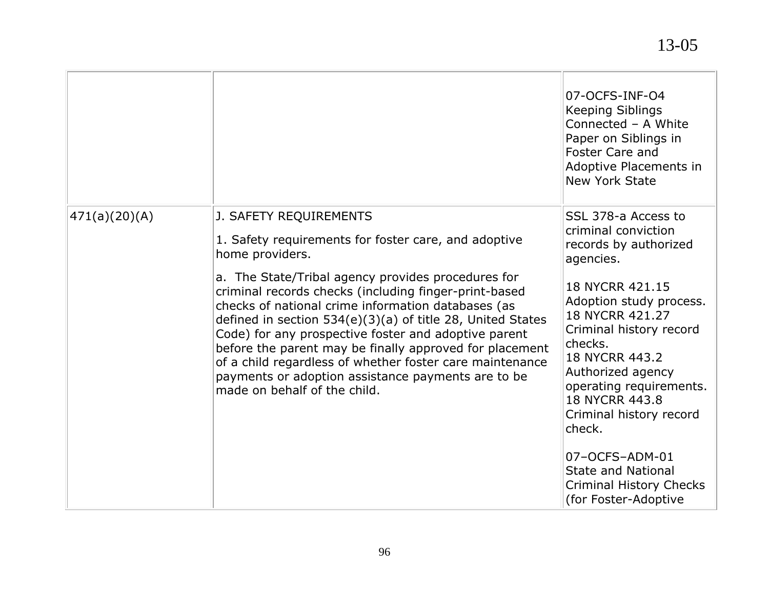| | | |
|---|---|---|
| | | 07-OCFS-INF-O4 Keeping Siblings Connected – A White Paper on Siblings in Foster Care and Adoptive Placements in New York State |
| 471(a)(20)(A) | J. SAFETY REQUIREMENTS<br><br>1. Safety requirements for foster care, and adoptive home providers.<br><br>a. The State/Tribal agency provides procedures for criminal records checks (including finger-print-based checks of national crime information databases (as defined in section 534(e)(3)(a) of title 28, United States Code) for any prospective foster and adoptive parent before the parent may be finally approved for placement of a child regardless of whether foster care maintenance payments or adoption assistance payments are to be made on behalf of the child. | SSL 378-a Access to criminal conviction records by authorized agencies.<br><br>18 NYCRR 421.15 Adoption study process.<br>18 NYCRR 421.27 Criminal history record checks.<br>18 NYCRR 443.2 Authorized agency operating requirements.<br>18 NYCRR 443.8 Criminal history record check.<br><br>07–OCFS–ADM-01 State and National Criminal History Checks (for Foster-Adoptive |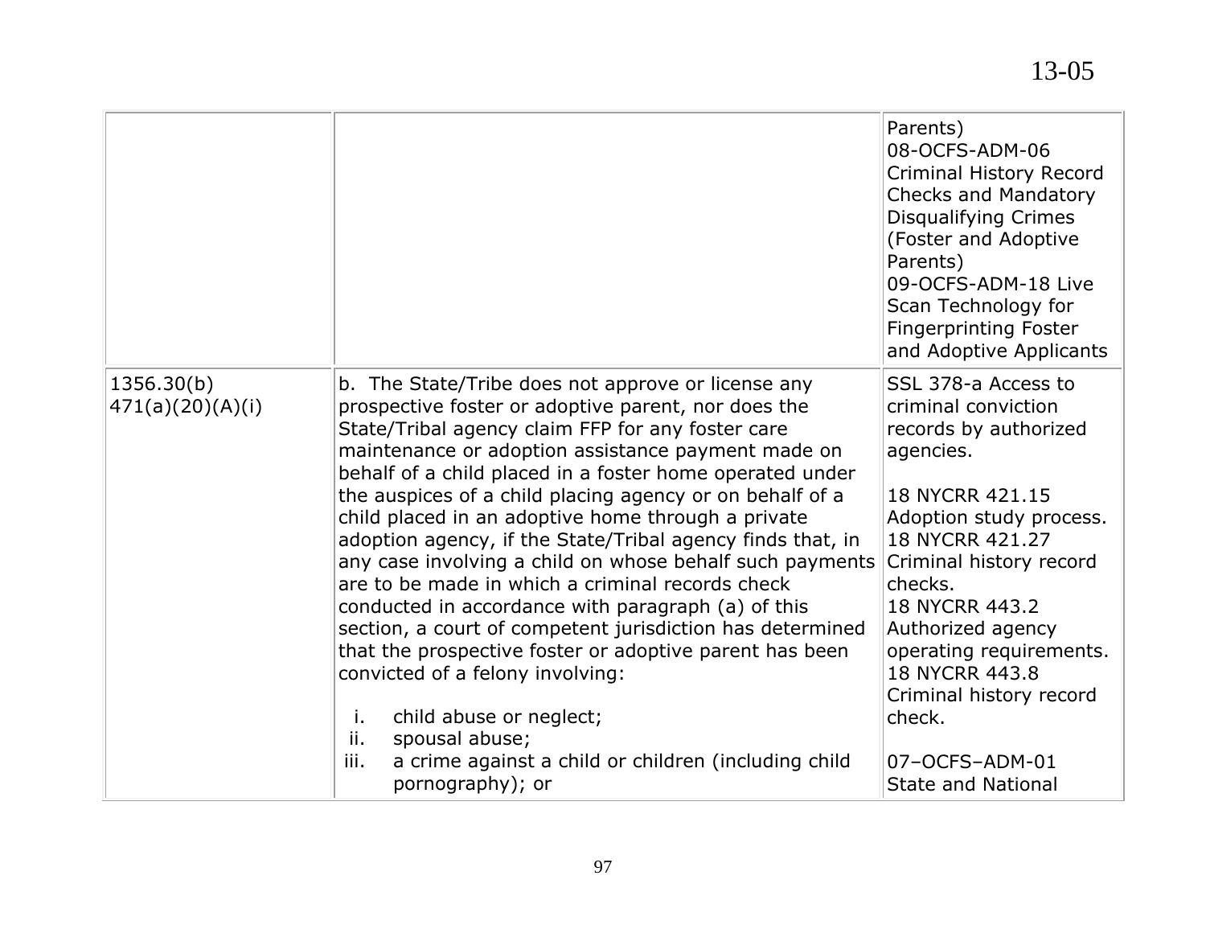| | | |
|---|---|---|
| | | Parents)<br>08-OCFS-ADM-06 Criminal History Record Checks and Mandatory Disqualifying Crimes (Foster and Adoptive Parents)<br>09-OCFS-ADM-18 Live Scan Technology for Fingerprinting Foster and Adoptive Applicants |
| 1356.30(b)<br>471(a)(20)(A)(i) | b. The State/Tribe does not approve or license any prospective foster or adoptive parent, nor does the State/Tribal agency claim FFP for any foster care maintenance or adoption assistance payment made on behalf of a child placed in a foster home operated under the auspices of a child placing agency or on behalf of a child placed in an adoptive home through a private adoption agency, if the State/Tribal agency finds that, in any case involving a child on whose behalf such payments are to be made in which a criminal records check conducted in accordance with paragraph (a) of this section, a court of competent jurisdiction has determined that the prospective foster or adoptive parent has been convicted of a felony involving:<br><br>i. child abuse or neglect;<br>ii. spousal abuse;<br>iii. a crime against a child or children (including child pornography); or | SSL 378-a Access to criminal conviction records by authorized agencies.<br><br>18 NYCRR 421.15 Adoption study process.<br>18 NYCRR 421.27 Criminal history record checks.<br>18 NYCRR 443.2 Authorized agency operating requirements.<br>18 NYCRR 443.8 Criminal history record check.<br><br>07–OCFS–ADM-01 State and National |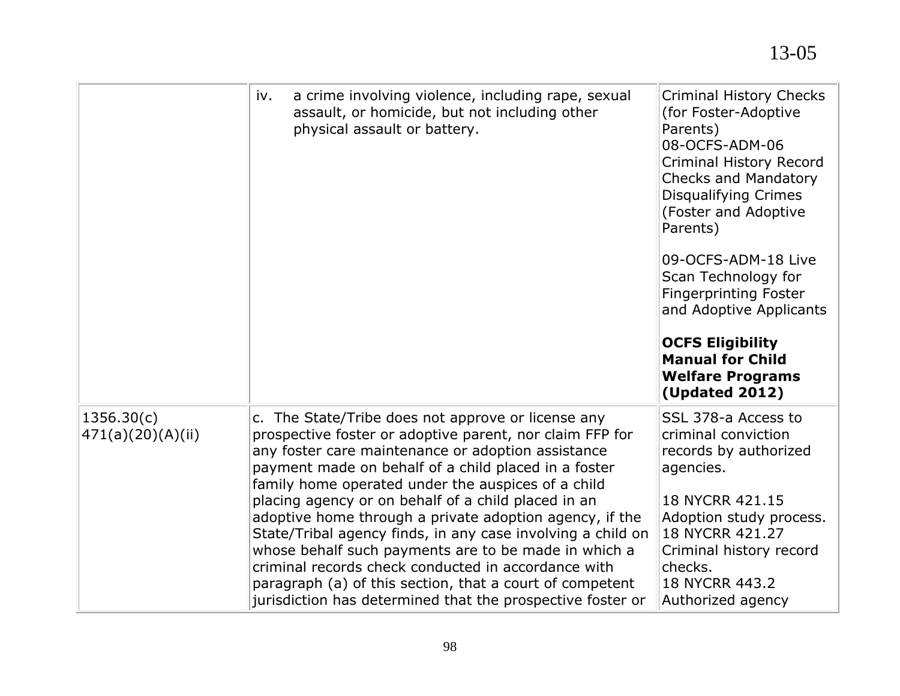| | | |
|---|---|---|
| | iv. a crime involving violence, including rape, sexual assault, or homicide, but not including other physical assault or battery. | Criminal History Checks (for Foster-Adoptive Parents)<br>08-OCFS-ADM-06 Criminal History Record Checks and Mandatory Disqualifying Crimes (Foster and Adoptive Parents)<br><br>09-OCFS-ADM-18 Live Scan Technology for Fingerprinting Foster and Adoptive Applicants<br><br>**OCFS Eligibility Manual for Child Welfare Programs (Updated 2012)** |
| 1356.30(c)<br>471(a)(20)(A)(ii) | c. The State/Tribe does not approve or license any prospective foster or adoptive parent, nor claim FFP for any foster care maintenance or adoption assistance payment made on behalf of a child placed in a foster family home operated under the auspices of a child placing agency or on behalf of a child placed in an adoptive home through a private adoption agency, if the State/Tribal agency finds, in any case involving a child on whose behalf such payments are to be made in which a criminal records check conducted in accordance with paragraph (a) of this section, that a court of competent jurisdiction has determined that the prospective foster or | SSL 378-a Access to criminal conviction records by authorized agencies.<br><br>18 NYCRR 421.15 Adoption study process.<br>18 NYCRR 421.27 Criminal history record checks.<br>18 NYCRR 443.2 Authorized agency |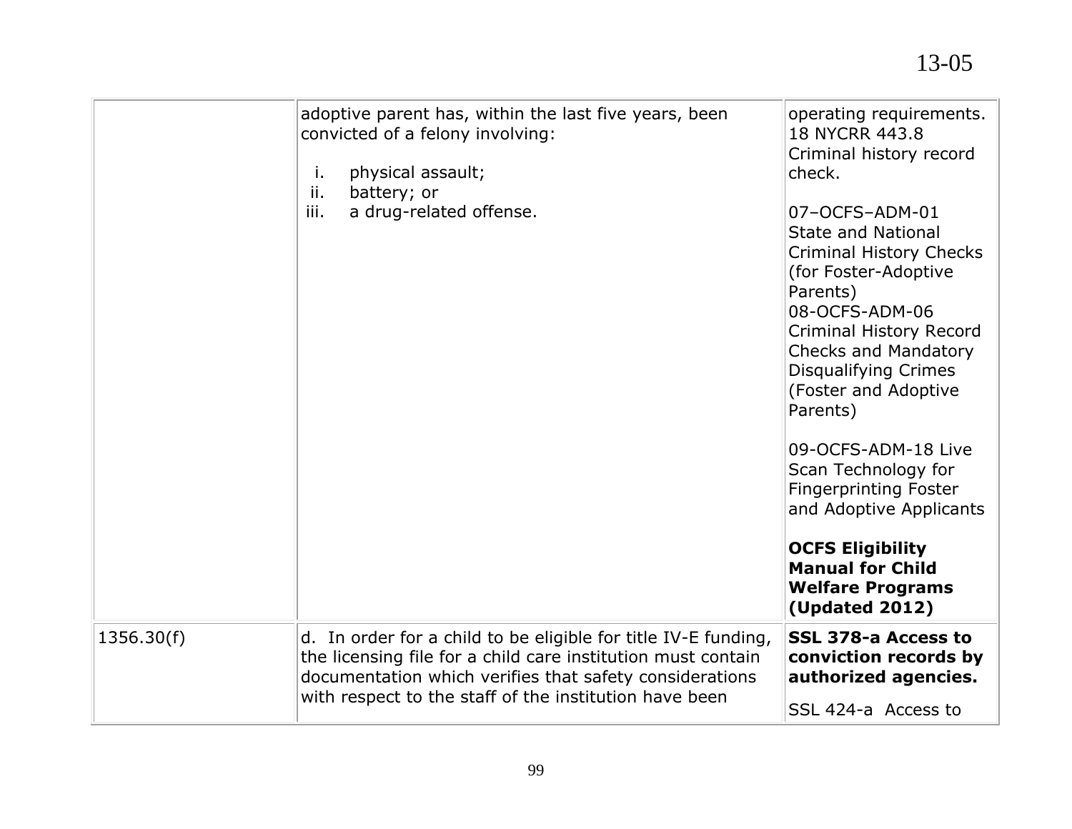|  |  |  |
|---|---|---|
|  | adoptive parent has, within the last five years, been convicted of a felony involving:<br><br>i. physical assault;<br>ii. battery; or<br>iii. a drug-related offense. | operating requirements. 18 NYCRR 443.8 Criminal history record check.<br><br>07–OCFS–ADM-01 State and National Criminal History Checks (for Foster-Adoptive Parents)<br>08-OCFS-ADM-06 Criminal History Record Checks and Mandatory Disqualifying Crimes (Foster and Adoptive Parents)<br><br>09-OCFS-ADM-18 Live Scan Technology for Fingerprinting Foster and Adoptive Applicants<br><br>**OCFS Eligibility Manual for Child Welfare Programs (Updated 2012)** |
| 1356.30(f) | d. In order for a child to be eligible for title IV-E funding, the licensing file for a child care institution must contain documentation which verifies that safety considerations with respect to the staff of the institution have been | **SSL 378-a Access to conviction records by authorized agencies.**<br><br>SSL 424-a Access to |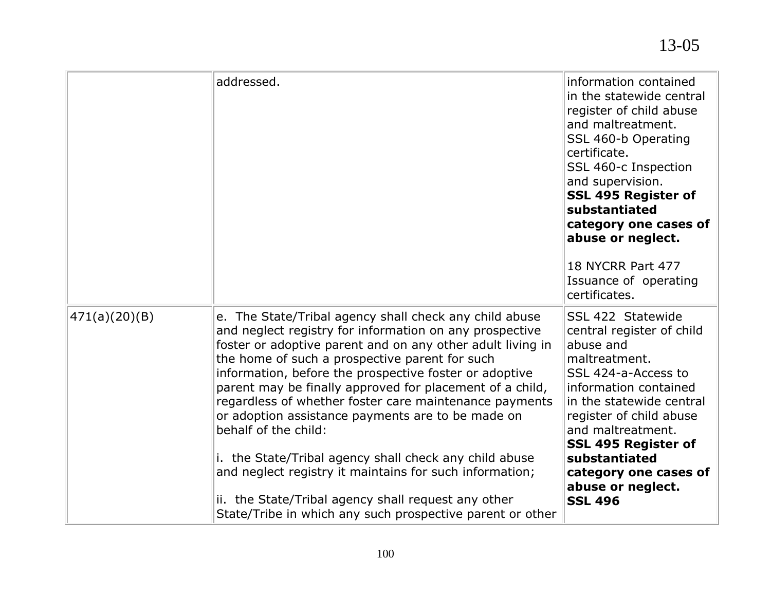| | | |
|---|---|---|
| | addressed. | information contained in the statewide central register of child abuse and maltreatment.<br>SSL 460-b Operating certificate.<br>SSL 460-c Inspection and supervision.<br>**SSL 495 Register of substantiated category one cases of abuse or neglect.**<br><br>18 NYCRR Part 477 Issuance of operating certificates. |
| 471(a)(20)(B) | e. The State/Tribal agency shall check any child abuse and neglect registry for information on any prospective foster or adoptive parent and on any other adult living in the home of such a prospective parent for such information, before the prospective foster or adoptive parent may be finally approved for placement of a child, regardless of whether foster care maintenance payments or adoption assistance payments are to be made on behalf of the child:<br><br>i. the State/Tribal agency shall check any child abuse and neglect registry it maintains for such information;<br><br>ii. the State/Tribal agency shall request any other State/Tribe in which any such prospective parent or other | SSL 422 Statewide central register of child abuse and maltreatment.<br>SSL 424-a-Access to information contained in the statewide central register of child abuse and maltreatment.<br>**SSL 495 Register of substantiated category one cases of abuse or neglect.**<br>**SSL 496** |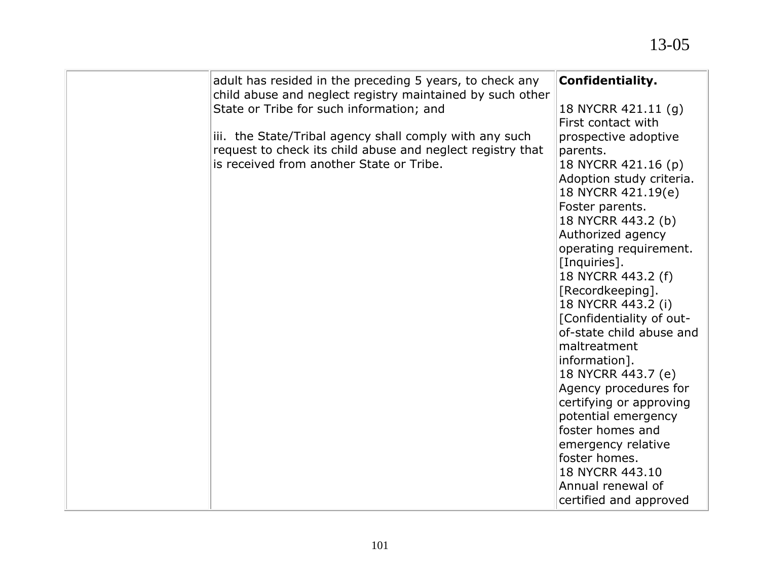| | | |
|---|---|---|
| | adult has resided in the preceding 5 years, to check any child abuse and neglect registry maintained by such other State or Tribe for such information; and<br><br>iii. the State/Tribal agency shall comply with any such request to check its child abuse and neglect registry that is received from another State or Tribe. | **Confidentiality.**<br><br>18 NYCRR 421.11 (g) First contact with prospective adoptive parents.<br>18 NYCRR 421.16 (p) Adoption study criteria.<br>18 NYCRR 421.19(e) Foster parents.<br>18 NYCRR 443.2 (b) Authorized agency operating requirement. [Inquiries].<br>18 NYCRR 443.2 (f) [Recordkeeping].<br>18 NYCRR 443.2 (i) [Confidentiality of out-of-state child abuse and maltreatment information].<br>18 NYCRR 443.7 (e) Agency procedures for certifying or approving potential emergency foster homes and emergency relative foster homes.<br>18 NYCRR 443.10 Annual renewal of certified and approved |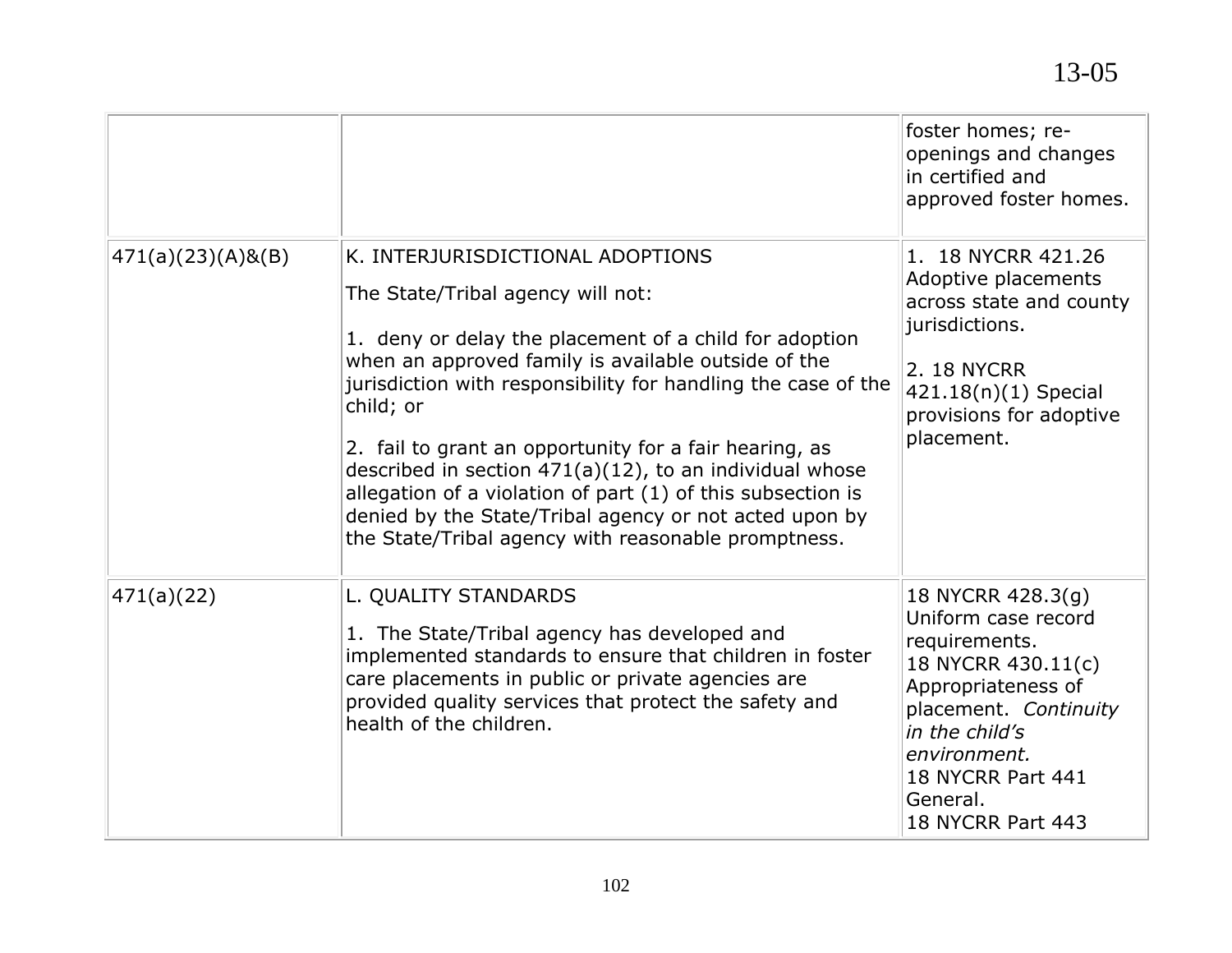| | | |
|---|---|---|
| | | foster homes; re-openings and changes in certified and approved foster homes. |
| 471(a)(23)(A)&(B) | K. INTERJURISDICTIONAL ADOPTIONS<br><br>The State/Tribal agency will not:<br><br>1. deny or delay the placement of a child for adoption when an approved family is available outside of the jurisdiction with responsibility for handling the case of the child; or<br><br>2. fail to grant an opportunity for a fair hearing, as described in section 471(a)(12), to an individual whose allegation of a violation of part (1) of this subsection is denied by the State/Tribal agency or not acted upon by the State/Tribal agency with reasonable promptness. | 1. 18 NYCRR 421.26 Adoptive placements across state and county jurisdictions.<br><br>2. 18 NYCRR 421.18(n)(1) Special provisions for adoptive placement. |
| 471(a)(22) | L. QUALITY STANDARDS<br><br>1. The State/Tribal agency has developed and implemented standards to ensure that children in foster care placements in public or private agencies are provided quality services that protect the safety and health of the children. | 18 NYCRR 428.3(g) Uniform case record requirements.<br>18 NYCRR 430.11(c) Appropriateness of placement. *Continuity in the child's environment.*<br>18 NYCRR Part 441 General.<br>18 NYCRR Part 443 |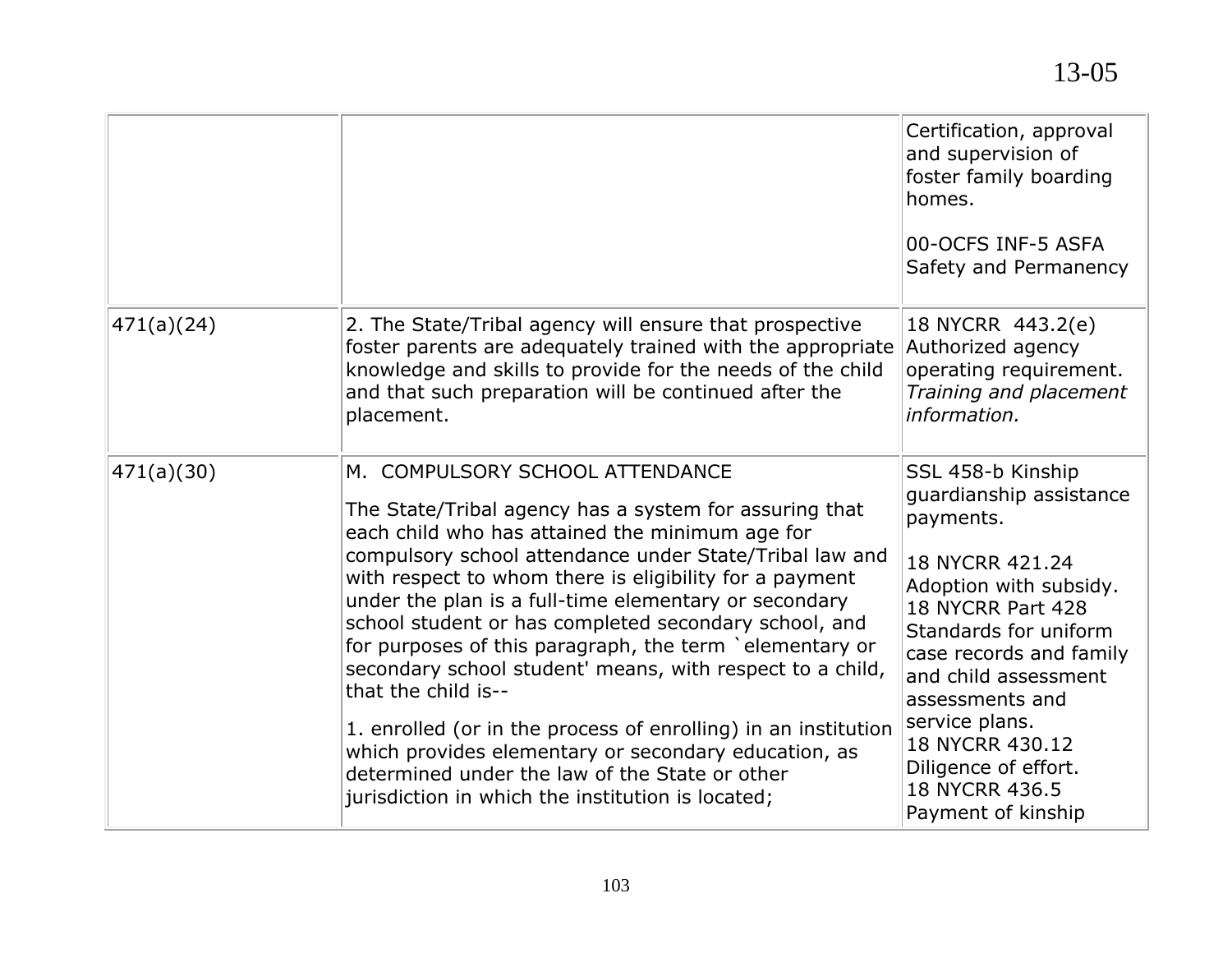| | | |
|---|---|---|
| | | Certification, approval and supervision of foster family boarding homes.<br><br>00-OCFS INF-5 ASFA Safety and Permanency |
| 471(a)(24) | 2. The State/Tribal agency will ensure that prospective foster parents are adequately trained with the appropriate knowledge and skills to provide for the needs of the child and that such preparation will be continued after the placement. | 18 NYCRR 443.2(e) Authorized agency operating requirement. *Training and placement information.* |
| 471(a)(30) | M. COMPULSORY SCHOOL ATTENDANCE<br><br>The State/Tribal agency has a system for assuring that each child who has attained the minimum age for compulsory school attendance under State/Tribal law and with respect to whom there is eligibility for a payment under the plan is a full-time elementary or secondary school student or has completed secondary school, and for purposes of this paragraph, the term `elementary or secondary school student' means, with respect to a child, that the child is--<br><br>1. enrolled (or in the process of enrolling) in an institution which provides elementary or secondary education, as determined under the law of the State or other jurisdiction in which the institution is located; | SSL 458-b Kinship guardianship assistance payments.<br><br>18 NYCRR 421.24 Adoption with subsidy.<br>18 NYCRR Part 428 Standards for uniform case records and family and child assessment assessments and service plans.<br>18 NYCRR 430.12 Diligence of effort.<br>18 NYCRR 436.5 Payment of kinship |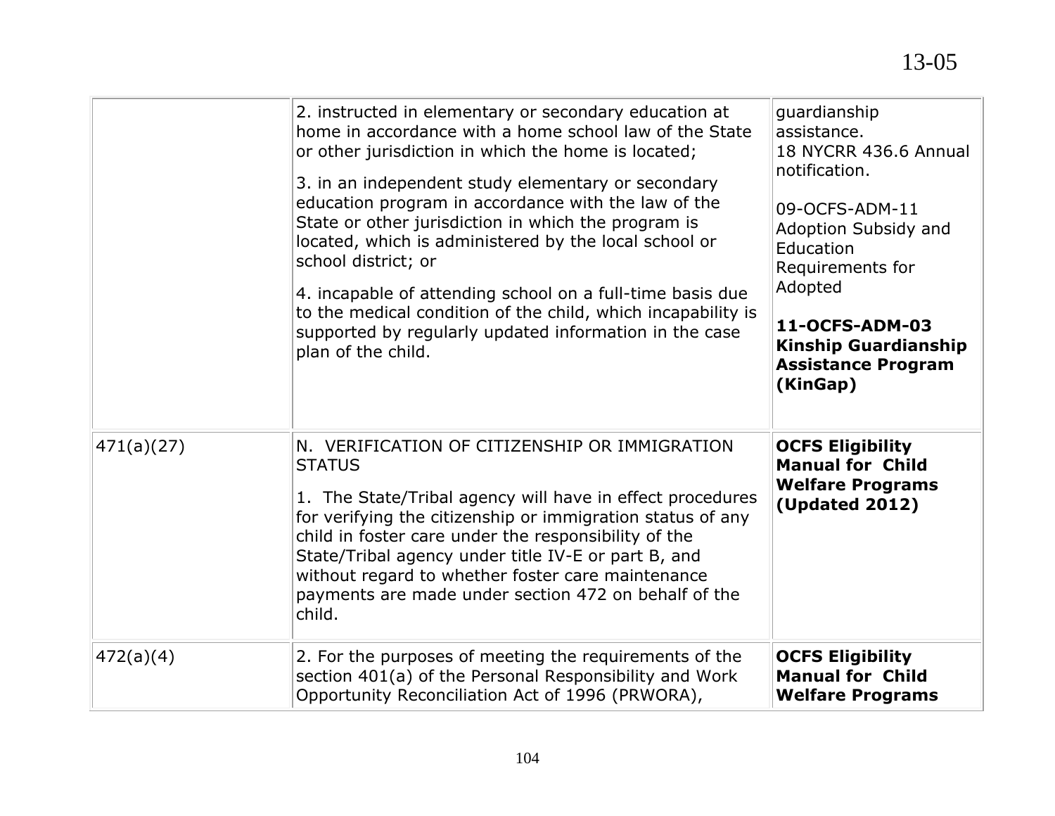| | | |
|---|---|---|
| | 2. instructed in elementary or secondary education at home in accordance with a home school law of the State or other jurisdiction in which the home is located;<br><br>3. in an independent study elementary or secondary education program in accordance with the law of the State or other jurisdiction in which the program is located, which is administered by the local school or school district; or<br><br>4. incapable of attending school on a full-time basis due to the medical condition of the child, which incapability is supported by regularly updated information in the case plan of the child. | guardianship assistance.<br>18 NYCRR 436.6 Annual notification.<br><br>09-OCFS-ADM-11 Adoption Subsidy and Education Requirements for Adopted<br><br>**11-OCFS-ADM-03 Kinship Guardianship Assistance Program (KinGap)** |
| 471(a)(27) | N. VERIFICATION OF CITIZENSHIP OR IMMIGRATION STATUS<br><br>1. The State/Tribal agency will have in effect procedures for verifying the citizenship or immigration status of any child in foster care under the responsibility of the State/Tribal agency under title IV-E or part B, and without regard to whether foster care maintenance payments are made under section 472 on behalf of the child. | **OCFS Eligibility Manual for Child Welfare Programs (Updated 2012)** |
| 472(a)(4) | 2. For the purposes of meeting the requirements of the section 401(a) of the Personal Responsibility and Work Opportunity Reconciliation Act of 1996 (PRWORA), | **OCFS Eligibility Manual for Child Welfare Programs** |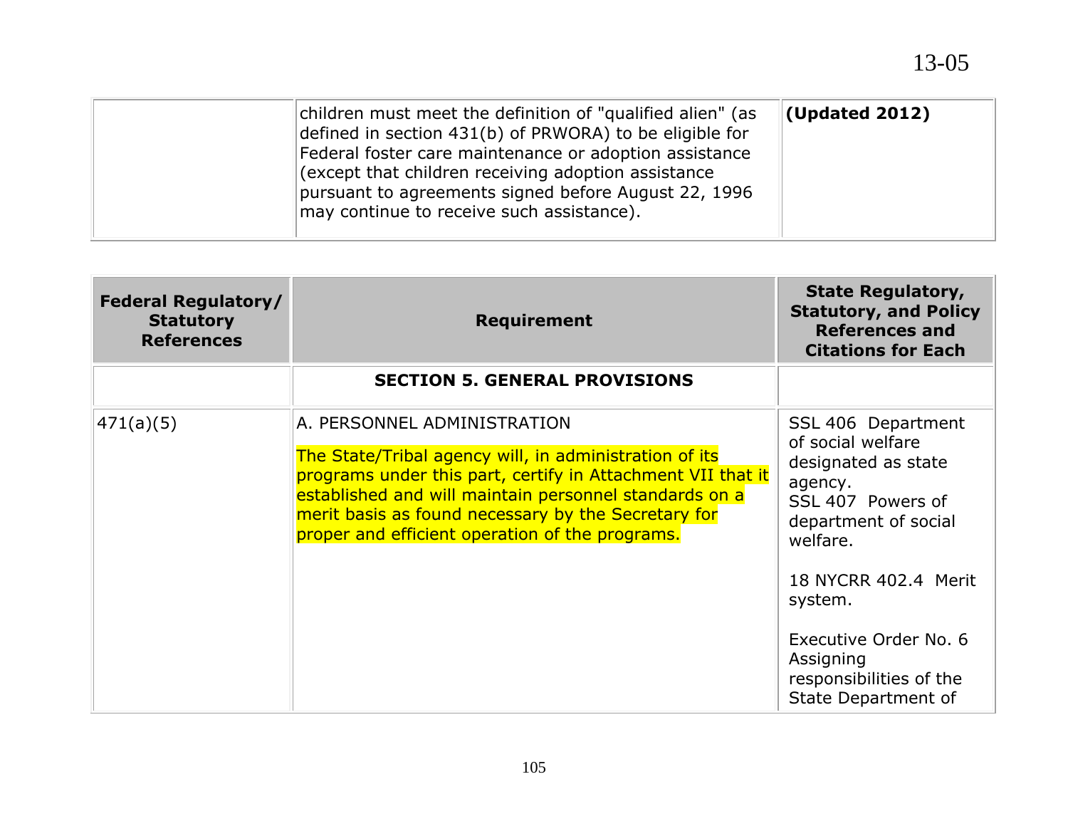| | | |
|---|---|---|
| | children must meet the definition of "qualified alien" (as defined in section 431(b) of PRWORA) to be eligible for Federal foster care maintenance or adoption assistance (except that children receiving adoption assistance pursuant to agreements signed before August 22, 1996 may continue to receive such assistance). | **(Updated 2012)** |

| Federal Regulatory/ Statutory References | Requirement | State Regulatory, Statutory, and Policy References and Citations for Each |
|---|---|---|
| | **SECTION 5. GENERAL PROVISIONS** | |
| 471(a)(5) | A. PERSONNEL ADMINISTRATION<br><br>The State/Tribal agency will, in administration of its programs under this part, certify in Attachment VII that it established and will maintain personnel standards on a merit basis as found necessary by the Secretary for proper and efficient operation of the programs. | SSL 406 Department of social welfare designated as state agency.<br>SSL 407 Powers of department of social welfare.<br><br>18 NYCRR 402.4 Merit system.<br><br>Executive Order No. 6 Assigning responsibilities of the State Department of |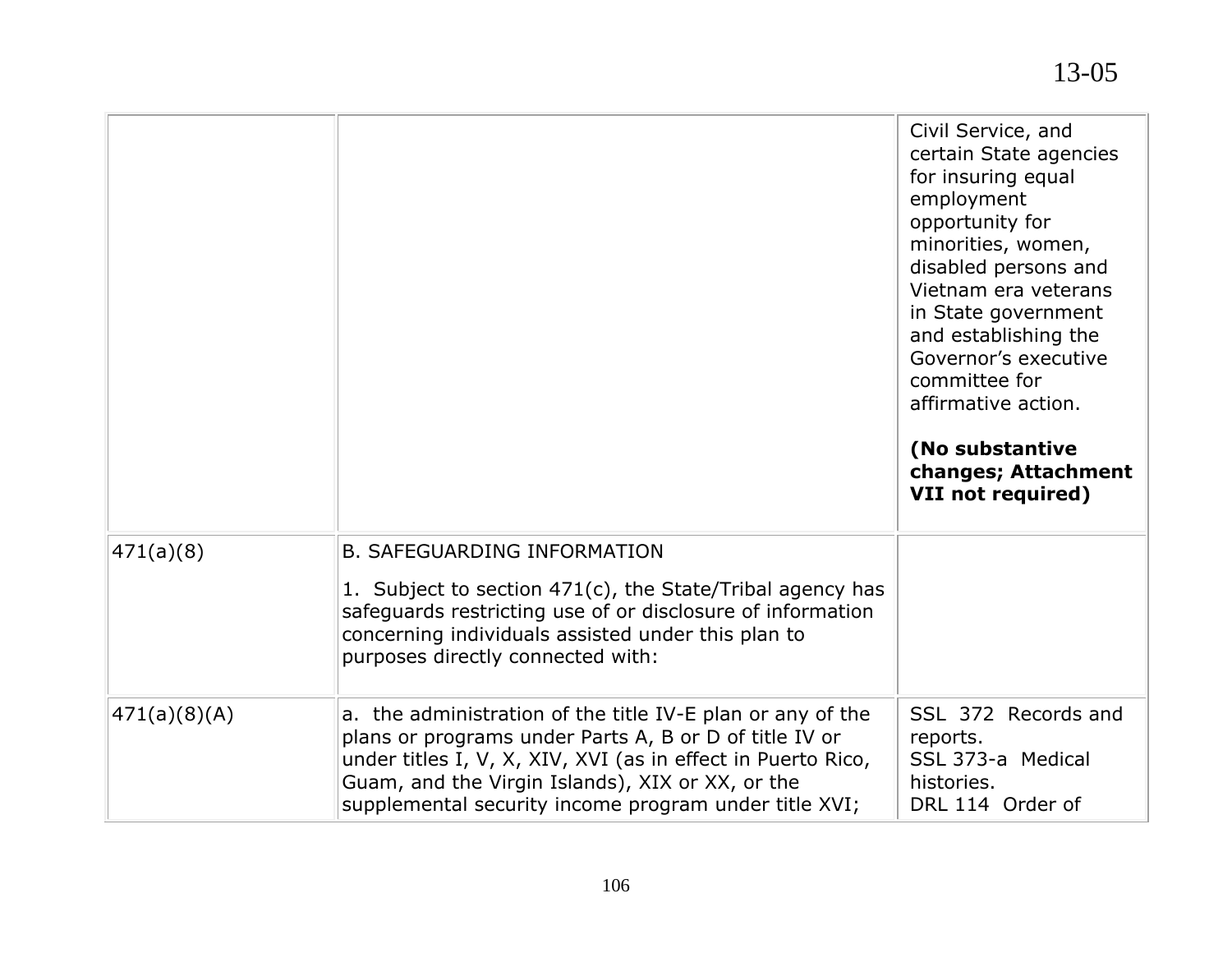| | | |
|---|---|---|
| | | Civil Service, and certain State agencies for insuring equal employment opportunity for minorities, women, disabled persons and Vietnam era veterans in State government and establishing the Governor's executive committee for affirmative action.<br><br>**(No substantive changes; Attachment VII not required)** |
| 471(a)(8) | B. SAFEGUARDING INFORMATION<br><br>1. Subject to section 471(c), the State/Tribal agency has safeguards restricting use of or disclosure of information concerning individuals assisted under this plan to purposes directly connected with: | |
| 471(a)(8)(A) | a. the administration of the title IV-E plan or any of the plans or programs under Parts A, B or D of title IV or under titles I, V, X, XIV, XVI (as in effect in Puerto Rico, Guam, and the Virgin Islands), XIX or XX, or the supplemental security income program under title XVI; | SSL 372 Records and reports.<br>SSL 373-a Medical histories.<br>DRL 114 Order of |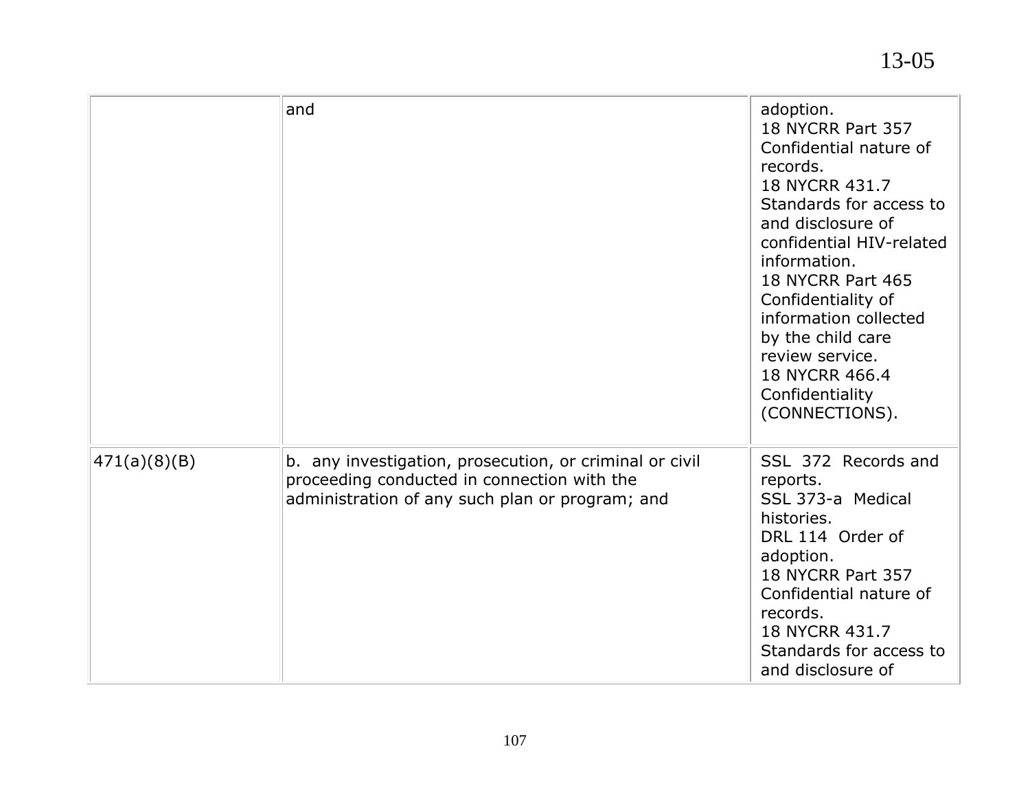| | | |
|---|---|---|
| | and | adoption.<br>18 NYCRR Part 357 Confidential nature of records.<br>18 NYCRR 431.7 Standards for access to and disclosure of confidential HIV-related information.<br>18 NYCRR Part 465 Confidentiality of information collected by the child care review service.<br>18 NYCRR 466.4 Confidentiality (CONNECTIONS). |
| 471(a)(8)(B) | b. any investigation, prosecution, or criminal or civil proceeding conducted in connection with the administration of any such plan or program; and | SSL 372 Records and reports.<br>SSL 373-a Medical histories.<br>DRL 114 Order of adoption.<br>18 NYCRR Part 357 Confidential nature of records.<br>18 NYCRR 431.7 Standards for access to and disclosure of |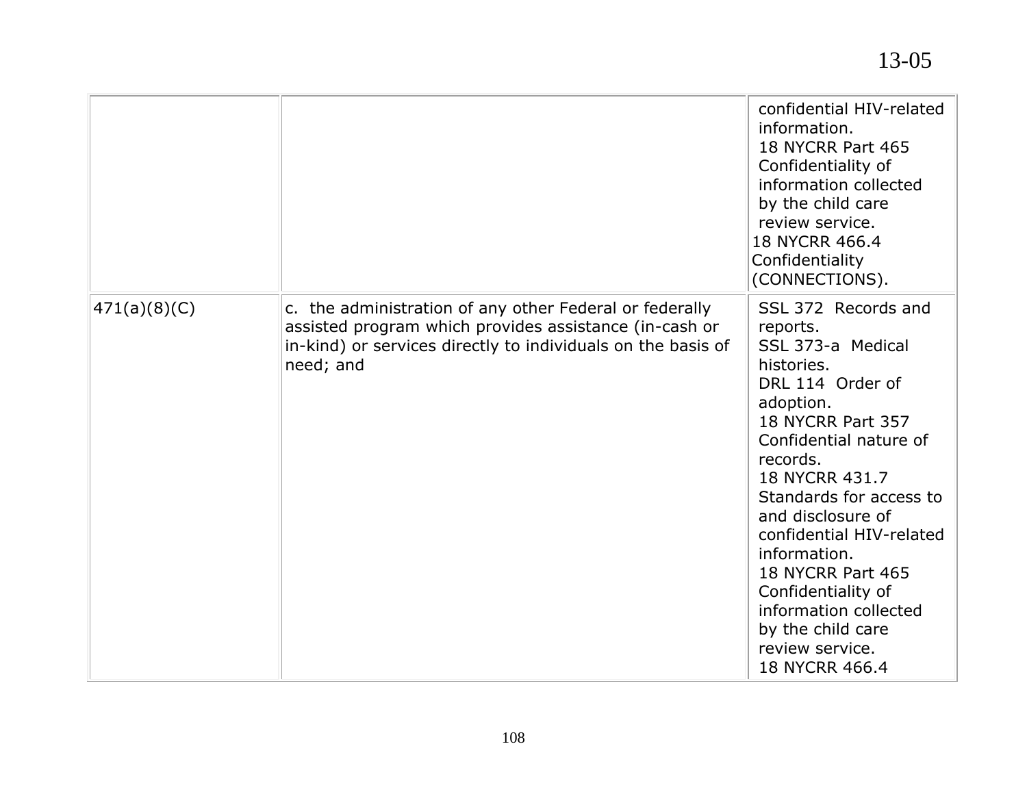|  |  |  |
|---|---|---|
|  |  | confidential HIV-related information. 18 NYCRR Part 465 Confidentiality of information collected by the child care review service. 18 NYCRR 466.4 Confidentiality (CONNECTIONS). |
| 471(a)(8)(C) | c. the administration of any other Federal or federally assisted program which provides assistance (in-cash or in-kind) or services directly to individuals on the basis of need; and | SSL 372 Records and reports. SSL 373-a Medical histories. DRL 114 Order of adoption. 18 NYCRR Part 357 Confidential nature of records. 18 NYCRR 431.7 Standards for access to and disclosure of confidential HIV-related information. 18 NYCRR Part 465 Confidentiality of information collected by the child care review service. 18 NYCRR 466.4 |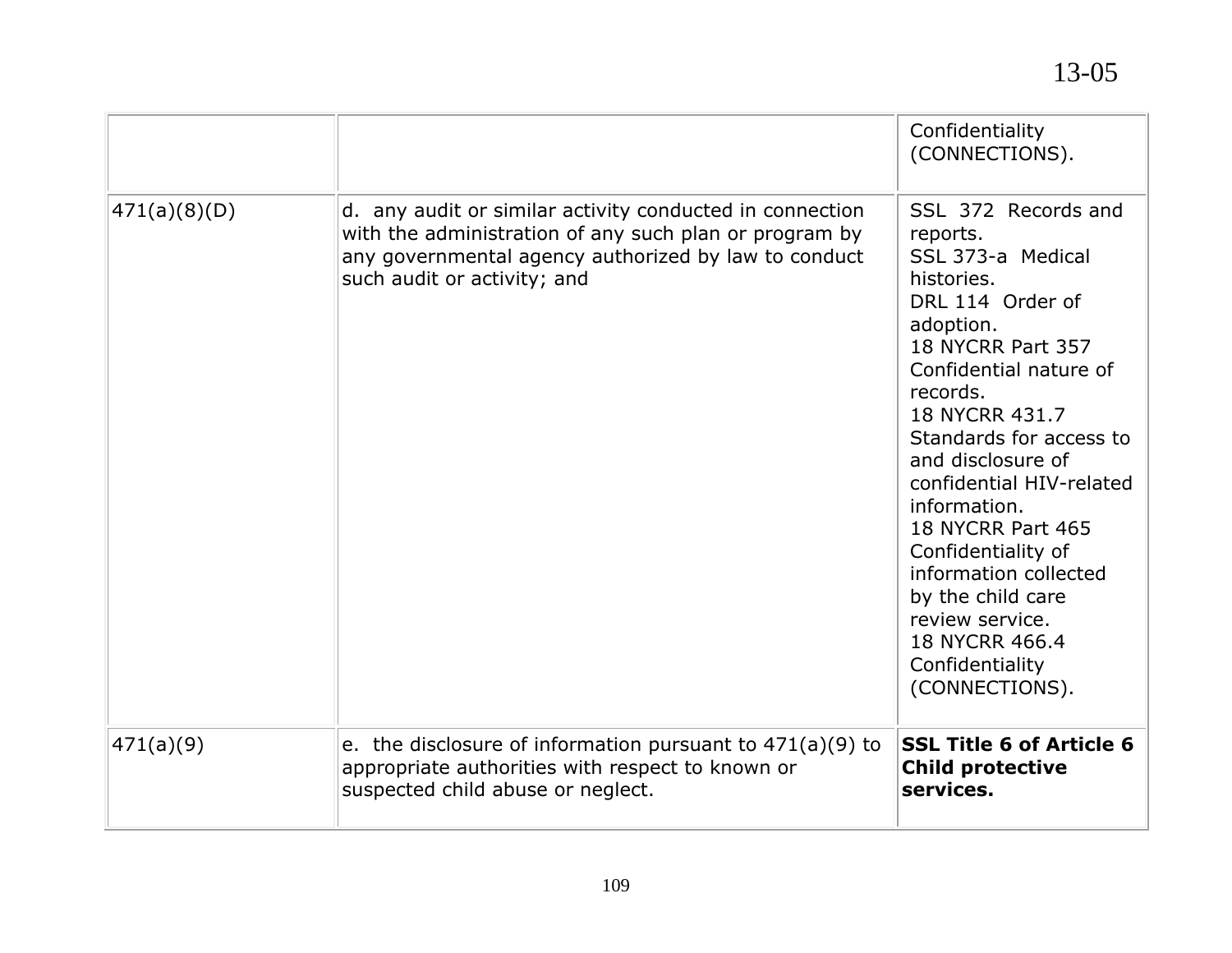| | | |
|---|---|---|
| | | Confidentiality (CONNECTIONS). |
| 471(a)(8)(D) | d. any audit or similar activity conducted in connection with the administration of any such plan or program by any governmental agency authorized by law to conduct such audit or activity; and | SSL 372 Records and reports.<br>SSL 373-a Medical histories.<br>DRL 114 Order of adoption.<br>18 NYCRR Part 357 Confidential nature of records.<br>18 NYCRR 431.7 Standards for access to and disclosure of confidential HIV-related information.<br>18 NYCRR Part 465 Confidentiality of information collected by the child care review service.<br>18 NYCRR 466.4 Confidentiality (CONNECTIONS). |
| 471(a)(9) | e. the disclosure of information pursuant to 471(a)(9) to appropriate authorities with respect to known or suspected child abuse or neglect. | **SSL Title 6 of Article 6 Child protective services.** |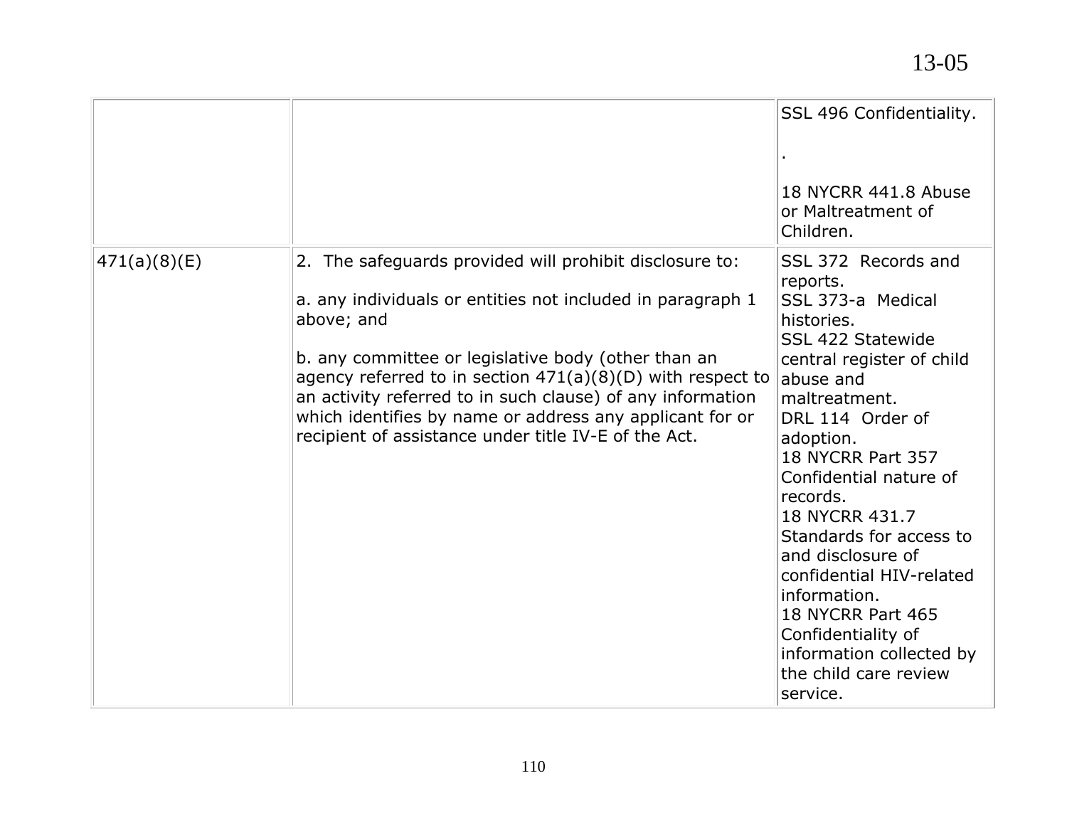| | | |
|---|---|---|
| | | SSL 496 Confidentiality.<br><br>.<br><br>18 NYCRR 441.8 Abuse or Maltreatment of Children. |
| 471(a)(8)(E) | 2. The safeguards provided will prohibit disclosure to:<br><br>a. any individuals or entities not included in paragraph 1 above; and<br><br>b. any committee or legislative body (other than an agency referred to in section 471(a)(8)(D) with respect to an activity referred to in such clause) of any information which identifies by name or address any applicant for or recipient of assistance under title IV-E of the Act. | SSL 372 Records and reports.<br>SSL 373-a Medical histories.<br>SSL 422 Statewide central register of child abuse and maltreatment.<br>DRL 114 Order of adoption.<br>18 NYCRR Part 357 Confidential nature of records.<br>18 NYCRR 431.7 Standards for access to and disclosure of confidential HIV-related information.<br>18 NYCRR Part 465 Confidentiality of information collected by the child care review service. |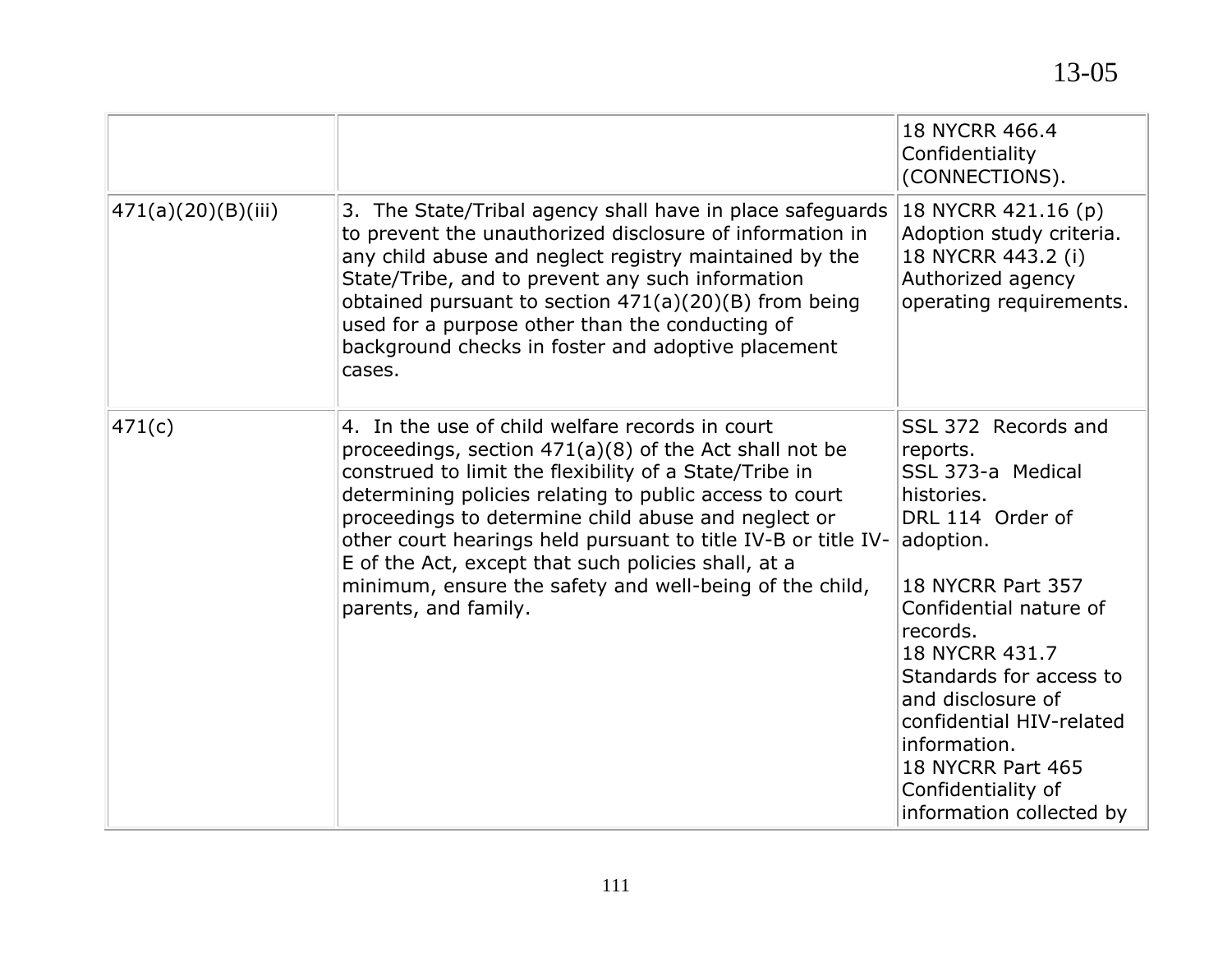| | | |
|---|---|---|
| | | 18 NYCRR 466.4 Confidentiality (CONNECTIONS). |
| 471(a)(20)(B)(iii) | 3. The State/Tribal agency shall have in place safeguards to prevent the unauthorized disclosure of information in any child abuse and neglect registry maintained by the State/Tribe, and to prevent any such information obtained pursuant to section 471(a)(20)(B) from being used for a purpose other than the conducting of background checks in foster and adoptive placement cases. | 18 NYCRR 421.16 (p) Adoption study criteria. 18 NYCRR 443.2 (i) Authorized agency operating requirements. |
| 471(c) | 4. In the use of child welfare records in court proceedings, section 471(a)(8) of the Act shall not be construed to limit the flexibility of a State/Tribe in determining policies relating to public access to court proceedings to determine child abuse and neglect or other court hearings held pursuant to title IV-B or title IV-E of the Act, except that such policies shall, at a minimum, ensure the safety and well-being of the child, parents, and family. | SSL 372 Records and reports.<br>SSL 373-a Medical histories.<br>DRL 114 Order of adoption.<br><br>18 NYCRR Part 357 Confidential nature of records.<br>18 NYCRR 431.7 Standards for access to and disclosure of confidential HIV-related information.<br>18 NYCRR Part 465 Confidentiality of information collected by |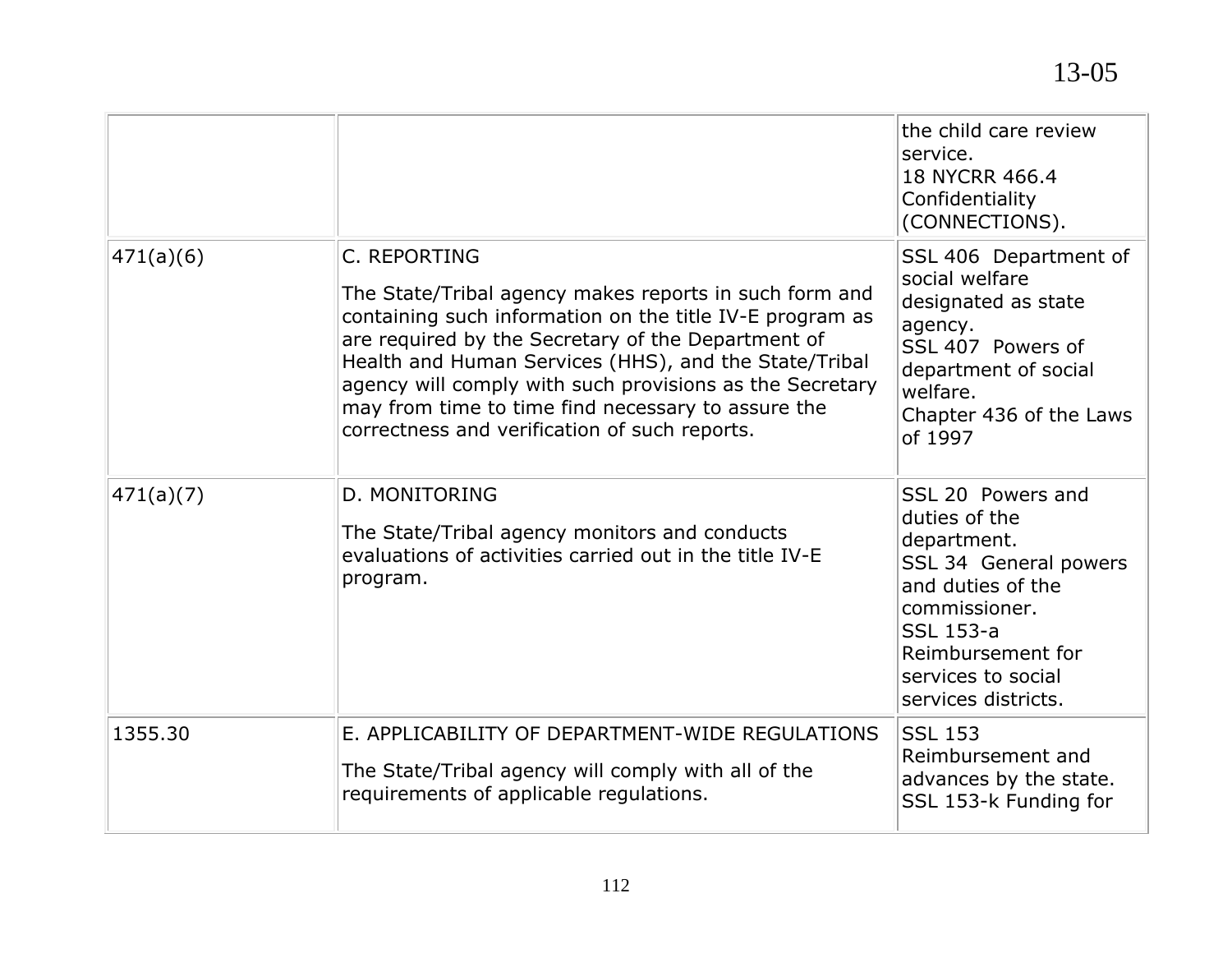| | | |
|---|---|---|
| | | the child care review service.<br>18 NYCRR 466.4 Confidentiality (CONNECTIONS). |
| 471(a)(6) | C. REPORTING<br><br>The State/Tribal agency makes reports in such form and containing such information on the title IV-E program as are required by the Secretary of the Department of Health and Human Services (HHS), and the State/Tribal agency will comply with such provisions as the Secretary may from time to time find necessary to assure the correctness and verification of such reports. | SSL 406 Department of social welfare designated as state agency.<br>SSL 407 Powers of department of social welfare.<br>Chapter 436 of the Laws of 1997 |
| 471(a)(7) | D. MONITORING<br><br>The State/Tribal agency monitors and conducts evaluations of activities carried out in the title IV-E program. | SSL 20 Powers and duties of the department.<br>SSL 34 General powers and duties of the commissioner.<br>SSL 153-a Reimbursement for services to social services districts. |
| 1355.30 | E. APPLICABILITY OF DEPARTMENT-WIDE REGULATIONS<br><br>The State/Tribal agency will comply with all of the requirements of applicable regulations. | SSL 153 Reimbursement and advances by the state.<br>SSL 153-k Funding for |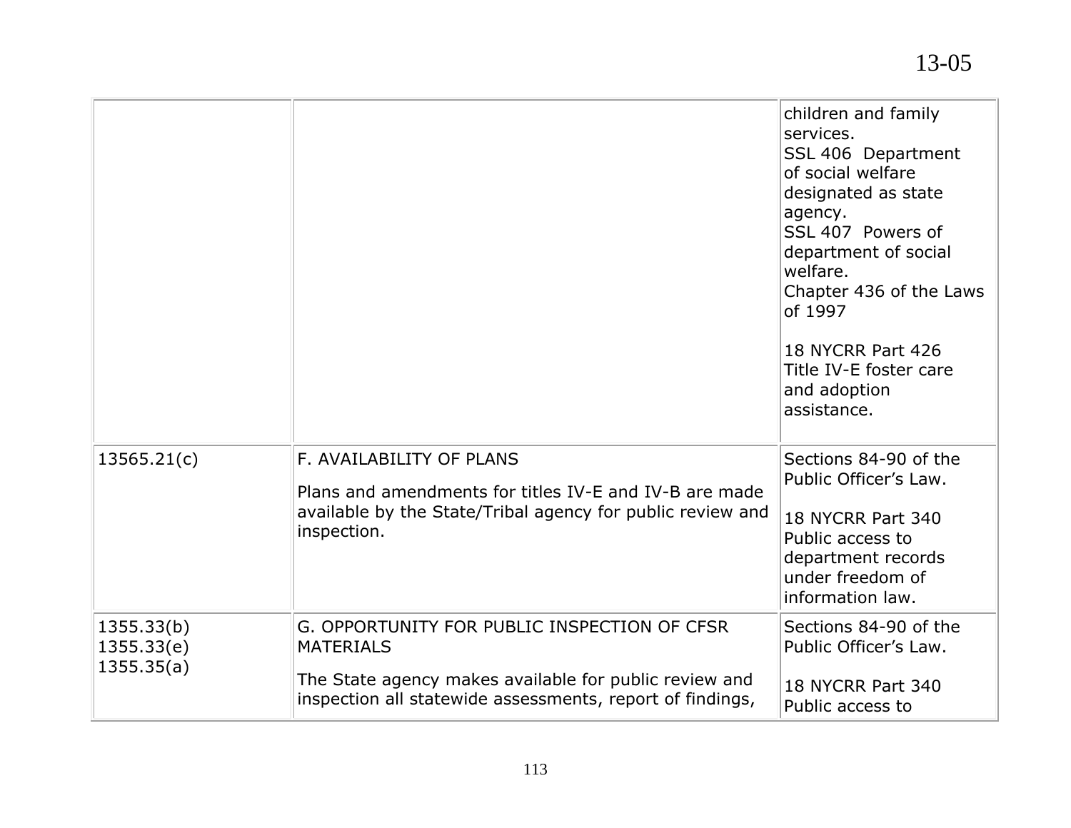| | | |
|---|---|---|
| | | children and family services.<br>SSL 406 Department of social welfare designated as state agency.<br>SSL 407 Powers of department of social welfare.<br>Chapter 436 of the Laws of 1997<br><br>18 NYCRR Part 426 Title IV-E foster care and adoption assistance. |
| 13565.21(c) | F. AVAILABILITY OF PLANS<br><br>Plans and amendments for titles IV-E and IV-B are made available by the State/Tribal agency for public review and inspection. | Sections 84-90 of the Public Officer's Law.<br><br>18 NYCRR Part 340 Public access to department records under freedom of information law. |
| 1355.33(b)<br>1355.33(e)<br>1355.35(a) | G. OPPORTUNITY FOR PUBLIC INSPECTION OF CFSR MATERIALS<br><br>The State agency makes available for public review and inspection all statewide assessments, report of findings, | Sections 84-90 of the Public Officer's Law.<br><br>18 NYCRR Part 340 Public access to |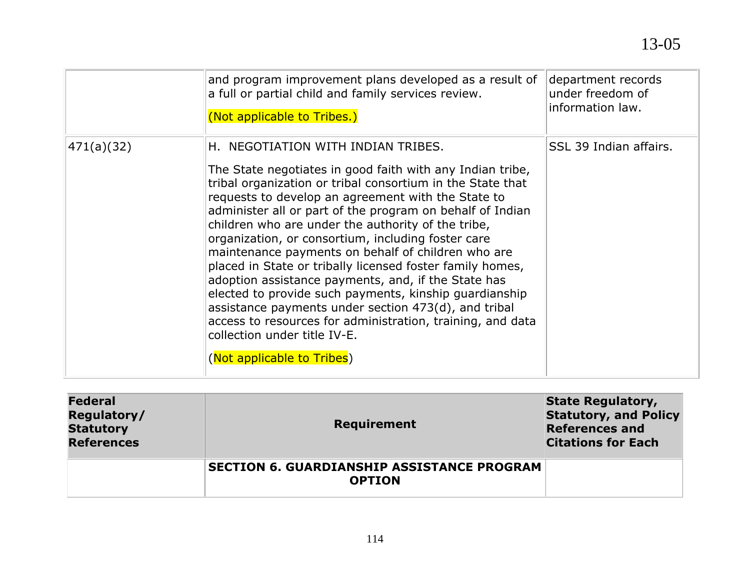|  |  |  |
|---|---|---|
|  | and program improvement plans developed as a result of a full or partial child and family services review.<br><br>(Not applicable to Tribes.) | department records under freedom of information law. |
| 471(a)(32) | H. NEGOTIATION WITH INDIAN TRIBES.<br><br>The State negotiates in good faith with any Indian tribe, tribal organization or tribal consortium in the State that requests to develop an agreement with the State to administer all or part of the program on behalf of Indian children who are under the authority of the tribe, organization, or consortium, including foster care maintenance payments on behalf of children who are placed in State or tribally licensed foster family homes, adoption assistance payments, and, if the State has elected to provide such payments, kinship guardianship assistance payments under section 473(d), and tribal access to resources for administration, training, and data collection under title IV-E.<br><br>(Not applicable to Tribes) | SSL 39 Indian affairs. |

| **Federal Regulatory/ Statutory References** | **Requirement** | **State Regulatory, Statutory, and Policy References and Citations for Each** |
|---|---|---|
|  | **SECTION 6. GUARDIANSHIP ASSISTANCE PROGRAM OPTION** |  |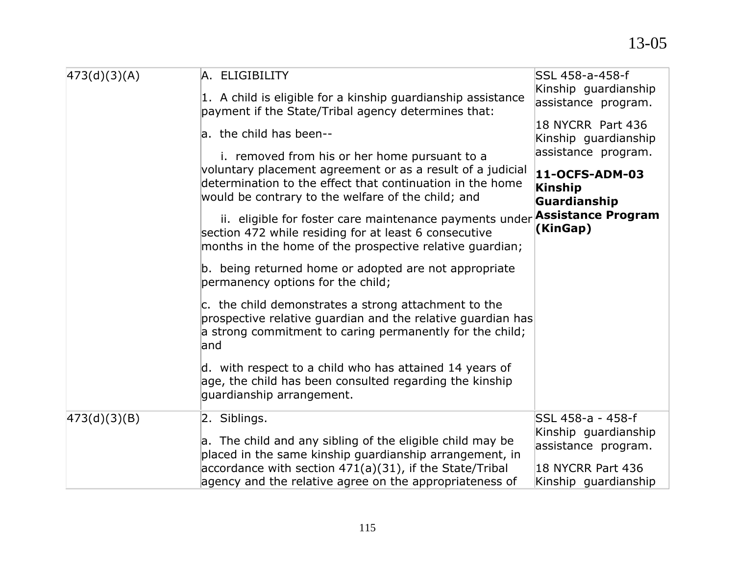| 473(d)(3)(A) | A. ELIGIBILITY<br><br>1. A child is eligible for a kinship guardianship assistance payment if the State/Tribal agency determines that:<br><br>a. the child has been--<br><br>i. removed from his or her home pursuant to a voluntary placement agreement or as a result of a judicial determination to the effect that continuation in the home would be contrary to the welfare of the child; and<br><br>ii. eligible for foster care maintenance payments under section 472 while residing for at least 6 consecutive months in the home of the prospective relative guardian;<br><br>b. being returned home or adopted are not appropriate permanency options for the child;<br><br>c. the child demonstrates a strong attachment to the prospective relative guardian and the relative guardian has a strong commitment to caring permanently for the child; and<br><br>d. with respect to a child who has attained 14 years of age, the child has been consulted regarding the kinship guardianship arrangement. | SSL 458-a-458-f Kinship guardianship assistance program.<br><br>18 NYCRR Part 436 Kinship guardianship assistance program.<br><br>**11-OCFS-ADM-03 Kinship Guardianship Assistance Program (KinGap)** |
|---|---|---|
| 473(d)(3)(B) | 2. Siblings.<br><br>a. The child and any sibling of the eligible child may be placed in the same kinship guardianship arrangement, in accordance with section 471(a)(31), if the State/Tribal agency and the relative agree on the appropriateness of | SSL 458-a - 458-f Kinship guardianship assistance program.<br><br>18 NYCRR Part 436 Kinship guardianship |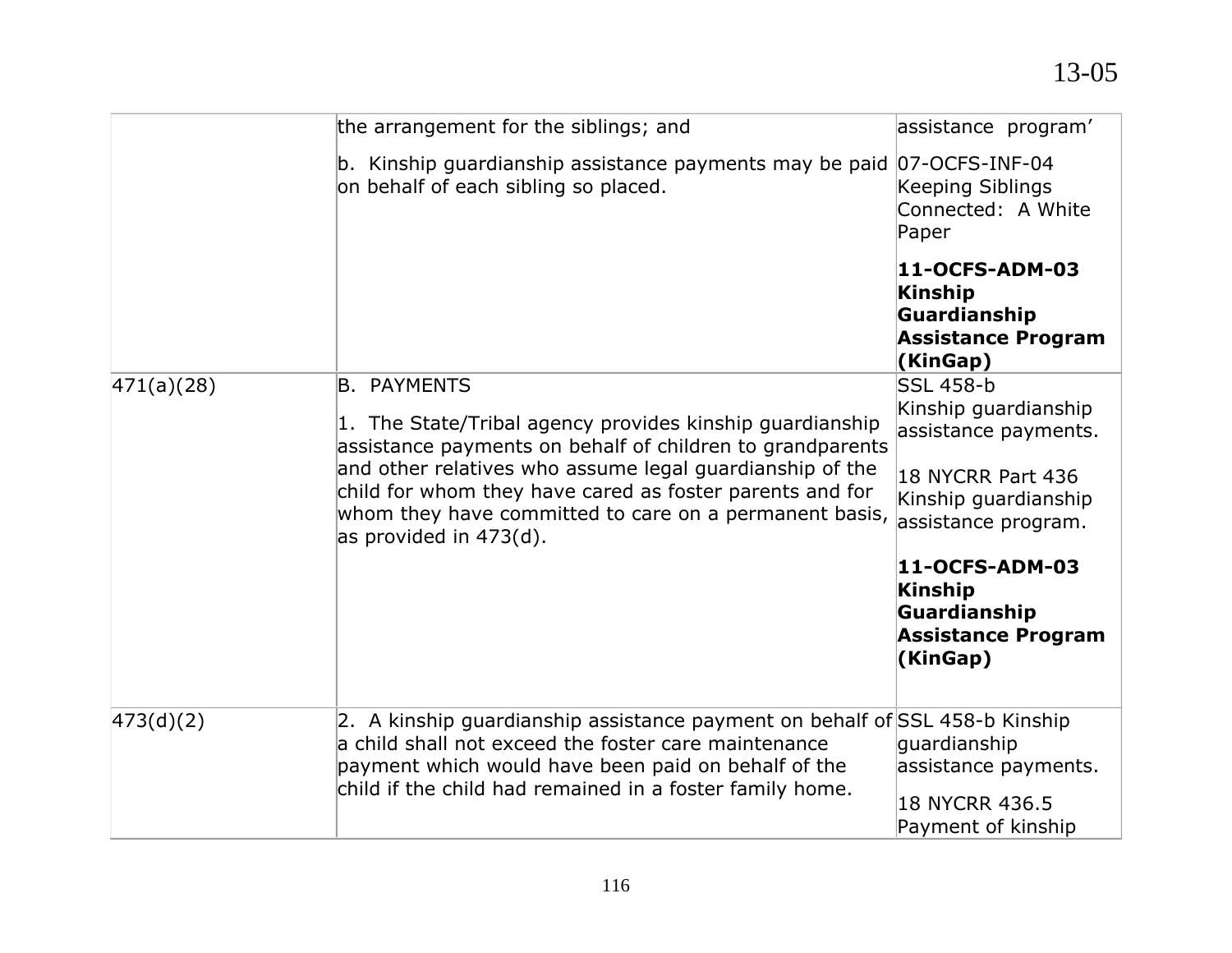| | | |
|---|---|---|
| | the arrangement for the siblings; and<br><br>b. Kinship guardianship assistance payments may be paid on behalf of each sibling so placed. | assistance program'<br><br>07-OCFS-INF-04 Keeping Siblings Connected: A White Paper<br><br>**11-OCFS-ADM-03 Kinship Guardianship Assistance Program (KinGap)** |
| 471(a)(28) | B. PAYMENTS<br><br>1. The State/Tribal agency provides kinship guardianship assistance payments on behalf of children to grandparents and other relatives who assume legal guardianship of the child for whom they have cared as foster parents and for whom they have committed to care on a permanent basis, as provided in 473(d). | SSL 458-b Kinship guardianship assistance payments.<br><br>18 NYCRR Part 436 Kinship guardianship assistance program.<br><br>**11-OCFS-ADM-03 Kinship Guardianship Assistance Program (KinGap)** |
| 473(d)(2) | 2. A kinship guardianship assistance payment on behalf of a child shall not exceed the foster care maintenance payment which would have been paid on behalf of the child if the child had remained in a foster family home. | SSL 458-b Kinship guardianship assistance payments.<br><br>18 NYCRR 436.5 Payment of kinship |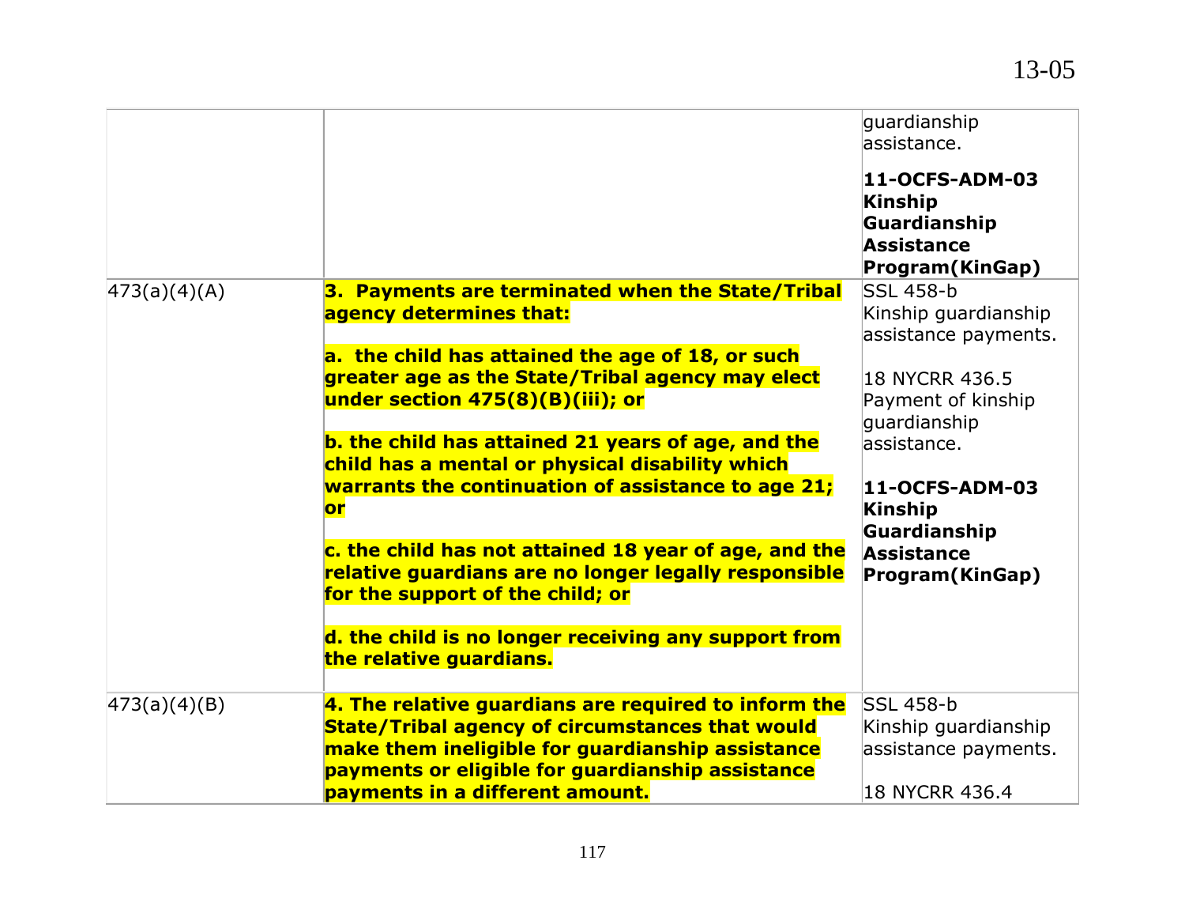| | | |
|---|---|---|
| | | guardianship assistance.<br><br>**11-OCFS-ADM-03 Kinship Guardianship Assistance Program(KinGap)** |
| 473(a)(4)(A) | **3. Payments are terminated when the State/Tribal agency determines that:**<br><br>**a. the child has attained the age of 18, or such greater age as the State/Tribal agency may elect under section 475(8)(B)(iii); or**<br><br>**b. the child has attained 21 years of age, and the child has a mental or physical disability which warrants the continuation of assistance to age 21; or**<br><br>**c. the child has not attained 18 year of age, and the relative guardians are no longer legally responsible for the support of the child; or**<br><br>**d. the child is no longer receiving any support from the relative guardians.** | SSL 458-b Kinship guardianship assistance payments.<br><br>18 NYCRR 436.5 Payment of kinship guardianship assistance.<br><br>**11-OCFS-ADM-03 Kinship Guardianship Assistance Program(KinGap)** |
| 473(a)(4)(B) | **4. The relative guardians are required to inform the State/Tribal agency of circumstances that would make them ineligible for guardianship assistance payments or eligible for guardianship assistance payments in a different amount.** | SSL 458-b Kinship guardianship assistance payments.<br><br>18 NYCRR 436.4 |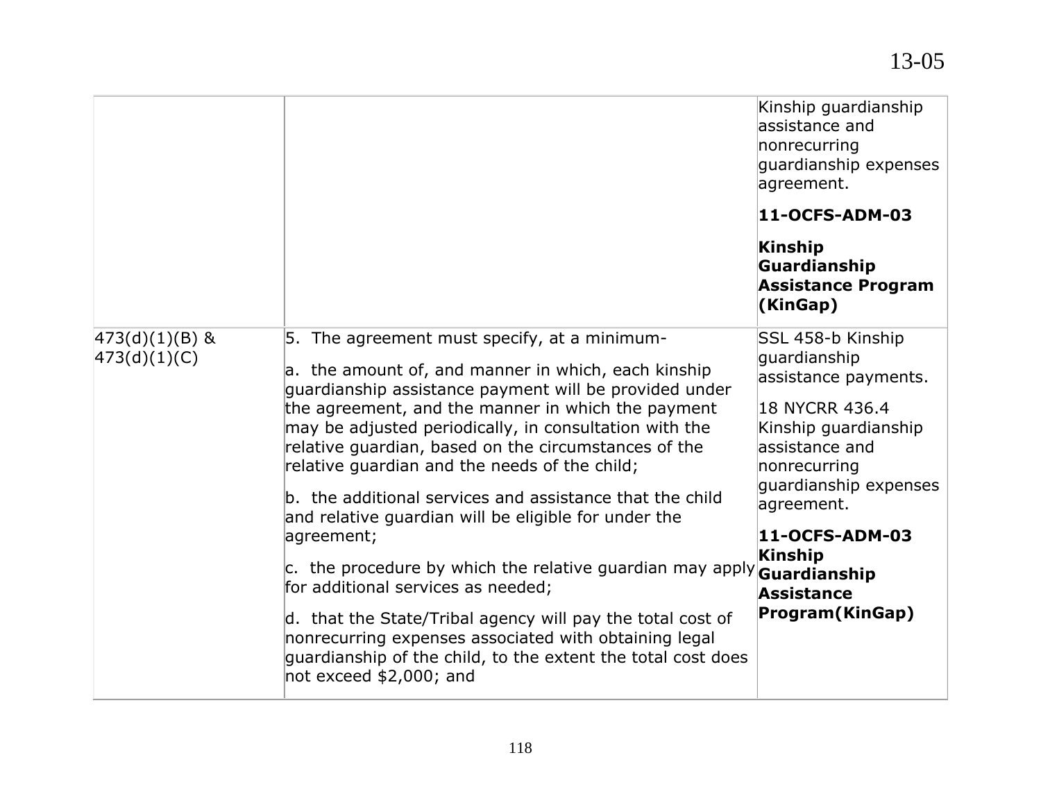| | | |
|---|---|---|
| | | Kinship guardianship assistance and nonrecurring guardianship expenses agreement.<br><br>**11-OCFS-ADM-03**<br><br>**Kinship Guardianship Assistance Program (KinGap)** |
| 473(d)(1)(B) & 473(d)(1)(C) | 5. The agreement must specify, at a minimum-<br><br>a. the amount of, and manner in which, each kinship guardianship assistance payment will be provided under the agreement, and the manner in which the payment may be adjusted periodically, in consultation with the relative guardian, based on the circumstances of the relative guardian and the needs of the child;<br><br>b. the additional services and assistance that the child and relative guardian will be eligible for under the agreement;<br><br>c. the procedure by which the relative guardian may apply for additional services as needed;<br><br>d. that the State/Tribal agency will pay the total cost of nonrecurring expenses associated with obtaining legal guardianship of the child, to the extent the total cost does not exceed $2,000; and | SSL 458-b Kinship guardianship assistance payments.<br><br>18 NYCRR 436.4 Kinship guardianship assistance and nonrecurring guardianship expenses agreement.<br><br>**11-OCFS-ADM-03 Kinship Guardianship Assistance Program(KinGap)** |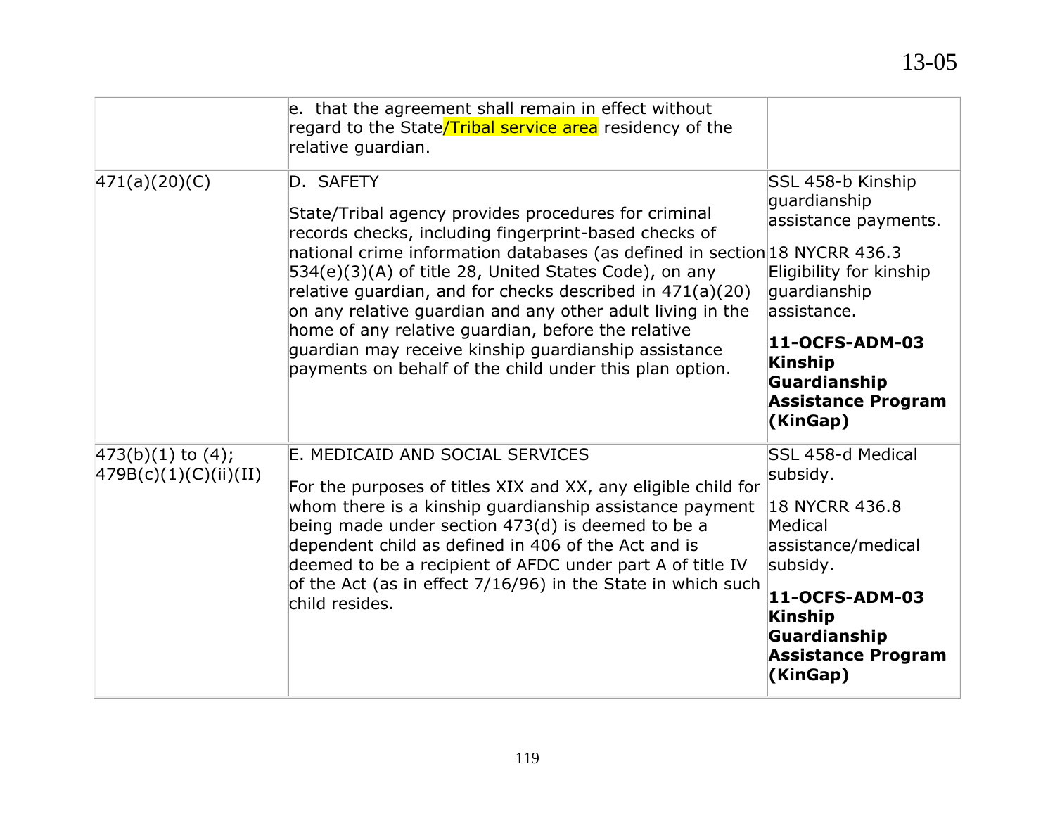| | | |
|---|---|---|
| | e. that the agreement shall remain in effect without regard to the State/Tribal service area residency of the relative guardian. | |
| 471(a)(20)(C) | D. SAFETY<br><br>State/Tribal agency provides procedures for criminal records checks, including fingerprint-based checks of national crime information databases (as defined in section 534(e)(3)(A) of title 28, United States Code), on any relative guardian, and for checks described in 471(a)(20) on any relative guardian and any other adult living in the home of any relative guardian, before the relative guardian may receive kinship guardianship assistance payments on behalf of the child under this plan option. | SSL 458-b Kinship guardianship assistance payments.<br><br>18 NYCRR 436.3 Eligibility for kinship guardianship assistance.<br><br>**11-OCFS-ADM-03 Kinship Guardianship Assistance Program (KinGap)** |
| 473(b)(1) to (4); 479B(c)(1)(C)(ii)(II) | E. MEDICAID AND SOCIAL SERVICES<br><br>For the purposes of titles XIX and XX, any eligible child for whom there is a kinship guardianship assistance payment being made under section 473(d) is deemed to be a dependent child as defined in 406 of the Act and is deemed to be a recipient of AFDC under part A of title IV of the Act (as in effect 7/16/96) in the State in which such child resides. | SSL 458-d Medical subsidy.<br><br>18 NYCRR 436.8 Medical assistance/medical subsidy.<br><br>**11-OCFS-ADM-03 Kinship Guardianship Assistance Program (KinGap)** |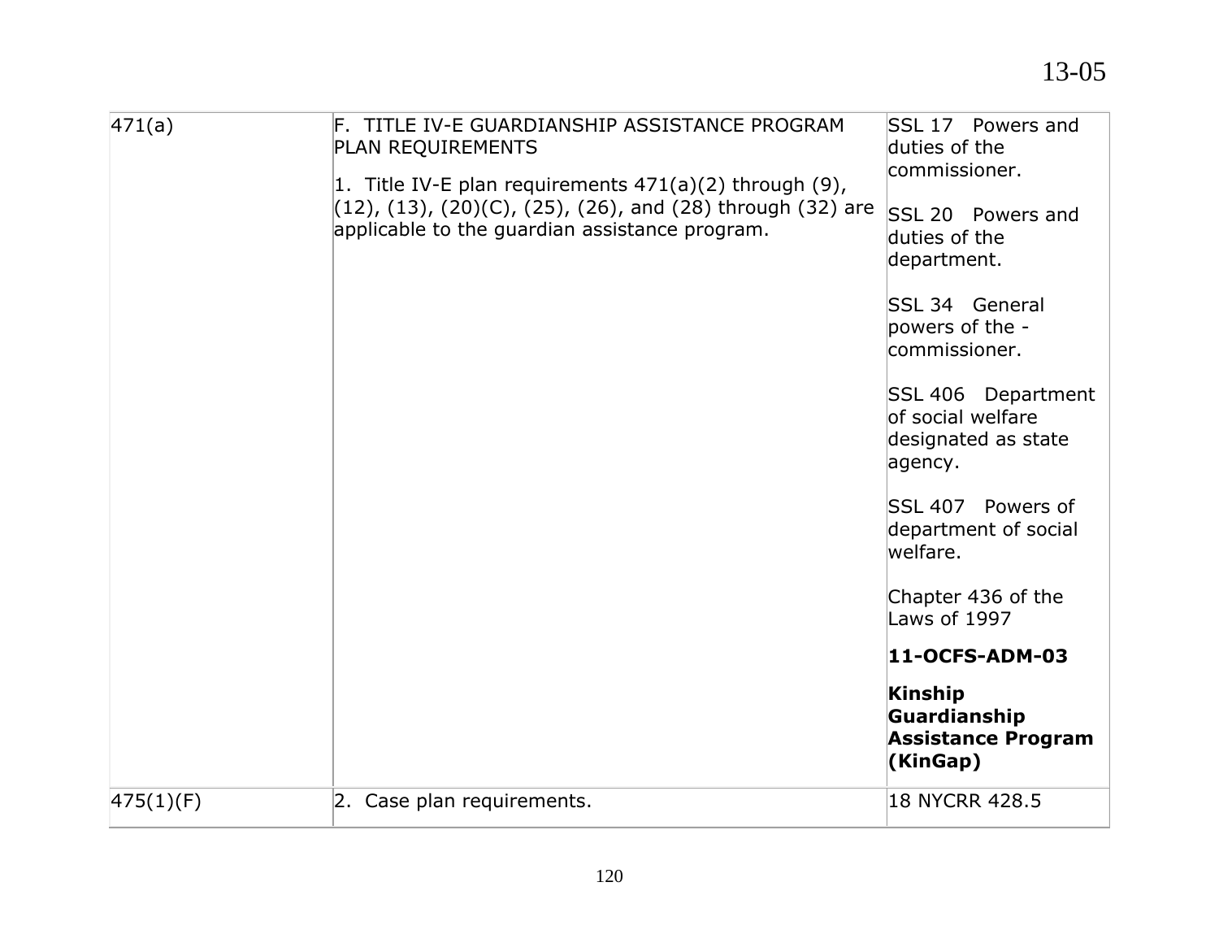| 471(a) | F. TITLE IV-E GUARDIANSHIP ASSISTANCE PROGRAM PLAN REQUIREMENTS<br><br>1. Title IV-E plan requirements 471(a)(2) through (9), (12), (13), (20)(C), (25), (26), and (28) through (32) are applicable to the guardian assistance program. | SSL 17 Powers and duties of the commissioner.<br><br>SSL 20 Powers and duties of the department.<br><br>SSL 34 General powers of the - commissioner.<br><br>SSL 406 Department of social welfare designated as state agency.<br><br>SSL 407 Powers of department of social welfare.<br><br>Chapter 436 of the Laws of 1997<br><br>**11-OCFS-ADM-03**<br><br>**Kinship Guardianship Assistance Program (KinGap)** |
|---|---|---|
| 475(1)(F) | 2. Case plan requirements. | 18 NYCRR 428.5 |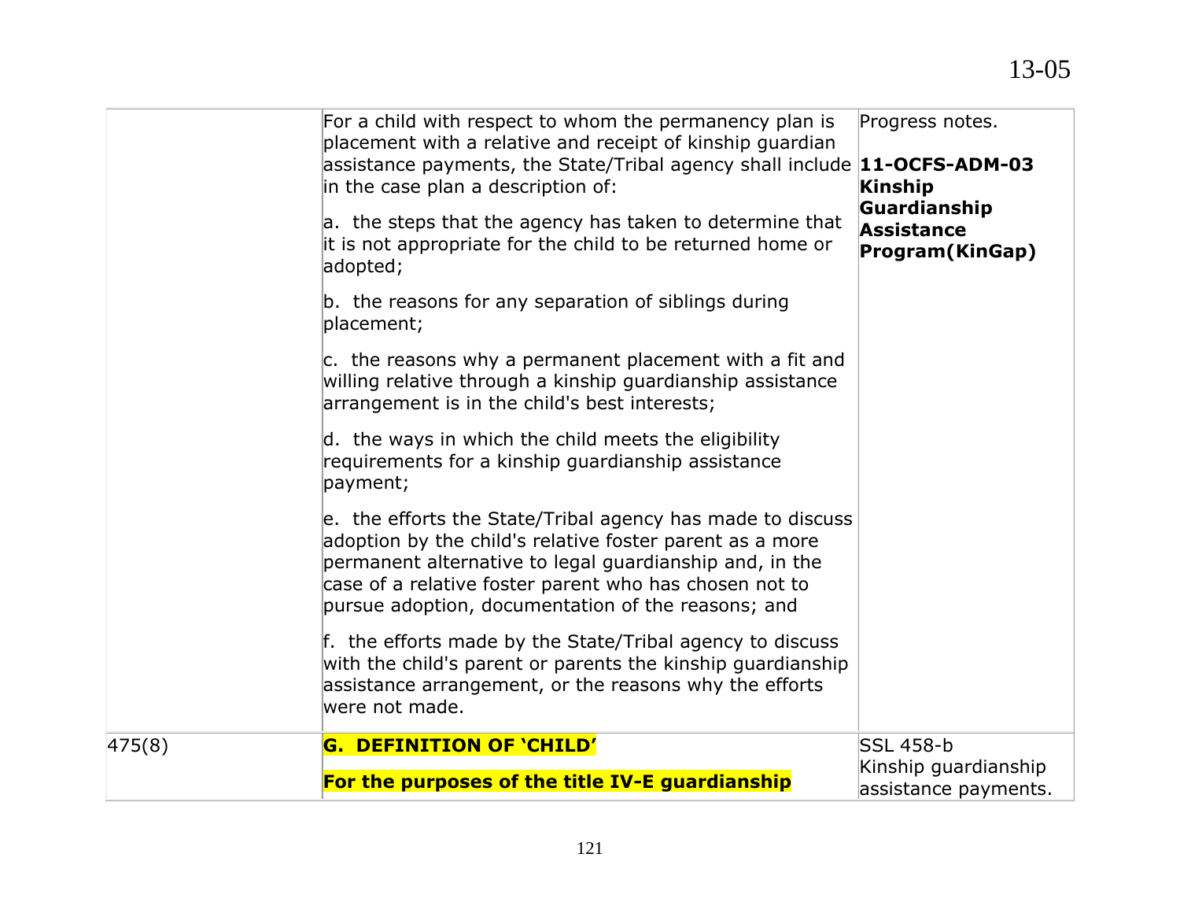|  |  |  |
| --- | --- | --- |
|  | For a child with respect to whom the permanency plan is placement with a relative and receipt of kinship guardian assistance payments, the State/Tribal agency shall include in the case plan a description of:<br><br>a. the steps that the agency has taken to determine that it is not appropriate for the child to be returned home or adopted;<br><br>b. the reasons for any separation of siblings during placement;<br><br>c. the reasons why a permanent placement with a fit and willing relative through a kinship guardianship assistance arrangement is in the child's best interests;<br><br>d. the ways in which the child meets the eligibility requirements for a kinship guardianship assistance payment;<br><br>e. the efforts the State/Tribal agency has made to discuss adoption by the child's relative foster parent as a more permanent alternative to legal guardianship and, in the case of a relative foster parent who has chosen not to pursue adoption, documentation of the reasons; and<br><br>f. the efforts made by the State/Tribal agency to discuss with the child's parent or parents the kinship guardianship assistance arrangement, or the reasons why the efforts were not made. | Progress notes.<br><br>**11-OCFS-ADM-03 Kinship Guardianship Assistance Program(KinGap)** |
| 475(8) | **G. DEFINITION OF 'CHILD'**<br><br>**For the purposes of the title IV-E guardianship** | SSL 458-b Kinship guardianship assistance payments. |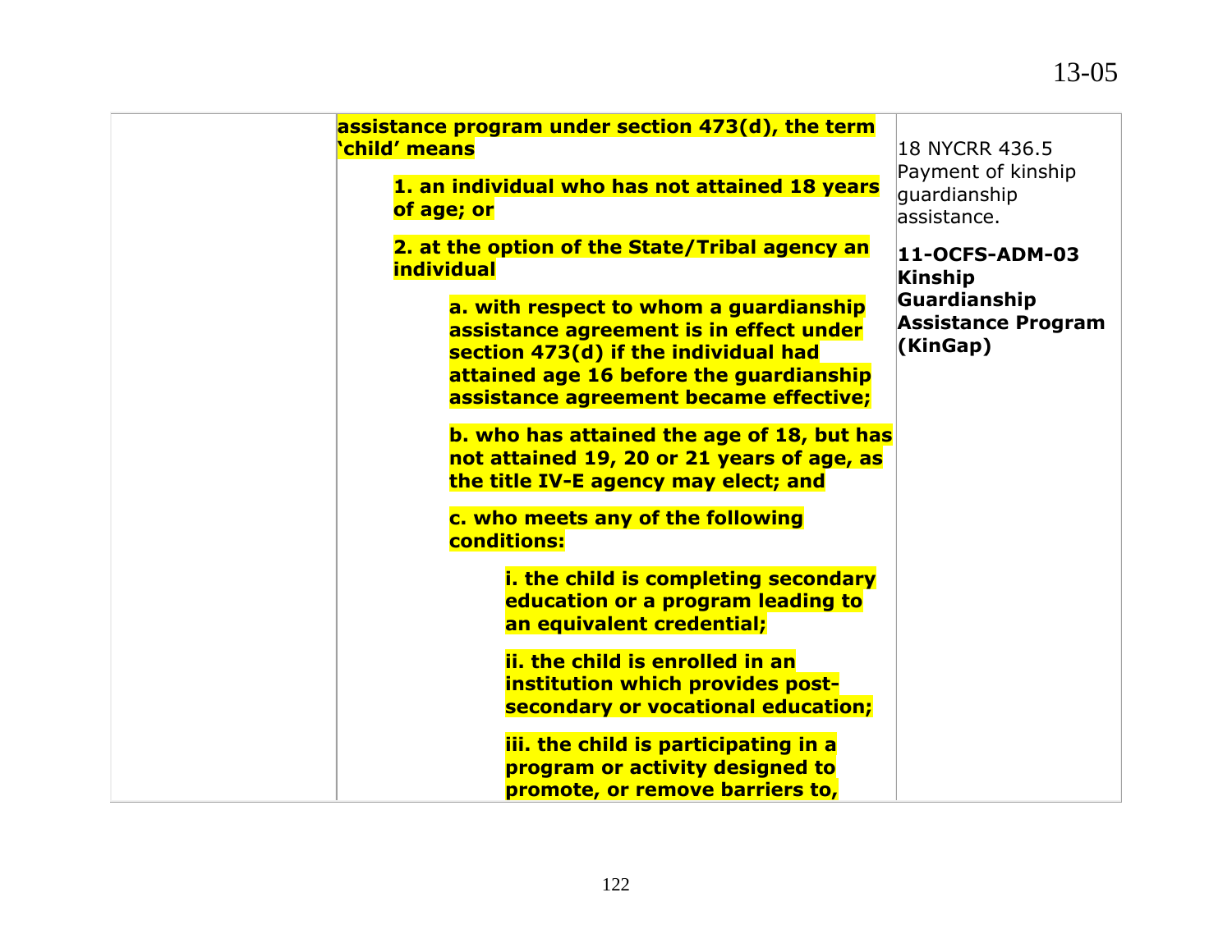| | | |
|---|---|---|
| | **assistance program under section 473(d), the term 'child' means**<br><br>**1. an individual who has not attained 18 years of age; or**<br><br>**2. at the option of the State/Tribal agency an individual**<br><br>**a. with respect to whom a guardianship assistance agreement is in effect under section 473(d) if the individual had attained age 16 before the guardianship assistance agreement became effective;**<br><br>**b. who has attained the age of 18, but has not attained 19, 20 or 21 years of age, as the title IV-E agency may elect; and**<br><br>**c. who meets any of the following conditions:**<br><br>**i. the child is completing secondary education or a program leading to an equivalent credential;**<br><br>**ii. the child is enrolled in an institution which provides post-secondary or vocational education;**<br><br>**iii. the child is participating in a program or activity designed to promote, or remove barriers to,** | 18 NYCRR 436.5 Payment of kinship guardianship assistance.<br><br>**11-OCFS-ADM-03 Kinship Guardianship Assistance Program (KinGap)** |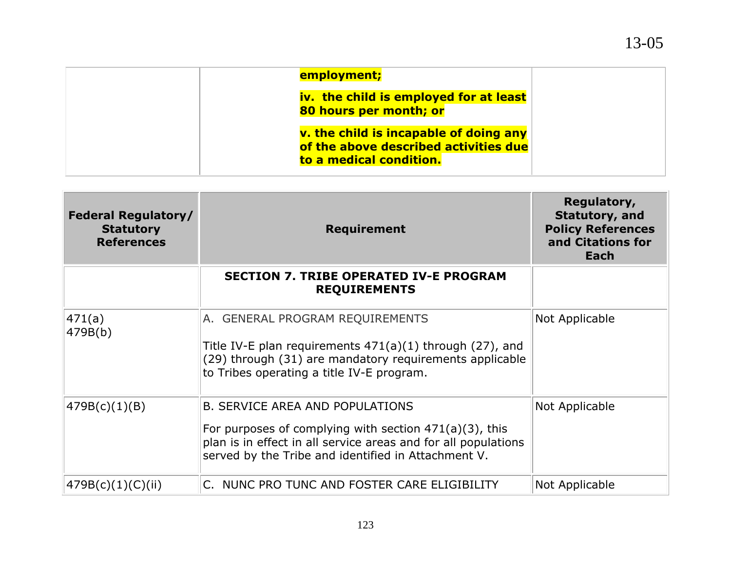| | | |
|---|---|---|
| | **employment;**<br><br>**iv. the child is employed for at least 80 hours per month; or**<br><br>**v. the child is incapable of doing any of the above described activities due to a medical condition.** | |

| Federal Regulatory/ Statutory References | Requirement | Regulatory, Statutory, and Policy References and Citations for Each |
|---|---|---|
| | **SECTION 7. TRIBE OPERATED IV-E PROGRAM REQUIREMENTS** | |
| 471(a)<br>479B(b) | A. GENERAL PROGRAM REQUIREMENTS<br><br>Title IV-E plan requirements 471(a)(1) through (27), and (29) through (31) are mandatory requirements applicable to Tribes operating a title IV-E program. | Not Applicable |
| 479B(c)(1)(B) | B. SERVICE AREA AND POPULATIONS<br><br>For purposes of complying with section 471(a)(3), this plan is in effect in all service areas and for all populations served by the Tribe and identified in Attachment V. | Not Applicable |
| 479B(c)(1)(C)(ii) | C. NUNC PRO TUNC AND FOSTER CARE ELIGIBILITY | Not Applicable |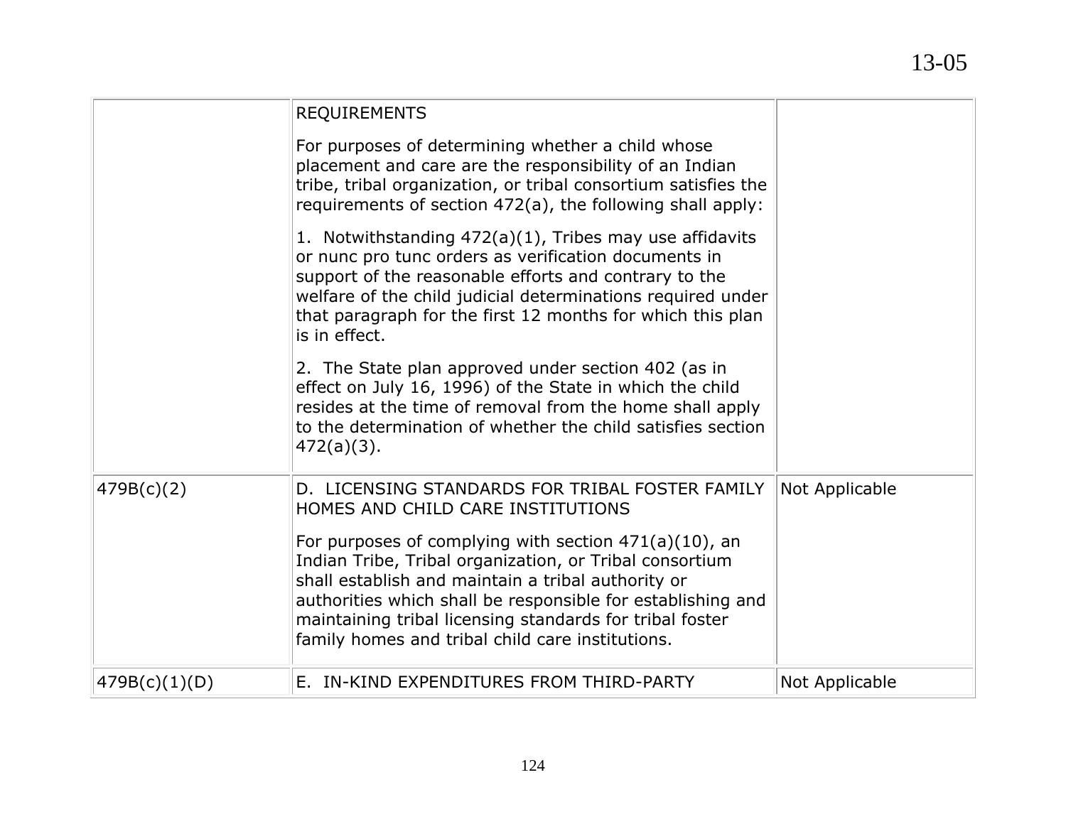| | | |
|---|---|---|
| | REQUIREMENTS<br><br>For purposes of determining whether a child whose placement and care are the responsibility of an Indian tribe, tribal organization, or tribal consortium satisfies the requirements of section 472(a), the following shall apply:<br><br>1. Notwithstanding 472(a)(1), Tribes may use affidavits or nunc pro tunc orders as verification documents in support of the reasonable efforts and contrary to the welfare of the child judicial determinations required under that paragraph for the first 12 months for which this plan is in effect.<br><br>2. The State plan approved under section 402 (as in effect on July 16, 1996) of the State in which the child resides at the time of removal from the home shall apply to the determination of whether the child satisfies section 472(a)(3). | |
| 479B(c)(2) | D. LICENSING STANDARDS FOR TRIBAL FOSTER FAMILY HOMES AND CHILD CARE INSTITUTIONS<br><br>For purposes of complying with section 471(a)(10), an Indian Tribe, Tribal organization, or Tribal consortium shall establish and maintain a tribal authority or authorities which shall be responsible for establishing and maintaining tribal licensing standards for tribal foster family homes and tribal child care institutions. | Not Applicable |
| 479B(c)(1)(D) | E. IN-KIND EXPENDITURES FROM THIRD-PARTY | Not Applicable |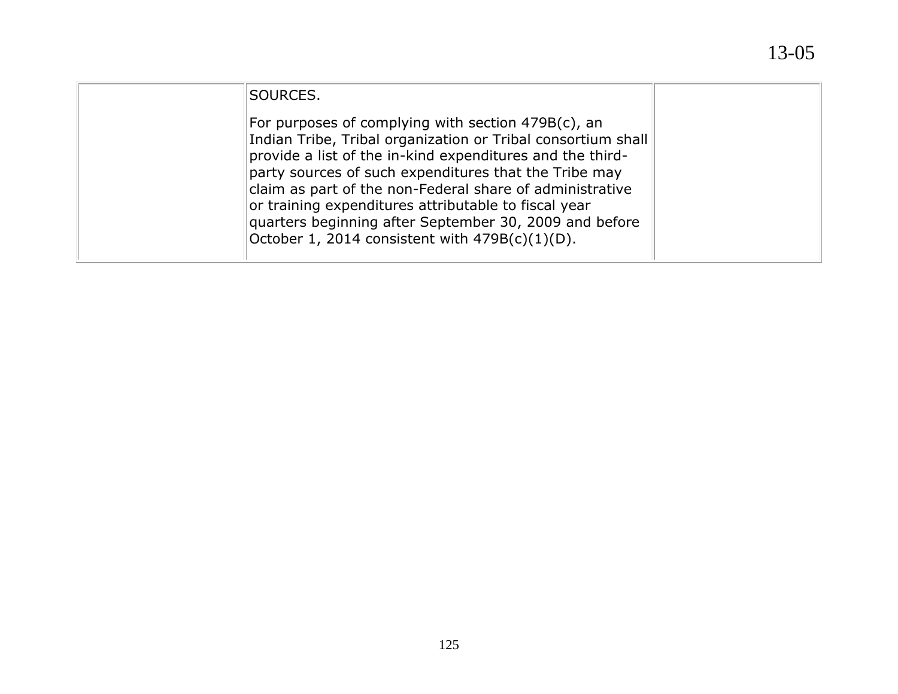| | | |
|---|---|---|
| | SOURCES.<br><br>For purposes of complying with section 479B(c), an Indian Tribe, Tribal organization or Tribal consortium shall provide a list of the in-kind expenditures and the third-party sources of such expenditures that the Tribe may claim as part of the non-Federal share of administrative or training expenditures attributable to fiscal year quarters beginning after September 30, 2009 and before October 1, 2014 consistent with 479B(c)(1)(D). | |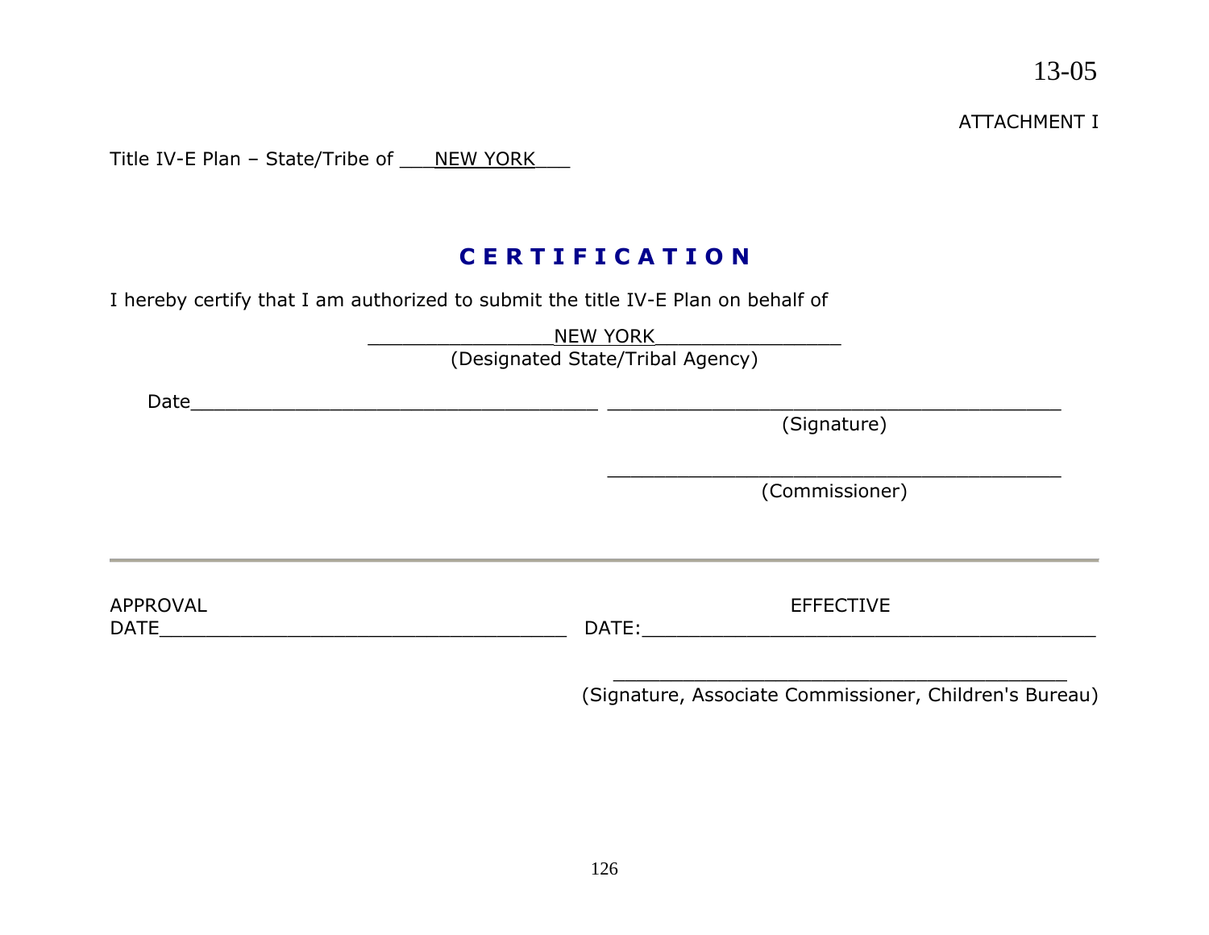13-05

ATTACHMENT I

Title IV-E Plan – State/Tribe of ___NEW YORK___

## C E R T I F I C A T I O N

I hereby certify that I am authorized to submit the title IV-E Plan on behalf of

________________NEW YORK________________
(Designated State/Tribal Agency)

Date_____________________________________ _________________________________________
(Signature)

_________________________________________
(Commissioner)

---

APPROVAL DATE_____________________________________ EFFECTIVE DATE:_________________________________________

_________________________________________
(Signature, Associate Commissioner, Children's Bureau)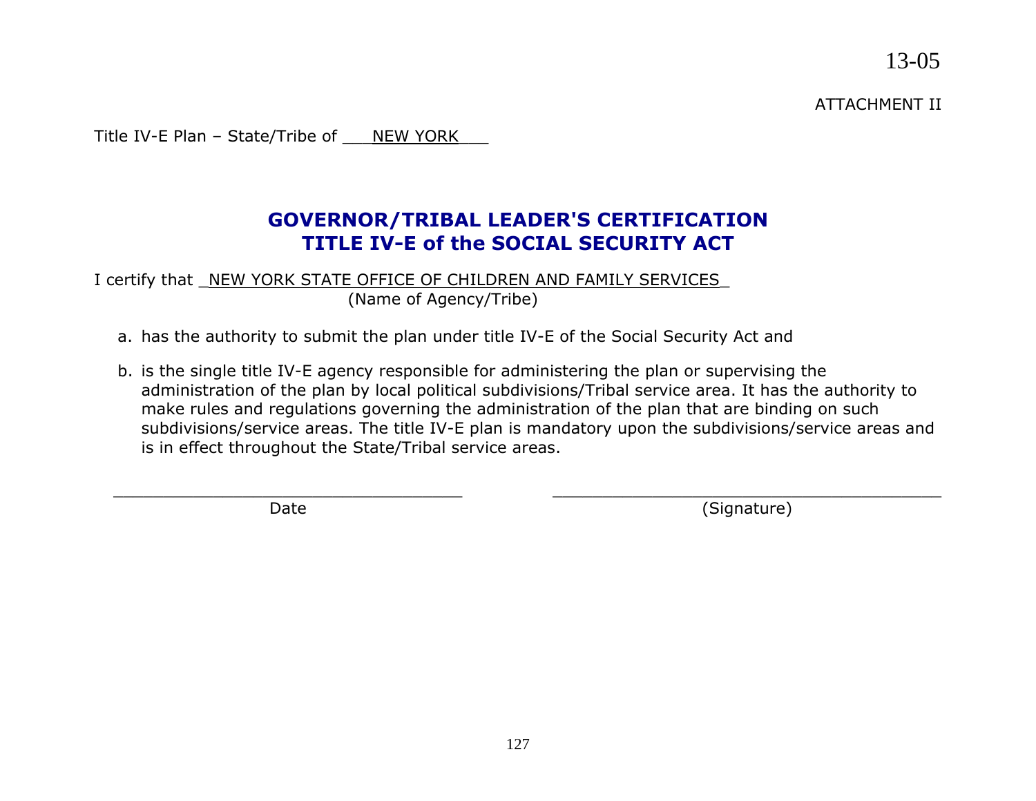13-05

ATTACHMENT II

Title IV-E Plan – State/Tribe of ___NEW YORK___

## GOVERNOR/TRIBAL LEADER'S CERTIFICATION
## TITLE IV-E of the SOCIAL SECURITY ACT

I certify that _NEW YORK STATE OFFICE OF CHILDREN AND FAMILY SERVICES_
(Name of Agency/Tribe)

a. has the authority to submit the plan under title IV-E of the Social Security Act and

b. is the single title IV-E agency responsible for administering the plan or supervising the administration of the plan by local political subdivisions/Tribal service area. It has the authority to make rules and regulations governing the administration of the plan that are binding on such subdivisions/service areas. The title IV-E plan is mandatory upon the subdivisions/service areas and is in effect throughout the State/Tribal service areas.

___________________________________ Date

_______________________________________ (Signature)